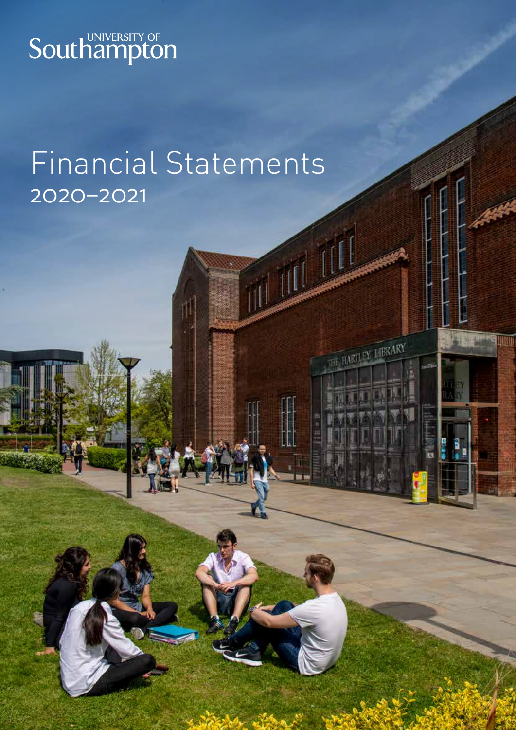UNIVERSITY OF Southampton

# Financial Statements

## 2020–2021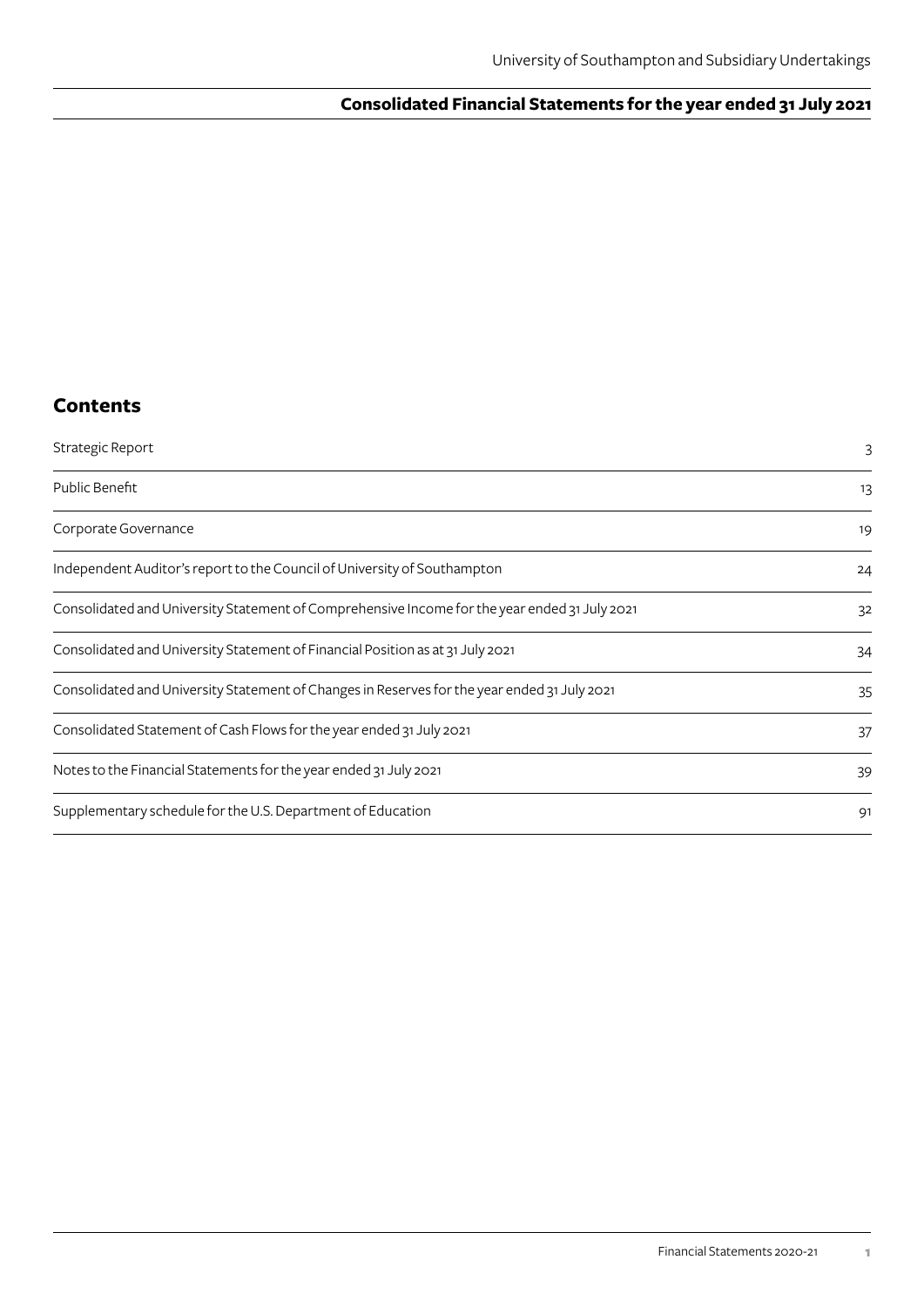# Consolidated Financial Statements for the year ended 31 July 2021

## Contents

| | |
|---|---|
| Strategic Report | 3 |
| Public Benefit | 13 |
| Corporate Governance | 19 |
| Independent Auditor's report to the Council of University of Southampton | 24 |
| Consolidated and University Statement of Comprehensive Income for the year ended 31 July 2021 | 32 |
| Consolidated and University Statement of Financial Position as at 31 July 2021 | 34 |
| Consolidated and University Statement of Changes in Reserves for the year ended 31 July 2021 | 35 |
| Consolidated Statement of Cash Flows for the year ended 31 July 2021 | 37 |
| Notes to the Financial Statements for the year ended 31 July 2021 | 39 |
| Supplementary schedule for the U.S. Department of Education | 91 |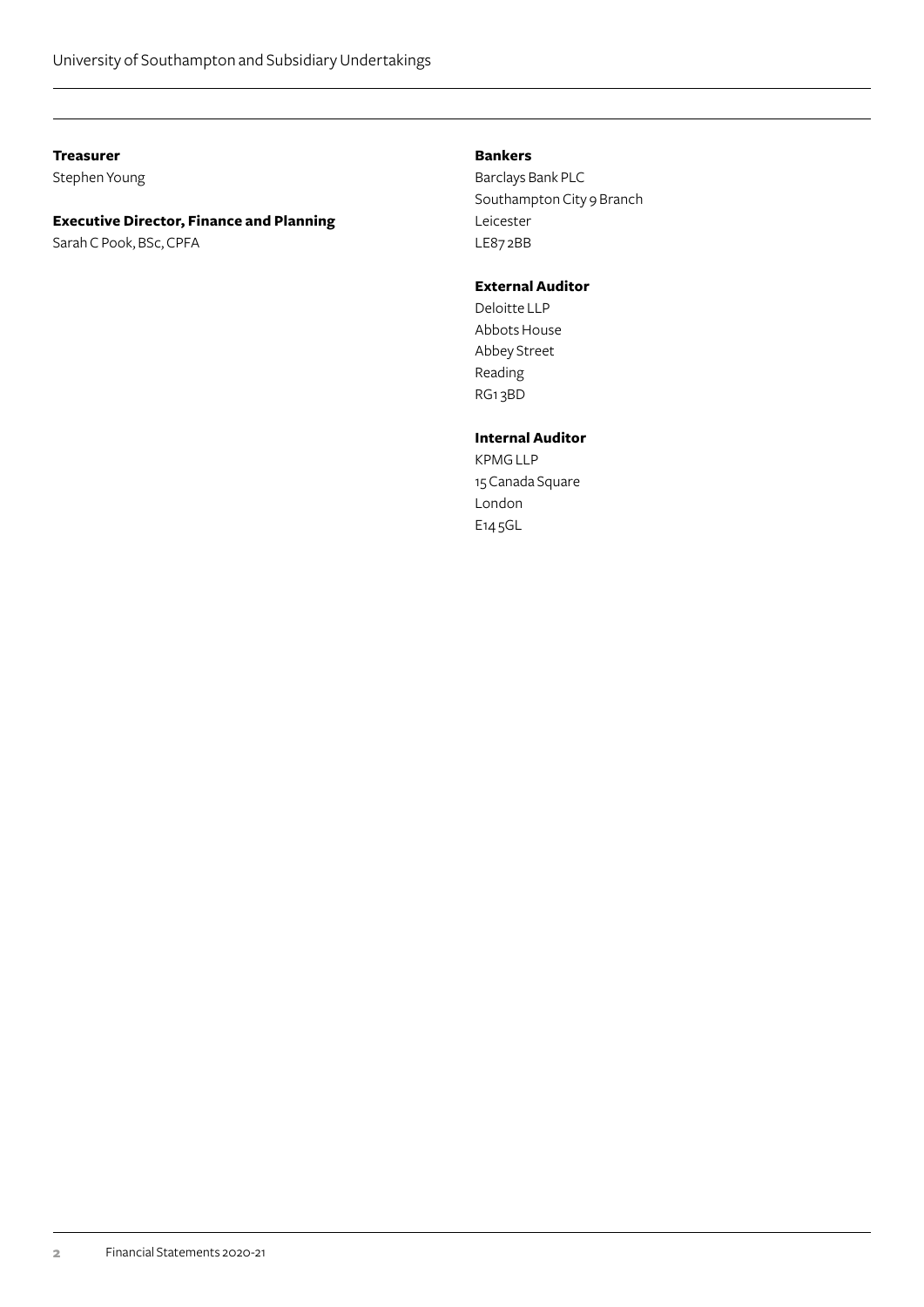**Treasurer**
Stephen Young

**Executive Director, Finance and Planning**
Sarah C Pook, BSc, CPFA

**Bankers**
Barclays Bank PLC
Southampton City 9 Branch
Leicester
LE87 2BB

**External Auditor**
Deloitte LLP
Abbots House
Abbey Street
Reading
RG1 3BD

**Internal Auditor**
KPMG LLP
15 Canada Square
London
E14 5GL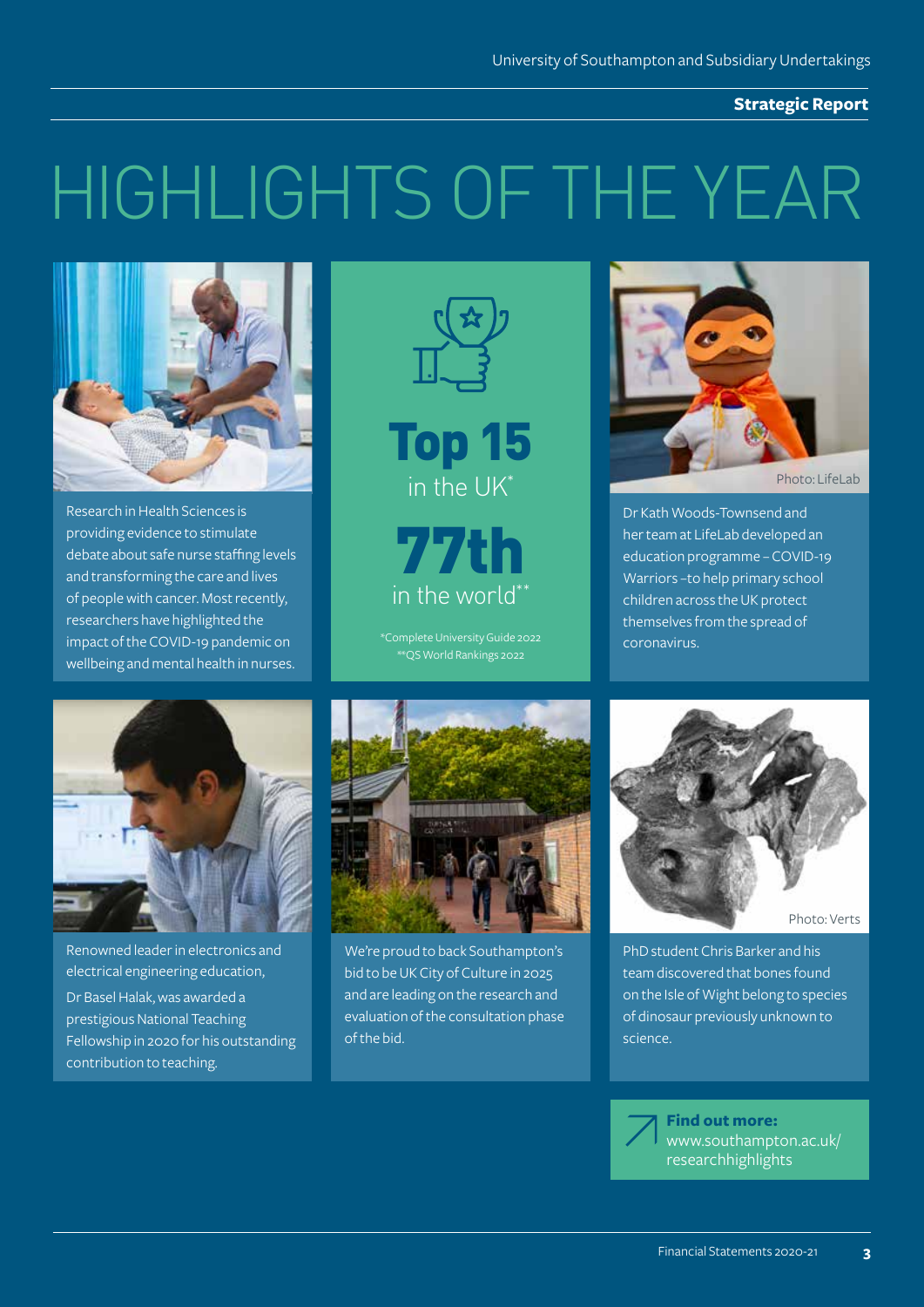# HIGHLIGHTS OF THE YEAR

Research in Health Sciences is providing evidence to stimulate debate about safe nurse staffing levels and transforming the care and lives of people with cancer. Most recently, researchers have highlighted the impact of the COVID-19 pandemic on wellbeing and mental health in nurses.

**Top 15** in the UK*

**77th** in the world**

*Complete University Guide 2022
**QS World Rankings 2022

Photo: LifeLab

Dr Kath Woods-Townsend and her team at LifeLab developed an education programme – COVID-19 Warriors –to help primary school children across the UK protect themselves from the spread of coronavirus.

Renowned leader in electronics and electrical engineering education, Dr Basel Halak, was awarded a prestigious National Teaching Fellowship in 2020 for his outstanding contribution to teaching.

We're proud to back Southampton's bid to be UK City of Culture in 2025 and are leading on the research and evaluation of the consultation phase of the bid.

Photo: Verts

PhD student Chris Barker and his team discovered that bones found on the Isle of Wight belong to species of dinosaur previously unknown to science.

**Find out more:**
www.southampton.ac.uk/researchhighlights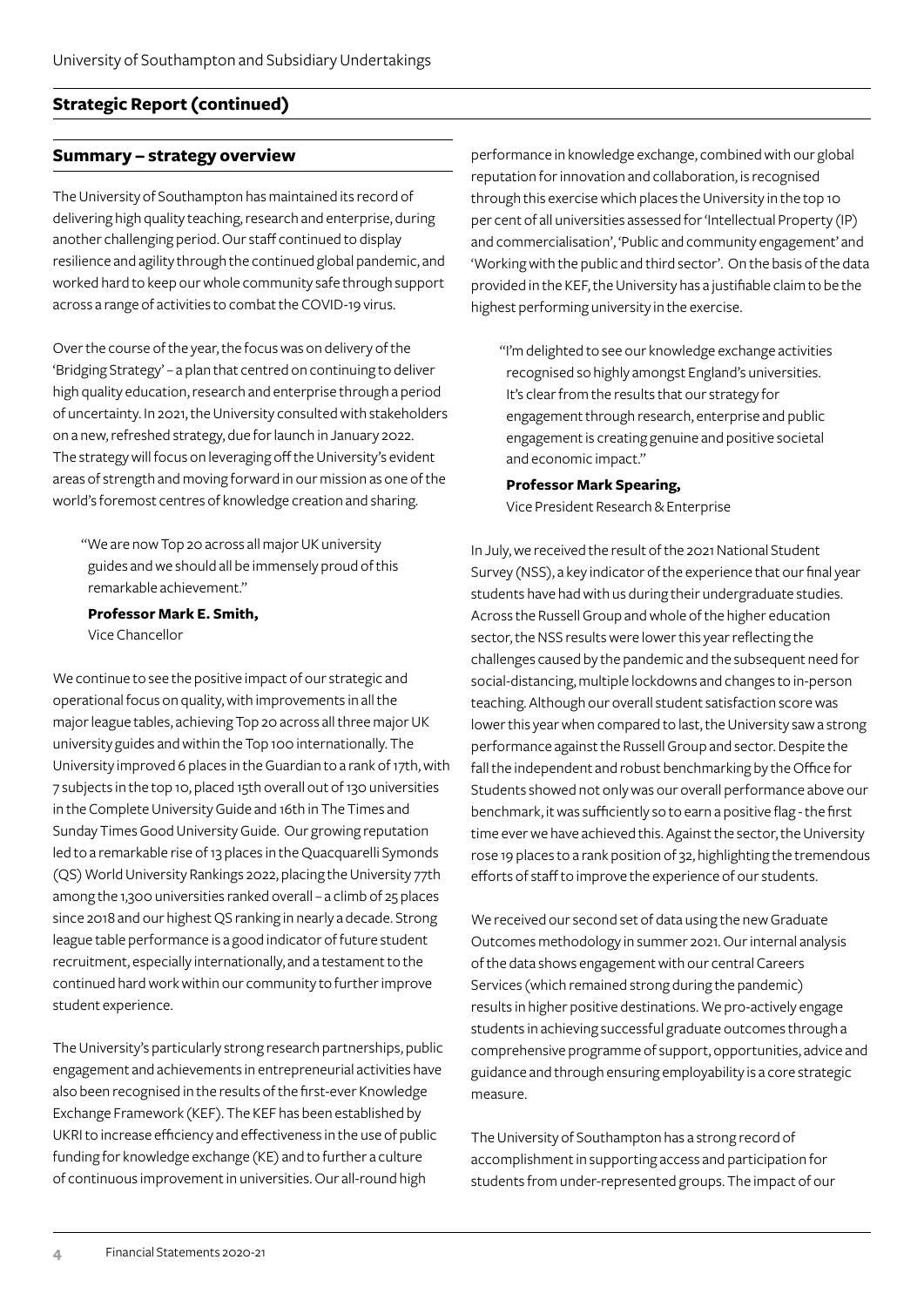## Strategic Report (continued)

### Summary – strategy overview

The University of Southampton has maintained its record of delivering high quality teaching, research and enterprise, during another challenging period. Our staff continued to display resilience and agility through the continued global pandemic, and worked hard to keep our whole community safe through support across a range of activities to combat the COVID-19 virus.

Over the course of the year, the focus was on delivery of the 'Bridging Strategy' – a plan that centred on continuing to deliver high quality education, research and enterprise through a period of uncertainty. In 2021, the University consulted with stakeholders on a new, refreshed strategy, due for launch in January 2022. The strategy will focus on leveraging off the University's evident areas of strength and moving forward in our mission as one of the world's foremost centres of knowledge creation and sharing.

> "We are now Top 20 across all major UK university guides and we should all be immensely proud of this remarkable achievement."
>
> **Professor Mark E. Smith,**
> Vice Chancellor

We continue to see the positive impact of our strategic and operational focus on quality, with improvements in all the major league tables, achieving Top 20 across all three major UK university guides and within the Top 100 internationally. The University improved 6 places in the Guardian to a rank of 17th, with 7 subjects in the top 10, placed 15th overall out of 130 universities in the Complete University Guide and 16th in The Times and Sunday Times Good University Guide. Our growing reputation led to a remarkable rise of 13 places in the Quacquarelli Symonds (QS) World University Rankings 2022, placing the University 77th among the 1,300 universities ranked overall – a climb of 25 places since 2018 and our highest QS ranking in nearly a decade. Strong league table performance is a good indicator of future student recruitment, especially internationally, and a testament to the continued hard work within our community to further improve student experience.

The University's particularly strong research partnerships, public engagement and achievements in entrepreneurial activities have also been recognised in the results of the first-ever Knowledge Exchange Framework (KEF). The KEF has been established by UKRI to increase efficiency and effectiveness in the use of public funding for knowledge exchange (KE) and to further a culture of continuous improvement in universities. Our all-round high performance in knowledge exchange, combined with our global reputation for innovation and collaboration, is recognised through this exercise which places the University in the top 10 per cent of all universities assessed for 'Intellectual Property (IP) and commercialisation', 'Public and community engagement' and 'Working with the public and third sector'. On the basis of the data provided in the KEF, the University has a justifiable claim to be the highest performing university in the exercise.

> "I'm delighted to see our knowledge exchange activities recognised so highly amongst England's universities. It's clear from the results that our strategy for engagement through research, enterprise and public engagement is creating genuine and positive societal and economic impact."
>
> **Professor Mark Spearing,**
> Vice President Research & Enterprise

In July, we received the result of the 2021 National Student Survey (NSS), a key indicator of the experience that our final year students have had with us during their undergraduate studies. Across the Russell Group and whole of the higher education sector, the NSS results were lower this year reflecting the challenges caused by the pandemic and the subsequent need for social-distancing, multiple lockdowns and changes to in-person teaching. Although our overall student satisfaction score was lower this year when compared to last, the University saw a strong performance against the Russell Group and sector. Despite the fall the independent and robust benchmarking by the Office for Students showed not only was our overall performance above our benchmark, it was sufficiently so to earn a positive flag - the first time ever we have achieved this. Against the sector, the University rose 19 places to a rank position of 32, highlighting the tremendous efforts of staff to improve the experience of our students.

We received our second set of data using the new Graduate Outcomes methodology in summer 2021. Our internal analysis of the data shows engagement with our central Careers Services (which remained strong during the pandemic) results in higher positive destinations. We pro-actively engage students in achieving successful graduate outcomes through a comprehensive programme of support, opportunities, advice and guidance and through ensuring employability is a core strategic measure.

The University of Southampton has a strong record of accomplishment in supporting access and participation for students from under-represented groups. The impact of our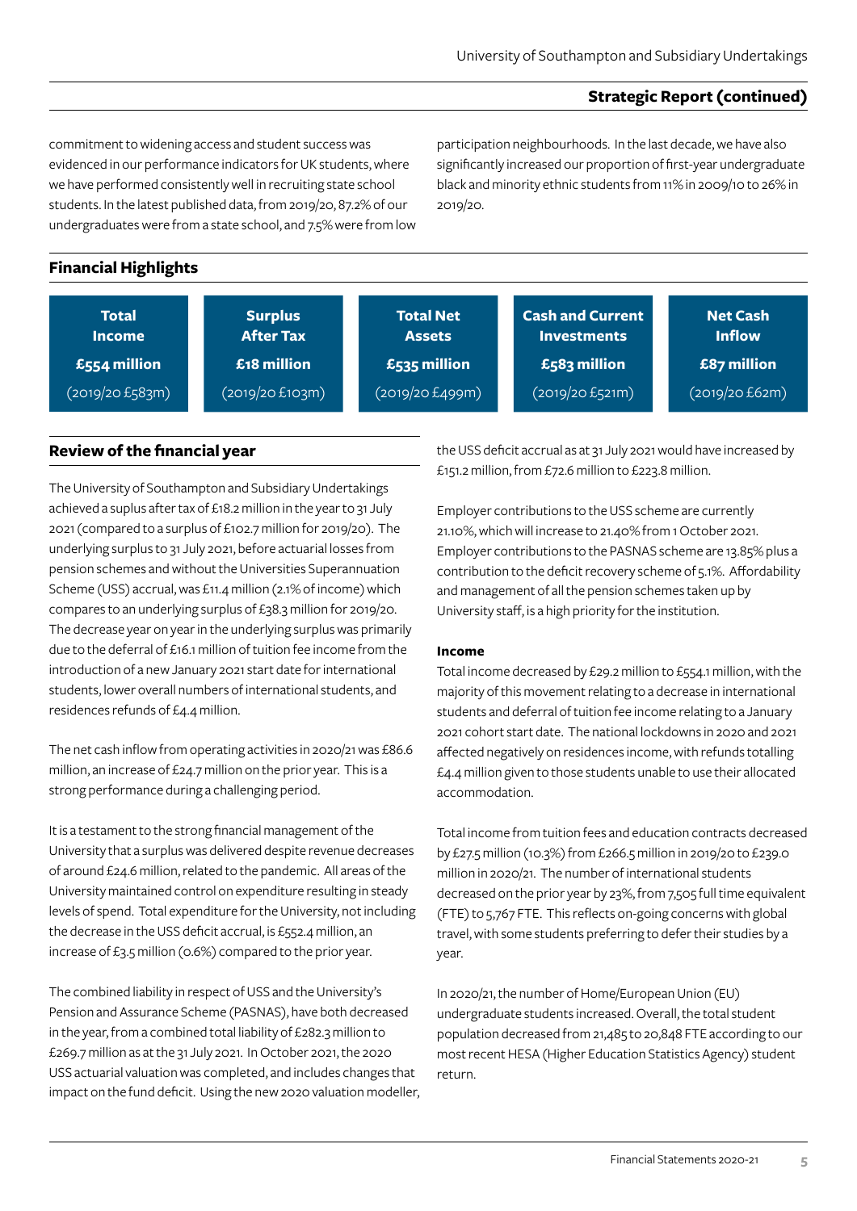commitment to widening access and student success was evidenced in our performance indicators for UK students, where we have performed consistently well in recruiting state school students. In the latest published data, from 2019/20, 87.2% of our undergraduates were from a state school, and 7.5% were from low participation neighbourhoods. In the last decade, we have also significantly increased our proportion of first-year undergraduate black and minority ethnic students from 11% in 2009/10 to 26% in 2019/20.

## Financial Highlights

| Total Income | Surplus After Tax | Total Net Assets | Cash and Current Investments | Net Cash Inflow |
|---|---|---|---|---|
| £554 million | £18 million | £535 million | £583 million | £87 million |
| (2019/20 £583m) | (2019/20 £103m) | (2019/20 £499m) | (2019/20 £521m) | (2019/20 £62m) |

## Review of the financial year

The University of Southampton and Subsidiary Undertakings achieved a suplus after tax of £18.2 million in the year to 31 July 2021 (compared to a surplus of £102.7 million for 2019/20). The underlying surplus to 31 July 2021, before actuarial losses from pension schemes and without the Universities Superannuation Scheme (USS) accrual, was £11.4 million (2.1% of income) which compares to an underlying surplus of £38.3 million for 2019/20. The decrease year on year in the underlying surplus was primarily due to the deferral of £16.1 million of tuition fee income from the introduction of a new January 2021 start date for international students, lower overall numbers of international students, and residences refunds of £4.4 million.

The net cash inflow from operating activities in 2020/21 was £86.6 million, an increase of £24.7 million on the prior year. This is a strong performance during a challenging period.

It is a testament to the strong financial management of the University that a surplus was delivered despite revenue decreases of around £24.6 million, related to the pandemic. All areas of the University maintained control on expenditure resulting in steady levels of spend. Total expenditure for the University, not including the decrease in the USS deficit accrual, is £552.4 million, an increase of £3.5 million (0.6%) compared to the prior year.

The combined liability in respect of USS and the University's Pension and Assurance Scheme (PASNAS), have both decreased in the year, from a combined total liability of £282.3 million to £269.7 million as at the 31 July 2021. In October 2021, the 2020 USS actuarial valuation was completed, and includes changes that impact on the fund deficit. Using the new 2020 valuation modeller, the USS deficit accrual as at 31 July 2021 would have increased by £151.2 million, from £72.6 million to £223.8 million.

Employer contributions to the USS scheme are currently 21.10%, which will increase to 21.40% from 1 October 2021. Employer contributions to the PASNAS scheme are 13.85% plus a contribution to the deficit recovery scheme of 5.1%. Affordability and management of all the pension schemes taken up by University staff, is a high priority for the institution.

### Income

Total income decreased by £29.2 million to £554.1 million, with the majority of this movement relating to a decrease in international students and deferral of tuition fee income relating to a January 2021 cohort start date. The national lockdowns in 2020 and 2021 affected negatively on residences income, with refunds totalling £4.4 million given to those students unable to use their allocated accommodation.

Total income from tuition fees and education contracts decreased by £27.5 million (10.3%) from £266.5 million in 2019/20 to £239.0 million in 2020/21. The number of international students decreased on the prior year by 23%, from 7,505 full time equivalent (FTE) to 5,767 FTE. This reflects on-going concerns with global travel, with some students preferring to defer their studies by a year.

In 2020/21, the number of Home/European Union (EU) undergraduate students increased. Overall, the total student population decreased from 21,485 to 20,848 FTE according to our most recent HESA (Higher Education Statistics Agency) student return.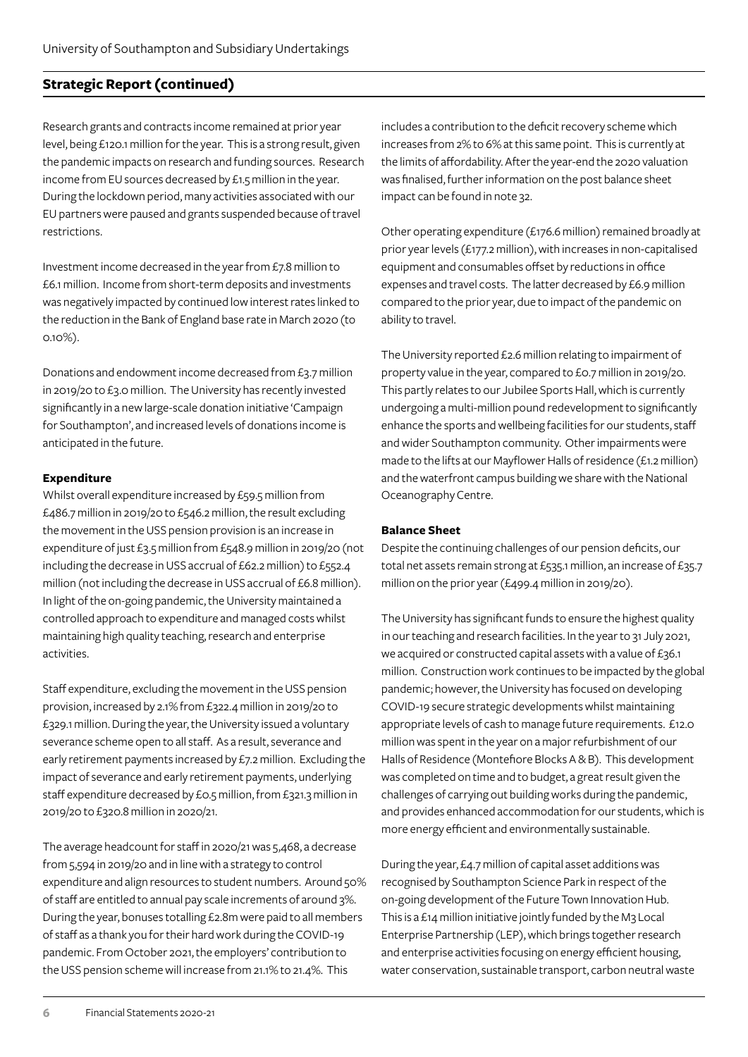## Strategic Report (continued)

Research grants and contracts income remained at prior year level, being £120.1 million for the year. This is a strong result, given the pandemic impacts on research and funding sources. Research income from EU sources decreased by £1.5 million in the year. During the lockdown period, many activities associated with our EU partners were paused and grants suspended because of travel restrictions.

Investment income decreased in the year from £7.8 million to £6.1 million. Income from short-term deposits and investments was negatively impacted by continued low interest rates linked to the reduction in the Bank of England base rate in March 2020 (to 0.10%).

Donations and endowment income decreased from £3.7 million in 2019/20 to £3.0 million. The University has recently invested significantly in a new large-scale donation initiative 'Campaign for Southampton', and increased levels of donations income is anticipated in the future.

### Expenditure

Whilst overall expenditure increased by £59.5 million from £486.7 million in 2019/20 to £546.2 million, the result excluding the movement in the USS pension provision is an increase in expenditure of just £3.5 million from £548.9 million in 2019/20 (not including the decrease in USS accrual of £62.2 million) to £552.4 million (not including the decrease in USS accrual of £6.8 million). In light of the on-going pandemic, the University maintained a controlled approach to expenditure and managed costs whilst maintaining high quality teaching, research and enterprise activities.

Staff expenditure, excluding the movement in the USS pension provision, increased by 2.1% from £322.4 million in 2019/20 to £329.1 million. During the year, the University issued a voluntary severance scheme open to all staff. As a result, severance and early retirement payments increased by £7.2 million. Excluding the impact of severance and early retirement payments, underlying staff expenditure decreased by £0.5 million, from £321.3 million in 2019/20 to £320.8 million in 2020/21.

The average headcount for staff in 2020/21 was 5,468, a decrease from 5,594 in 2019/20 and in line with a strategy to control expenditure and align resources to student numbers. Around 50% of staff are entitled to annual pay scale increments of around 3%. During the year, bonuses totalling £2.8m were paid to all members of staff as a thank you for their hard work during the COVID-19 pandemic. From October 2021, the employers' contribution to the USS pension scheme will increase from 21.1% to 21.4%. This includes a contribution to the deficit recovery scheme which increases from 2% to 6% at this same point. This is currently at the limits of affordability. After the year-end the 2020 valuation was finalised, further information on the post balance sheet impact can be found in note 32.

Other operating expenditure (£176.6 million) remained broadly at prior year levels (£177.2 million), with increases in non-capitalised equipment and consumables offset by reductions in office expenses and travel costs. The latter decreased by £6.9 million compared to the prior year, due to impact of the pandemic on ability to travel.

The University reported £2.6 million relating to impairment of property value in the year, compared to £0.7 million in 2019/20. This partly relates to our Jubilee Sports Hall, which is currently undergoing a multi-million pound redevelopment to significantly enhance the sports and wellbeing facilities for our students, staff and wider Southampton community. Other impairments were made to the lifts at our Mayflower Halls of residence (£1.2 million) and the waterfront campus building we share with the National Oceanography Centre.

### Balance Sheet

Despite the continuing challenges of our pension deficits, our total net assets remain strong at £535.1 million, an increase of £35.7 million on the prior year (£499.4 million in 2019/20).

The University has significant funds to ensure the highest quality in our teaching and research facilities. In the year to 31 July 2021, we acquired or constructed capital assets with a value of £36.1 million. Construction work continues to be impacted by the global pandemic; however, the University has focused on developing COVID-19 secure strategic developments whilst maintaining appropriate levels of cash to manage future requirements. £12.0 million was spent in the year on a major refurbishment of our Halls of Residence (Montefiore Blocks A & B). This development was completed on time and to budget, a great result given the challenges of carrying out building works during the pandemic, and provides enhanced accommodation for our students, which is more energy efficient and environmentally sustainable.

During the year, £4.7 million of capital asset additions was recognised by Southampton Science Park in respect of the on-going development of the Future Town Innovation Hub. This is a £14 million initiative jointly funded by the M3 Local Enterprise Partnership (LEP), which brings together research and enterprise activities focusing on energy efficient housing, water conservation, sustainable transport, carbon neutral waste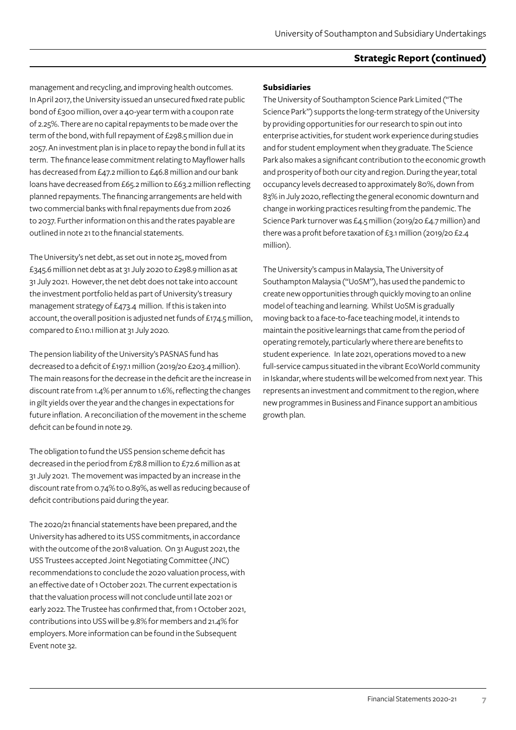management and recycling, and improving health outcomes. In April 2017, the University issued an unsecured fixed rate public bond of £300 million, over a 40-year term with a coupon rate of 2.25%. There are no capital repayments to be made over the term of the bond, with full repayment of £298.5 million due in 2057. An investment plan is in place to repay the bond in full at its term. The finance lease commitment relating to Mayflower halls has decreased from £47.2 million to £46.8 million and our bank loans have decreased from £65.2 million to £63.2 million reflecting planned repayments. The financing arrangements are held with two commercial banks with final repayments due from 2026 to 2037. Further information on this and the rates payable are outlined in note 21 to the financial statements.

The University's net debt, as set out in note 25, moved from £345.6 million net debt as at 31 July 2020 to £298.9 million as at 31 July 2021. However, the net debt does not take into account the investment portfolio held as part of University's treasury management strategy of £473.4 million. If this is taken into account, the overall position is adjusted net funds of £174.5 million, compared to £110.1 million at 31 July 2020.

The pension liability of the University's PASNAS fund has decreased to a deficit of £197.1 million (2019/20 £203.4 million). The main reasons for the decrease in the deficit are the increase in discount rate from 1.4% per annum to 1.6%, reflecting the changes in gilt yields over the year and the changes in expectations for future inflation. A reconciliation of the movement in the scheme deficit can be found in note 29.

The obligation to fund the USS pension scheme deficit has decreased in the period from £78.8 million to £72.6 million as at 31 July 2021. The movement was impacted by an increase in the discount rate from 0.74% to 0.89%, as well as reducing because of deficit contributions paid during the year.

The 2020/21 financial statements have been prepared, and the University has adhered to its USS commitments, in accordance with the outcome of the 2018 valuation. On 31 August 2021, the USS Trustees accepted Joint Negotiating Committee (JNC) recommendations to conclude the 2020 valuation process, with an effective date of 1 October 2021. The current expectation is that the valuation process will not conclude until late 2021 or early 2022. The Trustee has confirmed that, from 1 October 2021, contributions into USS will be 9.8% for members and 21.4% for employers. More information can be found in the Subsequent Event note 32.

**Subsidiaries**

The University of Southampton Science Park Limited ("The Science Park") supports the long-term strategy of the University by providing opportunities for our research to spin out into enterprise activities, for student work experience during studies and for student employment when they graduate. The Science Park also makes a significant contribution to the economic growth and prosperity of both our city and region. During the year, total occupancy levels decreased to approximately 80%, down from 83% in July 2020, reflecting the general economic downturn and change in working practices resulting from the pandemic. The Science Park turnover was £4.5 million (2019/20 £4.7 million) and there was a profit before taxation of £3.1 million (2019/20 £2.4 million).

The University's campus in Malaysia, The University of Southampton Malaysia ("UoSM"), has used the pandemic to create new opportunities through quickly moving to an online model of teaching and learning. Whilst UoSM is gradually moving back to a face-to-face teaching model, it intends to maintain the positive learnings that came from the period of operating remotely, particularly where there are benefits to student experience. In late 2021, operations moved to a new full-service campus situated in the vibrant EcoWorld community in Iskandar, where students will be welcomed from next year. This represents an investment and commitment to the region, where new programmes in Business and Finance support an ambitious growth plan.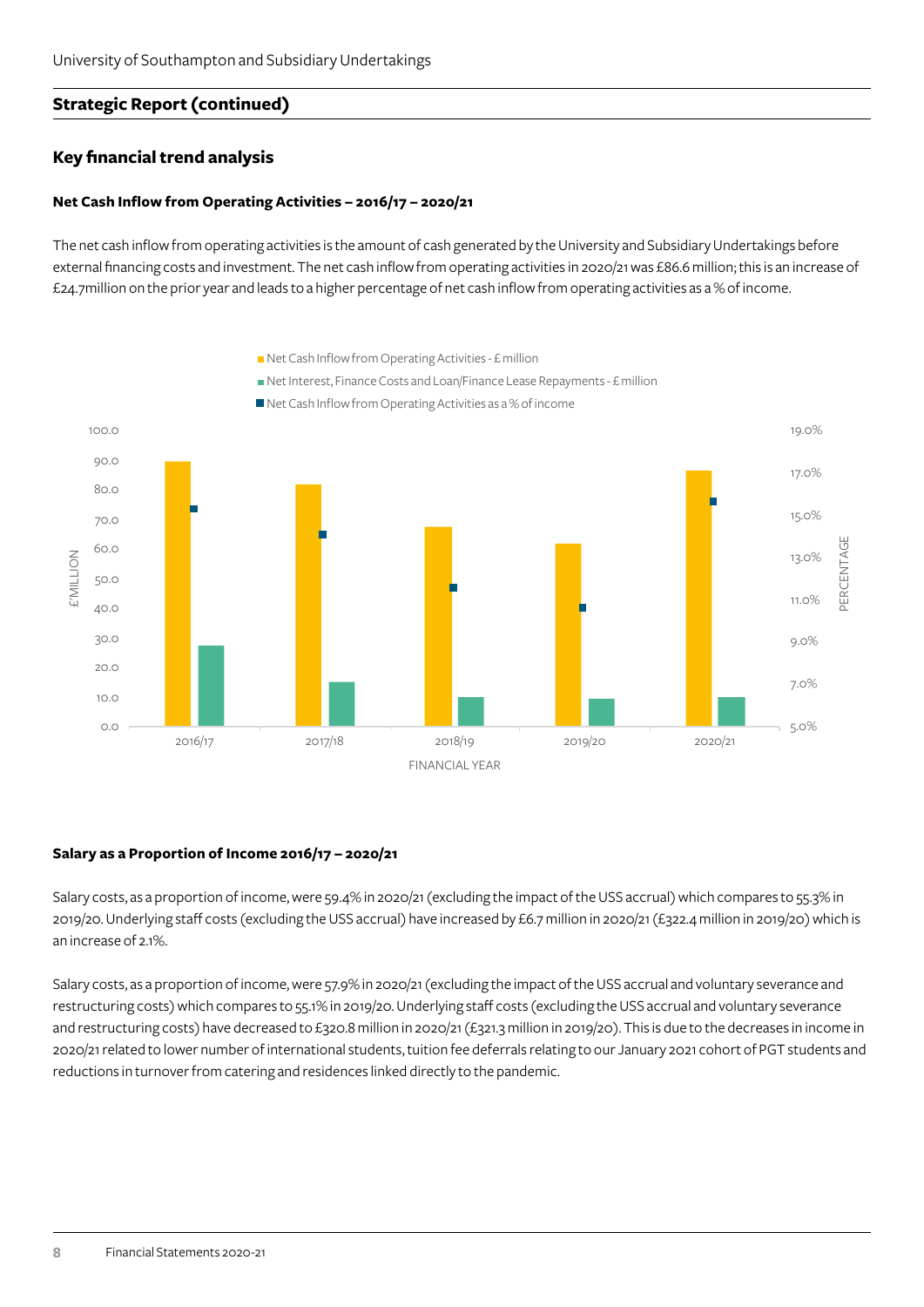## Strategic Report (continued)

### Key financial trend analysis

#### Net Cash Inflow from Operating Activities – 2016/17 – 2020/21

The net cash inflow from operating activities is the amount of cash generated by the University and Subsidiary Undertakings before external financing costs and investment. The net cash inflow from operating activities in 2020/21 was £86.6 million; this is an increase of £24.7million on the prior year and leads to a higher percentage of net cash inflow from operating activities as a % of income.

#### Salary as a Proportion of Income 2016/17 – 2020/21

Salary costs, as a proportion of income, were 59.4% in 2020/21 (excluding the impact of the USS accrual) which compares to 55.3% in 2019/20. Underlying staff costs (excluding the USS accrual) have increased by £6.7 million in 2020/21 (£322.4 million in 2019/20) which is an increase of 2.1%.

Salary costs, as a proportion of income, were 57.9% in 2020/21 (excluding the impact of the USS accrual and voluntary severance and restructuring costs) which compares to 55.1% in 2019/20. Underlying staff costs (excluding the USS accrual and voluntary severance and restructuring costs) have decreased to £320.8 million in 2020/21 (£321.3 million in 2019/20). This is due to the decreases in income in 2020/21 related to lower number of international students, tuition fee deferrals relating to our January 2021 cohort of PGT students and reductions in turnover from catering and residences linked directly to the pandemic.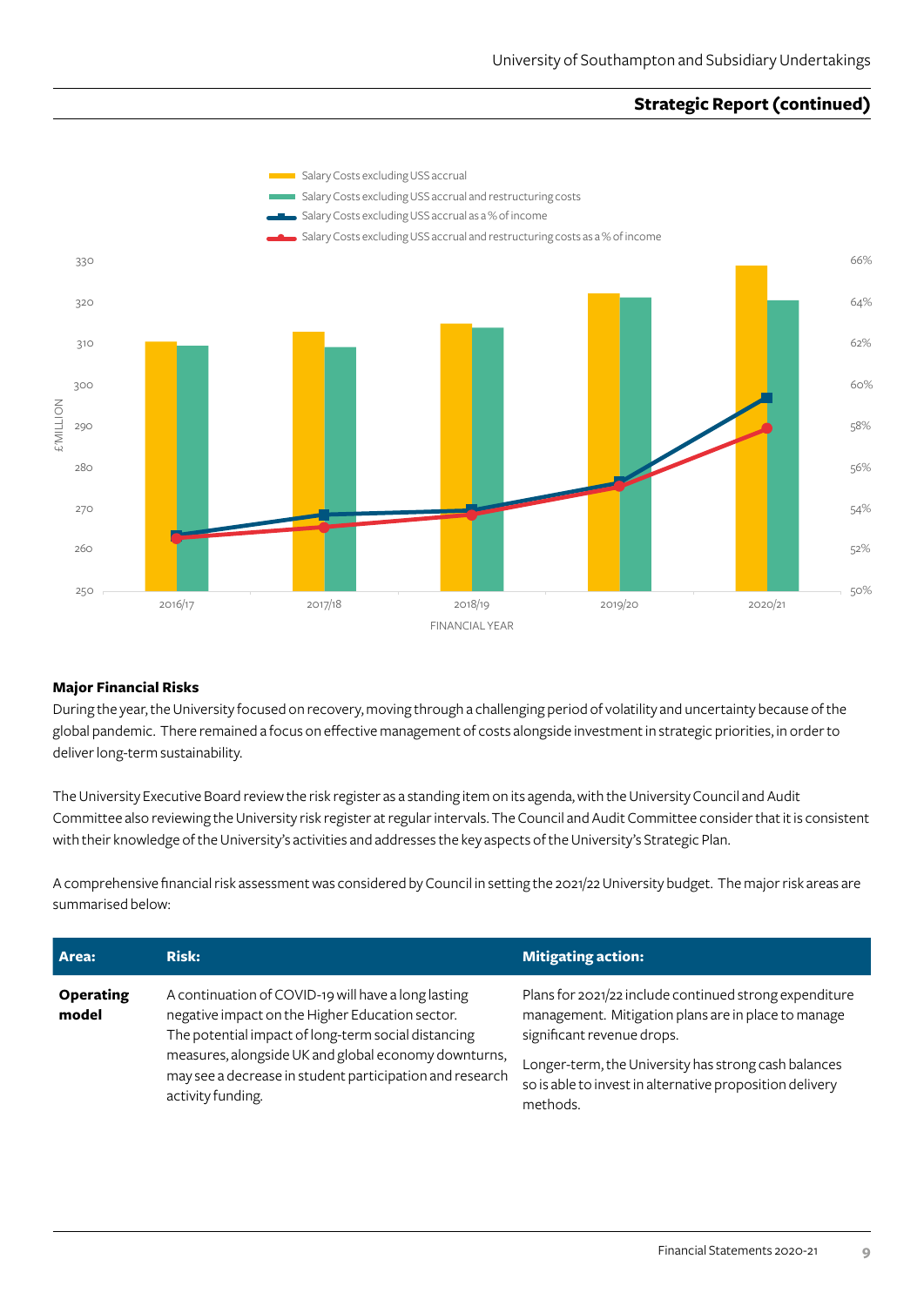## Strategic Report (continued)

Salary Costs excluding USS accrual
Salary Costs excluding USS accrual and restructuring costs
Salary Costs excluding USS accrual as a % of income
Salary Costs excluding USS accrual and restructuring costs as a % of income

£'MILLION

FINANCIAL YEAR

2016/17 2017/18 2018/19 2019/20 2020/21

### Major Financial Risks

During the year, the University focused on recovery, moving through a challenging period of volatility and uncertainty because of the global pandemic. There remained a focus on effective management of costs alongside investment in strategic priorities, in order to deliver long-term sustainability.

The University Executive Board review the risk register as a standing item on its agenda, with the University Council and Audit Committee also reviewing the University risk register at regular intervals. The Council and Audit Committee consider that it is consistent with their knowledge of the University's activities and addresses the key aspects of the University's Strategic Plan.

A comprehensive financial risk assessment was considered by Council in setting the 2021/22 University budget. The major risk areas are summarised below:

| Area: | Risk: | Mitigating action: |
|---|---|---|
| **Operating model** | A continuation of COVID-19 will have a long lasting negative impact on the Higher Education sector. The potential impact of long-term social distancing measures, alongside UK and global economy downturns, may see a decrease in student participation and research activity funding. | Plans for 2021/22 include continued strong expenditure management. Mitigation plans are in place to manage significant revenue drops.<br><br>Longer-term, the University has strong cash balances so is able to invest in alternative proposition delivery methods. |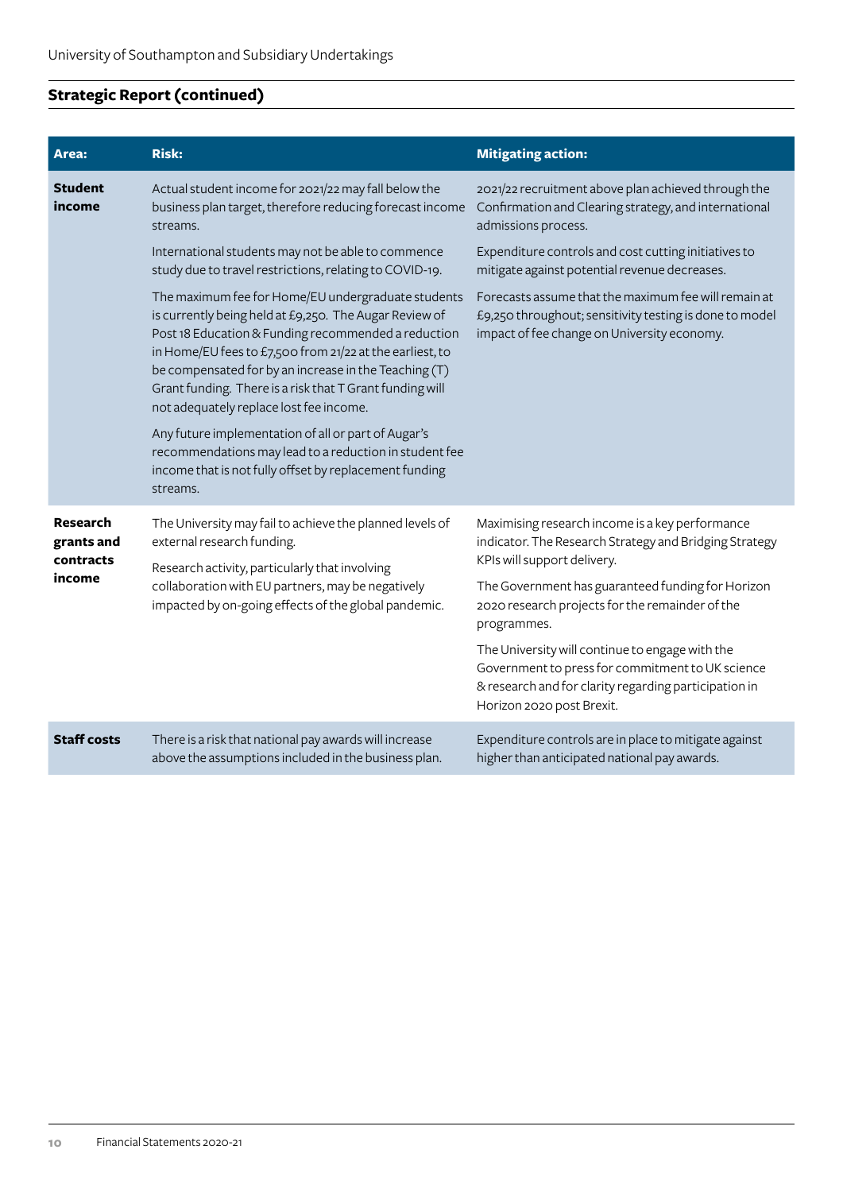## Strategic Report (continued)

| Area: | Risk: | Mitigating action: |
|---|---|---|
| **Student income** | Actual student income for 2021/22 may fall below the business plan target, therefore reducing forecast income streams. | 2021/22 recruitment above plan achieved through the Confirmation and Clearing strategy, and international admissions process. |
| | International students may not be able to commence study due to travel restrictions, relating to COVID-19. | Expenditure controls and cost cutting initiatives to mitigate against potential revenue decreases. |
| | The maximum fee for Home/EU undergraduate students is currently being held at £9,250. The Augar Review of Post 18 Education & Funding recommended a reduction in Home/EU fees to £7,500 from 21/22 at the earliest, to be compensated for by an increase in the Teaching (T) Grant funding. There is a risk that T Grant funding will not adequately replace lost fee income. | Forecasts assume that the maximum fee will remain at £9,250 throughout; sensitivity testing is done to model impact of fee change on University economy. |
| | Any future implementation of all or part of Augar's recommendations may lead to a reduction in student fee income that is not fully offset by replacement funding streams. | |
| **Research grants and contracts income** | The University may fail to achieve the planned levels of external research funding. | Maximising research income is a key performance indicator. The Research Strategy and Bridging Strategy KPIs will support delivery. |
| | Research activity, particularly that involving collaboration with EU partners, may be negatively impacted by on-going effects of the global pandemic. | The Government has guaranteed funding for Horizon 2020 research projects for the remainder of the programmes. |
| | | The University will continue to engage with the Government to press for commitment to UK science & research and for clarity regarding participation in Horizon 2020 post Brexit. |
| **Staff costs** | There is a risk that national pay awards will increase above the assumptions included in the business plan. | Expenditure controls are in place to mitigate against higher than anticipated national pay awards. |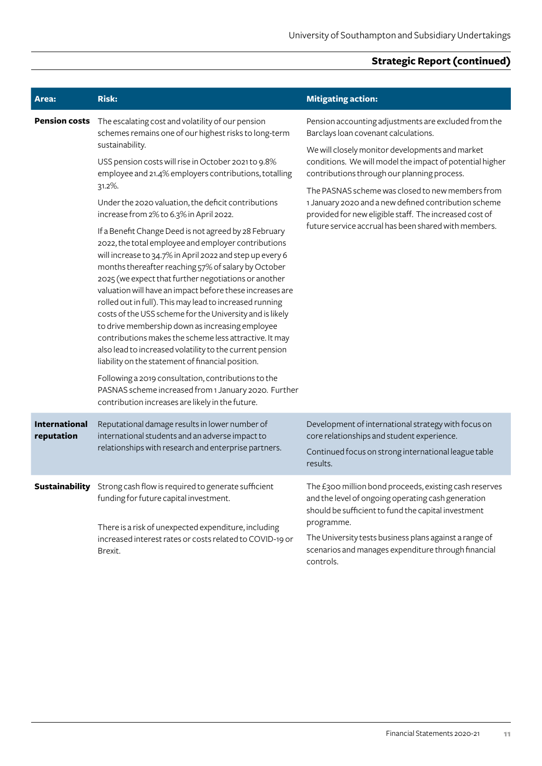## Strategic Report (continued)

| Area: | Risk: | Mitigating action: |
|---|---|---|
| **Pension costs** | The escalating cost and volatility of our pension schemes remains one of our highest risks to long-term sustainability.<br><br>USS pension costs will rise in October 2021 to 9.8% employee and 21.4% employers contributions, totalling 31.2%.<br><br>Under the 2020 valuation, the deficit contributions increase from 2% to 6.3% in April 2022.<br><br>If a Benefit Change Deed is not agreed by 28 February 2022, the total employee and employer contributions will increase to 34.7% in April 2022 and step up every 6 months thereafter reaching 57% of salary by October 2025 (we expect that further negotiations or another valuation will have an impact before these increases are rolled out in full). This may lead to increased running costs of the USS scheme for the University and is likely to drive membership down as increasing employee contributions makes the scheme less attractive. It may also lead to increased volatility to the current pension liability on the statement of financial position.<br><br>Following a 2019 consultation, contributions to the PASNAS scheme increased from 1 January 2020. Further contribution increases are likely in the future. | Pension accounting adjustments are excluded from the Barclays loan covenant calculations.<br><br>We will closely monitor developments and market conditions. We will model the impact of potential higher contributions through our planning process.<br><br>The PASNAS scheme was closed to new members from 1 January 2020 and a new defined contribution scheme provided for new eligible staff. The increased cost of future service accrual has been shared with members. |
| **International reputation** | Reputational damage results in lower number of international students and an adverse impact to relationships with research and enterprise partners. | Development of international strategy with focus on core relationships and student experience.<br><br>Continued focus on strong international league table results. |
| **Sustainability** | Strong cash flow is required to generate sufficient funding for future capital investment.<br><br>There is a risk of unexpected expenditure, including increased interest rates or costs related to COVID-19 or Brexit. | The £300 million bond proceeds, existing cash reserves and the level of ongoing operating cash generation should be sufficient to fund the capital investment programme.<br><br>The University tests business plans against a range of scenarios and manages expenditure through financial controls. |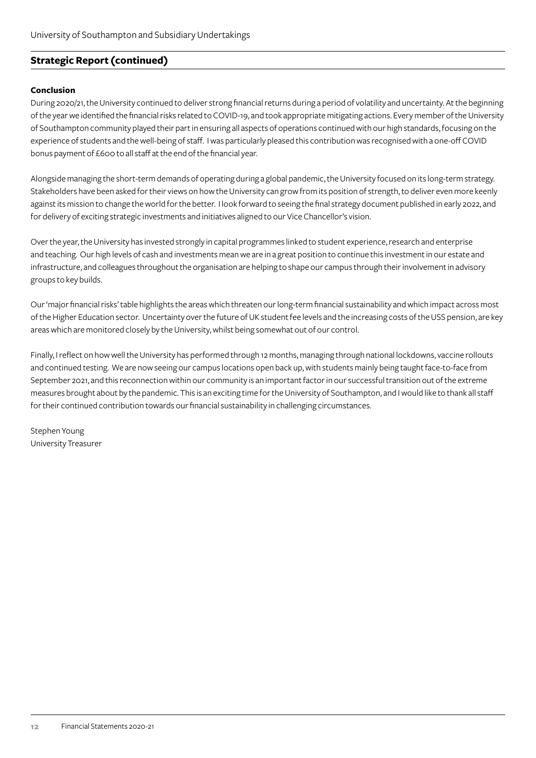## Strategic Report (continued)

**Conclusion**

During 2020/21, the University continued to deliver strong financial returns during a period of volatility and uncertainty. At the beginning of the year we identified the financial risks related to COVID-19, and took appropriate mitigating actions. Every member of the University of Southampton community played their part in ensuring all aspects of operations continued with our high standards, focusing on the experience of students and the well-being of staff. I was particularly pleased this contribution was recognised with a one-off COVID bonus payment of £600 to all staff at the end of the financial year.

Alongside managing the short-term demands of operating during a global pandemic, the University focused on its long-term strategy. Stakeholders have been asked for their views on how the University can grow from its position of strength, to deliver even more keenly against its mission to change the world for the better. I look forward to seeing the final strategy document published in early 2022, and for delivery of exciting strategic investments and initiatives aligned to our Vice Chancellor's vision.

Over the year, the University has invested strongly in capital programmes linked to student experience, research and enterprise and teaching. Our high levels of cash and investments mean we are in a great position to continue this investment in our estate and infrastructure, and colleagues throughout the organisation are helping to shape our campus through their involvement in advisory groups to key builds.

Our 'major financial risks' table highlights the areas which threaten our long-term financial sustainability and which impact across most of the Higher Education sector. Uncertainty over the future of UK student fee levels and the increasing costs of the USS pension, are key areas which are monitored closely by the University, whilst being somewhat out of our control.

Finally, I reflect on how well the University has performed through 12 months, managing through national lockdowns, vaccine rollouts and continued testing. We are now seeing our campus locations open back up, with students mainly being taught face-to-face from September 2021, and this reconnection within our community is an important factor in our successful transition out of the extreme measures brought about by the pandemic. This is an exciting time for the University of Southampton, and I would like to thank all staff for their continued contribution towards our financial sustainability in challenging circumstances.

Stephen Young
University Treasurer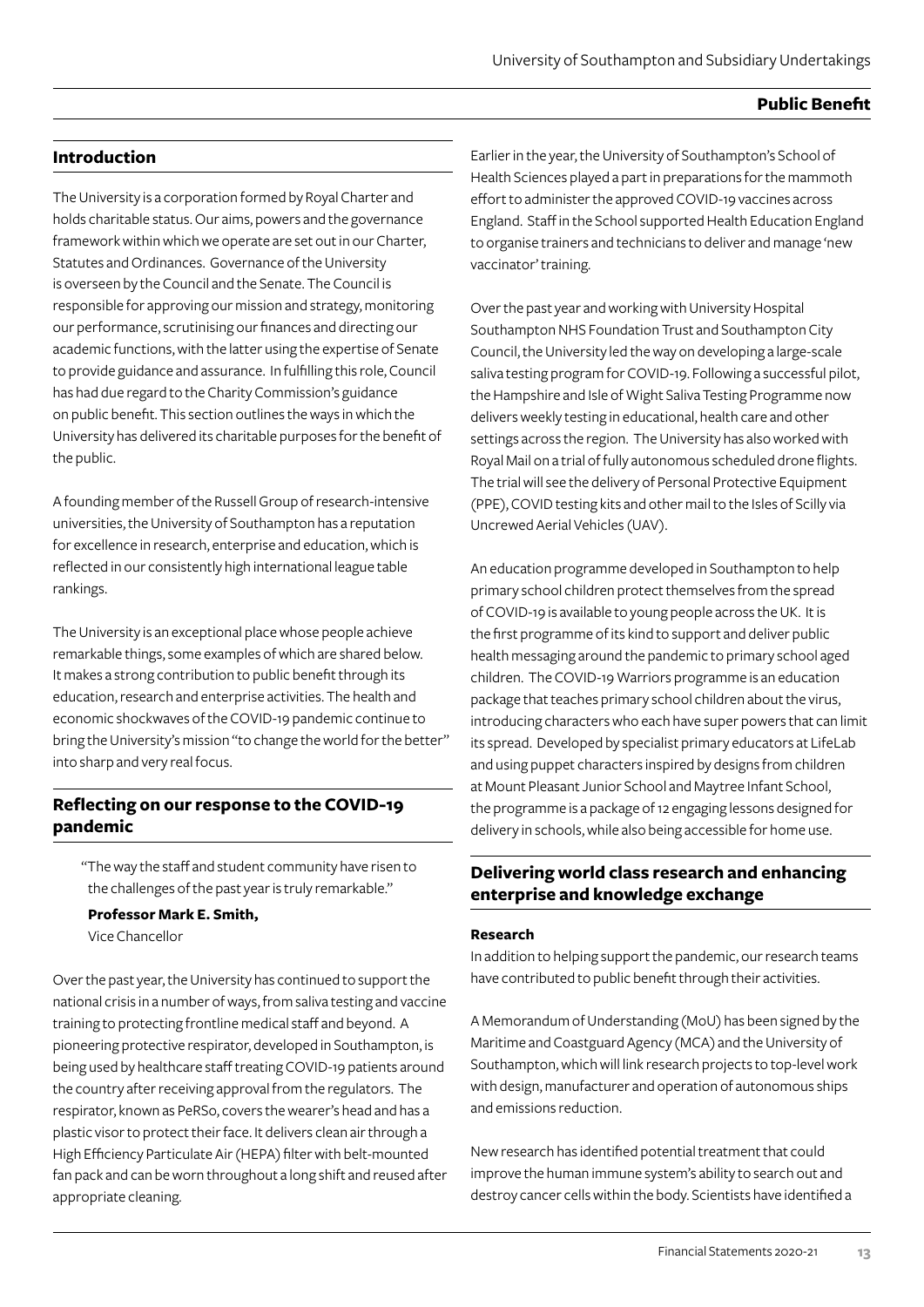## Public Benefit

### Introduction

The University is a corporation formed by Royal Charter and holds charitable status. Our aims, powers and the governance framework within which we operate are set out in our Charter, Statutes and Ordinances. Governance of the University is overseen by the Council and the Senate. The Council is responsible for approving our mission and strategy, monitoring our performance, scrutinising our finances and directing our academic functions, with the latter using the expertise of Senate to provide guidance and assurance. In fulfilling this role, Council has had due regard to the Charity Commission's guidance on public benefit. This section outlines the ways in which the University has delivered its charitable purposes for the benefit of the public.

A founding member of the Russell Group of research-intensive universities, the University of Southampton has a reputation for excellence in research, enterprise and education, which is reflected in our consistently high international league table rankings.

The University is an exceptional place whose people achieve remarkable things, some examples of which are shared below. It makes a strong contribution to public benefit through its education, research and enterprise activities. The health and economic shockwaves of the COVID-19 pandemic continue to bring the University's mission "to change the world for the better" into sharp and very real focus.

### Reflecting on our response to the COVID-19 pandemic

> "The way the staff and student community have risen to the challenges of the past year is truly remarkable."
>
> **Professor Mark E. Smith,**
> Vice Chancellor

Over the past year, the University has continued to support the national crisis in a number of ways, from saliva testing and vaccine training to protecting frontline medical staff and beyond. A pioneering protective respirator, developed in Southampton, is being used by healthcare staff treating COVID-19 patients around the country after receiving approval from the regulators. The respirator, known as PeRSo, covers the wearer's head and has a plastic visor to protect their face. It delivers clean air through a High Efficiency Particulate Air (HEPA) filter with belt-mounted fan pack and can be worn throughout a long shift and reused after appropriate cleaning.

Earlier in the year, the University of Southampton's School of Health Sciences played a part in preparations for the mammoth effort to administer the approved COVID-19 vaccines across England. Staff in the School supported Health Education England to organise trainers and technicians to deliver and manage 'new vaccinator' training.

Over the past year and working with University Hospital Southampton NHS Foundation Trust and Southampton City Council, the University led the way on developing a large-scale saliva testing program for COVID-19. Following a successful pilot, the Hampshire and Isle of Wight Saliva Testing Programme now delivers weekly testing in educational, health care and other settings across the region. The University has also worked with Royal Mail on a trial of fully autonomous scheduled drone flights. The trial will see the delivery of Personal Protective Equipment (PPE), COVID testing kits and other mail to the Isles of Scilly via Uncrewed Aerial Vehicles (UAV).

An education programme developed in Southampton to help primary school children protect themselves from the spread of COVID-19 is available to young people across the UK. It is the first programme of its kind to support and deliver public health messaging around the pandemic to primary school aged children. The COVID-19 Warriors programme is an education package that teaches primary school children about the virus, introducing characters who each have super powers that can limit its spread. Developed by specialist primary educators at LifeLab and using puppet characters inspired by designs from children at Mount Pleasant Junior School and Maytree Infant School, the programme is a package of 12 engaging lessons designed for delivery in schools, while also being accessible for home use.

### Delivering world class research and enhancing enterprise and knowledge exchange

#### Research

In addition to helping support the pandemic, our research teams have contributed to public benefit through their activities.

A Memorandum of Understanding (MoU) has been signed by the Maritime and Coastguard Agency (MCA) and the University of Southampton, which will link research projects to top-level work with design, manufacturer and operation of autonomous ships and emissions reduction.

New research has identified potential treatment that could improve the human immune system's ability to search out and destroy cancer cells within the body. Scientists have identified a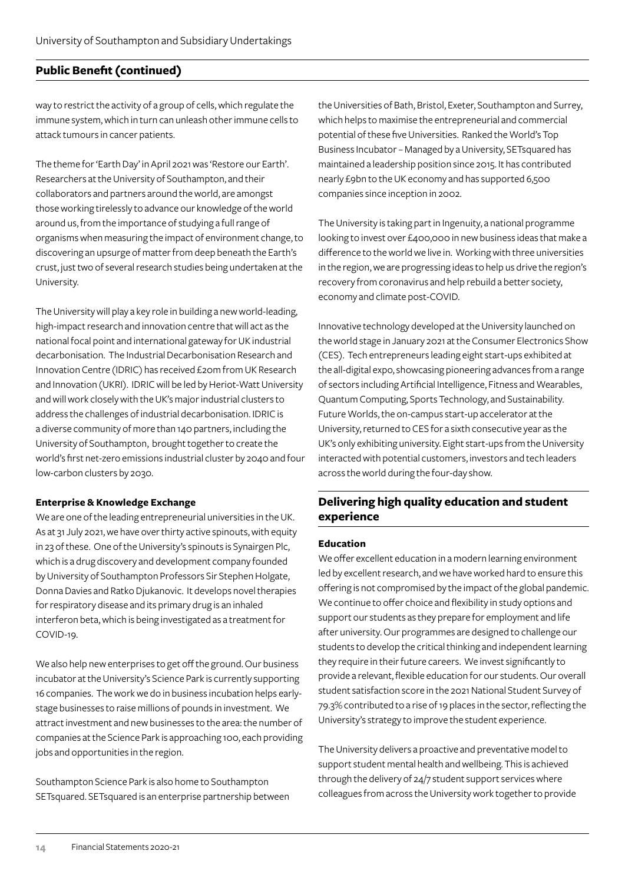## Public Benefit (continued)

way to restrict the activity of a group of cells, which regulate the immune system, which in turn can unleash other immune cells to attack tumours in cancer patients.

The theme for 'Earth Day' in April 2021 was 'Restore our Earth'. Researchers at the University of Southampton, and their collaborators and partners around the world, are amongst those working tirelessly to advance our knowledge of the world around us, from the importance of studying a full range of organisms when measuring the impact of environment change, to discovering an upsurge of matter from deep beneath the Earth's crust, just two of several research studies being undertaken at the University.

The University will play a key role in building a new world-leading, high-impact research and innovation centre that will act as the national focal point and international gateway for UK industrial decarbonisation. The Industrial Decarbonisation Research and Innovation Centre (IDRIC) has received £20m from UK Research and Innovation (UKRI). IDRIC will be led by Heriot-Watt University and will work closely with the UK's major industrial clusters to address the challenges of industrial decarbonisation. IDRIC is a diverse community of more than 140 partners, including the University of Southampton, brought together to create the world's first net-zero emissions industrial cluster by 2040 and four low-carbon clusters by 2030.

#### Enterprise & Knowledge Exchange

We are one of the leading entrepreneurial universities in the UK. As at 31 July 2021, we have over thirty active spinouts, with equity in 23 of these. One of the University's spinouts is Synairgen Plc, which is a drug discovery and development company founded by University of Southampton Professors Sir Stephen Holgate, Donna Davies and Ratko Djukanovic. It develops novel therapies for respiratory disease and its primary drug is an inhaled interferon beta, which is being investigated as a treatment for COVID-19.

We also help new enterprises to get off the ground. Our business incubator at the University's Science Park is currently supporting 16 companies. The work we do in business incubation helps early-stage businesses to raise millions of pounds in investment. We attract investment and new businesses to the area: the number of companies at the Science Park is approaching 100, each providing jobs and opportunities in the region.

Southampton Science Park is also home to Southampton SETsquared. SETsquared is an enterprise partnership between the Universities of Bath, Bristol, Exeter, Southampton and Surrey, which helps to maximise the entrepreneurial and commercial potential of these five Universities. Ranked the World's Top Business Incubator – Managed by a University, SETsquared has maintained a leadership position since 2015. It has contributed nearly £9bn to the UK economy and has supported 6,500 companies since inception in 2002.

The University is taking part in Ingenuity, a national programme looking to invest over £400,000 in new business ideas that make a difference to the world we live in. Working with three universities in the region, we are progressing ideas to help us drive the region's recovery from coronavirus and help rebuild a better society, economy and climate post-COVID.

Innovative technology developed at the University launched on the world stage in January 2021 at the Consumer Electronics Show (CES). Tech entrepreneurs leading eight start-ups exhibited at the all-digital expo, showcasing pioneering advances from a range of sectors including Artificial Intelligence, Fitness and Wearables, Quantum Computing, Sports Technology, and Sustainability. Future Worlds, the on-campus start-up accelerator at the University, returned to CES for a sixth consecutive year as the UK's only exhibiting university. Eight start-ups from the University interacted with potential customers, investors and tech leaders across the world during the four-day show.

### Delivering high quality education and student experience

#### Education

We offer excellent education in a modern learning environment led by excellent research, and we have worked hard to ensure this offering is not compromised by the impact of the global pandemic. We continue to offer choice and flexibility in study options and support our students as they prepare for employment and life after university. Our programmes are designed to challenge our students to develop the critical thinking and independent learning they require in their future careers. We invest significantly to provide a relevant, flexible education for our students. Our overall student satisfaction score in the 2021 National Student Survey of 79.3% contributed to a rise of 19 places in the sector, reflecting the University's strategy to improve the student experience.

The University delivers a proactive and preventative model to support student mental health and wellbeing. This is achieved through the delivery of 24/7 student support services where colleagues from across the University work together to provide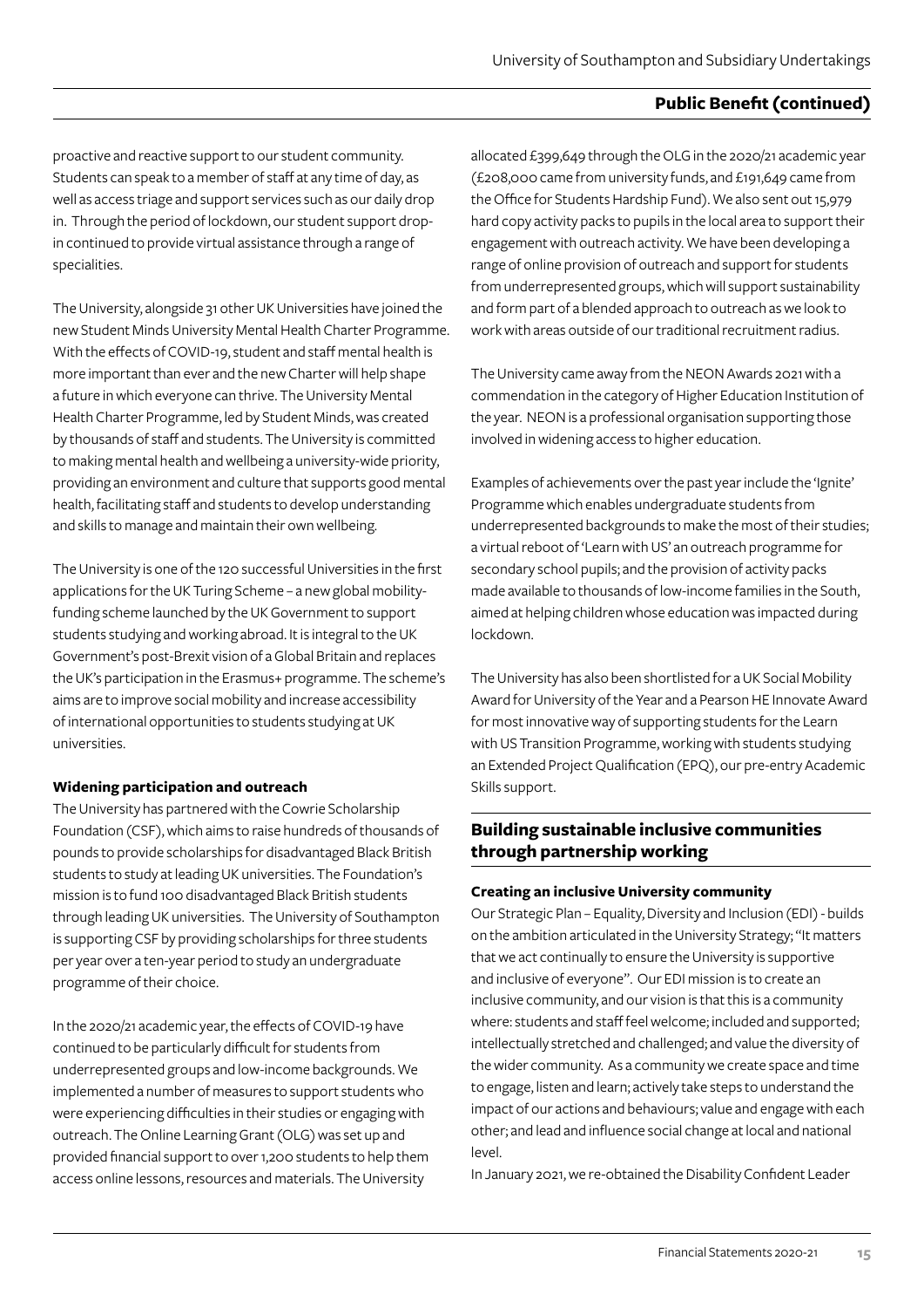proactive and reactive support to our student community. Students can speak to a member of staff at any time of day, as well as access triage and support services such as our daily drop in. Through the period of lockdown, our student support drop-in continued to provide virtual assistance through a range of specialities.

The University, alongside 31 other UK Universities have joined the new Student Minds University Mental Health Charter Programme. With the effects of COVID-19, student and staff mental health is more important than ever and the new Charter will help shape a future in which everyone can thrive. The University Mental Health Charter Programme, led by Student Minds, was created by thousands of staff and students. The University is committed to making mental health and wellbeing a university-wide priority, providing an environment and culture that supports good mental health, facilitating staff and students to develop understanding and skills to manage and maintain their own wellbeing.

The University is one of the 120 successful Universities in the first applications for the UK Turing Scheme – a new global mobility-funding scheme launched by the UK Government to support students studying and working abroad. It is integral to the UK Government's post-Brexit vision of a Global Britain and replaces the UK's participation in the Erasmus+ programme. The scheme's aims are to improve social mobility and increase accessibility of international opportunities to students studying at UK universities.

**Widening participation and outreach**

The University has partnered with the Cowrie Scholarship Foundation (CSF), which aims to raise hundreds of thousands of pounds to provide scholarships for disadvantaged Black British students to study at leading UK universities. The Foundation's mission is to fund 100 disadvantaged Black British students through leading UK universities. The University of Southampton is supporting CSF by providing scholarships for three students per year over a ten-year period to study an undergraduate programme of their choice.

In the 2020/21 academic year, the effects of COVID-19 have continued to be particularly difficult for students from underrepresented groups and low-income backgrounds. We implemented a number of measures to support students who were experiencing difficulties in their studies or engaging with outreach. The Online Learning Grant (OLG) was set up and provided financial support to over 1,200 students to help them access online lessons, resources and materials. The University allocated £399,649 through the OLG in the 2020/21 academic year (£208,000 came from university funds, and £191,649 came from the Office for Students Hardship Fund). We also sent out 15,979 hard copy activity packs to pupils in the local area to support their engagement with outreach activity. We have been developing a range of online provision of outreach and support for students from underrepresented groups, which will support sustainability and form part of a blended approach to outreach as we look to work with areas outside of our traditional recruitment radius.

The University came away from the NEON Awards 2021 with a commendation in the category of Higher Education Institution of the year. NEON is a professional organisation supporting those involved in widening access to higher education.

Examples of achievements over the past year include the 'Ignite' Programme which enables undergraduate students from underrepresented backgrounds to make the most of their studies; a virtual reboot of 'Learn with US' an outreach programme for secondary school pupils; and the provision of activity packs made available to thousands of low-income families in the South, aimed at helping children whose education was impacted during lockdown.

The University has also been shortlisted for a UK Social Mobility Award for University of the Year and a Pearson HE Innovate Award for most innovative way of supporting students for the Learn with US Transition Programme, working with students studying an Extended Project Qualification (EPQ), our pre-entry Academic Skills support.

## Building sustainable inclusive communities through partnership working

**Creating an inclusive University community**

Our Strategic Plan – Equality, Diversity and Inclusion (EDI) - builds on the ambition articulated in the University Strategy; "It matters that we act continually to ensure the University is supportive and inclusive of everyone". Our EDI mission is to create an inclusive community, and our vision is that this is a community where: students and staff feel welcome; included and supported; intellectually stretched and challenged; and value the diversity of the wider community. As a community we create space and time to engage, listen and learn; actively take steps to understand the impact of our actions and behaviours; value and engage with each other; and lead and influence social change at local and national level.

In January 2021, we re-obtained the Disability Confident Leader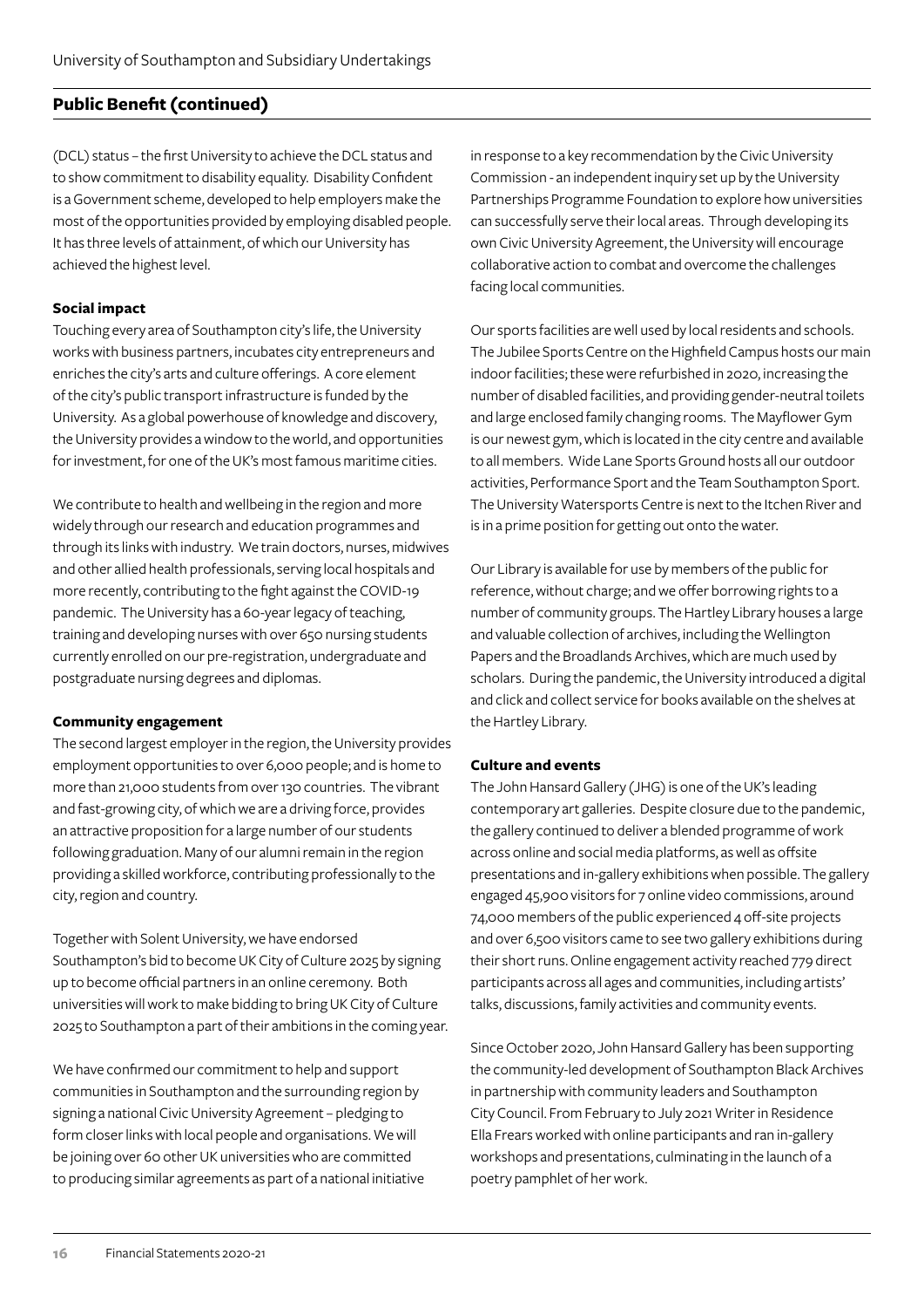## Public Benefit (continued)

(DCL) status – the first University to achieve the DCL status and to show commitment to disability equality. Disability Confident is a Government scheme, developed to help employers make the most of the opportunities provided by employing disabled people. It has three levels of attainment, of which our University has achieved the highest level.

**Social impact**

Touching every area of Southampton city's life, the University works with business partners, incubates city entrepreneurs and enriches the city's arts and culture offerings. A core element of the city's public transport infrastructure is funded by the University. As a global powerhouse of knowledge and discovery, the University provides a window to the world, and opportunities for investment, for one of the UK's most famous maritime cities.

We contribute to health and wellbeing in the region and more widely through our research and education programmes and through its links with industry. We train doctors, nurses, midwives and other allied health professionals, serving local hospitals and more recently, contributing to the fight against the COVID-19 pandemic. The University has a 60-year legacy of teaching, training and developing nurses with over 650 nursing students currently enrolled on our pre-registration, undergraduate and postgraduate nursing degrees and diplomas.

**Community engagement**

The second largest employer in the region, the University provides employment opportunities to over 6,000 people; and is home to more than 21,000 students from over 130 countries. The vibrant and fast-growing city, of which we are a driving force, provides an attractive proposition for a large number of our students following graduation. Many of our alumni remain in the region providing a skilled workforce, contributing professionally to the city, region and country.

Together with Solent University, we have endorsed Southampton's bid to become UK City of Culture 2025 by signing up to become official partners in an online ceremony. Both universities will work to make bidding to bring UK City of Culture 2025 to Southampton a part of their ambitions in the coming year.

We have confirmed our commitment to help and support communities in Southampton and the surrounding region by signing a national Civic University Agreement – pledging to form closer links with local people and organisations. We will be joining over 60 other UK universities who are committed to producing similar agreements as part of a national initiative in response to a key recommendation by the Civic University Commission - an independent inquiry set up by the University Partnerships Programme Foundation to explore how universities can successfully serve their local areas. Through developing its own Civic University Agreement, the University will encourage collaborative action to combat and overcome the challenges facing local communities.

Our sports facilities are well used by local residents and schools. The Jubilee Sports Centre on the Highfield Campus hosts our main indoor facilities; these were refurbished in 2020, increasing the number of disabled facilities, and providing gender-neutral toilets and large enclosed family changing rooms. The Mayflower Gym is our newest gym, which is located in the city centre and available to all members. Wide Lane Sports Ground hosts all our outdoor activities, Performance Sport and the Team Southampton Sport. The University Watersports Centre is next to the Itchen River and is in a prime position for getting out onto the water.

Our Library is available for use by members of the public for reference, without charge; and we offer borrowing rights to a number of community groups. The Hartley Library houses a large and valuable collection of archives, including the Wellington Papers and the Broadlands Archives, which are much used by scholars. During the pandemic, the University introduced a digital and click and collect service for books available on the shelves at the Hartley Library.

**Culture and events**

The John Hansard Gallery (JHG) is one of the UK's leading contemporary art galleries. Despite closure due to the pandemic, the gallery continued to deliver a blended programme of work across online and social media platforms, as well as offsite presentations and in-gallery exhibitions when possible. The gallery engaged 45,900 visitors for 7 online video commissions, around 74,000 members of the public experienced 4 off-site projects and over 6,500 visitors came to see two gallery exhibitions during their short runs. Online engagement activity reached 779 direct participants across all ages and communities, including artists' talks, discussions, family activities and community events.

Since October 2020, John Hansard Gallery has been supporting the community-led development of Southampton Black Archives in partnership with community leaders and Southampton City Council. From February to July 2021 Writer in Residence Ella Frears worked with online participants and ran in-gallery workshops and presentations, culminating in the launch of a poetry pamphlet of her work.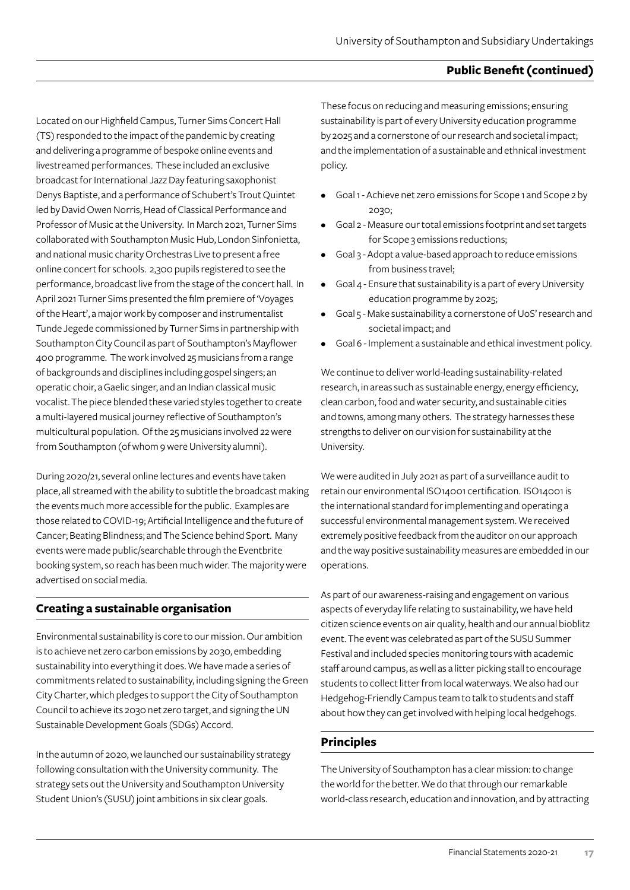Located on our Highfield Campus, Turner Sims Concert Hall (TS) responded to the impact of the pandemic by creating and delivering a programme of bespoke online events and livestreamed performances. These included an exclusive broadcast for International Jazz Day featuring saxophonist Denys Baptiste, and a performance of Schubert's Trout Quintet led by David Owen Norris, Head of Classical Performance and Professor of Music at the University. In March 2021, Turner Sims collaborated with Southampton Music Hub, London Sinfonietta, and national music charity Orchestras Live to present a free online concert for schools. 2,300 pupils registered to see the performance, broadcast live from the stage of the concert hall. In April 2021 Turner Sims presented the film premiere of 'Voyages of the Heart', a major work by composer and instrumentalist Tunde Jegede commissioned by Turner Sims in partnership with Southampton City Council as part of Southampton's Mayflower 400 programme. The work involved 25 musicians from a range of backgrounds and disciplines including gospel singers; an operatic choir, a Gaelic singer, and an Indian classical music vocalist. The piece blended these varied styles together to create a multi-layered musical journey reflective of Southampton's multicultural population. Of the 25 musicians involved 22 were from Southampton (of whom 9 were University alumni).

During 2020/21, several online lectures and events have taken place, all streamed with the ability to subtitle the broadcast making the events much more accessible for the public. Examples are those related to COVID-19; Artificial Intelligence and the future of Cancer; Beating Blindness; and The Science behind Sport. Many events were made public/searchable through the Eventbrite booking system, so reach has been much wider. The majority were advertised on social media.

## Creating a sustainable organisation

Environmental sustainability is core to our mission. Our ambition is to achieve net zero carbon emissions by 2030, embedding sustainability into everything it does. We have made a series of commitments related to sustainability, including signing the Green City Charter, which pledges to support the City of Southampton Council to achieve its 2030 net zero target, and signing the UN Sustainable Development Goals (SDGs) Accord.

In the autumn of 2020, we launched our sustainability strategy following consultation with the University community. The strategy sets out the University and Southampton University Student Union's (SUSU) joint ambitions in six clear goals.

These focus on reducing and measuring emissions; ensuring sustainability is part of every University education programme by 2025 and a cornerstone of our research and societal impact; and the implementation of a sustainable and ethnical investment policy.

- Goal 1 - Achieve net zero emissions for Scope 1 and Scope 2 by 2030;
- Goal 2 - Measure our total emissions footprint and set targets for Scope 3 emissions reductions;
- Goal 3 - Adopt a value-based approach to reduce emissions from business travel;
- Goal 4 - Ensure that sustainability is a part of every University education programme by 2025;
- Goal 5 - Make sustainability a cornerstone of UoS' research and societal impact; and
- Goal 6 - Implement a sustainable and ethical investment policy.

We continue to deliver world-leading sustainability-related research, in areas such as sustainable energy, energy efficiency, clean carbon, food and water security, and sustainable cities and towns, among many others. The strategy harnesses these strengths to deliver on our vision for sustainability at the University.

We were audited in July 2021 as part of a surveillance audit to retain our environmental ISO14001 certification. ISO14001 is the international standard for implementing and operating a successful environmental management system. We received extremely positive feedback from the auditor on our approach and the way positive sustainability measures are embedded in our operations.

As part of our awareness-raising and engagement on various aspects of everyday life relating to sustainability, we have held citizen science events on air quality, health and our annual bioblitz event. The event was celebrated as part of the SUSU Summer Festival and included species monitoring tours with academic staff around campus, as well as a litter picking stall to encourage students to collect litter from local waterways. We also had our Hedgehog-Friendly Campus team to talk to students and staff about how they can get involved with helping local hedgehogs.

## Principles

The University of Southampton has a clear mission: to change the world for the better. We do that through our remarkable world-class research, education and innovation, and by attracting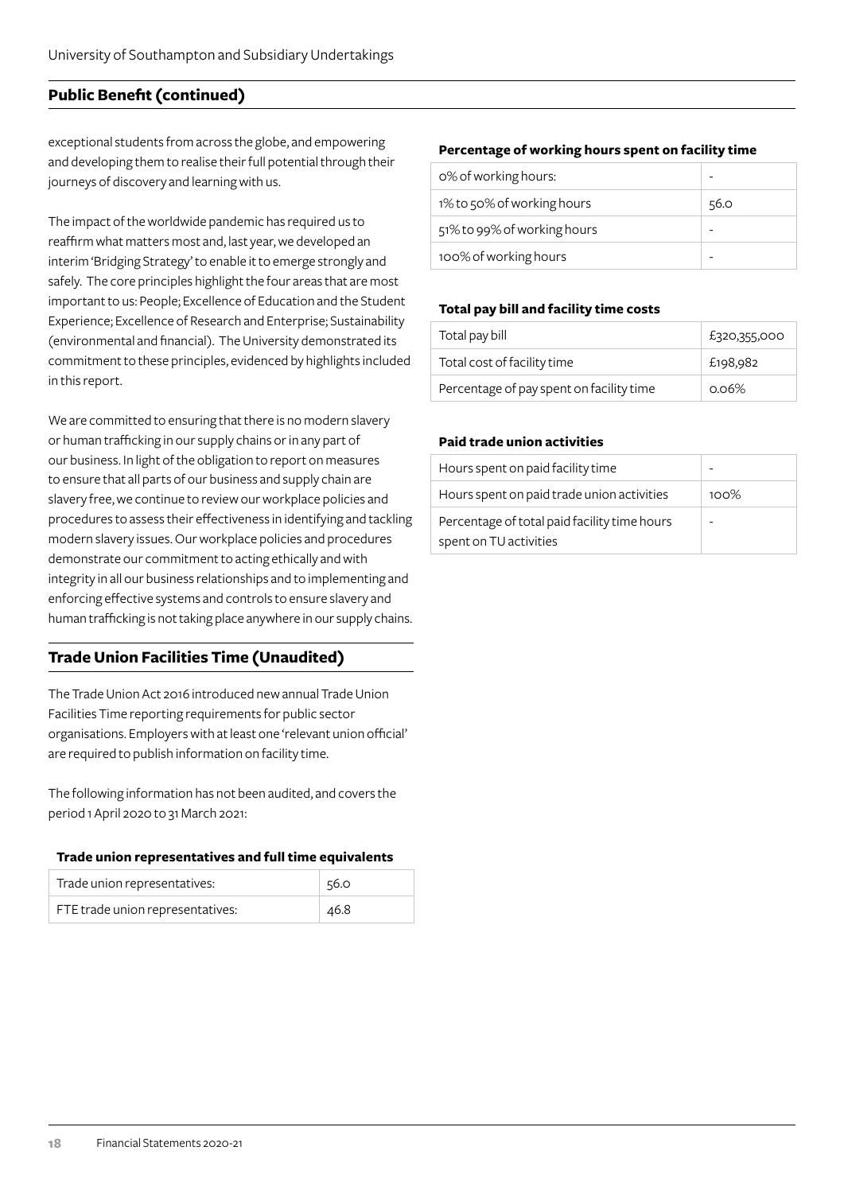## Public Benefit (continued)

exceptional students from across the globe, and empowering and developing them to realise their full potential through their journeys of discovery and learning with us.

The impact of the worldwide pandemic has required us to reaffirm what matters most and, last year, we developed an interim 'Bridging Strategy' to enable it to emerge strongly and safely. The core principles highlight the four areas that are most important to us: People; Excellence of Education and the Student Experience; Excellence of Research and Enterprise; Sustainability (environmental and financial). The University demonstrated its commitment to these principles, evidenced by highlights included in this report.

We are committed to ensuring that there is no modern slavery or human trafficking in our supply chains or in any part of our business. In light of the obligation to report on measures to ensure that all parts of our business and supply chain are slavery free, we continue to review our workplace policies and procedures to assess their effectiveness in identifying and tackling modern slavery issues. Our workplace policies and procedures demonstrate our commitment to acting ethically and with integrity in all our business relationships and to implementing and enforcing effective systems and controls to ensure slavery and human trafficking is not taking place anywhere in our supply chains.

## Trade Union Facilities Time (Unaudited)

The Trade Union Act 2016 introduced new annual Trade Union Facilities Time reporting requirements for public sector organisations. Employers with at least one 'relevant union official' are required to publish information on facility time.

The following information has not been audited, and covers the period 1 April 2020 to 31 March 2021:

**Trade union representatives and full time equivalents**

| | |
|---|---|
| Trade union representatives: | 56.0 |
| FTE trade union representatives: | 46.8 |

**Percentage of working hours spent on facility time**

| | |
|---|---|
| 0% of working hours: | - |
| 1% to 50% of working hours | 56.0 |
| 51% to 99% of working hours | - |
| 100% of working hours | - |

**Total pay bill and facility time costs**

| | |
|---|---|
| Total pay bill | £320,355,000 |
| Total cost of facility time | £198,982 |
| Percentage of pay spent on facility time | 0.06% |

**Paid trade union activities**

| | |
|---|---|
| Hours spent on paid facility time | - |
| Hours spent on paid trade union activities | 100% |
| Percentage of total paid facility time hours spent on TU activities | - |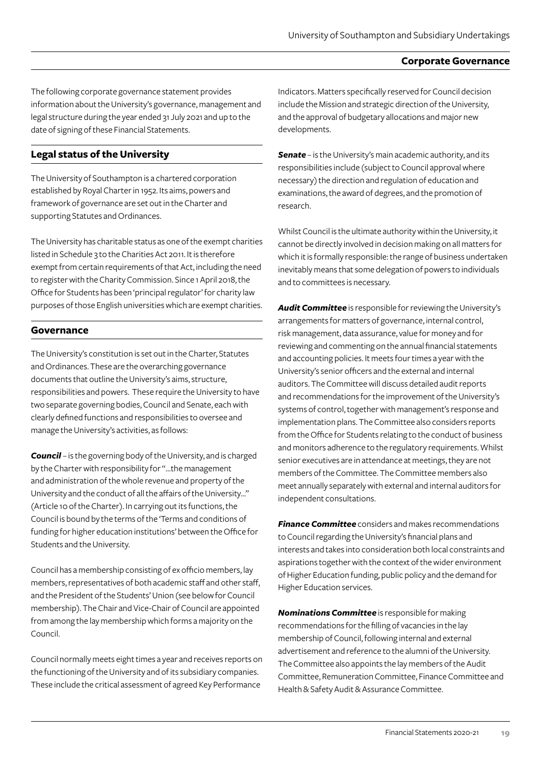## Corporate Governance

The following corporate governance statement provides information about the University's governance, management and legal structure during the year ended 31 July 2021 and up to the date of signing of these Financial Statements.

### Legal status of the University

The University of Southampton is a chartered corporation established by Royal Charter in 1952. Its aims, powers and framework of governance are set out in the Charter and supporting Statutes and Ordinances.

The University has charitable status as one of the exempt charities listed in Schedule 3 to the Charities Act 2011. It is therefore exempt from certain requirements of that Act, including the need to register with the Charity Commission. Since 1 April 2018, the Office for Students has been 'principal regulator' for charity law purposes of those English universities which are exempt charities.

### Governance

The University's constitution is set out in the Charter, Statutes and Ordinances. These are the overarching governance documents that outline the University's aims, structure, responsibilities and powers. These require the University to have two separate governing bodies, Council and Senate, each with clearly defined functions and responsibilities to oversee and manage the University's activities, as follows:

***Council*** – is the governing body of the University, and is charged by the Charter with responsibility for "...the management and administration of the whole revenue and property of the University and the conduct of all the affairs of the University..." (Article 10 of the Charter). In carrying out its functions, the Council is bound by the terms of the 'Terms and conditions of funding for higher education institutions' between the Office for Students and the University.

Council has a membership consisting of ex officio members, lay members, representatives of both academic staff and other staff, and the President of the Students' Union (see below for Council membership). The Chair and Vice-Chair of Council are appointed from among the lay membership which forms a majority on the Council.

Council normally meets eight times a year and receives reports on the functioning of the University and of its subsidiary companies. These include the critical assessment of agreed Key Performance Indicators. Matters specifically reserved for Council decision include the Mission and strategic direction of the University, and the approval of budgetary allocations and major new developments.

***Senate*** – is the University's main academic authority, and its responsibilities include (subject to Council approval where necessary) the direction and regulation of education and examinations, the award of degrees, and the promotion of research.

Whilst Council is the ultimate authority within the University, it cannot be directly involved in decision making on all matters for which it is formally responsible: the range of business undertaken inevitably means that some delegation of powers to individuals and to committees is necessary.

***Audit Committee*** is responsible for reviewing the University's arrangements for matters of governance, internal control, risk management, data assurance, value for money and for reviewing and commenting on the annual financial statements and accounting policies. It meets four times a year with the University's senior officers and the external and internal auditors. The Committee will discuss detailed audit reports and recommendations for the improvement of the University's systems of control, together with management's response and implementation plans. The Committee also considers reports from the Office for Students relating to the conduct of business and monitors adherence to the regulatory requirements. Whilst senior executives are in attendance at meetings, they are not members of the Committee. The Committee members also meet annually separately with external and internal auditors for independent consultations.

***Finance Committee*** considers and makes recommendations to Council regarding the University's financial plans and interests and takes into consideration both local constraints and aspirations together with the context of the wider environment of Higher Education funding, public policy and the demand for Higher Education services.

***Nominations Committee*** is responsible for making recommendations for the filling of vacancies in the lay membership of Council, following internal and external advertisement and reference to the alumni of the University. The Committee also appoints the lay members of the Audit Committee, Remuneration Committee, Finance Committee and Health & Safety Audit & Assurance Committee.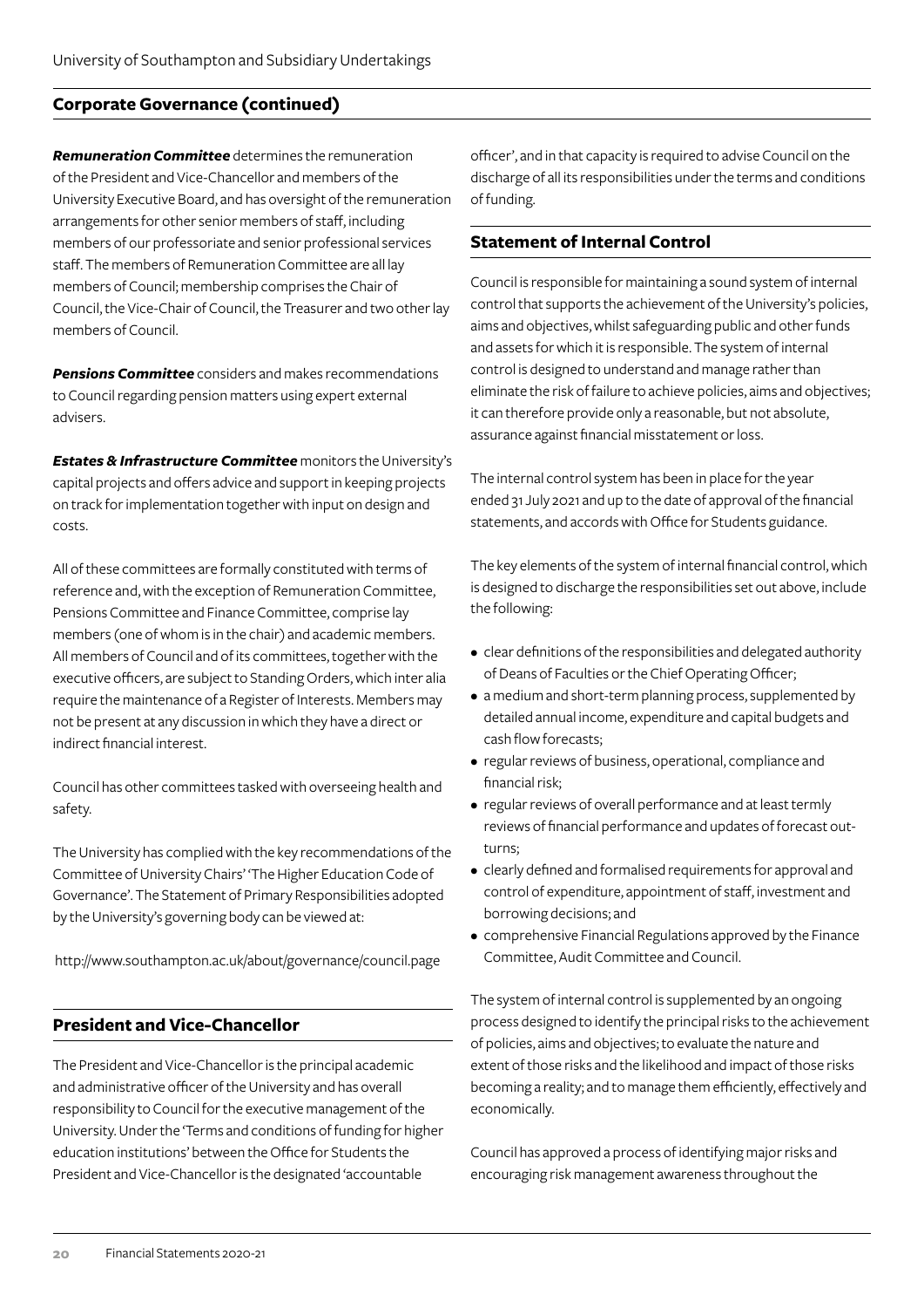## Corporate Governance (continued)

***Remuneration Committee*** determines the remuneration of the President and Vice-Chancellor and members of the University Executive Board, and has oversight of the remuneration arrangements for other senior members of staff, including members of our professoriate and senior professional services staff. The members of Remuneration Committee are all lay members of Council; membership comprises the Chair of Council, the Vice-Chair of Council, the Treasurer and two other lay members of Council.

***Pensions Committee*** considers and makes recommendations to Council regarding pension matters using expert external advisers.

***Estates & Infrastructure Committee*** monitors the University's capital projects and offers advice and support in keeping projects on track for implementation together with input on design and costs.

All of these committees are formally constituted with terms of reference and, with the exception of Remuneration Committee, Pensions Committee and Finance Committee, comprise lay members (one of whom is in the chair) and academic members. All members of Council and of its committees, together with the executive officers, are subject to Standing Orders, which inter alia require the maintenance of a Register of Interests. Members may not be present at any discussion in which they have a direct or indirect financial interest.

Council has other committees tasked with overseeing health and safety.

The University has complied with the key recommendations of the Committee of University Chairs' 'The Higher Education Code of Governance'. The Statement of Primary Responsibilities adopted by the University's governing body can be viewed at:

http://www.southampton.ac.uk/about/governance/council.page

## President and Vice-Chancellor

The President and Vice-Chancellor is the principal academic and administrative officer of the University and has overall responsibility to Council for the executive management of the University. Under the 'Terms and conditions of funding for higher education institutions' between the Office for Students the President and Vice-Chancellor is the designated 'accountable officer', and in that capacity is required to advise Council on the discharge of all its responsibilities under the terms and conditions of funding.

## Statement of Internal Control

Council is responsible for maintaining a sound system of internal control that supports the achievement of the University's policies, aims and objectives, whilst safeguarding public and other funds and assets for which it is responsible. The system of internal control is designed to understand and manage rather than eliminate the risk of failure to achieve policies, aims and objectives; it can therefore provide only a reasonable, but not absolute, assurance against financial misstatement or loss.

The internal control system has been in place for the year ended 31 July 2021 and up to the date of approval of the financial statements, and accords with Office for Students guidance.

The key elements of the system of internal financial control, which is designed to discharge the responsibilities set out above, include the following:

- clear definitions of the responsibilities and delegated authority of Deans of Faculties or the Chief Operating Officer;
- a medium and short-term planning process, supplemented by detailed annual income, expenditure and capital budgets and cash flow forecasts;
- regular reviews of business, operational, compliance and financial risk;
- regular reviews of overall performance and at least termly reviews of financial performance and updates of forecast out-turns;
- clearly defined and formalised requirements for approval and control of expenditure, appointment of staff, investment and borrowing decisions; and
- comprehensive Financial Regulations approved by the Finance Committee, Audit Committee and Council.

The system of internal control is supplemented by an ongoing process designed to identify the principal risks to the achievement of policies, aims and objectives; to evaluate the nature and extent of those risks and the likelihood and impact of those risks becoming a reality; and to manage them efficiently, effectively and economically.

Council has approved a process of identifying major risks and encouraging risk management awareness throughout the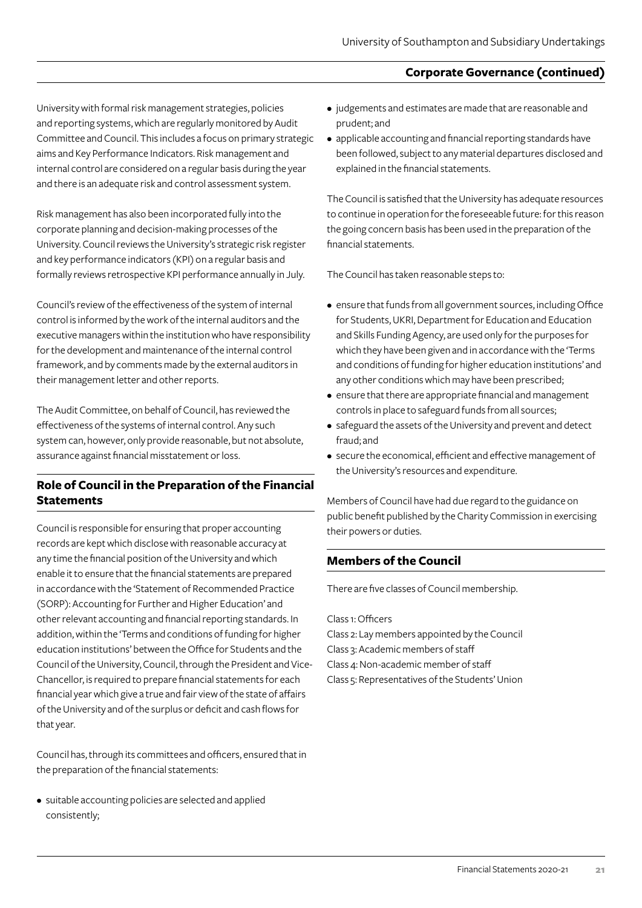University with formal risk management strategies, policies and reporting systems, which are regularly monitored by Audit Committee and Council. This includes a focus on primary strategic aims and Key Performance Indicators. Risk management and internal control are considered on a regular basis during the year and there is an adequate risk and control assessment system.

Risk management has also been incorporated fully into the corporate planning and decision-making processes of the University. Council reviews the University's strategic risk register and key performance indicators (KPI) on a regular basis and formally reviews retrospective KPI performance annually in July.

Council's review of the effectiveness of the system of internal control is informed by the work of the internal auditors and the executive managers within the institution who have responsibility for the development and maintenance of the internal control framework, and by comments made by the external auditors in their management letter and other reports.

The Audit Committee, on behalf of Council, has reviewed the effectiveness of the systems of internal control. Any such system can, however, only provide reasonable, but not absolute, assurance against financial misstatement or loss.

## Role of Council in the Preparation of the Financial Statements

Council is responsible for ensuring that proper accounting records are kept which disclose with reasonable accuracy at any time the financial position of the University and which enable it to ensure that the financial statements are prepared in accordance with the 'Statement of Recommended Practice (SORP): Accounting for Further and Higher Education' and other relevant accounting and financial reporting standards. In addition, within the 'Terms and conditions of funding for higher education institutions' between the Office for Students and the Council of the University, Council, through the President and Vice-Chancellor, is required to prepare financial statements for each financial year which give a true and fair view of the state of affairs of the University and of the surplus or deficit and cash flows for that year.

Council has, through its committees and officers, ensured that in the preparation of the financial statements:

- suitable accounting policies are selected and applied consistently;
- judgements and estimates are made that are reasonable and prudent; and
- applicable accounting and financial reporting standards have been followed, subject to any material departures disclosed and explained in the financial statements.

The Council is satisfied that the University has adequate resources to continue in operation for the foreseeable future: for this reason the going concern basis has been used in the preparation of the financial statements.

The Council has taken reasonable steps to:

- ensure that funds from all government sources, including Office for Students, UKRI, Department for Education and Education and Skills Funding Agency, are used only for the purposes for which they have been given and in accordance with the 'Terms and conditions of funding for higher education institutions' and any other conditions which may have been prescribed;
- ensure that there are appropriate financial and management controls in place to safeguard funds from all sources;
- safeguard the assets of the University and prevent and detect fraud; and
- secure the economical, efficient and effective management of the University's resources and expenditure.

Members of Council have had due regard to the guidance on public benefit published by the Charity Commission in exercising their powers or duties.

## Members of the Council

There are five classes of Council membership.

Class 1: Officers
Class 2: Lay members appointed by the Council
Class 3: Academic members of staff
Class 4: Non-academic member of staff
Class 5: Representatives of the Students' Union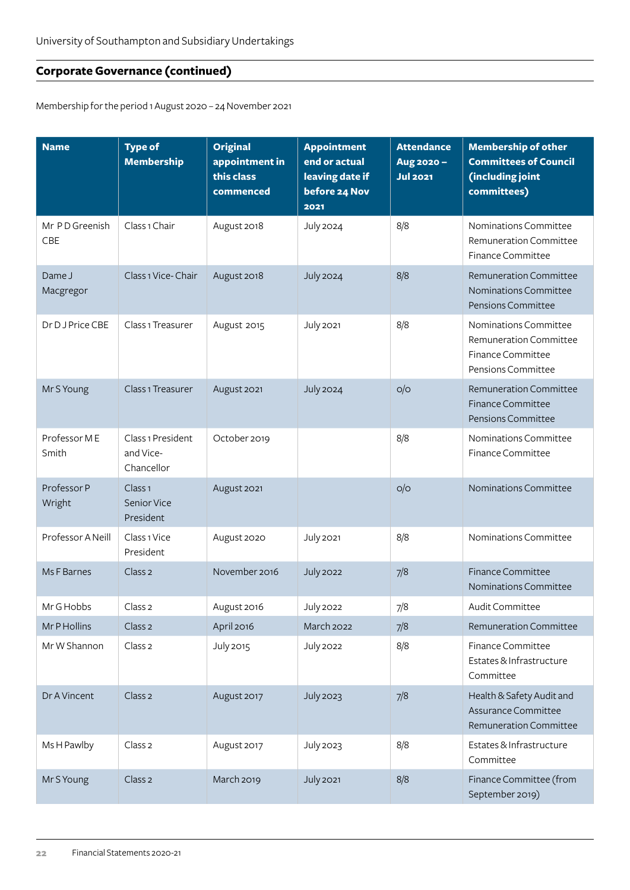## Corporate Governance (continued)

Membership for the period 1 August 2020 – 24 November 2021

| Name | Type of Membership | Original appointment in this class commenced | Appointment end or actual leaving date if before 24 Nov 2021 | Attendance Aug 2020 – Jul 2021 | Membership of other Committees of Council (including joint committees) |
|---|---|---|---|---|---|
| Mr P D Greenish CBE | Class 1 Chair | August 2018 | July 2024 | 8/8 | Nominations Committee<br>Remuneration Committee<br>Finance Committee |
| Dame J Macgregor | Class 1 Vice- Chair | August 2018 | July 2024 | 8/8 | Remuneration Committee<br>Nominations Committee<br>Pensions Committee |
| Dr D J Price CBE | Class 1 Treasurer | August 2015 | July 2021 | 8/8 | Nominations Committee<br>Remuneration Committee<br>Finance Committee<br>Pensions Committee |
| Mr S Young | Class 1 Treasurer | August 2021 | July 2024 | 0/0 | Remuneration Committee<br>Finance Committee<br>Pensions Committee |
| Professor M E Smith | Class 1 President and Vice-Chancellor | October 2019 | | 8/8 | Nominations Committee<br>Finance Committee |
| Professor P Wright | Class 1 Senior Vice President | August 2021 | | 0/0 | Nominations Committee |
| Professor A Neill | Class 1 Vice President | August 2020 | July 2021 | 8/8 | Nominations Committee |
| Ms F Barnes | Class 2 | November 2016 | July 2022 | 7/8 | Finance Committee<br>Nominations Committee |
| Mr G Hobbs | Class 2 | August 2016 | July 2022 | 7/8 | Audit Committee |
| Mr P Hollins | Class 2 | April 2016 | March 2022 | 7/8 | Remuneration Committee |
| Mr W Shannon | Class 2 | July 2015 | July 2022 | 8/8 | Finance Committee<br>Estates & Infrastructure Committee |
| Dr A Vincent | Class 2 | August 2017 | July 2023 | 7/8 | Health & Safety Audit and Assurance Committee<br>Remuneration Committee |
| Ms H Pawlby | Class 2 | August 2017 | July 2023 | 8/8 | Estates & Infrastructure Committee |
| Mr S Young | Class 2 | March 2019 | July 2021 | 8/8 | Finance Committee (from September 2019) |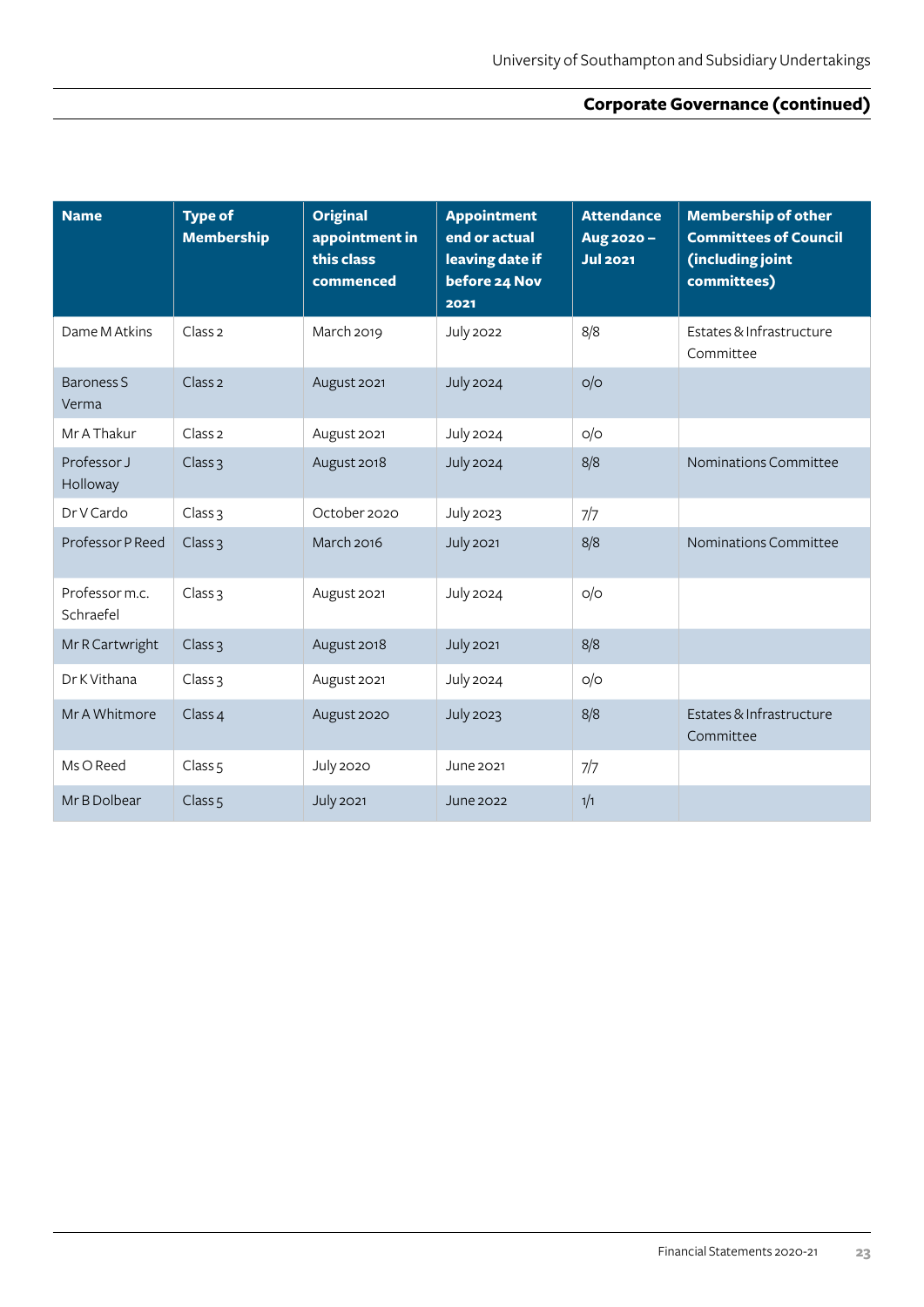## Corporate Governance (continued)

| Name | Type of Membership | Original appointment in this class commenced | Appointment end or actual leaving date if before 24 Nov 2021 | Attendance Aug 2020 – Jul 2021 | Membership of other Committees of Council (including joint committees) |
|---|---|---|---|---|---|
| Dame M Atkins | Class 2 | March 2019 | July 2022 | 8/8 | Estates & Infrastructure Committee |
| Baroness S Verma | Class 2 | August 2021 | July 2024 | 0/0 | |
| Mr A Thakur | Class 2 | August 2021 | July 2024 | 0/0 | |
| Professor J Holloway | Class 3 | August 2018 | July 2024 | 8/8 | Nominations Committee |
| Dr V Cardo | Class 3 | October 2020 | July 2023 | 7/7 | |
| Professor P Reed | Class 3 | March 2016 | July 2021 | 8/8 | Nominations Committee |
| Professor m.c. Schraefel | Class 3 | August 2021 | July 2024 | 0/0 | |
| Mr R Cartwright | Class 3 | August 2018 | July 2021 | 8/8 | |
| Dr K Vithana | Class 3 | August 2021 | July 2024 | 0/0 | |
| Mr A Whitmore | Class 4 | August 2020 | July 2023 | 8/8 | Estates & Infrastructure Committee |
| Ms O Reed | Class 5 | July 2020 | June 2021 | 7/7 | |
| Mr B Dolbear | Class 5 | July 2021 | June 2022 | 1/1 | |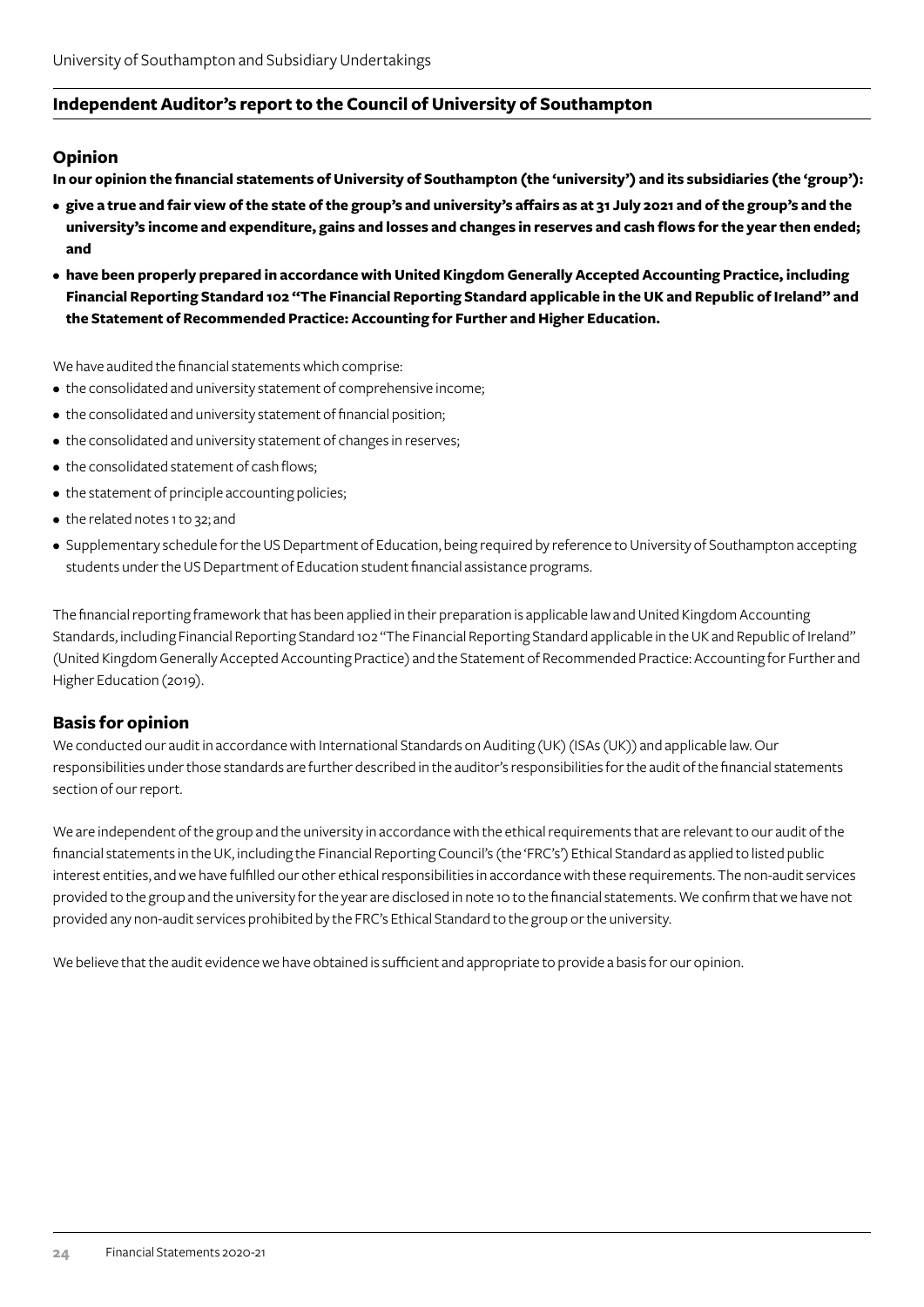## Independent Auditor's report to the Council of University of Southampton

### Opinion

**In our opinion the financial statements of University of Southampton (the 'university') and its subsidiaries (the 'group'):**

- **give a true and fair view of the state of the group's and university's affairs as at 31 July 2021 and of the group's and the university's income and expenditure, gains and losses and changes in reserves and cash flows for the year then ended; and**
- **have been properly prepared in accordance with United Kingdom Generally Accepted Accounting Practice, including Financial Reporting Standard 102 "The Financial Reporting Standard applicable in the UK and Republic of Ireland" and the Statement of Recommended Practice: Accounting for Further and Higher Education.**

We have audited the financial statements which comprise:

- the consolidated and university statement of comprehensive income;
- the consolidated and university statement of financial position;
- the consolidated and university statement of changes in reserves;
- the consolidated statement of cash flows;
- the statement of principle accounting policies;
- the related notes 1 to 32; and
- Supplementary schedule for the US Department of Education, being required by reference to University of Southampton accepting students under the US Department of Education student financial assistance programs.

The financial reporting framework that has been applied in their preparation is applicable law and United Kingdom Accounting Standards, including Financial Reporting Standard 102 "The Financial Reporting Standard applicable in the UK and Republic of Ireland" (United Kingdom Generally Accepted Accounting Practice) and the Statement of Recommended Practice: Accounting for Further and Higher Education (2019).

### Basis for opinion

We conducted our audit in accordance with International Standards on Auditing (UK) (ISAs (UK)) and applicable law. Our responsibilities under those standards are further described in the auditor's responsibilities for the audit of the financial statements section of our report.

We are independent of the group and the university in accordance with the ethical requirements that are relevant to our audit of the financial statements in the UK, including the Financial Reporting Council's (the 'FRC's') Ethical Standard as applied to listed public interest entities, and we have fulfilled our other ethical responsibilities in accordance with these requirements. The non-audit services provided to the group and the university for the year are disclosed in note 10 to the financial statements. We confirm that we have not provided any non-audit services prohibited by the FRC's Ethical Standard to the group or the university.

We believe that the audit evidence we have obtained is sufficient and appropriate to provide a basis for our opinion.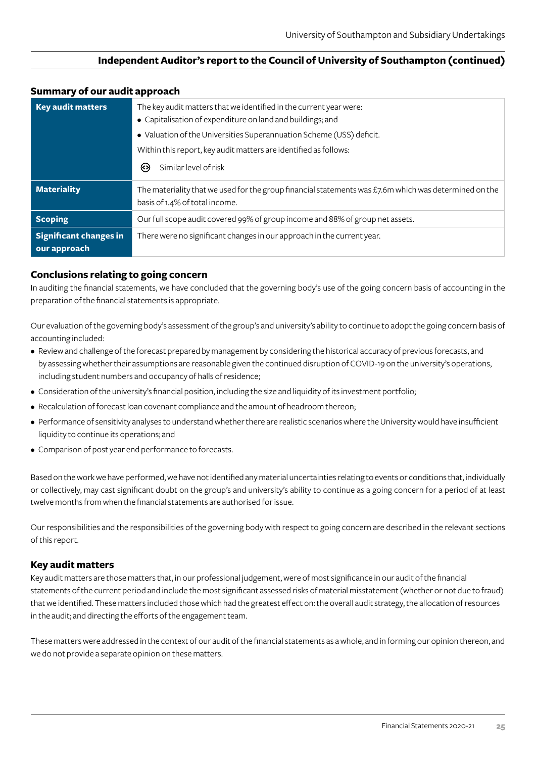## Independent Auditor's report to the Council of University of Southampton (continued)

### Summary of our audit approach

| | |
|---|---|
| **Key audit matters** | The key audit matters that we identified in the current year were:<br>• Capitalisation of expenditure on land and buildings; and<br>• Valuation of the Universities Superannuation Scheme (USS) deficit.<br>Within this report, key audit matters are identified as follows:<br>⊙ Similar level of risk |
| **Materiality** | The materiality that we used for the group financial statements was £7.6m which was determined on the basis of 1.4% of total income. |
| **Scoping** | Our full scope audit covered 99% of group income and 88% of group net assets. |
| **Significant changes in our approach** | There were no significant changes in our approach in the current year. |

### Conclusions relating to going concern

In auditing the financial statements, we have concluded that the governing body's use of the going concern basis of accounting in the preparation of the financial statements is appropriate.

Our evaluation of the governing body's assessment of the group's and university's ability to continue to adopt the going concern basis of accounting included:

- Review and challenge of the forecast prepared by management by considering the historical accuracy of previous forecasts, and by assessing whether their assumptions are reasonable given the continued disruption of COVID-19 on the university's operations, including student numbers and occupancy of halls of residence;
- Consideration of the university's financial position, including the size and liquidity of its investment portfolio;
- Recalculation of forecast loan covenant compliance and the amount of headroom thereon;
- Performance of sensitivity analyses to understand whether there are realistic scenarios where the University would have insufficient liquidity to continue its operations; and
- Comparison of post year end performance to forecasts.

Based on the work we have performed, we have not identified any material uncertainties relating to events or conditions that, individually or collectively, may cast significant doubt on the group's and university's ability to continue as a going concern for a period of at least twelve months from when the financial statements are authorised for issue.

Our responsibilities and the responsibilities of the governing body with respect to going concern are described in the relevant sections of this report.

### Key audit matters

Key audit matters are those matters that, in our professional judgement, were of most significance in our audit of the financial statements of the current period and include the most significant assessed risks of material misstatement (whether or not due to fraud) that we identified. These matters included those which had the greatest effect on: the overall audit strategy, the allocation of resources in the audit; and directing the efforts of the engagement team.

These matters were addressed in the context of our audit of the financial statements as a whole, and in forming our opinion thereon, and we do not provide a separate opinion on these matters.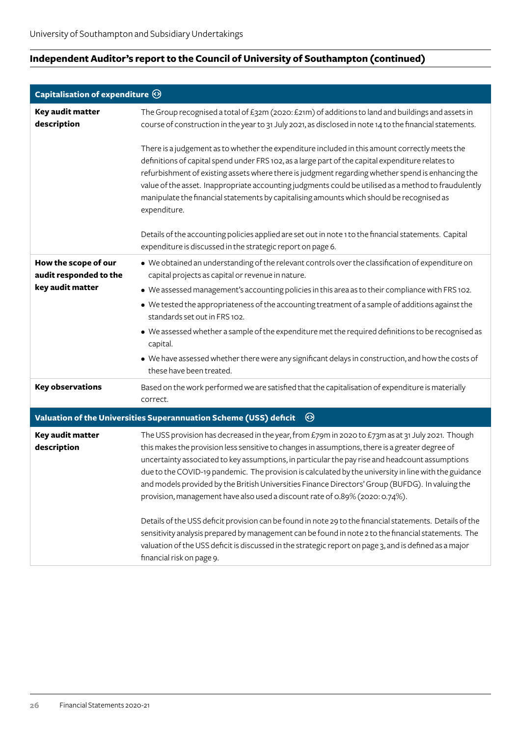## Independent Auditor's report to the Council of University of Southampton (continued)

| Capitalisation of expenditure | |
|---|---|
| **Key audit matter description** | The Group recognised a total of £32m (2020: £21m) of additions to land and buildings and assets in course of construction in the year to 31 July 2021, as disclosed in note 14 to the financial statements.<br><br>There is a judgement as to whether the expenditure included in this amount correctly meets the definitions of capital spend under FRS 102, as a large part of the capital expenditure relates to refurbishment of existing assets where there is judgment regarding whether spend is enhancing the value of the asset. Inappropriate accounting judgments could be utilised as a method to fraudulently manipulate the financial statements by capitalising amounts which should be recognised as expenditure.<br><br>Details of the accounting policies applied are set out in note 1 to the financial statements. Capital expenditure is discussed in the strategic report on page 6. |
| **How the scope of our audit responded to the key audit matter** | • We obtained an understanding of the relevant controls over the classification of expenditure on capital projects as capital or revenue in nature.<br>• We assessed management's accounting policies in this area as to their compliance with FRS 102.<br>• We tested the appropriateness of the accounting treatment of a sample of additions against the standards set out in FRS 102.<br>• We assessed whether a sample of the expenditure met the required definitions to be recognised as capital.<br>• We have assessed whether there were any significant delays in construction, and how the costs of these have been treated. |
| **Key observations** | Based on the work performed we are satisfied that the capitalisation of expenditure is materially correct. |

| Valuation of the Universities Superannuation Scheme (USS) deficit | |
|---|---|
| **Key audit matter description** | The USS provision has decreased in the year, from £79m in 2020 to £73m as at 31 July 2021. Though this makes the provision less sensitive to changes in assumptions, there is a greater degree of uncertainty associated to key assumptions, in particular the pay rise and headcount assumptions due to the COVID-19 pandemic. The provision is calculated by the university in line with the guidance and models provided by the British Universities Finance Directors' Group (BUFDG). In valuing the provision, management have also used a discount rate of 0.89% (2020: 0.74%).<br><br>Details of the USS deficit provision can be found in note 29 to the financial statements. Details of the sensitivity analysis prepared by management can be found in note 2 to the financial statements. The valuation of the USS deficit is discussed in the strategic report on page 3, and is defined as a major financial risk on page 9. |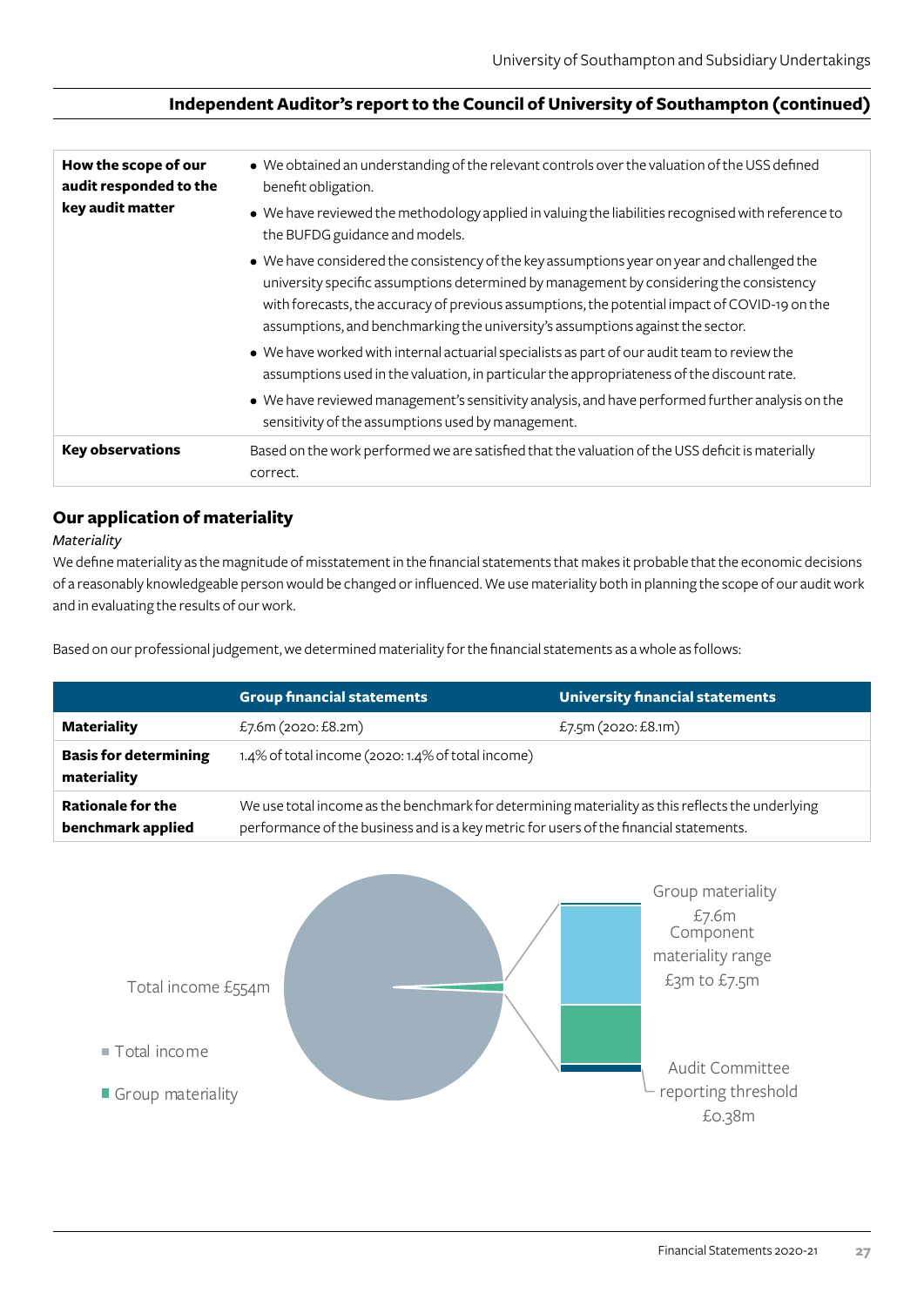## Independent Auditor's report to the Council of University of Southampton (continued)

| | |
|---|---|
| **How the scope of our audit responded to the key audit matter** | • We obtained an understanding of the relevant controls over the valuation of the USS defined benefit obligation.<br>• We have reviewed the methodology applied in valuing the liabilities recognised with reference to the BUFDG guidance and models.<br>• We have considered the consistency of the key assumptions year on year and challenged the university specific assumptions determined by management by considering the consistency with forecasts, the accuracy of previous assumptions, the potential impact of COVID-19 on the assumptions, and benchmarking the university's assumptions against the sector.<br>• We have worked with internal actuarial specialists as part of our audit team to review the assumptions used in the valuation, in particular the appropriateness of the discount rate.<br>• We have reviewed management's sensitivity analysis, and have performed further analysis on the sensitivity of the assumptions used by management. |
| **Key observations** | Based on the work performed we are satisfied that the valuation of the USS deficit is materially correct. |

### Our application of materiality

*Materiality*

We define materiality as the magnitude of misstatement in the financial statements that makes it probable that the economic decisions of a reasonably knowledgeable person would be changed or influenced. We use materiality both in planning the scope of our audit work and in evaluating the results of our work.

Based on our professional judgement, we determined materiality for the financial statements as a whole as follows:

| | Group financial statements | University financial statements |
|---|---|---|
| **Materiality** | £7.6m (2020: £8.2m) | £7.5m (2020: £8.1m) |
| **Basis for determining materiality** | 1.4% of total income (2020: 1.4% of total income) | |
| **Rationale for the benchmark applied** | We use total income as the benchmark for determining materiality as this reflects the underlying performance of the business and is a key metric for users of the financial statements. | |

Total income £554m

Total income

Group materiality

Group materiality £7.6m

Component materiality range £3m to £7.5m

Audit Committee reporting threshold £0.38m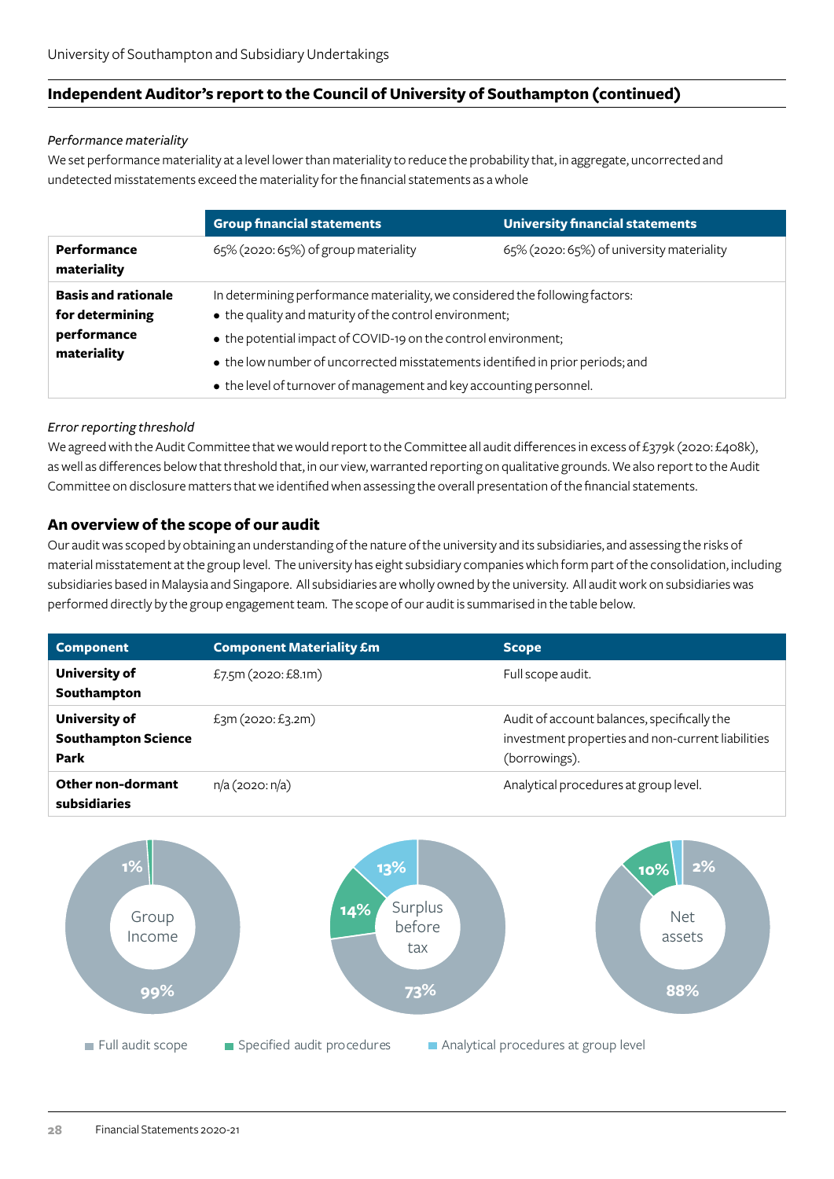## Independent Auditor's report to the Council of University of Southampton (continued)

*Performance materiality*

We set performance materiality at a level lower than materiality to reduce the probability that, in aggregate, uncorrected and undetected misstatements exceed the materiality for the financial statements as a whole

| | Group financial statements | University financial statements |
|---|---|---|
| **Performance materiality** | 65% (2020: 65%) of group materiality | 65% (2020: 65%) of university materiality |
| **Basis and rationale for determining performance materiality** | In determining performance materiality, we considered the following factors:<br>• the quality and maturity of the control environment;<br>• the potential impact of COVID-19 on the control environment;<br>• the low number of uncorrected misstatements identified in prior periods; and<br>• the level of turnover of management and key accounting personnel. | |

*Error reporting threshold*

We agreed with the Audit Committee that we would report to the Committee all audit differences in excess of £379k (2020: £408k), as well as differences below that threshold that, in our view, warranted reporting on qualitative grounds. We also report to the Audit Committee on disclosure matters that we identified when assessing the overall presentation of the financial statements.

### An overview of the scope of our audit

Our audit was scoped by obtaining an understanding of the nature of the university and its subsidiaries, and assessing the risks of material misstatement at the group level. The university has eight subsidiary companies which form part of the consolidation, including subsidiaries based in Malaysia and Singapore. All subsidiaries are wholly owned by the university. All audit work on subsidiaries was performed directly by the group engagement team. The scope of our audit is summarised in the table below.

| Component | Component Materiality £m | Scope |
|---|---|---|
| **University of Southampton** | £7.5m (2020: £8.1m) | Full scope audit. |
| **University of Southampton Science Park** | £3m (2020: £3.2m) | Audit of account balances, specifically the investment properties and non-current liabilities (borrowings). |
| **Other non-dormant subsidiaries** | n/a (2020: n/a) | Analytical procedures at group level. |

| | Full audit scope | Specified audit procedures | Analytical procedures at group level |
|---|---|---|---|
| Group Income | 99% | 1% | |
| Surplus before tax | 73% | 14% | 13% |
| Net assets | 88% | 10% | 2% |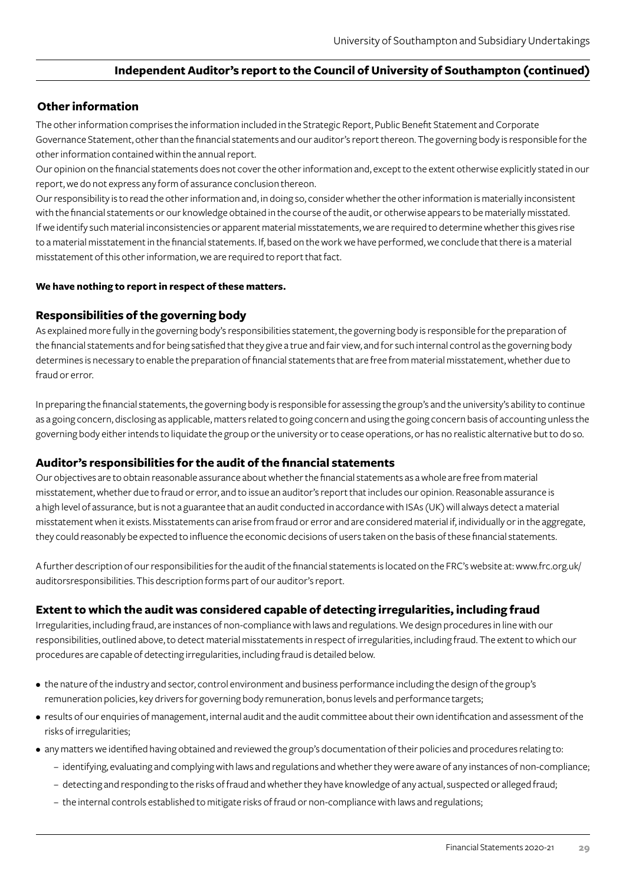## Independent Auditor's report to the Council of University of Southampton (continued)

### Other information

The other information comprises the information included in the Strategic Report, Public Benefit Statement and Corporate Governance Statement, other than the financial statements and our auditor's report thereon. The governing body is responsible for the other information contained within the annual report.

Our opinion on the financial statements does not cover the other information and, except to the extent otherwise explicitly stated in our report, we do not express any form of assurance conclusion thereon.

Our responsibility is to read the other information and, in doing so, consider whether the other information is materially inconsistent with the financial statements or our knowledge obtained in the course of the audit, or otherwise appears to be materially misstated. If we identify such material inconsistencies or apparent material misstatements, we are required to determine whether this gives rise to a material misstatement in the financial statements. If, based on the work we have performed, we conclude that there is a material misstatement of this other information, we are required to report that fact.

**We have nothing to report in respect of these matters.**

### Responsibilities of the governing body

As explained more fully in the governing body's responsibilities statement, the governing body is responsible for the preparation of the financial statements and for being satisfied that they give a true and fair view, and for such internal control as the governing body determines is necessary to enable the preparation of financial statements that are free from material misstatement, whether due to fraud or error.

In preparing the financial statements, the governing body is responsible for assessing the group's and the university's ability to continue as a going concern, disclosing as applicable, matters related to going concern and using the going concern basis of accounting unless the governing body either intends to liquidate the group or the university or to cease operations, or has no realistic alternative but to do so.

### Auditor's responsibilities for the audit of the financial statements

Our objectives are to obtain reasonable assurance about whether the financial statements as a whole are free from material misstatement, whether due to fraud or error, and to issue an auditor's report that includes our opinion. Reasonable assurance is a high level of assurance, but is not a guarantee that an audit conducted in accordance with ISAs (UK) will always detect a material misstatement when it exists. Misstatements can arise from fraud or error and are considered material if, individually or in the aggregate, they could reasonably be expected to influence the economic decisions of users taken on the basis of these financial statements.

A further description of our responsibilities for the audit of the financial statements is located on the FRC's website at: www.frc.org.uk/auditorsresponsibilities. This description forms part of our auditor's report.

### Extent to which the audit was considered capable of detecting irregularities, including fraud

Irregularities, including fraud, are instances of non-compliance with laws and regulations. We design procedures in line with our responsibilities, outlined above, to detect material misstatements in respect of irregularities, including fraud. The extent to which our procedures are capable of detecting irregularities, including fraud is detailed below.

- the nature of the industry and sector, control environment and business performance including the design of the group's remuneration policies, key drivers for governing body remuneration, bonus levels and performance targets;
- results of our enquiries of management, internal audit and the audit committee about their own identification and assessment of the risks of irregularities;
- any matters we identified having obtained and reviewed the group's documentation of their policies and procedures relating to:
  - identifying, evaluating and complying with laws and regulations and whether they were aware of any instances of non-compliance;
  - detecting and responding to the risks of fraud and whether they have knowledge of any actual, suspected or alleged fraud;
  - the internal controls established to mitigate risks of fraud or non-compliance with laws and regulations;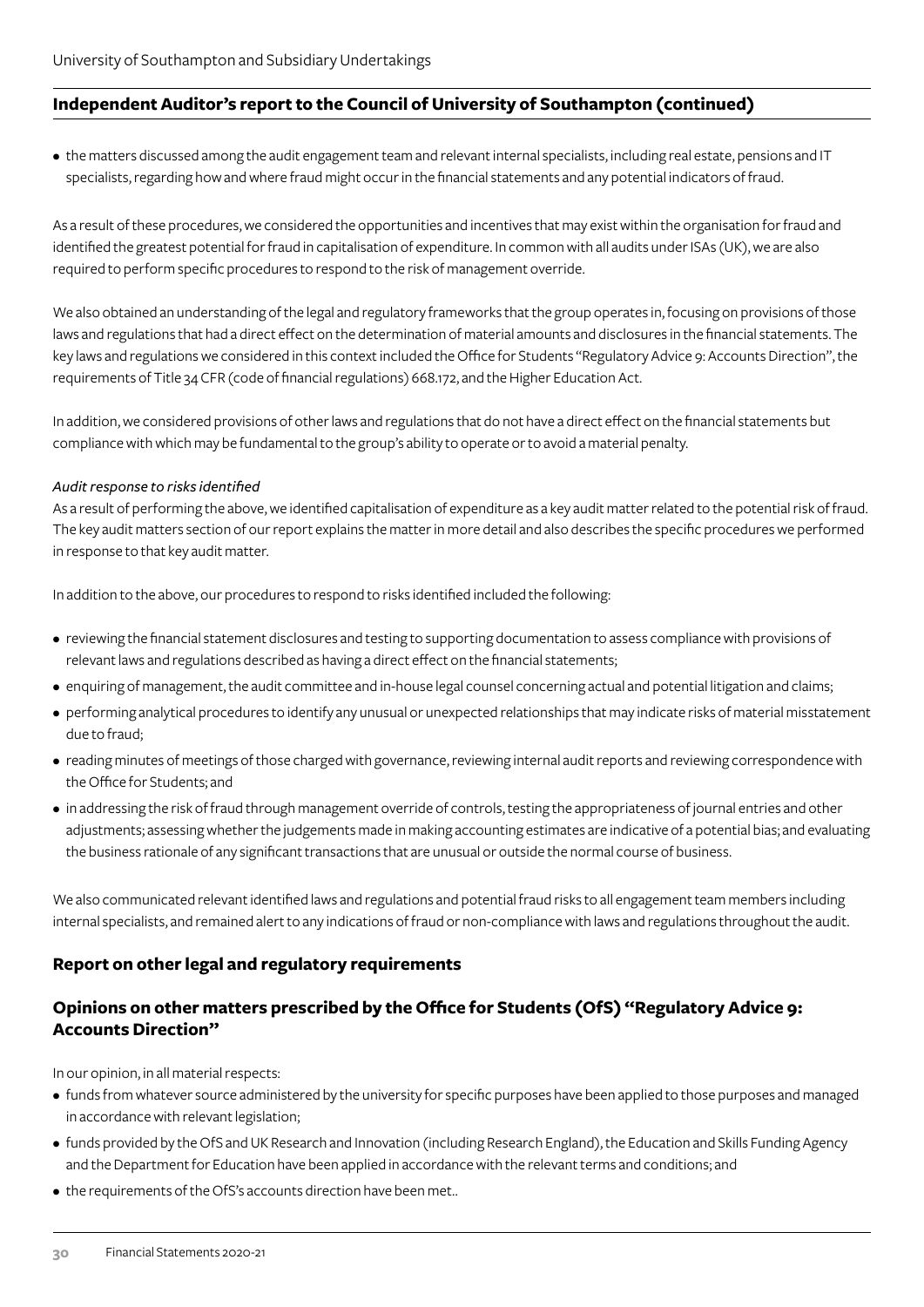## Independent Auditor's report to the Council of University of Southampton (continued)

- the matters discussed among the audit engagement team and relevant internal specialists, including real estate, pensions and IT specialists, regarding how and where fraud might occur in the financial statements and any potential indicators of fraud.

As a result of these procedures, we considered the opportunities and incentives that may exist within the organisation for fraud and identified the greatest potential for fraud in capitalisation of expenditure. In common with all audits under ISAs (UK), we are also required to perform specific procedures to respond to the risk of management override.

We also obtained an understanding of the legal and regulatory frameworks that the group operates in, focusing on provisions of those laws and regulations that had a direct effect on the determination of material amounts and disclosures in the financial statements. The key laws and regulations we considered in this context included the Office for Students "Regulatory Advice 9: Accounts Direction", the requirements of Title 34 CFR (code of financial regulations) 668.172, and the Higher Education Act.

In addition, we considered provisions of other laws and regulations that do not have a direct effect on the financial statements but compliance with which may be fundamental to the group's ability to operate or to avoid a material penalty.

*Audit response to risks identified*

As a result of performing the above, we identified capitalisation of expenditure as a key audit matter related to the potential risk of fraud. The key audit matters section of our report explains the matter in more detail and also describes the specific procedures we performed in response to that key audit matter.

In addition to the above, our procedures to respond to risks identified included the following:

- reviewing the financial statement disclosures and testing to supporting documentation to assess compliance with provisions of relevant laws and regulations described as having a direct effect on the financial statements;
- enquiring of management, the audit committee and in-house legal counsel concerning actual and potential litigation and claims;
- performing analytical procedures to identify any unusual or unexpected relationships that may indicate risks of material misstatement due to fraud;
- reading minutes of meetings of those charged with governance, reviewing internal audit reports and reviewing correspondence with the Office for Students; and
- in addressing the risk of fraud through management override of controls, testing the appropriateness of journal entries and other adjustments; assessing whether the judgements made in making accounting estimates are indicative of a potential bias; and evaluating the business rationale of any significant transactions that are unusual or outside the normal course of business.

We also communicated relevant identified laws and regulations and potential fraud risks to all engagement team members including internal specialists, and remained alert to any indications of fraud or non-compliance with laws and regulations throughout the audit.

### Report on other legal and regulatory requirements

### Opinions on other matters prescribed by the Office for Students (OfS) "Regulatory Advice 9: Accounts Direction"

In our opinion, in all material respects:

- funds from whatever source administered by the university for specific purposes have been applied to those purposes and managed in accordance with relevant legislation;
- funds provided by the OfS and UK Research and Innovation (including Research England), the Education and Skills Funding Agency and the Department for Education have been applied in accordance with the relevant terms and conditions; and
- the requirements of the OfS's accounts direction have been met..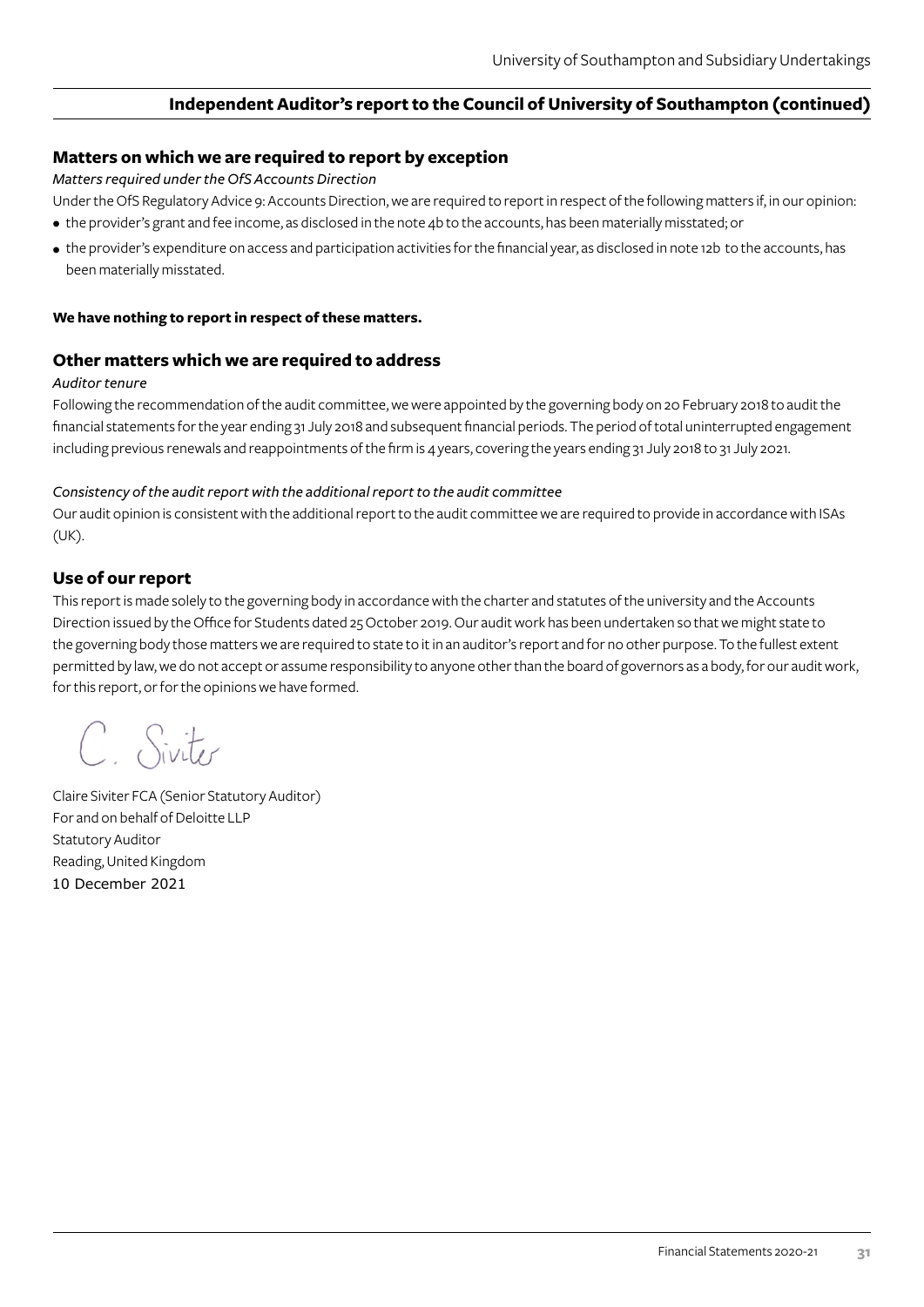## Independent Auditor's report to the Council of University of Southampton (continued)

### Matters on which we are required to report by exception

*Matters required under the OfS Accounts Direction*

Under the OfS Regulatory Advice 9: Accounts Direction, we are required to report in respect of the following matters if, in our opinion:

- the provider's grant and fee income, as disclosed in the note 4b to the accounts, has been materially misstated; or
- the provider's expenditure on access and participation activities for the financial year, as disclosed in note 12b to the accounts, has been materially misstated.

**We have nothing to report in respect of these matters.**

### Other matters which we are required to address

*Auditor tenure*

Following the recommendation of the audit committee, we were appointed by the governing body on 20 February 2018 to audit the financial statements for the year ending 31 July 2018 and subsequent financial periods. The period of total uninterrupted engagement including previous renewals and reappointments of the firm is 4 years, covering the years ending 31 July 2018 to 31 July 2021.

*Consistency of the audit report with the additional report to the audit committee*

Our audit opinion is consistent with the additional report to the audit committee we are required to provide in accordance with ISAs (UK).

### Use of our report

This report is made solely to the governing body in accordance with the charter and statutes of the university and the Accounts Direction issued by the Office for Students dated 25 October 2019. Our audit work has been undertaken so that we might state to the governing body those matters we are required to state to it in an auditor's report and for no other purpose. To the fullest extent permitted by law, we do not accept or assume responsibility to anyone other than the board of governors as a body, for our audit work, for this report, or for the opinions we have formed.

C. Siviter

Claire Siviter FCA (Senior Statutory Auditor)
For and on behalf of Deloitte LLP
Statutory Auditor
Reading, United Kingdom
10 December 2021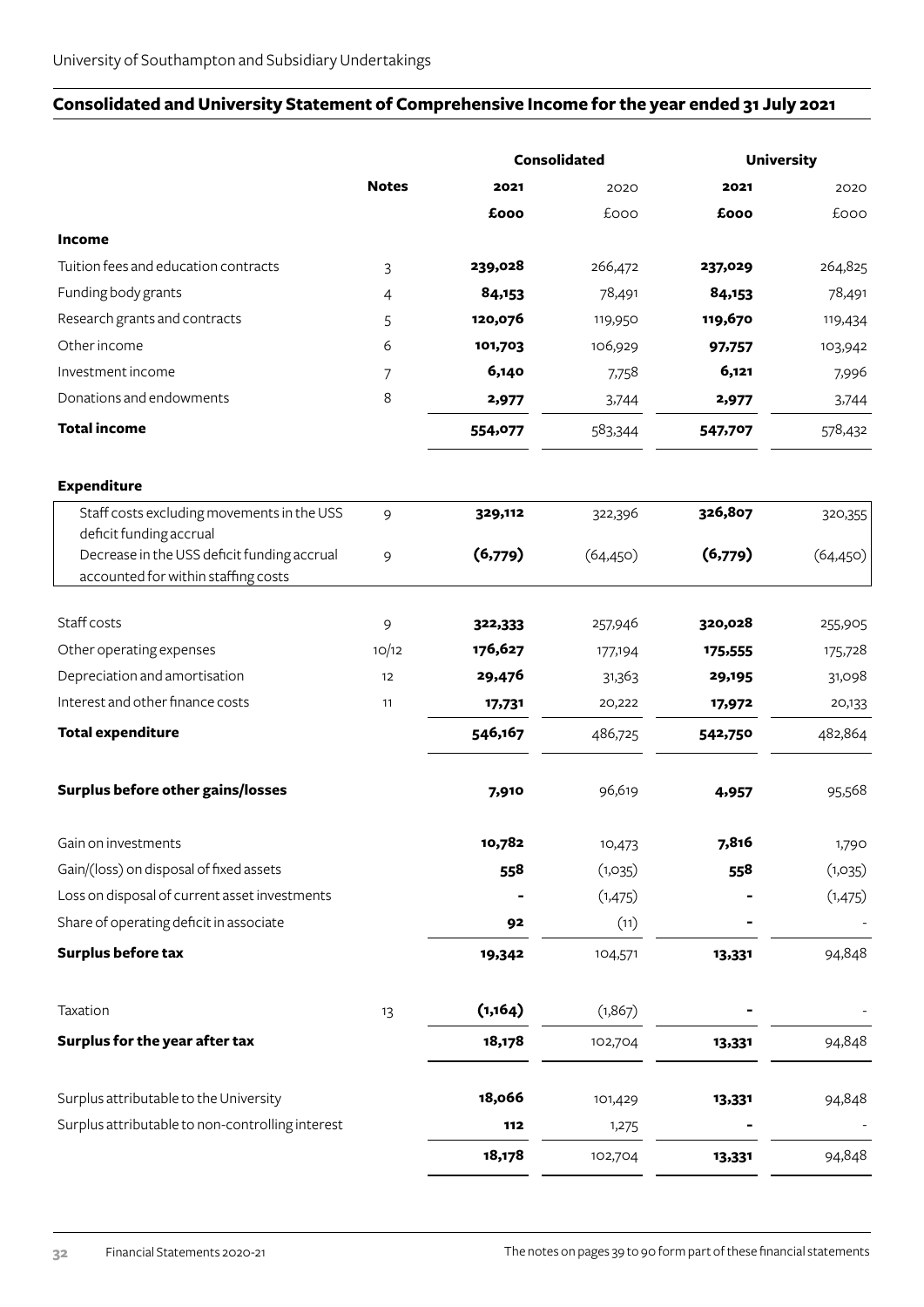## Consolidated and University Statement of Comprehensive Income for the year ended 31 July 2021

| | Notes | Consolidated | | University | |
|---|---|---|---|---|---|
| | | **2021** | 2020 | **2021** | 2020 |
| | | **£000** | £000 | **£000** | £000 |
| **Income** | | | | | |
| Tuition fees and education contracts | 3 | **239,028** | 266,472 | **237,029** | 264,825 |
| Funding body grants | 4 | **84,153** | 78,491 | **84,153** | 78,491 |
| Research grants and contracts | 5 | **120,076** | 119,950 | **119,670** | 119,434 |
| Other income | 6 | **101,703** | 106,929 | **97,757** | 103,942 |
| Investment income | 7 | **6,140** | 7,758 | **6,121** | 7,996 |
| Donations and endowments | 8 | **2,977** | 3,744 | **2,977** | 3,744 |
| **Total income** | | **554,077** | 583,344 | **547,707** | 578,432 |
| **Expenditure** | | | | | |
| Staff costs excluding movements in the USS deficit funding accrual | 9 | **329,112** | 322,396 | **326,807** | 320,355 |
| Decrease in the USS deficit funding accrual accounted for within staffing costs | 9 | **(6,779)** | (64,450) | **(6,779)** | (64,450) |
| Staff costs | 9 | **322,333** | 257,946 | **320,028** | 255,905 |
| Other operating expenses | 10/12 | **176,627** | 177,194 | **175,555** | 175,728 |
| Depreciation and amortisation | 12 | **29,476** | 31,363 | **29,195** | 31,098 |
| Interest and other finance costs | 11 | **17,731** | 20,222 | **17,972** | 20,133 |
| **Total expenditure** | | **546,167** | 486,725 | **542,750** | 482,864 |
| **Surplus before other gains/losses** | | **7,910** | 96,619 | **4,957** | 95,568 |
| Gain on investments | | **10,782** | 10,473 | **7,816** | 1,790 |
| Gain/(loss) on disposal of fixed assets | | **558** | (1,035) | **558** | (1,035) |
| Loss on disposal of current asset investments | | **-** | (1,475) | **-** | (1,475) |
| Share of operating deficit in associate | | **92** | (11) | **-** | - |
| **Surplus before tax** | | **19,342** | 104,571 | **13,331** | 94,848 |
| Taxation | 13 | **(1,164)** | (1,867) | **-** | - |
| **Surplus for the year after tax** | | **18,178** | 102,704 | **13,331** | 94,848 |
| Surplus attributable to the University | | **18,066** | 101,429 | **13,331** | 94,848 |
| Surplus attributable to non-controlling interest | | **112** | 1,275 | **-** | - |
| | | **18,178** | 102,704 | **13,331** | 94,848 |

The notes on pages 39 to 90 form part of these financial statements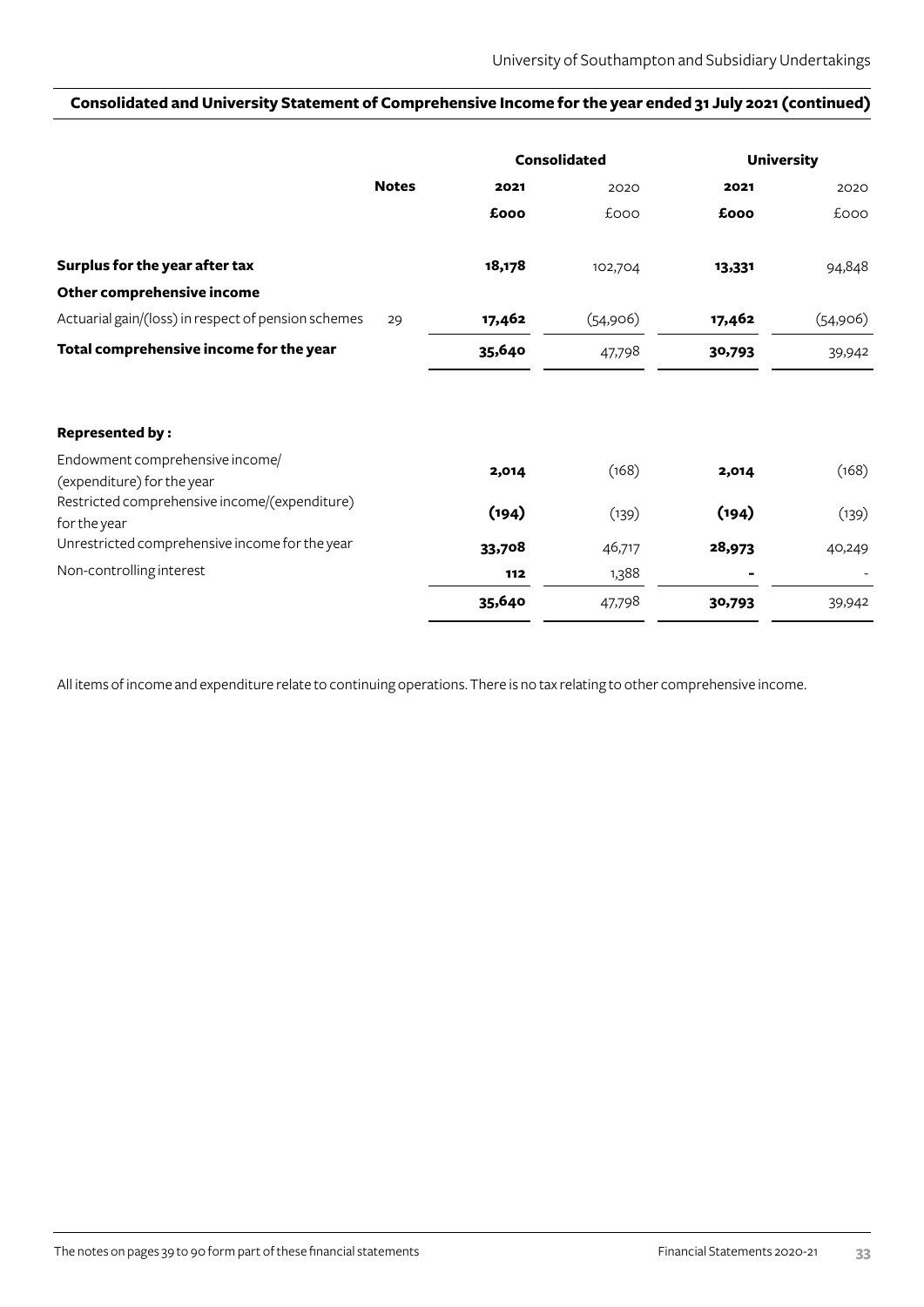## Consolidated and University Statement of Comprehensive Income for the year ended 31 July 2021 (continued)

| | Notes | Consolidated | | University | |
|---|---|---|---|---|---|
| | | **2021** | 2020 | **2021** | 2020 |
| | | **£000** | £000 | **£000** | £000 |
| **Surplus for the year after tax** | | **18,178** | 102,704 | **13,331** | 94,848 |
| **Other comprehensive income** | | | | | |
| Actuarial gain/(loss) in respect of pension schemes | 29 | **17,462** | (54,906) | **17,462** | (54,906) |
| **Total comprehensive income for the year** | | **35,640** | 47,798 | **30,793** | 39,942 |
| | | | | | |
| **Represented by :** | | | | | |
| Endowment comprehensive income/(expenditure) for the year | | **2,014** | (168) | **2,014** | (168) |
| Restricted comprehensive income/(expenditure) for the year | | **(194)** | (139) | **(194)** | (139) |
| Unrestricted comprehensive income for the year | | **33,708** | 46,717 | **28,973** | 40,249 |
| Non-controlling interest | | **112** | 1,388 | **-** | - |
| | | **35,640** | 47,798 | **30,793** | 39,942 |

All items of income and expenditure relate to continuing operations. There is no tax relating to other comprehensive income.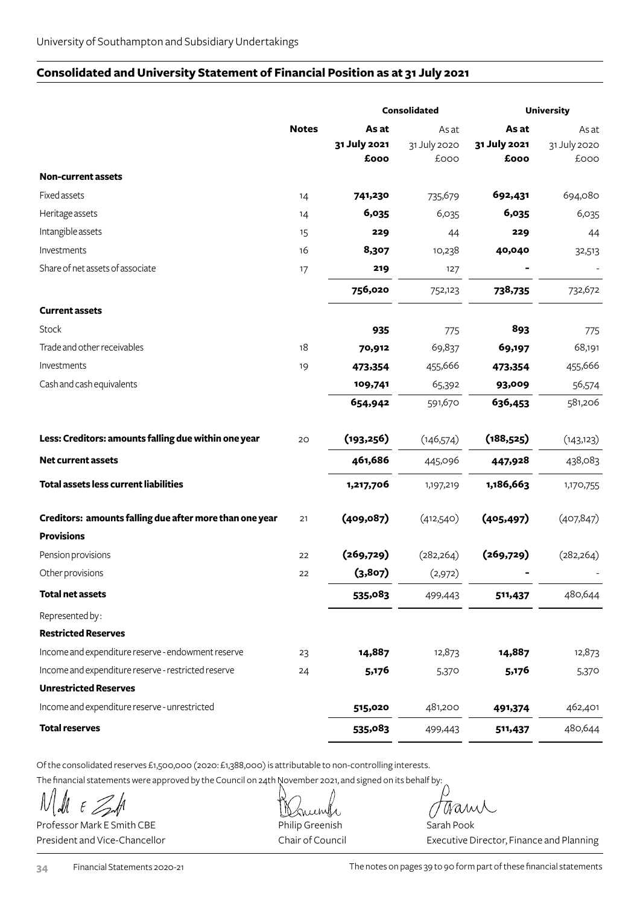## Consolidated and University Statement of Financial Position as at 31 July 2021

| | Notes | Consolidated | | University | |
|---|---|---|---|---|---|
| | | **As at 31 July 2021 £000** | As at 31 July 2020 £000 | **As at 31 July 2021 £000** | As at 31 July 2020 £000 |
| **Non-current assets** | | | | | |
| Fixed assets | 14 | **741,230** | 735,679 | **692,431** | 694,080 |
| Heritage assets | 14 | **6,035** | 6,035 | **6,035** | 6,035 |
| Intangible assets | 15 | **229** | 44 | **229** | 44 |
| Investments | 16 | **8,307** | 10,238 | **40,040** | 32,513 |
| Share of net assets of associate | 17 | **219** | 127 | **-** | - |
| | | **756,020** | 752,123 | **738,735** | 732,672 |
| **Current assets** | | | | | |
| Stock | | **935** | 775 | **893** | 775 |
| Trade and other receivables | 18 | **70,912** | 69,837 | **69,197** | 68,191 |
| Investments | 19 | **473,354** | 455,666 | **473,354** | 455,666 |
| Cash and cash equivalents | | **109,741** | 65,392 | **93,009** | 56,574 |
| | | **654,942** | 591,670 | **636,453** | 581,206 |
| **Less: Creditors: amounts falling due within one year** | 20 | **(193,256)** | (146,574) | **(188,525)** | (143,123) |
| **Net current assets** | | **461,686** | 445,096 | **447,928** | 438,083 |
| **Total assets less current liabilities** | | **1,217,706** | 1,197,219 | **1,186,663** | 1,170,755 |
| **Creditors: amounts falling due after more than one year** | 21 | **(409,087)** | (412,540) | **(405,497)** | (407,847) |
| **Provisions** | | | | | |
| Pension provisions | 22 | **(269,729)** | (282,264) | **(269,729)** | (282,264) |
| Other provisions | 22 | **(3,807)** | (2,972) | **-** | - |
| **Total net assets** | | **535,083** | 499,443 | **511,437** | 480,644 |
| Represented by: | | | | | |
| **Restricted Reserves** | | | | | |
| Income and expenditure reserve - endowment reserve | 23 | **14,887** | 12,873 | **14,887** | 12,873 |
| Income and expenditure reserve - restricted reserve | 24 | **5,176** | 5,370 | **5,176** | 5,370 |
| **Unrestricted Reserves** | | | | | |
| Income and expenditure reserve - unrestricted | | **515,020** | 481,200 | **491,374** | 462,401 |
| **Total reserves** | | **535,083** | 499,443 | **511,437** | 480,644 |

Of the consolidated reserves £1,500,000 (2020: £1,388,000) is attributable to non-controlling interests.

The financial statements were approved by the Council on 24th November 2021, and signed on its behalf by:

Professor Mark E Smith CBE
President and Vice-Chancellor

Philip Greenish
Chair of Council

Sarah Pook
Executive Director, Finance and Planning

The notes on pages 39 to 90 form part of these financial statements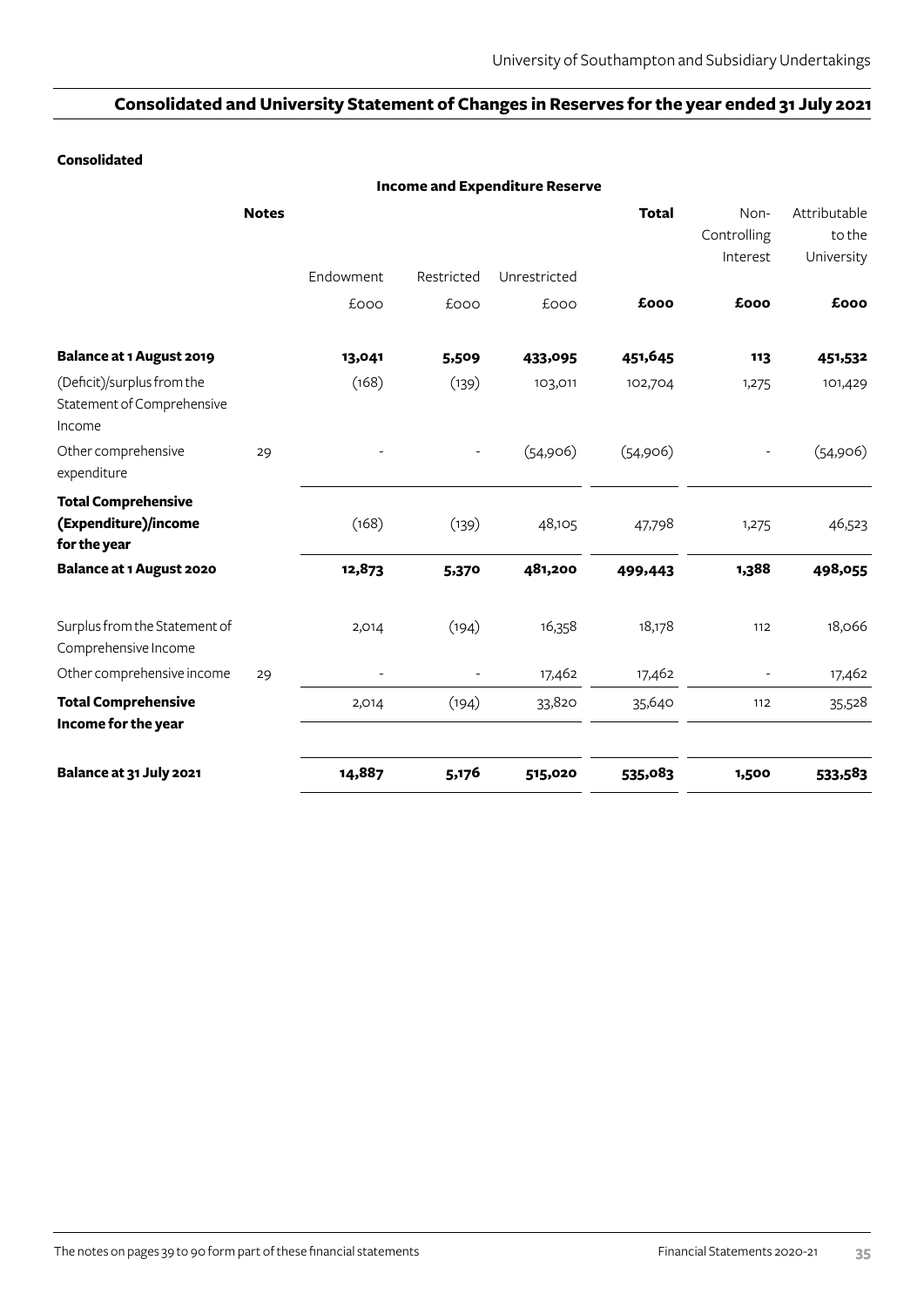# Consolidated and University Statement of Changes in Reserves for the year ended 31 July 2021

**Consolidated**

| | Notes | Income and Expenditure Reserve | | | Total | Non-Controlling Interest | Attributable to the University |
|---|---|---|---|---|---|---|---|
| | | Endowment | Restricted | Unrestricted | | | |
| | | £000 | £000 | £000 | **£000** | **£000** | **£000** |
| **Balance at 1 August 2019** | | **13,041** | **5,509** | **433,095** | **451,645** | **113** | **451,532** |
| (Deficit)/surplus from the Statement of Comprehensive Income | | (168) | (139) | 103,011 | 102,704 | 1,275 | 101,429 |
| Other comprehensive expenditure | 29 | - | - | (54,906) | (54,906) | - | (54,906) |
| **Total Comprehensive (Expenditure)/income for the year** | | (168) | (139) | 48,105 | 47,798 | 1,275 | 46,523 |
| **Balance at 1 August 2020** | | **12,873** | **5,370** | **481,200** | **499,443** | **1,388** | **498,055** |
| Surplus from the Statement of Comprehensive Income | | 2,014 | (194) | 16,358 | 18,178 | 112 | 18,066 |
| Other comprehensive income | 29 | - | - | 17,462 | 17,462 | - | 17,462 |
| **Total Comprehensive Income for the year** | | 2,014 | (194) | 33,820 | 35,640 | 112 | 35,528 |
| **Balance at 31 July 2021** | | **14,887** | **5,176** | **515,020** | **535,083** | **1,500** | **533,583** |

The notes on pages 39 to 90 form part of these financial statements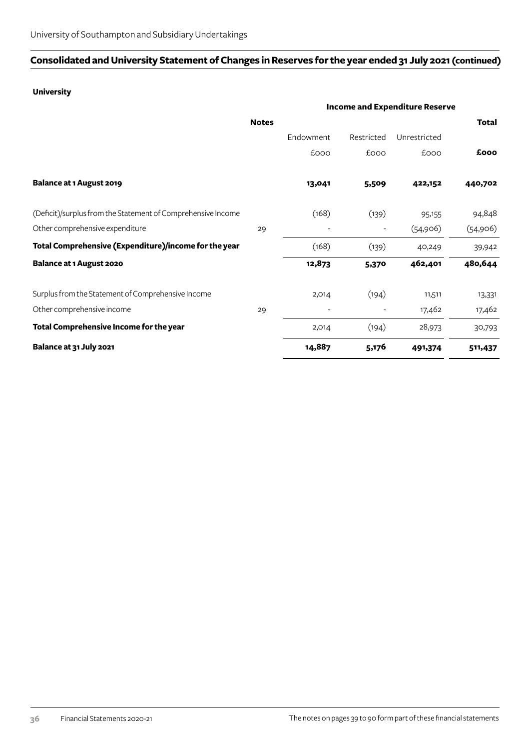## Consolidated and University Statement of Changes in Reserves for the year ended 31 July 2021 (continued)

**University**

| | Notes | Income and Expenditure Reserve | | | Total |
|---|---|---|---|---|---|
| | | Endowment | Restricted | Unrestricted | |
| | | £000 | £000 | £000 | **£000** |
| **Balance at 1 August 2019** | | **13,041** | **5,509** | **422,152** | **440,702** |
| (Deficit)/surplus from the Statement of Comprehensive Income | | (168) | (139) | 95,155 | 94,848 |
| Other comprehensive expenditure | 29 | - | - | (54,906) | (54,906) |
| **Total Comprehensive (Expenditure)/income for the year** | | (168) | (139) | 40,249 | 39,942 |
| **Balance at 1 August 2020** | | **12,873** | **5,370** | **462,401** | **480,644** |
| Surplus from the Statement of Comprehensive Income | | 2,014 | (194) | 11,511 | 13,331 |
| Other comprehensive income | 29 | - | - | 17,462 | 17,462 |
| **Total Comprehensive Income for the year** | | 2,014 | (194) | 28,973 | 30,793 |
| **Balance at 31 July 2021** | | **14,887** | **5,176** | **491,374** | **511,437** |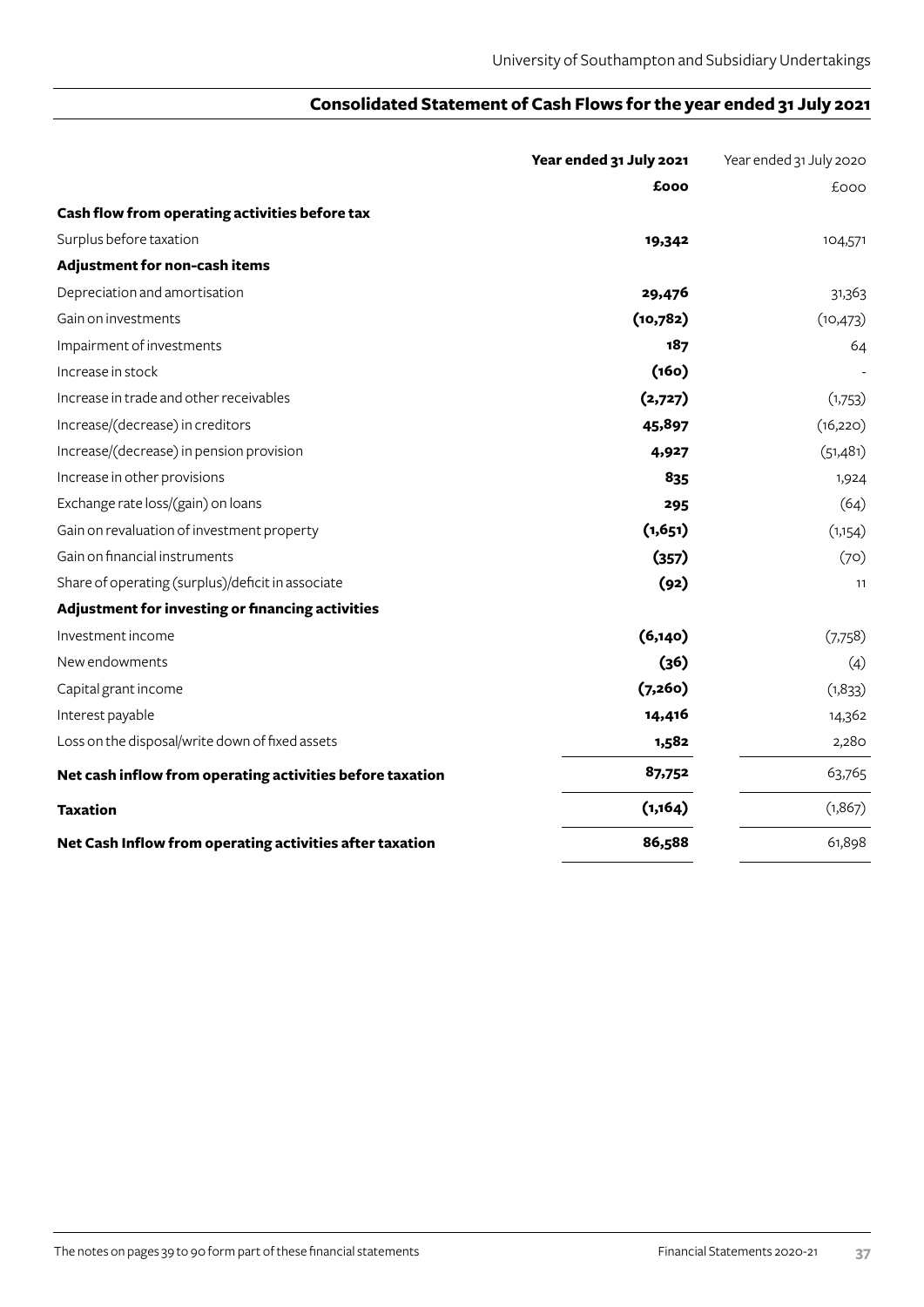## Consolidated Statement of Cash Flows for the year ended 31 July 2021

| | **Year ended 31 July 2021** | Year ended 31 July 2020 |
|---|---|---|
| | **£000** | £000 |
| **Cash flow from operating activities before tax** | | |
| Surplus before taxation | **19,342** | 104,571 |
| **Adjustment for non-cash items** | | |
| Depreciation and amortisation | **29,476** | 31,363 |
| Gain on investments | **(10,782)** | (10,473) |
| Impairment of investments | **187** | 64 |
| Increase in stock | **(160)** | - |
| Increase in trade and other receivables | **(2,727)** | (1,753) |
| Increase/(decrease) in creditors | **45,897** | (16,220) |
| Increase/(decrease) in pension provision | **4,927** | (51,481) |
| Increase in other provisions | **835** | 1,924 |
| Exchange rate loss/(gain) on loans | **295** | (64) |
| Gain on revaluation of investment property | **(1,651)** | (1,154) |
| Gain on financial instruments | **(357)** | (70) |
| Share of operating (surplus)/deficit in associate | **(92)** | 11 |
| **Adjustment for investing or financing activities** | | |
| Investment income | **(6,140)** | (7,758) |
| New endowments | **(36)** | (4) |
| Capital grant income | **(7,260)** | (1,833) |
| Interest payable | **14,416** | 14,362 |
| Loss on the disposal/write down of fixed assets | **1,582** | 2,280 |
| **Net cash inflow from operating activities before taxation** | **87,752** | 63,765 |
| **Taxation** | **(1,164)** | (1,867) |
| **Net Cash Inflow from operating activities after taxation** | **86,588** | 61,898 |

The notes on pages 39 to 90 form part of these financial statements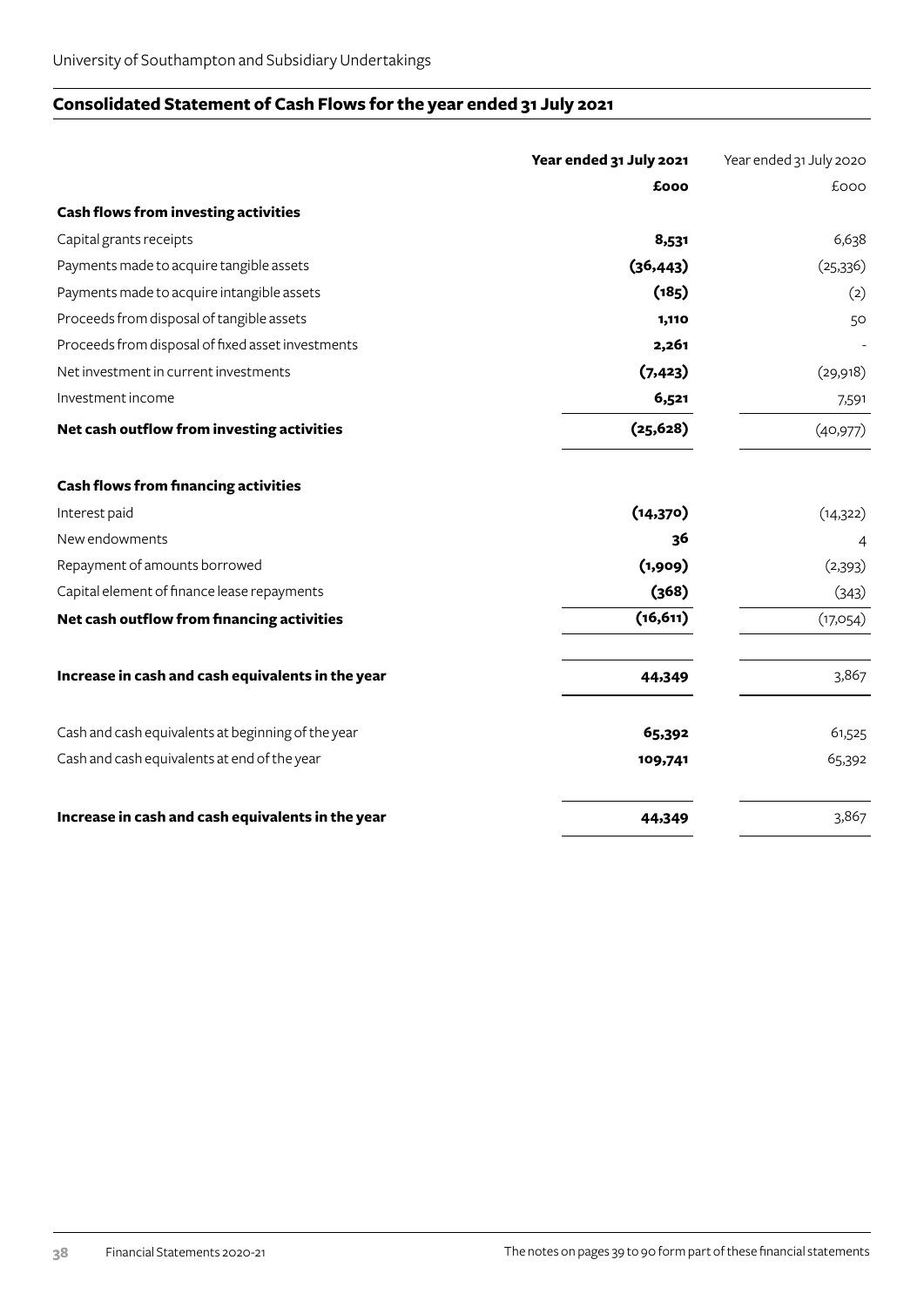## Consolidated Statement of Cash Flows for the year ended 31 July 2021

| | Year ended 31 July 2021 | Year ended 31 July 2020 |
|---|---|---|
| | £000 | £000 |
| **Cash flows from investing activities** | | |
| Capital grants receipts | **8,531** | 6,638 |
| Payments made to acquire tangible assets | **(36,443)** | (25,336) |
| Payments made to acquire intangible assets | **(185)** | (2) |
| Proceeds from disposal of tangible assets | **1,110** | 50 |
| Proceeds from disposal of fixed asset investments | **2,261** | - |
| Net investment in current investments | **(7,423)** | (29,918) |
| Investment income | **6,521** | 7,591 |
| **Net cash outflow from investing activities** | **(25,628)** | (40,977) |
| | | |
| **Cash flows from financing activities** | | |
| Interest paid | **(14,370)** | (14,322) |
| New endowments | **36** | 4 |
| Repayment of amounts borrowed | **(1,909)** | (2,393) |
| Capital element of finance lease repayments | **(368)** | (343) |
| **Net cash outflow from financing activities** | **(16,611)** | (17,054) |
| | | |
| **Increase in cash and cash equivalents in the year** | **44,349** | 3,867 |
| | | |
| Cash and cash equivalents at beginning of the year | **65,392** | 61,525 |
| Cash and cash equivalents at end of the year | **109,741** | 65,392 |
| | | |
| **Increase in cash and cash equivalents in the year** | **44,349** | 3,867 |

The notes on pages 39 to 90 form part of these financial statements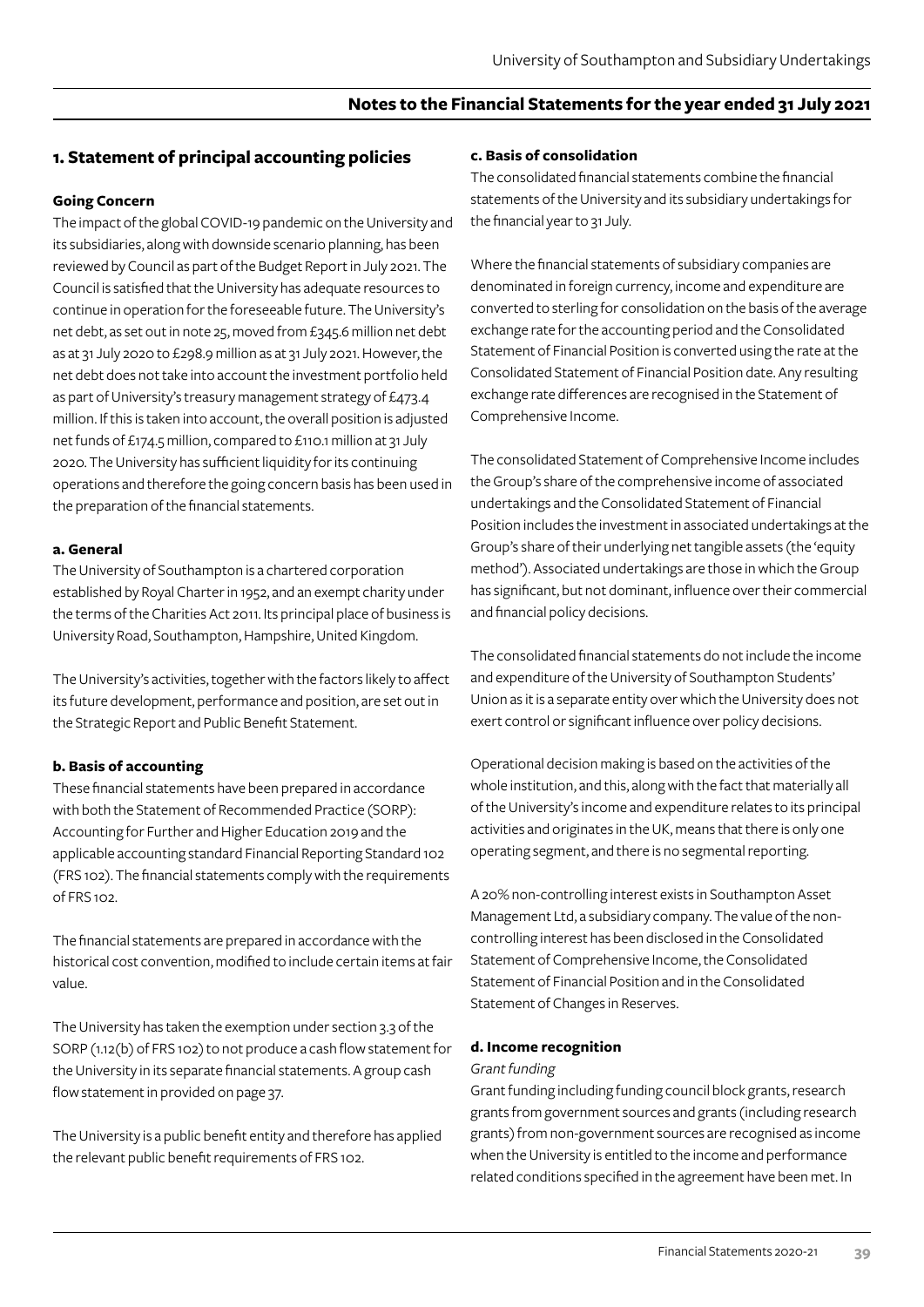## Notes to the Financial Statements for the year ended 31 July 2021

### 1. Statement of principal accounting policies

#### Going Concern

The impact of the global COVID-19 pandemic on the University and its subsidiaries, along with downside scenario planning, has been reviewed by Council as part of the Budget Report in July 2021. The Council is satisfied that the University has adequate resources to continue in operation for the foreseeable future. The University's net debt, as set out in note 25, moved from £345.6 million net debt as at 31 July 2020 to £298.9 million as at 31 July 2021. However, the net debt does not take into account the investment portfolio held as part of University's treasury management strategy of £473.4 million. If this is taken into account, the overall position is adjusted net funds of £174.5 million, compared to £110.1 million at 31 July 2020. The University has sufficient liquidity for its continuing operations and therefore the going concern basis has been used in the preparation of the financial statements.

#### a. General

The University of Southampton is a chartered corporation established by Royal Charter in 1952, and an exempt charity under the terms of the Charities Act 2011. Its principal place of business is University Road, Southampton, Hampshire, United Kingdom.

The University's activities, together with the factors likely to affect its future development, performance and position, are set out in the Strategic Report and Public Benefit Statement.

#### b. Basis of accounting

These financial statements have been prepared in accordance with both the Statement of Recommended Practice (SORP): Accounting for Further and Higher Education 2019 and the applicable accounting standard Financial Reporting Standard 102 (FRS 102). The financial statements comply with the requirements of FRS 102.

The financial statements are prepared in accordance with the historical cost convention, modified to include certain items at fair value.

The University has taken the exemption under section 3.3 of the SORP (1.12(b) of FRS 102) to not produce a cash flow statement for the University in its separate financial statements. A group cash flow statement in provided on page 37.

The University is a public benefit entity and therefore has applied the relevant public benefit requirements of FRS 102.

#### c. Basis of consolidation

The consolidated financial statements combine the financial statements of the University and its subsidiary undertakings for the financial year to 31 July.

Where the financial statements of subsidiary companies are denominated in foreign currency, income and expenditure are converted to sterling for consolidation on the basis of the average exchange rate for the accounting period and the Consolidated Statement of Financial Position is converted using the rate at the Consolidated Statement of Financial Position date. Any resulting exchange rate differences are recognised in the Statement of Comprehensive Income.

The consolidated Statement of Comprehensive Income includes the Group's share of the comprehensive income of associated undertakings and the Consolidated Statement of Financial Position includes the investment in associated undertakings at the Group's share of their underlying net tangible assets (the 'equity method'). Associated undertakings are those in which the Group has significant, but not dominant, influence over their commercial and financial policy decisions.

The consolidated financial statements do not include the income and expenditure of the University of Southampton Students' Union as it is a separate entity over which the University does not exert control or significant influence over policy decisions.

Operational decision making is based on the activities of the whole institution, and this, along with the fact that materially all of the University's income and expenditure relates to its principal activities and originates in the UK, means that there is only one operating segment, and there is no segmental reporting.

A 20% non-controlling interest exists in Southampton Asset Management Ltd, a subsidiary company. The value of the non-controlling interest has been disclosed in the Consolidated Statement of Comprehensive Income, the Consolidated Statement of Financial Position and in the Consolidated Statement of Changes in Reserves.

#### d. Income recognition

*Grant funding*

Grant funding including funding council block grants, research grants from government sources and grants (including research grants) from non-government sources are recognised as income when the University is entitled to the income and performance related conditions specified in the agreement have been met. In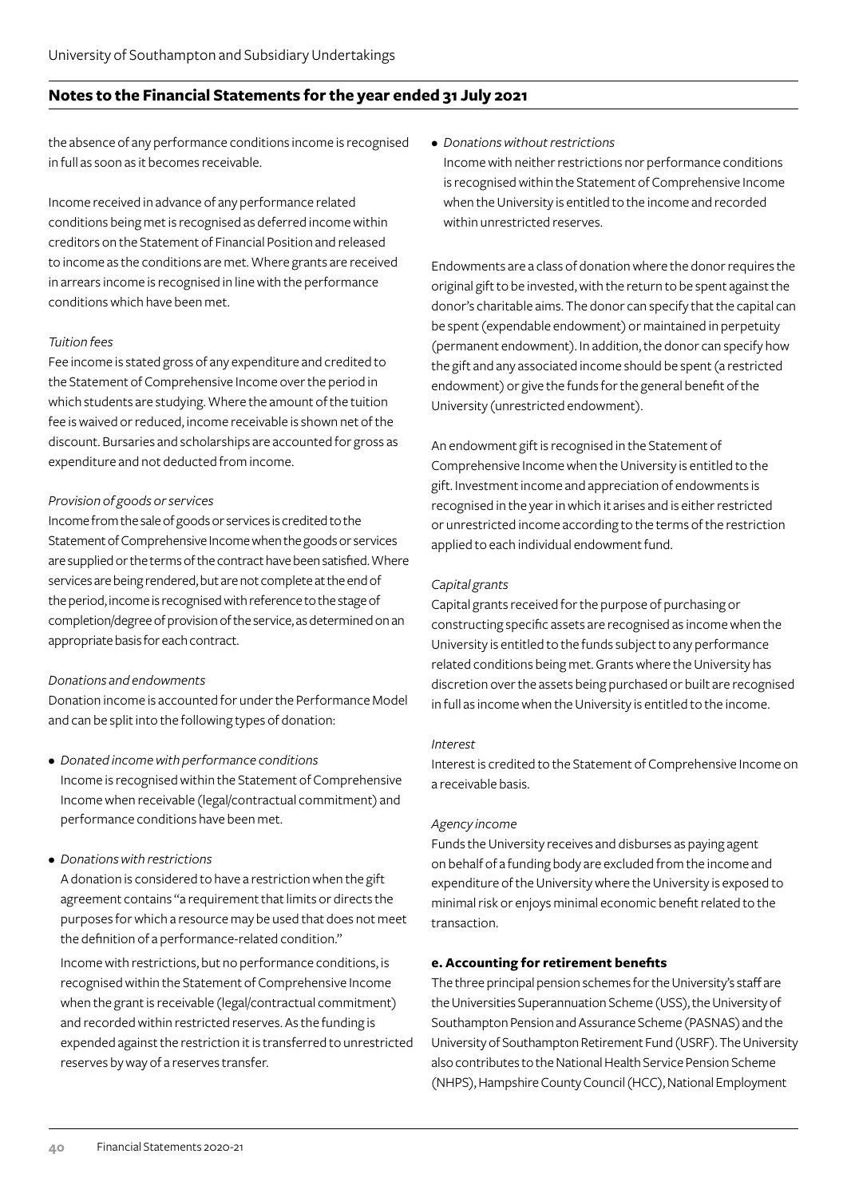the absence of any performance conditions income is recognised in full as soon as it becomes receivable.

Income received in advance of any performance related conditions being met is recognised as deferred income within creditors on the Statement of Financial Position and released to income as the conditions are met. Where grants are received in arrears income is recognised in line with the performance conditions which have been met.

*Tuition fees*

Fee income is stated gross of any expenditure and credited to the Statement of Comprehensive Income over the period in which students are studying. Where the amount of the tuition fee is waived or reduced, income receivable is shown net of the discount. Bursaries and scholarships are accounted for gross as expenditure and not deducted from income.

*Provision of goods or services*

Income from the sale of goods or services is credited to the Statement of Comprehensive Income when the goods or services are supplied or the terms of the contract have been satisfied. Where services are being rendered, but are not complete at the end of the period, income is recognised with reference to the stage of completion/degree of provision of the service, as determined on an appropriate basis for each contract.

*Donations and endowments*

Donation income is accounted for under the Performance Model and can be split into the following types of donation:

- *Donated income with performance conditions*
  Income is recognised within the Statement of Comprehensive Income when receivable (legal/contractual commitment) and performance conditions have been met.
- *Donations with restrictions*
  A donation is considered to have a restriction when the gift agreement contains "a requirement that limits or directs the purposes for which a resource may be used that does not meet the definition of a performance-related condition."

  Income with restrictions, but no performance conditions, is recognised within the Statement of Comprehensive Income when the grant is receivable (legal/contractual commitment) and recorded within restricted reserves. As the funding is expended against the restriction it is transferred to unrestricted reserves by way of a reserves transfer.
- *Donations without restrictions*
  Income with neither restrictions nor performance conditions is recognised within the Statement of Comprehensive Income when the University is entitled to the income and recorded within unrestricted reserves.

Endowments are a class of donation where the donor requires the original gift to be invested, with the return to be spent against the donor's charitable aims. The donor can specify that the capital can be spent (expendable endowment) or maintained in perpetuity (permanent endowment). In addition, the donor can specify how the gift and any associated income should be spent (a restricted endowment) or give the funds for the general benefit of the University (unrestricted endowment).

An endowment gift is recognised in the Statement of Comprehensive Income when the University is entitled to the gift. Investment income and appreciation of endowments is recognised in the year in which it arises and is either restricted or unrestricted income according to the terms of the restriction applied to each individual endowment fund.

*Capital grants*

Capital grants received for the purpose of purchasing or constructing specific assets are recognised as income when the University is entitled to the funds subject to any performance related conditions being met. Grants where the University has discretion over the assets being purchased or built are recognised in full as income when the University is entitled to the income.

*Interest*

Interest is credited to the Statement of Comprehensive Income on a receivable basis.

*Agency income*

Funds the University receives and disburses as paying agent on behalf of a funding body are excluded from the income and expenditure of the University where the University is exposed to minimal risk or enjoys minimal economic benefit related to the transaction.

**e. Accounting for retirement benefits**

The three principal pension schemes for the University's staff are the Universities Superannuation Scheme (USS), the University of Southampton Pension and Assurance Scheme (PASNAS) and the University of Southampton Retirement Fund (USRF). The University also contributes to the National Health Service Pension Scheme (NHPS), Hampshire County Council (HCC), National Employment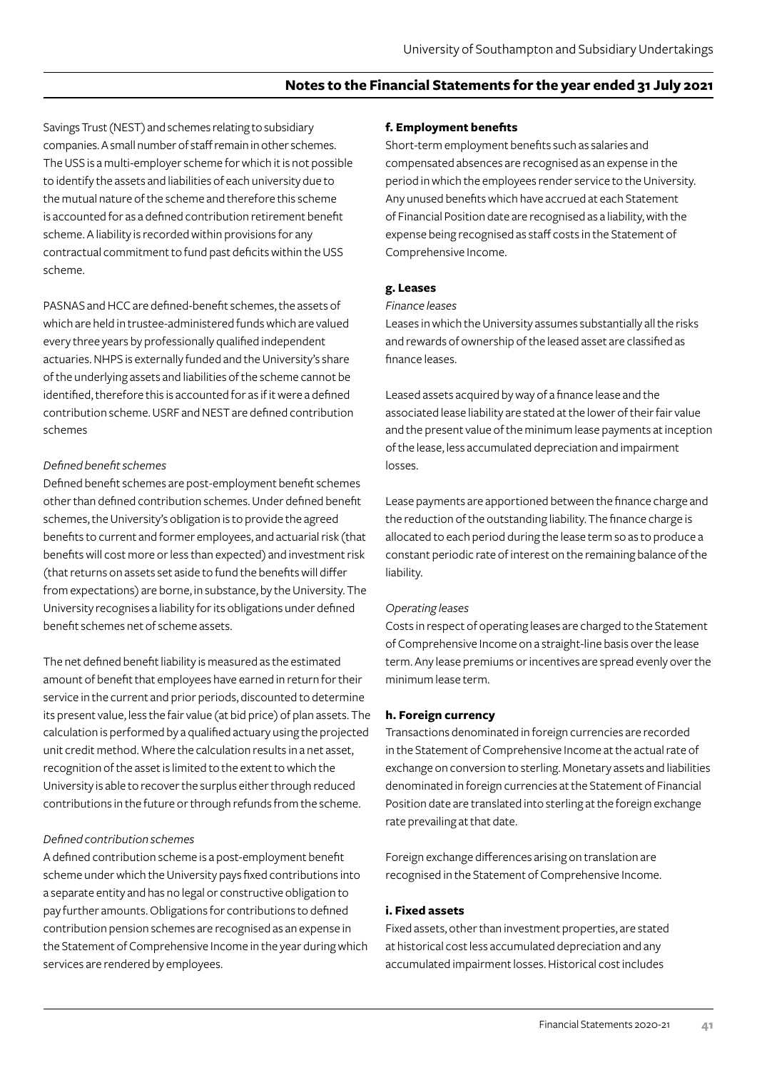Savings Trust (NEST) and schemes relating to subsidiary companies. A small number of staff remain in other schemes. The USS is a multi-employer scheme for which it is not possible to identify the assets and liabilities of each university due to the mutual nature of the scheme and therefore this scheme is accounted for as a defined contribution retirement benefit scheme. A liability is recorded within provisions for any contractual commitment to fund past deficits within the USS scheme.

PASNAS and HCC are defined-benefit schemes, the assets of which are held in trustee-administered funds which are valued every three years by professionally qualified independent actuaries. NHPS is externally funded and the University's share of the underlying assets and liabilities of the scheme cannot be identified, therefore this is accounted for as if it were a defined contribution scheme. USRF and NEST are defined contribution schemes

*Defined benefit schemes*

Defined benefit schemes are post-employment benefit schemes other than defined contribution schemes. Under defined benefit schemes, the University's obligation is to provide the agreed benefits to current and former employees, and actuarial risk (that benefits will cost more or less than expected) and investment risk (that returns on assets set aside to fund the benefits will differ from expectations) are borne, in substance, by the University. The University recognises a liability for its obligations under defined benefit schemes net of scheme assets.

The net defined benefit liability is measured as the estimated amount of benefit that employees have earned in return for their service in the current and prior periods, discounted to determine its present value, less the fair value (at bid price) of plan assets. The calculation is performed by a qualified actuary using the projected unit credit method. Where the calculation results in a net asset, recognition of the asset is limited to the extent to which the University is able to recover the surplus either through reduced contributions in the future or through refunds from the scheme.

*Defined contribution schemes*

A defined contribution scheme is a post-employment benefit scheme under which the University pays fixed contributions into a separate entity and has no legal or constructive obligation to pay further amounts. Obligations for contributions to defined contribution pension schemes are recognised as an expense in the Statement of Comprehensive Income in the year during which services are rendered by employees.

**f. Employment benefits**

Short-term employment benefits such as salaries and compensated absences are recognised as an expense in the period in which the employees render service to the University. Any unused benefits which have accrued at each Statement of Financial Position date are recognised as a liability, with the expense being recognised as staff costs in the Statement of Comprehensive Income.

**g. Leases**

*Finance leases*

Leases in which the University assumes substantially all the risks and rewards of ownership of the leased asset are classified as finance leases.

Leased assets acquired by way of a finance lease and the associated lease liability are stated at the lower of their fair value and the present value of the minimum lease payments at inception of the lease, less accumulated depreciation and impairment losses.

Lease payments are apportioned between the finance charge and the reduction of the outstanding liability. The finance charge is allocated to each period during the lease term so as to produce a constant periodic rate of interest on the remaining balance of the liability.

*Operating leases*

Costs in respect of operating leases are charged to the Statement of Comprehensive Income on a straight-line basis over the lease term. Any lease premiums or incentives are spread evenly over the minimum lease term.

**h. Foreign currency**

Transactions denominated in foreign currencies are recorded in the Statement of Comprehensive Income at the actual rate of exchange on conversion to sterling. Monetary assets and liabilities denominated in foreign currencies at the Statement of Financial Position date are translated into sterling at the foreign exchange rate prevailing at that date.

Foreign exchange differences arising on translation are recognised in the Statement of Comprehensive Income.

**i. Fixed assets**

Fixed assets, other than investment properties, are stated at historical cost less accumulated depreciation and any accumulated impairment losses. Historical cost includes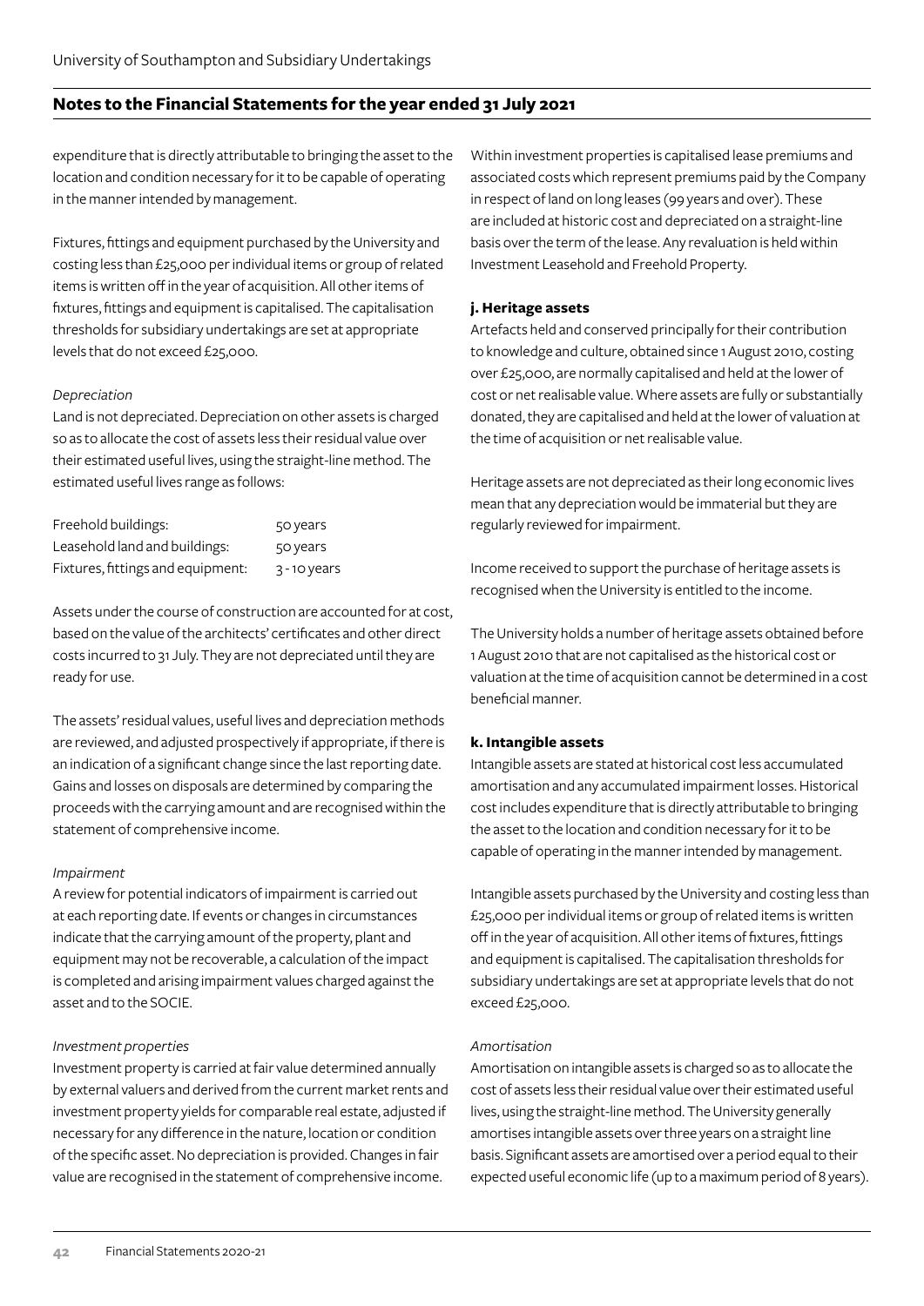expenditure that is directly attributable to bringing the asset to the location and condition necessary for it to be capable of operating in the manner intended by management.

Fixtures, fittings and equipment purchased by the University and costing less than £25,000 per individual items or group of related items is written off in the year of acquisition. All other items of fixtures, fittings and equipment is capitalised. The capitalisation thresholds for subsidiary undertakings are set at appropriate levels that do not exceed £25,000.

*Depreciation*

Land is not depreciated. Depreciation on other assets is charged so as to allocate the cost of assets less their residual value over their estimated useful lives, using the straight-line method. The estimated useful lives range as follows:

| | |
|---|---|
| Freehold buildings: | 50 years |
| Leasehold land and buildings: | 50 years |
| Fixtures, fittings and equipment: | 3 - 10 years |

Assets under the course of construction are accounted for at cost, based on the value of the architects' certificates and other direct costs incurred to 31 July. They are not depreciated until they are ready for use.

The assets' residual values, useful lives and depreciation methods are reviewed, and adjusted prospectively if appropriate, if there is an indication of a significant change since the last reporting date. Gains and losses on disposals are determined by comparing the proceeds with the carrying amount and are recognised within the statement of comprehensive income.

*Impairment*

A review for potential indicators of impairment is carried out at each reporting date. If events or changes in circumstances indicate that the carrying amount of the property, plant and equipment may not be recoverable, a calculation of the impact is completed and arising impairment values charged against the asset and to the SOCIE.

*Investment properties*

Investment property is carried at fair value determined annually by external valuers and derived from the current market rents and investment property yields for comparable real estate, adjusted if necessary for any difference in the nature, location or condition of the specific asset. No depreciation is provided. Changes in fair value are recognised in the statement of comprehensive income.

Within investment properties is capitalised lease premiums and associated costs which represent premiums paid by the Company in respect of land on long leases (99 years and over). These are included at historic cost and depreciated on a straight-line basis over the term of the lease. Any revaluation is held within Investment Leasehold and Freehold Property.

**j. Heritage assets**

Artefacts held and conserved principally for their contribution to knowledge and culture, obtained since 1 August 2010, costing over £25,000, are normally capitalised and held at the lower of cost or net realisable value. Where assets are fully or substantially donated, they are capitalised and held at the lower of valuation at the time of acquisition or net realisable value.

Heritage assets are not depreciated as their long economic lives mean that any depreciation would be immaterial but they are regularly reviewed for impairment.

Income received to support the purchase of heritage assets is recognised when the University is entitled to the income.

The University holds a number of heritage assets obtained before 1 August 2010 that are not capitalised as the historical cost or valuation at the time of acquisition cannot be determined in a cost beneficial manner.

**k. Intangible assets**

Intangible assets are stated at historical cost less accumulated amortisation and any accumulated impairment losses. Historical cost includes expenditure that is directly attributable to bringing the asset to the location and condition necessary for it to be capable of operating in the manner intended by management.

Intangible assets purchased by the University and costing less than £25,000 per individual items or group of related items is written off in the year of acquisition. All other items of fixtures, fittings and equipment is capitalised. The capitalisation thresholds for subsidiary undertakings are set at appropriate levels that do not exceed £25,000.

*Amortisation*

Amortisation on intangible assets is charged so as to allocate the cost of assets less their residual value over their estimated useful lives, using the straight-line method. The University generally amortises intangible assets over three years on a straight line basis. Significant assets are amortised over a period equal to their expected useful economic life (up to a maximum period of 8 years).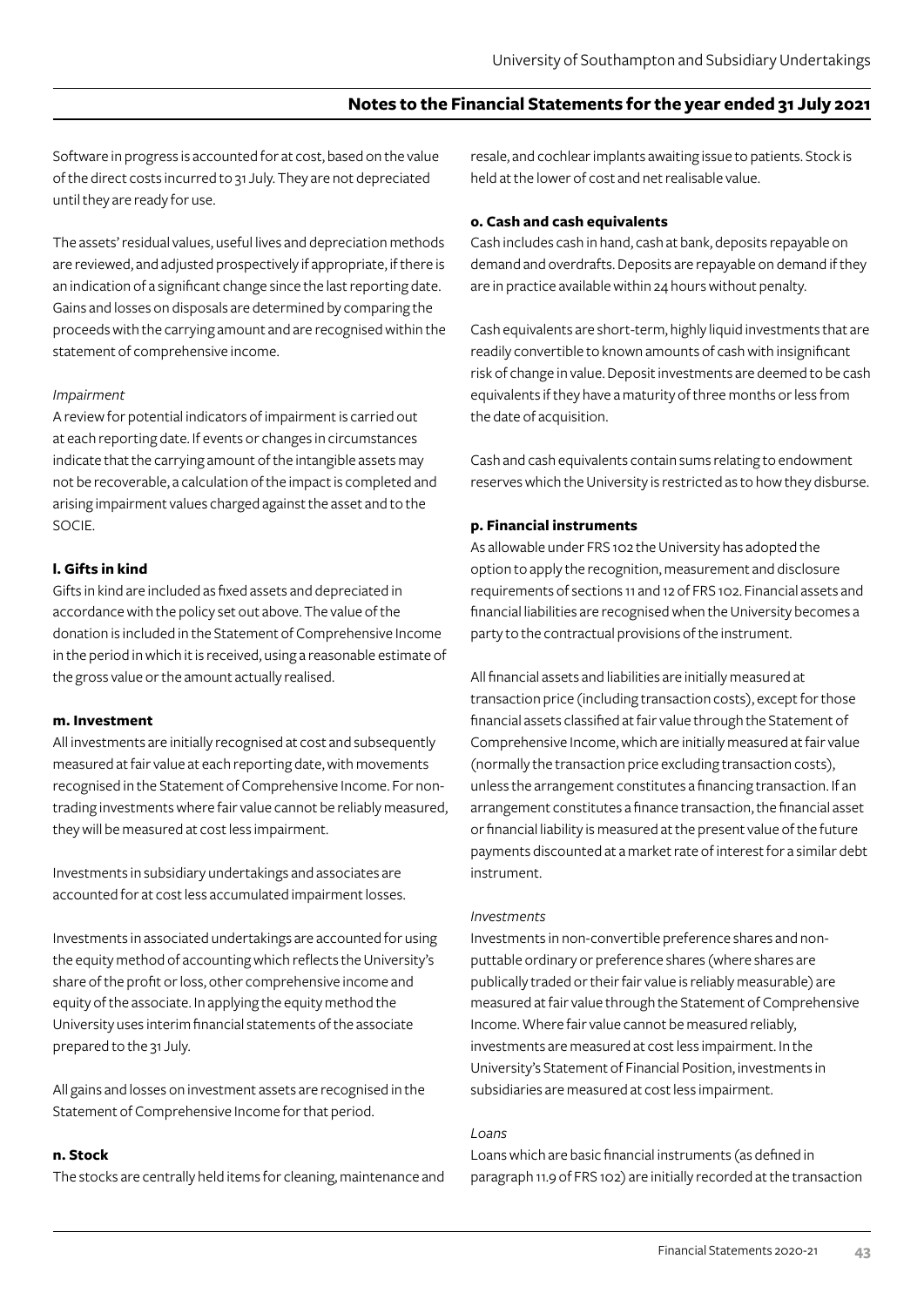Software in progress is accounted for at cost, based on the value of the direct costs incurred to 31 July. They are not depreciated until they are ready for use.

The assets' residual values, useful lives and depreciation methods are reviewed, and adjusted prospectively if appropriate, if there is an indication of a significant change since the last reporting date. Gains and losses on disposals are determined by comparing the proceeds with the carrying amount and are recognised within the statement of comprehensive income.

*Impairment*

A review for potential indicators of impairment is carried out at each reporting date. If events or changes in circumstances indicate that the carrying amount of the intangible assets may not be recoverable, a calculation of the impact is completed and arising impairment values charged against the asset and to the SOCIE.

**l. Gifts in kind**

Gifts in kind are included as fixed assets and depreciated in accordance with the policy set out above. The value of the donation is included in the Statement of Comprehensive Income in the period in which it is received, using a reasonable estimate of the gross value or the amount actually realised.

**m. Investment**

All investments are initially recognised at cost and subsequently measured at fair value at each reporting date, with movements recognised in the Statement of Comprehensive Income. For non-trading investments where fair value cannot be reliably measured, they will be measured at cost less impairment.

Investments in subsidiary undertakings and associates are accounted for at cost less accumulated impairment losses.

Investments in associated undertakings are accounted for using the equity method of accounting which reflects the University's share of the profit or loss, other comprehensive income and equity of the associate. In applying the equity method the University uses interim financial statements of the associate prepared to the 31 July.

All gains and losses on investment assets are recognised in the Statement of Comprehensive Income for that period.

**n. Stock**

The stocks are centrally held items for cleaning, maintenance and resale, and cochlear implants awaiting issue to patients. Stock is held at the lower of cost and net realisable value.

**o. Cash and cash equivalents**

Cash includes cash in hand, cash at bank, deposits repayable on demand and overdrafts. Deposits are repayable on demand if they are in practice available within 24 hours without penalty.

Cash equivalents are short-term, highly liquid investments that are readily convertible to known amounts of cash with insignificant risk of change in value. Deposit investments are deemed to be cash equivalents if they have a maturity of three months or less from the date of acquisition.

Cash and cash equivalents contain sums relating to endowment reserves which the University is restricted as to how they disburse.

**p. Financial instruments**

As allowable under FRS 102 the University has adopted the option to apply the recognition, measurement and disclosure requirements of sections 11 and 12 of FRS 102. Financial assets and financial liabilities are recognised when the University becomes a party to the contractual provisions of the instrument.

All financial assets and liabilities are initially measured at transaction price (including transaction costs), except for those financial assets classified at fair value through the Statement of Comprehensive Income, which are initially measured at fair value (normally the transaction price excluding transaction costs), unless the arrangement constitutes a financing transaction. If an arrangement constitutes a finance transaction, the financial asset or financial liability is measured at the present value of the future payments discounted at a market rate of interest for a similar debt instrument.

*Investments*

Investments in non-convertible preference shares and non-puttable ordinary or preference shares (where shares are publically traded or their fair value is reliably measurable) are measured at fair value through the Statement of Comprehensive Income. Where fair value cannot be measured reliably, investments are measured at cost less impairment. In the University's Statement of Financial Position, investments in subsidiaries are measured at cost less impairment.

*Loans*

Loans which are basic financial instruments (as defined in paragraph 11.9 of FRS 102) are initially recorded at the transaction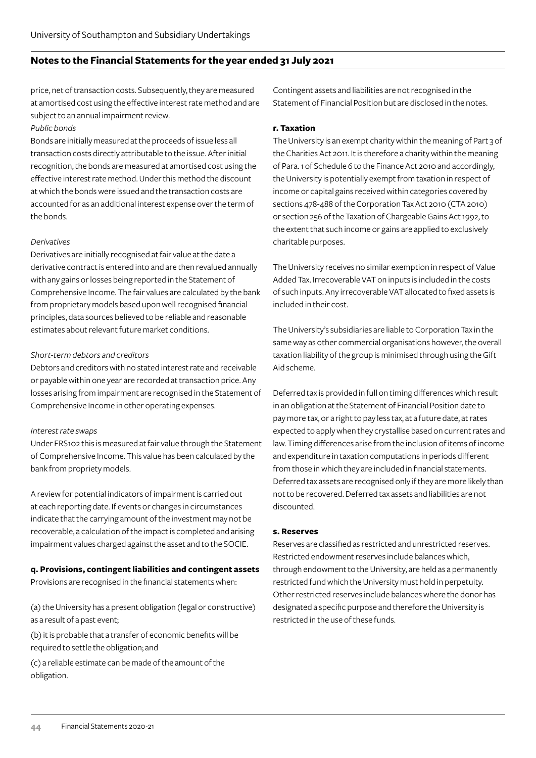## Notes to the Financial Statements for the year ended 31 July 2021

price, net of transaction costs. Subsequently, they are measured at amortised cost using the effective interest rate method and are subject to an annual impairment review.

*Public bonds*

Bonds are initially measured at the proceeds of issue less all transaction costs directly attributable to the issue. After initial recognition, the bonds are measured at amortised cost using the effective interest rate method. Under this method the discount at which the bonds were issued and the transaction costs are accounted for as an additional interest expense over the term of the bonds.

*Derivatives*

Derivatives are initially recognised at fair value at the date a derivative contract is entered into and are then revalued annually with any gains or losses being reported in the Statement of Comprehensive Income. The fair values are calculated by the bank from proprietary models based upon well recognised financial principles, data sources believed to be reliable and reasonable estimates about relevant future market conditions.

*Short-term debtors and creditors*

Debtors and creditors with no stated interest rate and receivable or payable within one year are recorded at transaction price. Any losses arising from impairment are recognised in the Statement of Comprehensive Income in other operating expenses.

*Interest rate swaps*

Under FRS102 this is measured at fair value through the Statement of Comprehensive Income. This value has been calculated by the bank from propriety models.

A review for potential indicators of impairment is carried out at each reporting date. If events or changes in circumstances indicate that the carrying amount of the investment may not be recoverable, a calculation of the impact is completed and arising impairment values charged against the asset and to the SOCIE.

**q. Provisions, contingent liabilities and contingent assets**

Provisions are recognised in the financial statements when:

(a) the University has a present obligation (legal or constructive) as a result of a past event;

(b) it is probable that a transfer of economic benefits will be required to settle the obligation; and

(c) a reliable estimate can be made of the amount of the obligation.

Contingent assets and liabilities are not recognised in the Statement of Financial Position but are disclosed in the notes.

**r. Taxation**

The University is an exempt charity within the meaning of Part 3 of the Charities Act 2011. It is therefore a charity within the meaning of Para. 1 of Schedule 6 to the Finance Act 2010 and accordingly, the University is potentially exempt from taxation in respect of income or capital gains received within categories covered by sections 478-488 of the Corporation Tax Act 2010 (CTA 2010) or section 256 of the Taxation of Chargeable Gains Act 1992, to the extent that such income or gains are applied to exclusively charitable purposes.

The University receives no similar exemption in respect of Value Added Tax. Irrecoverable VAT on inputs is included in the costs of such inputs. Any irrecoverable VAT allocated to fixed assets is included in their cost.

The University's subsidiaries are liable to Corporation Tax in the same way as other commercial organisations however, the overall taxation liability of the group is minimised through using the Gift Aid scheme.

Deferred tax is provided in full on timing differences which result in an obligation at the Statement of Financial Position date to pay more tax, or a right to pay less tax, at a future date, at rates expected to apply when they crystallise based on current rates and law. Timing differences arise from the inclusion of items of income and expenditure in taxation computations in periods different from those in which they are included in financial statements. Deferred tax assets are recognised only if they are more likely than not to be recovered. Deferred tax assets and liabilities are not discounted.

**s. Reserves**

Reserves are classified as restricted and unrestricted reserves. Restricted endowment reserves include balances which, through endowment to the University, are held as a permanently restricted fund which the University must hold in perpetuity. Other restricted reserves include balances where the donor has designated a specific purpose and therefore the University is restricted in the use of these funds.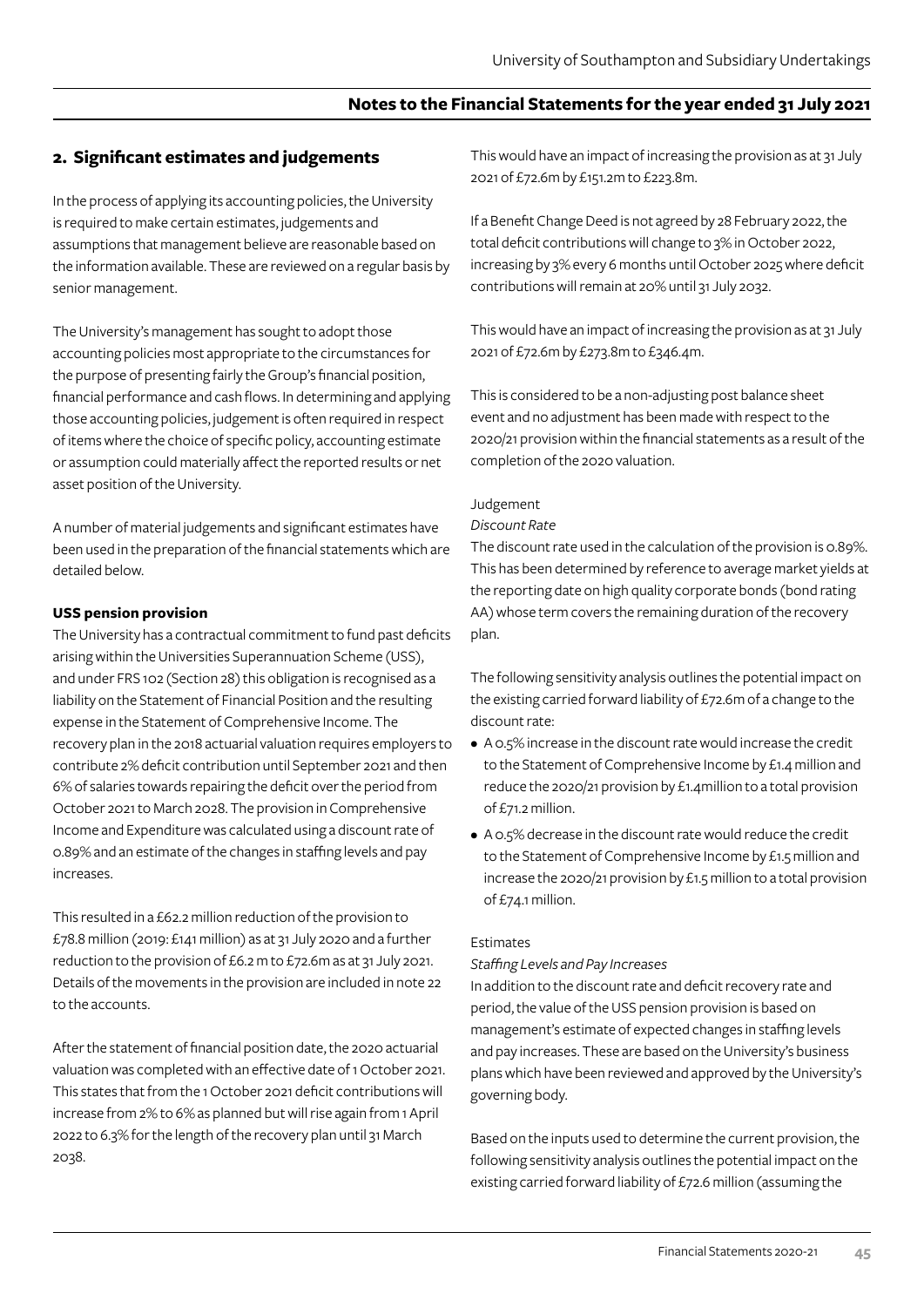## 2. Significant estimates and judgements

In the process of applying its accounting policies, the University is required to make certain estimates, judgements and assumptions that management believe are reasonable based on the information available. These are reviewed on a regular basis by senior management.

The University's management has sought to adopt those accounting policies most appropriate to the circumstances for the purpose of presenting fairly the Group's financial position, financial performance and cash flows. In determining and applying those accounting policies, judgement is often required in respect of items where the choice of specific policy, accounting estimate or assumption could materially affect the reported results or net asset position of the University.

A number of material judgements and significant estimates have been used in the preparation of the financial statements which are detailed below.

**USS pension provision**

The University has a contractual commitment to fund past deficits arising within the Universities Superannuation Scheme (USS), and under FRS 102 (Section 28) this obligation is recognised as a liability on the Statement of Financial Position and the resulting expense in the Statement of Comprehensive Income. The recovery plan in the 2018 actuarial valuation requires employers to contribute 2% deficit contribution until September 2021 and then 6% of salaries towards repairing the deficit over the period from October 2021 to March 2028. The provision in Comprehensive Income and Expenditure was calculated using a discount rate of 0.89% and an estimate of the changes in staffing levels and pay increases.

This resulted in a £62.2 million reduction of the provision to £78.8 million (2019: £141 million) as at 31 July 2020 and a further reduction to the provision of £6.2 m to £72.6m as at 31 July 2021. Details of the movements in the provision are included in note 22 to the accounts.

After the statement of financial position date, the 2020 actuarial valuation was completed with an effective date of 1 October 2021. This states that from the 1 October 2021 deficit contributions will increase from 2% to 6% as planned but will rise again from 1 April 2022 to 6.3% for the length of the recovery plan until 31 March 2038.

This would have an impact of increasing the provision as at 31 July 2021 of £72.6m by £151.2m to £223.8m.

If a Benefit Change Deed is not agreed by 28 February 2022, the total deficit contributions will change to 3% in October 2022, increasing by 3% every 6 months until October 2025 where deficit contributions will remain at 20% until 31 July 2032.

This would have an impact of increasing the provision as at 31 July 2021 of £72.6m by £273.8m to £346.4m.

This is considered to be a non-adjusting post balance sheet event and no adjustment has been made with respect to the 2020/21 provision within the financial statements as a result of the completion of the 2020 valuation.

Judgement

*Discount Rate*

The discount rate used in the calculation of the provision is 0.89%. This has been determined by reference to average market yields at the reporting date on high quality corporate bonds (bond rating AA) whose term covers the remaining duration of the recovery plan.

The following sensitivity analysis outlines the potential impact on the existing carried forward liability of £72.6m of a change to the discount rate:

- A 0.5% increase in the discount rate would increase the credit to the Statement of Comprehensive Income by £1.4 million and reduce the 2020/21 provision by £1.4million to a total provision of £71.2 million.
- A 0.5% decrease in the discount rate would reduce the credit to the Statement of Comprehensive Income by £1.5 million and increase the 2020/21 provision by £1.5 million to a total provision of £74.1 million.

Estimates

*Staffing Levels and Pay Increases*

In addition to the discount rate and deficit recovery rate and period, the value of the USS pension provision is based on management's estimate of expected changes in staffing levels and pay increases. These are based on the University's business plans which have been reviewed and approved by the University's governing body.

Based on the inputs used to determine the current provision, the following sensitivity analysis outlines the potential impact on the existing carried forward liability of £72.6 million (assuming the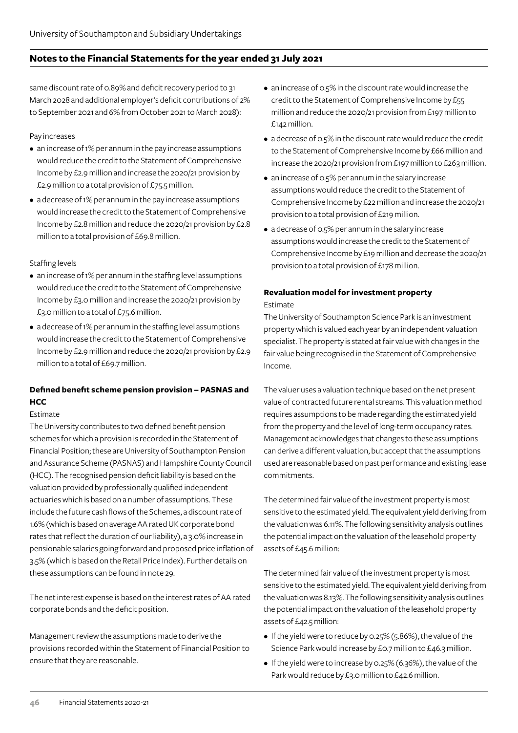same discount rate of 0.89% and deficit recovery period to 31 March 2028 and additional employer's deficit contributions of 2% to September 2021 and 6% from October 2021 to March 2028):

Pay increases

- an increase of 1% per annum in the pay increase assumptions would reduce the credit to the Statement of Comprehensive Income by £2.9 million and increase the 2020/21 provision by £2.9 million to a total provision of £75.5 million.
- a decrease of 1% per annum in the pay increase assumptions would increase the credit to the Statement of Comprehensive Income by £2.8 million and reduce the 2020/21 provision by £2.8 million to a total provision of £69.8 million.

Staffing levels

- an increase of 1% per annum in the staffing level assumptions would reduce the credit to the Statement of Comprehensive Income by £3.0 million and increase the 2020/21 provision by £3.0 million to a total of £75.6 million.
- a decrease of 1% per annum in the staffing level assumptions would increase the credit to the Statement of Comprehensive Income by £2.9 million and reduce the 2020/21 provision by £2.9 million to a total of £69.7 million.

**Defined benefit scheme pension provision – PASNAS and HCC**

Estimate

The University contributes to two defined benefit pension schemes for which a provision is recorded in the Statement of Financial Position; these are University of Southampton Pension and Assurance Scheme (PASNAS) and Hampshire County Council (HCC). The recognised pension deficit liability is based on the valuation provided by professionally qualified independent actuaries which is based on a number of assumptions. These include the future cash flows of the Schemes, a discount rate of 1.6% (which is based on average AA rated UK corporate bond rates that reflect the duration of our liability), a 3.0% increase in pensionable salaries going forward and proposed price inflation of 3.5% (which is based on the Retail Price Index). Further details on these assumptions can be found in note 29.

The net interest expense is based on the interest rates of AA rated corporate bonds and the deficit position.

Management review the assumptions made to derive the provisions recorded within the Statement of Financial Position to ensure that they are reasonable.

- an increase of 0.5% in the discount rate would increase the credit to the Statement of Comprehensive Income by £55 million and reduce the 2020/21 provision from £197 million to £142 million.
- a decrease of 0.5% in the discount rate would reduce the credit to the Statement of Comprehensive Income by £66 million and increase the 2020/21 provision from £197 million to £263 million.
- an increase of 0.5% per annum in the salary increase assumptions would reduce the credit to the Statement of Comprehensive Income by £22 million and increase the 2020/21 provision to a total provision of £219 million.
- a decrease of 0.5% per annum in the salary increase assumptions would increase the credit to the Statement of Comprehensive Income by £19 million and decrease the 2020/21 provision to a total provision of £178 million.

**Revaluation model for investment property**

Estimate

The University of Southampton Science Park is an investment property which is valued each year by an independent valuation specialist. The property is stated at fair value with changes in the fair value being recognised in the Statement of Comprehensive Income.

The valuer uses a valuation technique based on the net present value of contracted future rental streams. This valuation method requires assumptions to be made regarding the estimated yield from the property and the level of long-term occupancy rates. Management acknowledges that changes to these assumptions can derive a different valuation, but accept that the assumptions used are reasonable based on past performance and existing lease commitments.

The determined fair value of the investment property is most sensitive to the estimated yield. The equivalent yield deriving from the valuation was 6.11%. The following sensitivity analysis outlines the potential impact on the valuation of the leasehold property assets of £45.6 million:

The determined fair value of the investment property is most sensitive to the estimated yield. The equivalent yield deriving from the valuation was 8.13%. The following sensitivity analysis outlines the potential impact on the valuation of the leasehold property assets of £42.5 million:

- If the yield were to reduce by 0.25% (5.86%), the value of the Science Park would increase by £0.7 million to £46.3 million.
- If the yield were to increase by 0.25% (6.36%), the value of the Park would reduce by £3.0 million to £42.6 million.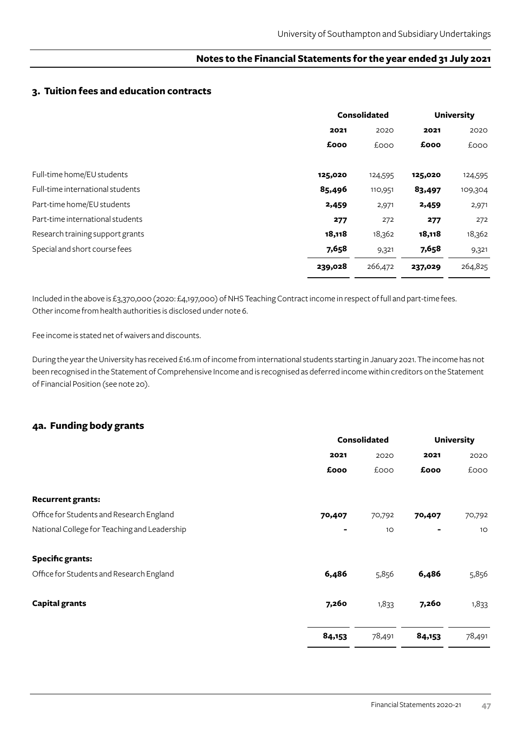## 3. Tuition fees and education contracts

| | Consolidated | | University | |
|---|---|---|---|---|
| | **2021** | 2020 | **2021** | 2020 |
| | **£000** | £000 | **£000** | £000 |
| Full-time home/EU students | **125,020** | 124,595 | **125,020** | 124,595 |
| Full-time international students | **85,496** | 110,951 | **83,497** | 109,304 |
| Part-time home/EU students | **2,459** | 2,971 | **2,459** | 2,971 |
| Part-time international students | **277** | 272 | **277** | 272 |
| Research training support grants | **18,118** | 18,362 | **18,118** | 18,362 |
| Special and short course fees | **7,658** | 9,321 | **7,658** | 9,321 |
| | **239,028** | 266,472 | **237,029** | 264,825 |

Included in the above is £3,370,000 (2020: £4,197,000) of NHS Teaching Contract income in respect of full and part-time fees. Other income from health authorities is disclosed under note 6.

Fee income is stated net of waivers and discounts.

During the year the University has received £16.1m of income from international students starting in January 2021. The income has not been recognised in the Statement of Comprehensive Income and is recognised as deferred income within creditors on the Statement of Financial Position (see note 20).

## 4a. Funding body grants

| | Consolidated | | University | |
|---|---|---|---|---|
| | **2021** | 2020 | **2021** | 2020 |
| | **£000** | £000 | **£000** | £000 |
| **Recurrent grants:** | | | | |
| Office for Students and Research England | **70,407** | 70,792 | **70,407** | 70,792 |
| National College for Teaching and Leadership | **-** | 10 | **-** | 10 |
| **Specific grants:** | | | | |
| Office for Students and Research England | **6,486** | 5,856 | **6,486** | 5,856 |
| **Capital grants** | **7,260** | 1,833 | **7,260** | 1,833 |
| | **84,153** | 78,491 | **84,153** | 78,491 |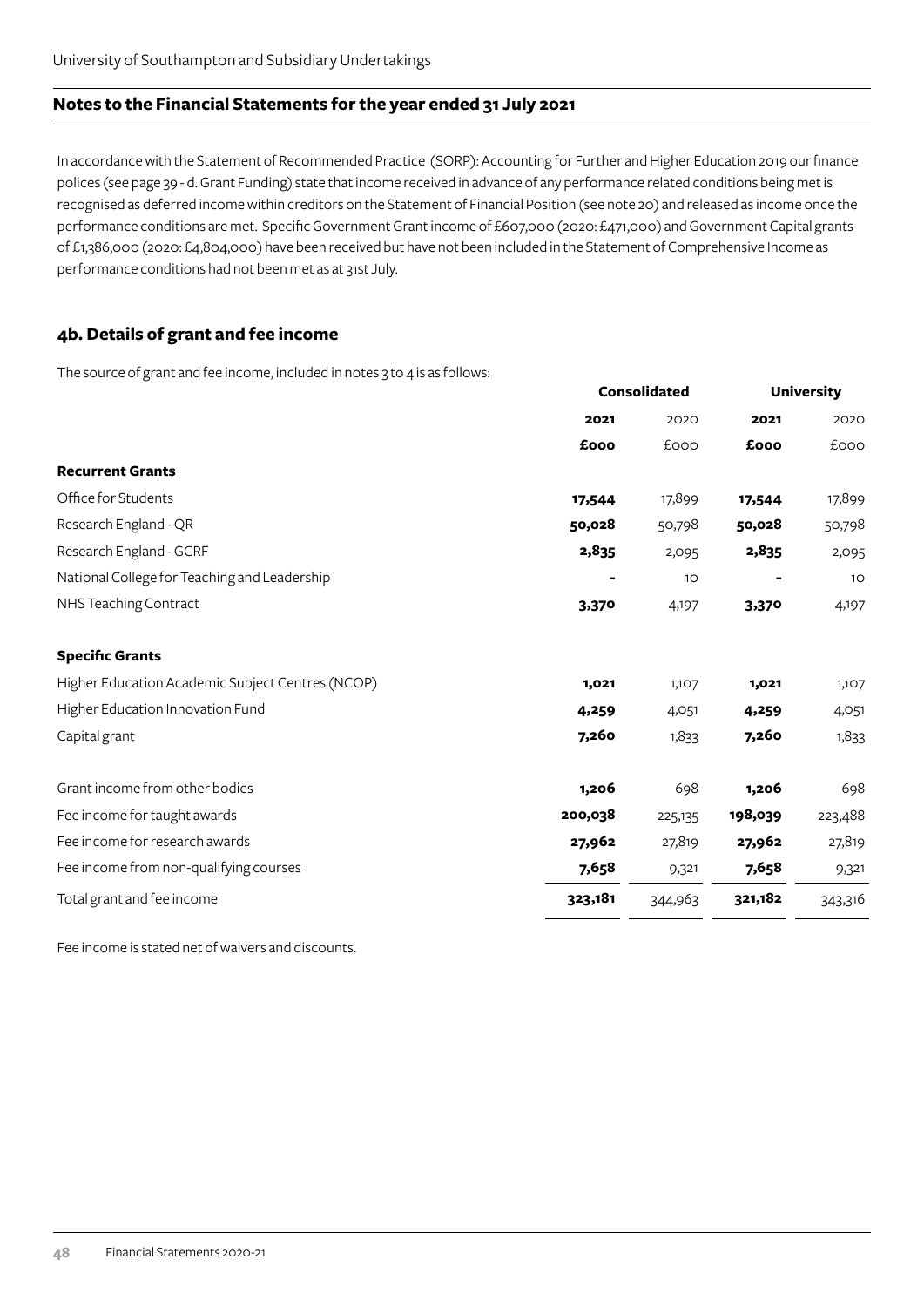## Notes to the Financial Statements for the year ended 31 July 2021

In accordance with the Statement of Recommended Practice (SORP): Accounting for Further and Higher Education 2019 our finance polices (see page 39 - d. Grant Funding) state that income received in advance of any performance related conditions being met is recognised as deferred income within creditors on the Statement of Financial Position (see note 20) and released as income once the performance conditions are met. Specific Government Grant income of £607,000 (2020: £471,000) and Government Capital grants of £1,386,000 (2020: £4,804,000) have been received but have not been included in the Statement of Comprehensive Income as performance conditions had not been met as at 31st July.

### 4b. Details of grant and fee income

The source of grant and fee income, included in notes 3 to 4 is as follows:

| | Consolidated | | University | |
|---|---|---|---|---|
| | **2021** | 2020 | **2021** | 2020 |
| | **£000** | £000 | **£000** | £000 |
| **Recurrent Grants** | | | | |
| Office for Students | **17,544** | 17,899 | **17,544** | 17,899 |
| Research England - QR | **50,028** | 50,798 | **50,028** | 50,798 |
| Research England - GCRF | **2,835** | 2,095 | **2,835** | 2,095 |
| National College for Teaching and Leadership | **-** | 10 | **-** | 10 |
| NHS Teaching Contract | **3,370** | 4,197 | **3,370** | 4,197 |
| **Specific Grants** | | | | |
| Higher Education Academic Subject Centres (NCOP) | **1,021** | 1,107 | **1,021** | 1,107 |
| Higher Education Innovation Fund | **4,259** | 4,051 | **4,259** | 4,051 |
| Capital grant | **7,260** | 1,833 | **7,260** | 1,833 |
| Grant income from other bodies | **1,206** | 698 | **1,206** | 698 |
| Fee income for taught awards | **200,038** | 225,135 | **198,039** | 223,488 |
| Fee income for research awards | **27,962** | 27,819 | **27,962** | 27,819 |
| Fee income from non-qualifying courses | **7,658** | 9,321 | **7,658** | 9,321 |
| Total grant and fee income | **323,181** | 344,963 | **321,182** | 343,316 |

Fee income is stated net of waivers and discounts.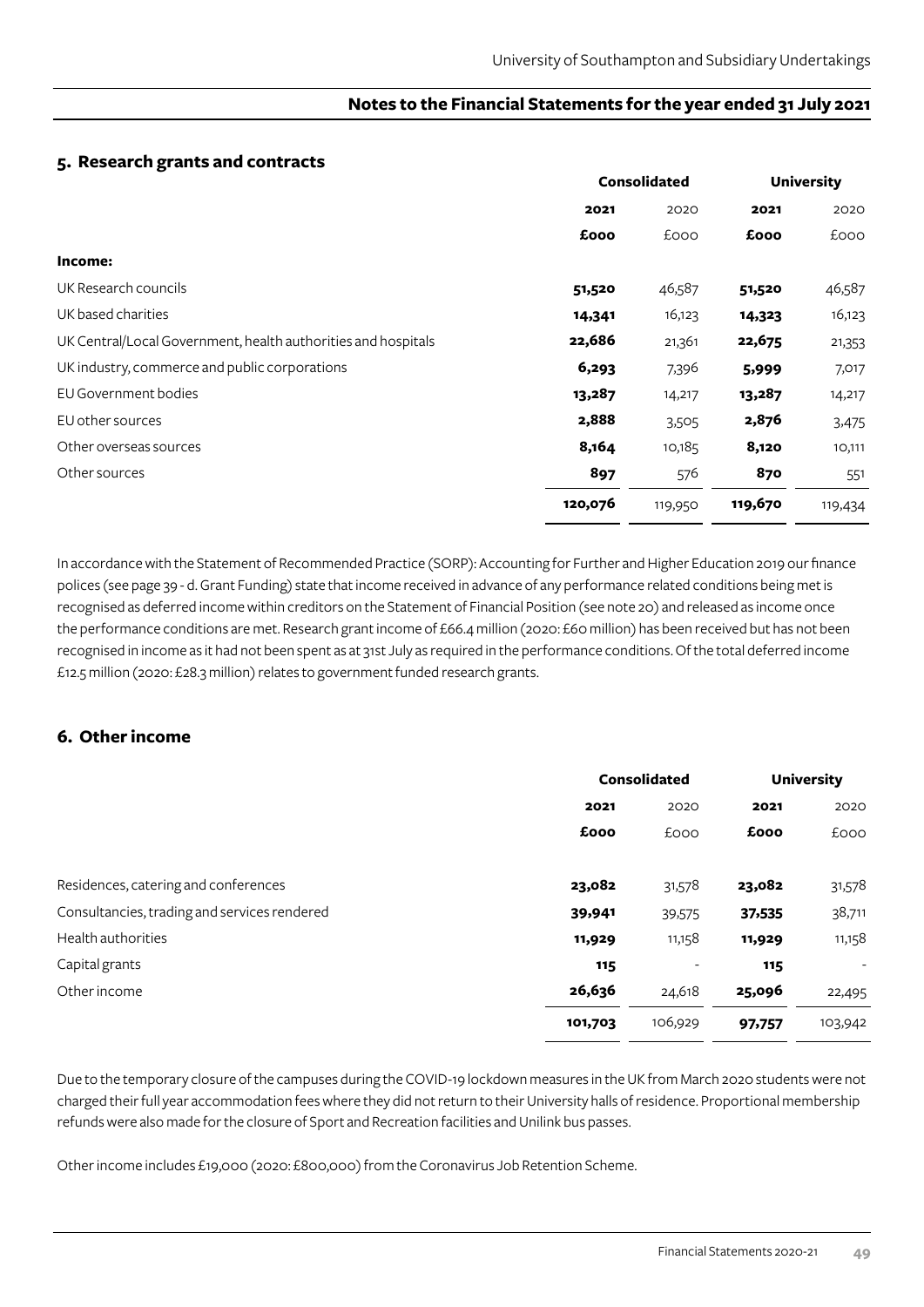## 5. Research grants and contracts

| | Consolidated | | University | |
|---|---|---|---|---|
| | **2021** | 2020 | **2021** | 2020 |
| | **£000** | £000 | **£000** | £000 |
| **Income:** | | | | |
| UK Research councils | **51,520** | 46,587 | **51,520** | 46,587 |
| UK based charities | **14,341** | 16,123 | **14,323** | 16,123 |
| UK Central/Local Government, health authorities and hospitals | **22,686** | 21,361 | **22,675** | 21,353 |
| UK industry, commerce and public corporations | **6,293** | 7,396 | **5,999** | 7,017 |
| EU Government bodies | **13,287** | 14,217 | **13,287** | 14,217 |
| EU other sources | **2,888** | 3,505 | **2,876** | 3,475 |
| Other overseas sources | **8,164** | 10,185 | **8,120** | 10,111 |
| Other sources | **897** | 576 | **870** | 551 |
| | **120,076** | 119,950 | **119,670** | 119,434 |

In accordance with the Statement of Recommended Practice (SORP): Accounting for Further and Higher Education 2019 our finance polices (see page 39 - d. Grant Funding) state that income received in advance of any performance related conditions being met is recognised as deferred income within creditors on the Statement of Financial Position (see note 20) and released as income once the performance conditions are met. Research grant income of £66.4 million (2020: £60 million) has been received but has not been recognised in income as it had not been spent as at 31st July as required in the performance conditions. Of the total deferred income £12.5 million (2020: £28.3 million) relates to government funded research grants.

## 6. Other income

| | Consolidated | | University | |
|---|---|---|---|---|
| | **2021** | 2020 | **2021** | 2020 |
| | **£000** | £000 | **£000** | £000 |
| Residences, catering and conferences | **23,082** | 31,578 | **23,082** | 31,578 |
| Consultancies, trading and services rendered | **39,941** | 39,575 | **37,535** | 38,711 |
| Health authorities | **11,929** | 11,158 | **11,929** | 11,158 |
| Capital grants | **115** | - | **115** | - |
| Other income | **26,636** | 24,618 | **25,096** | 22,495 |
| | **101,703** | 106,929 | **97,757** | 103,942 |

Due to the temporary closure of the campuses during the COVID-19 lockdown measures in the UK from March 2020 students were not charged their full year accommodation fees where they did not return to their University halls of residence. Proportional membership refunds were also made for the closure of Sport and Recreation facilities and Unilink bus passes.

Other income includes £19,000 (2020: £800,000) from the Coronavirus Job Retention Scheme.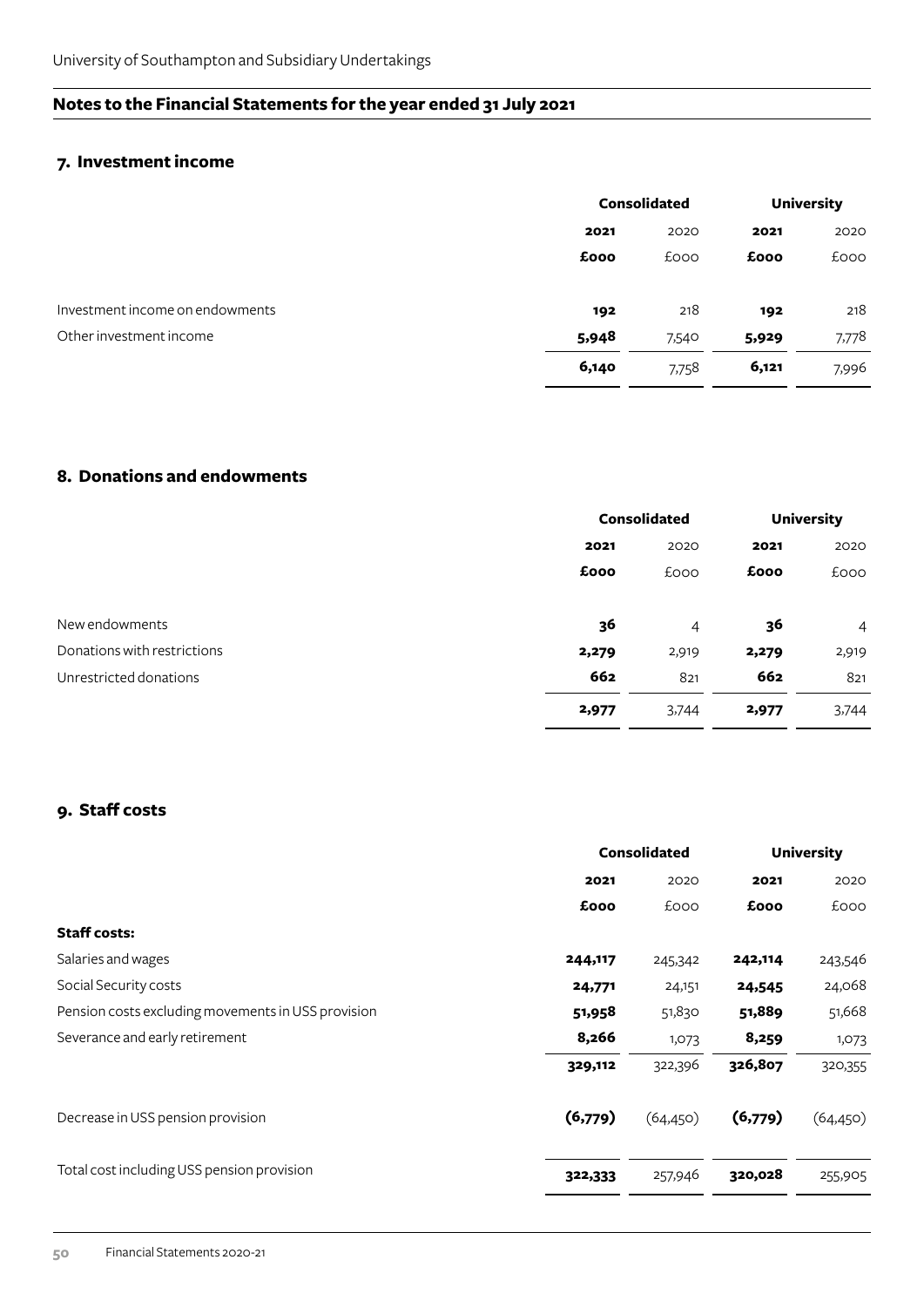## Notes to the Financial Statements for the year ended 31 July 2021

### 7. Investment income

| | Consolidated | | University | |
|---|---|---|---|---|
| | **2021** | 2020 | **2021** | 2020 |
| | **£000** | £000 | **£000** | £000 |
| Investment income on endowments | **192** | 218 | **192** | 218 |
| Other investment income | **5,948** | 7,540 | **5,929** | 7,778 |
| | **6,140** | 7,758 | **6,121** | 7,996 |

### 8. Donations and endowments

| | Consolidated | | University | |
|---|---|---|---|---|
| | **2021** | 2020 | **2021** | 2020 |
| | **£000** | £000 | **£000** | £000 |
| New endowments | **36** | 4 | **36** | 4 |
| Donations with restrictions | **2,279** | 2,919 | **2,279** | 2,919 |
| Unrestricted donations | **662** | 821 | **662** | 821 |
| | **2,977** | 3,744 | **2,977** | 3,744 |

### 9. Staff costs

| | Consolidated | | University | |
|---|---|---|---|---|
| | **2021** | 2020 | **2021** | 2020 |
| | **£000** | £000 | **£000** | £000 |
| **Staff costs:** | | | | |
| Salaries and wages | **244,117** | 245,342 | **242,114** | 243,546 |
| Social Security costs | **24,771** | 24,151 | **24,545** | 24,068 |
| Pension costs excluding movements in USS provision | **51,958** | 51,830 | **51,889** | 51,668 |
| Severance and early retirement | **8,266** | 1,073 | **8,259** | 1,073 |
| | **329,112** | 322,396 | **326,807** | 320,355 |
| Decrease in USS pension provision | **(6,779)** | (64,450) | **(6,779)** | (64,450) |
| Total cost including USS pension provision | **322,333** | 257,946 | **320,028** | 255,905 |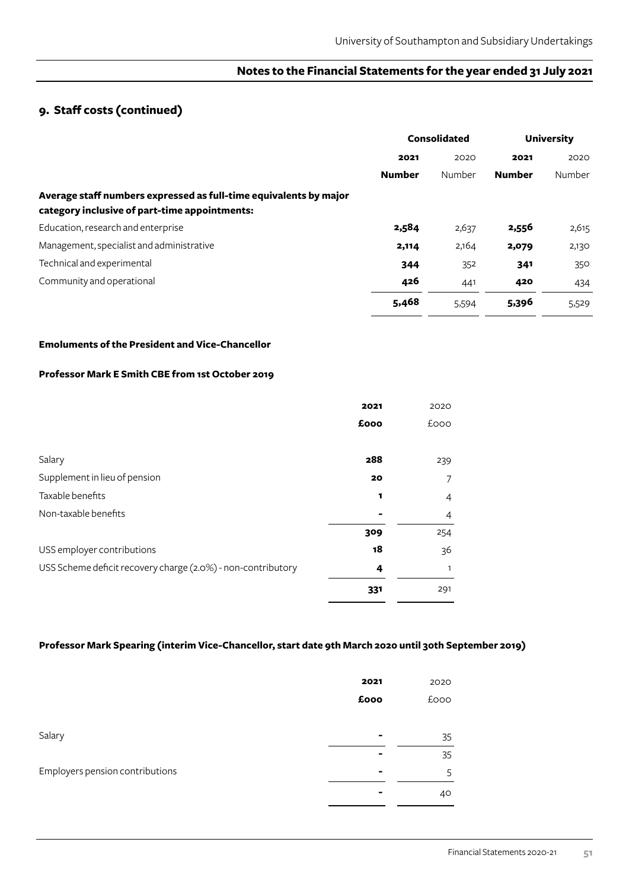## 9. Staff costs (continued)

| | Consolidated | | University | |
|---|---|---|---|---|
| | **2021** | 2020 | **2021** | 2020 |
| | **Number** | Number | **Number** | Number |
| **Average staff numbers expressed as full-time equivalents by major category inclusive of part-time appointments:** | | | | |
| Education, research and enterprise | **2,584** | 2,637 | **2,556** | 2,615 |
| Management, specialist and administrative | **2,114** | 2,164 | **2,079** | 2,130 |
| Technical and experimental | **344** | 352 | **341** | 350 |
| Community and operational | **426** | 441 | **420** | 434 |
| | **5,468** | 5,594 | **5,396** | 5,529 |

**Emoluments of the President and Vice-Chancellor**

**Professor Mark E Smith CBE from 1st October 2019**

| | **2021** | 2020 |
|---|---|---|
| | **£000** | £000 |
| Salary | **288** | 239 |
| Supplement in lieu of pension | **20** | 7 |
| Taxable benefits | **1** | 4 |
| Non-taxable benefits | **-** | 4 |
| | **309** | 254 |
| USS employer contributions | **18** | 36 |
| USS Scheme deficit recovery charge (2.0%) - non-contributory | **4** | 1 |
| | **331** | 291 |

**Professor Mark Spearing (interim Vice-Chancellor, start date 9th March 2020 until 30th September 2019)**

| | **2021** | 2020 |
|---|---|---|
| | **£000** | £000 |
| Salary | **-** | 35 |
| | **-** | 35 |
| Employers pension contributions | **-** | 5 |
| | **-** | 40 |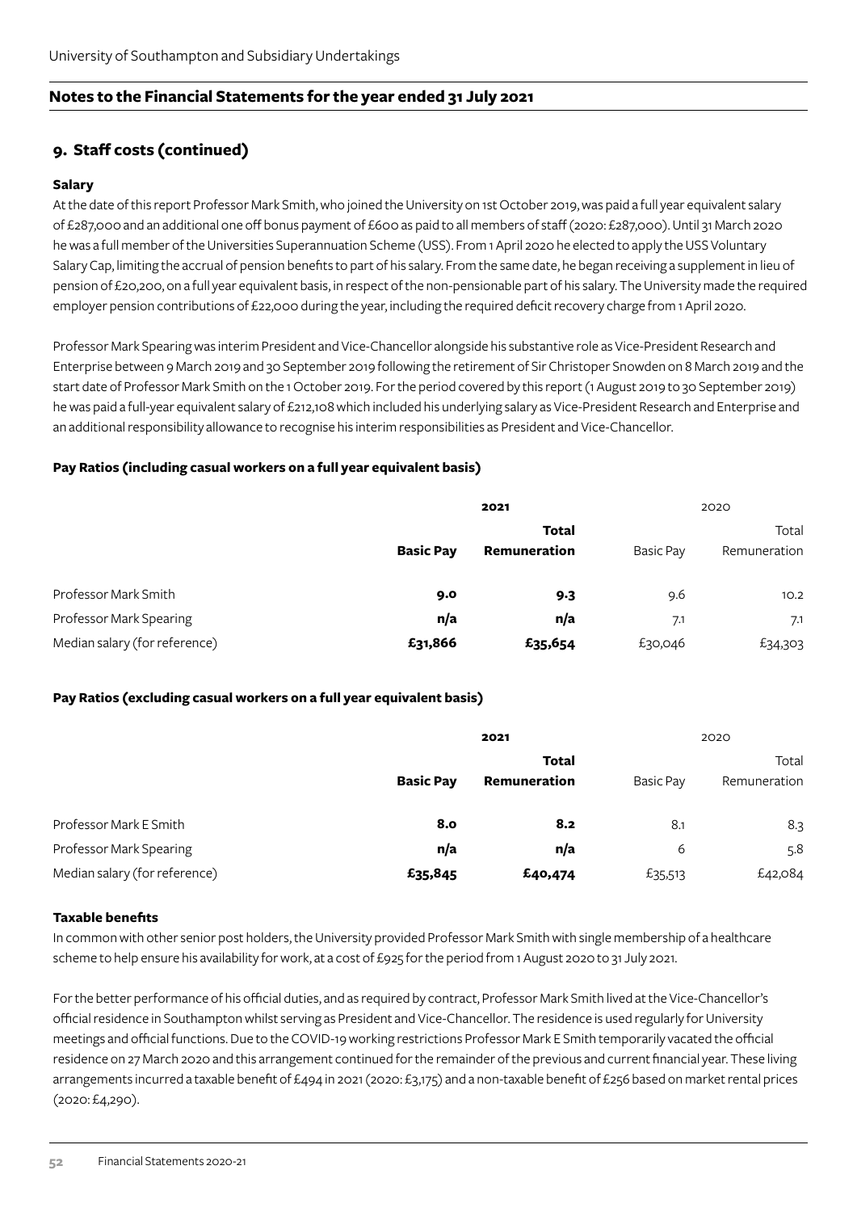## 9. Staff costs (continued)

### Salary

At the date of this report Professor Mark Smith, who joined the University on 1st October 2019, was paid a full year equivalent salary of £287,000 and an additional one off bonus payment of £600 as paid to all members of staff (2020: £287,000). Until 31 March 2020 he was a full member of the Universities Superannuation Scheme (USS). From 1 April 2020 he elected to apply the USS Voluntary Salary Cap, limiting the accrual of pension benefits to part of his salary. From the same date, he began receiving a supplement in lieu of pension of £20,200, on a full year equivalent basis, in respect of the non-pensionable part of his salary. The University made the required employer pension contributions of £22,000 during the year, including the required deficit recovery charge from 1 April 2020.

Professor Mark Spearing was interim President and Vice-Chancellor alongside his substantive role as Vice-President Research and Enterprise between 9 March 2019 and 30 September 2019 following the retirement of Sir Christoper Snowden on 8 March 2019 and the start date of Professor Mark Smith on the 1 October 2019. For the period covered by this report (1 August 2019 to 30 September 2019) he was paid a full-year equivalent salary of £212,108 which included his underlying salary as Vice-President Research and Enterprise and an additional responsibility allowance to recognise his interim responsibilities as President and Vice-Chancellor.

### Pay Ratios (including casual workers on a full year equivalent basis)

| | **2021** | | 2020 | |
|---|---|---|---|---|
| | **Basic Pay** | **Total Remuneration** | Basic Pay | Total Remuneration |
| Professor Mark Smith | **9.0** | **9.3** | 9.6 | 10.2 |
| Professor Mark Spearing | **n/a** | **n/a** | 7.1 | 7.1 |
| Median salary (for reference) | **£31,866** | **£35,654** | £30,046 | £34,303 |

### Pay Ratios (excluding casual workers on a full year equivalent basis)

| | **2021** | | 2020 | |
|---|---|---|---|---|
| | **Basic Pay** | **Total Remuneration** | Basic Pay | Total Remuneration |
| Professor Mark E Smith | **8.0** | **8.2** | 8.1 | 8.3 |
| Professor Mark Spearing | **n/a** | **n/a** | 6 | 5.8 |
| Median salary (for reference) | **£35,845** | **£40,474** | £35,513 | £42,084 |

### Taxable benefits

In common with other senior post holders, the University provided Professor Mark Smith with single membership of a healthcare scheme to help ensure his availability for work, at a cost of £925 for the period from 1 August 2020 to 31 July 2021.

For the better performance of his official duties, and as required by contract, Professor Mark Smith lived at the Vice-Chancellor's official residence in Southampton whilst serving as President and Vice-Chancellor. The residence is used regularly for University meetings and official functions. Due to the COVID-19 working restrictions Professor Mark E Smith temporarily vacated the official residence on 27 March 2020 and this arrangement continued for the remainder of the previous and current financial year. These living arrangements incurred a taxable benefit of £494 in 2021 (2020: £3,175) and a non-taxable benefit of £256 based on market rental prices (2020: £4,290).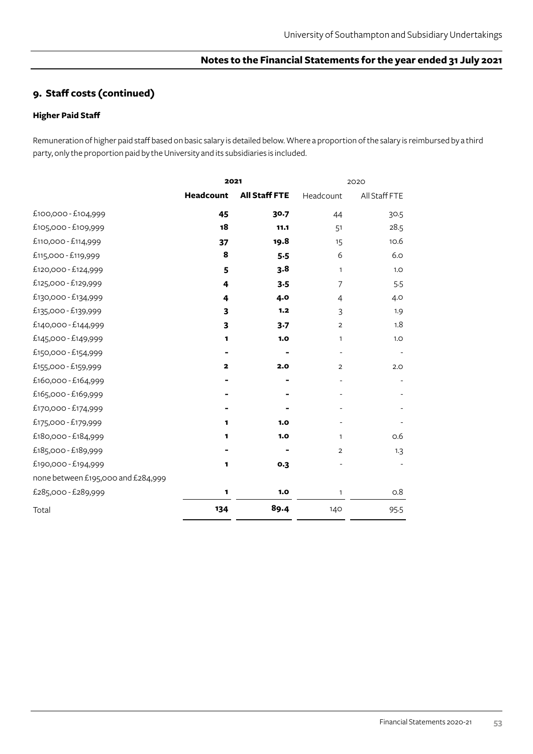## 9. Staff costs (continued)

### Higher Paid Staff

Remuneration of higher paid staff based on basic salary is detailed below. Where a proportion of the salary is reimbursed by a third party, only the proportion paid by the University and its subsidiaries is included.

| | 2021 | | 2020 | |
|---|---|---|---|---|
| | **Headcount** | **All Staff FTE** | Headcount | All Staff FTE |
| £100,000 - £104,999 | **45** | **30.7** | 44 | 30.5 |
| £105,000 - £109,999 | **18** | **11.1** | 51 | 28.5 |
| £110,000 - £114,999 | **37** | **19.8** | 15 | 10.6 |
| £115,000 - £119,999 | **8** | **5.5** | 6 | 6.0 |
| £120,000 - £124,999 | **5** | **3.8** | 1 | 1.0 |
| £125,000 - £129,999 | **4** | **3.5** | 7 | 5.5 |
| £130,000 - £134,999 | **4** | **4.0** | 4 | 4.0 |
| £135,000 - £139,999 | **3** | **1.2** | 3 | 1.9 |
| £140,000 - £144,999 | **3** | **3.7** | 2 | 1.8 |
| £145,000 - £149,999 | **1** | **1.0** | 1 | 1.0 |
| £150,000 - £154,999 | **-** | **-** | - | - |
| £155,000 - £159,999 | **2** | **2.0** | 2 | 2.0 |
| £160,000 - £164,999 | **-** | **-** | - | - |
| £165,000 - £169,999 | **-** | **-** | - | - |
| £170,000 - £174,999 | **-** | **-** | - | - |
| £175,000 - £179,999 | **1** | **1.0** | - | - |
| £180,000 - £184,999 | **1** | **1.0** | 1 | 0.6 |
| £185,000 - £189,999 | **-** | **-** | 2 | 1.3 |
| £190,000 - £194,999 | **1** | **0.3** | - | - |
| none between £195,000 and £284,999 | | | | |
| £285,000 - £289,999 | **1** | **1.0** | 1 | 0.8 |
| Total | **134** | **89.4** | 140 | 95.5 |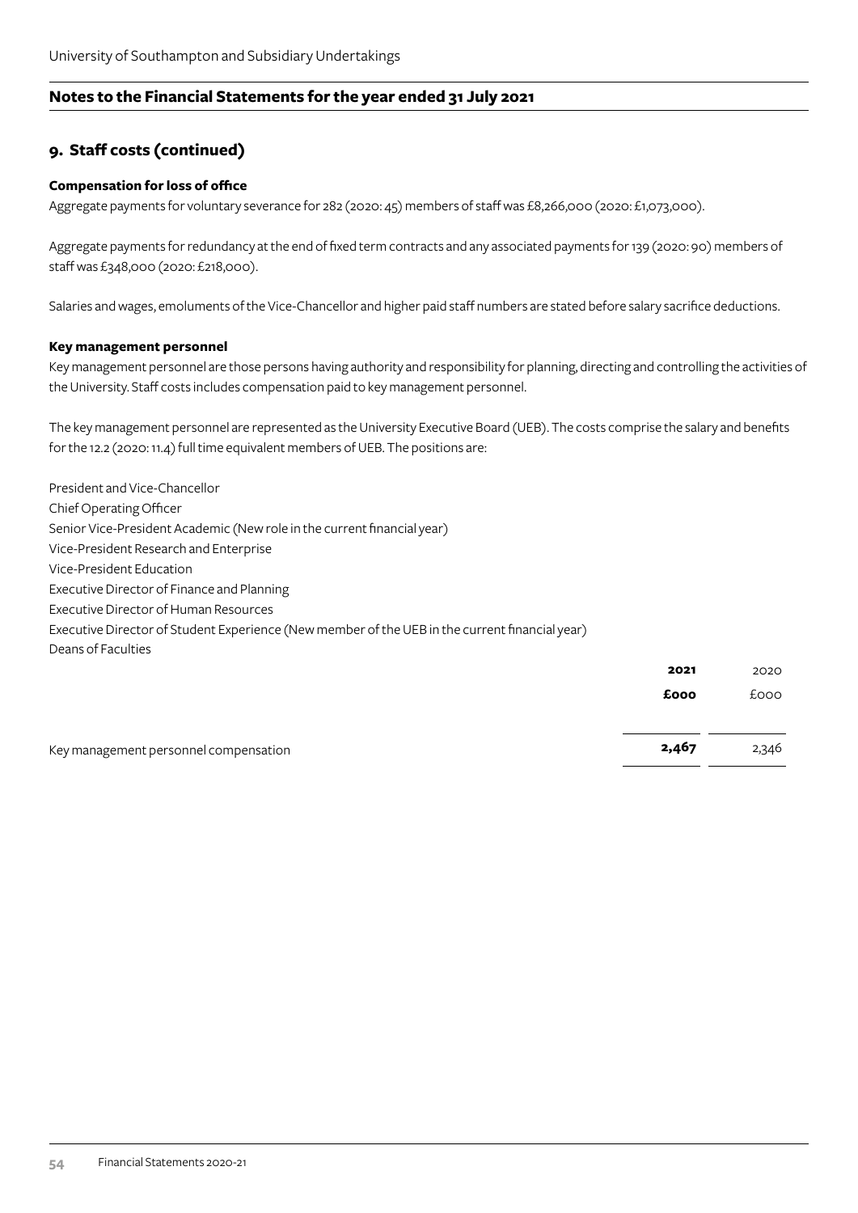## 9. Staff costs (continued)

### Compensation for loss of office

Aggregate payments for voluntary severance for 282 (2020: 45) members of staff was £8,266,000 (2020: £1,073,000).

Aggregate payments for redundancy at the end of fixed term contracts and any associated payments for 139 (2020: 90) members of staff was £348,000 (2020: £218,000).

Salaries and wages, emoluments of the Vice-Chancellor and higher paid staff numbers are stated before salary sacrifice deductions.

### Key management personnel

Key management personnel are those persons having authority and responsibility for planning, directing and controlling the activities of the University. Staff costs includes compensation paid to key management personnel.

The key management personnel are represented as the University Executive Board (UEB). The costs comprise the salary and benefits for the 12.2 (2020: 11.4) full time equivalent members of UEB. The positions are:

President and Vice-Chancellor
Chief Operating Officer
Senior Vice-President Academic (New role in the current financial year)
Vice-President Research and Enterprise
Vice-President Education
Executive Director of Finance and Planning
Executive Director of Human Resources
Executive Director of Student Experience (New member of the UEB in the current financial year)
Deans of Faculties

| | **2021** | 2020 |
|---|---|---|
| | **£000** | £000 |
| Key management personnel compensation | **2,467** | 2,346 |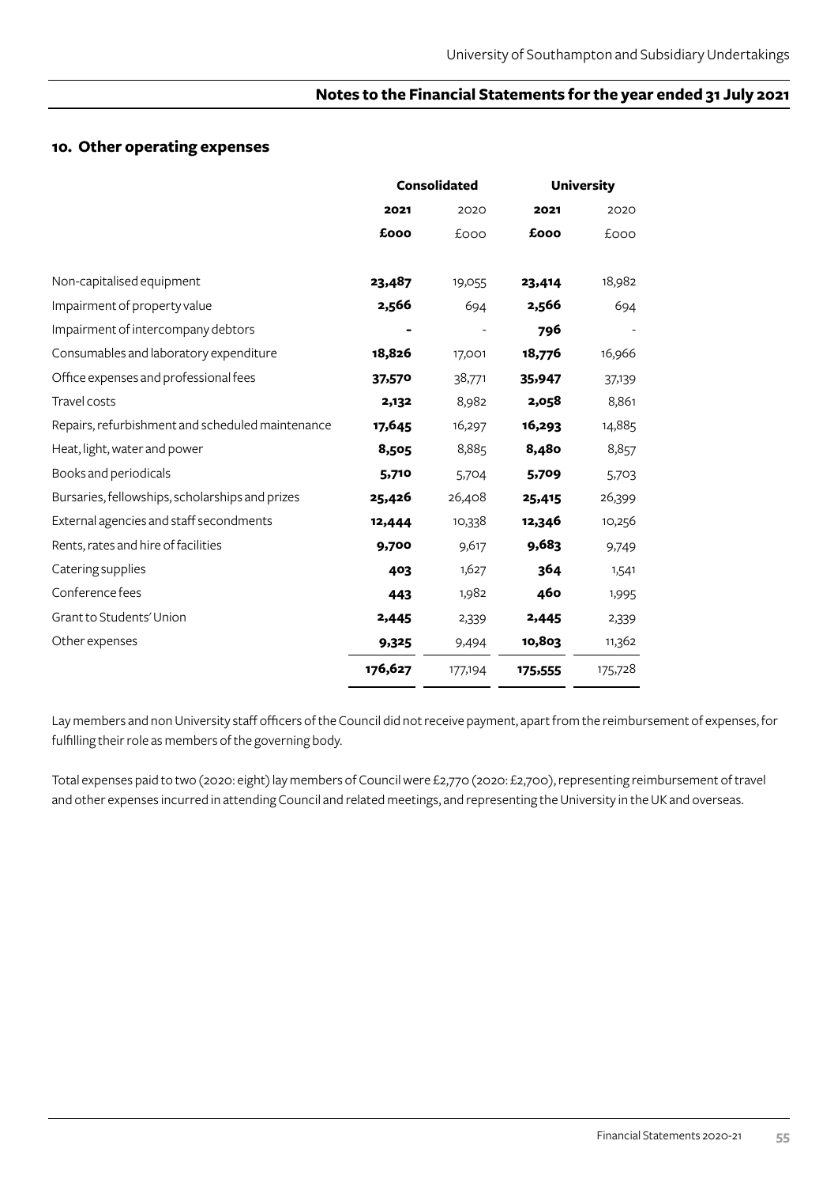## 10. Other operating expenses

| | Consolidated | | University | |
|---|---|---|---|---|
| | **2021** | 2020 | **2021** | 2020 |
| | **£000** | £000 | **£000** | £000 |
| Non-capitalised equipment | **23,487** | 19,055 | **23,414** | 18,982 |
| Impairment of property value | **2,566** | 694 | **2,566** | 694 |
| Impairment of intercompany debtors | **-** | - | **796** | - |
| Consumables and laboratory expenditure | **18,826** | 17,001 | **18,776** | 16,966 |
| Office expenses and professional fees | **37,570** | 38,771 | **35,947** | 37,139 |
| Travel costs | **2,132** | 8,982 | **2,058** | 8,861 |
| Repairs, refurbishment and scheduled maintenance | **17,645** | 16,297 | **16,293** | 14,885 |
| Heat, light, water and power | **8,505** | 8,885 | **8,480** | 8,857 |
| Books and periodicals | **5,710** | 5,704 | **5,709** | 5,703 |
| Bursaries, fellowships, scholarships and prizes | **25,426** | 26,408 | **25,415** | 26,399 |
| External agencies and staff secondments | **12,444** | 10,338 | **12,346** | 10,256 |
| Rents, rates and hire of facilities | **9,700** | 9,617 | **9,683** | 9,749 |
| Catering supplies | **403** | 1,627 | **364** | 1,541 |
| Conference fees | **443** | 1,982 | **460** | 1,995 |
| Grant to Students' Union | **2,445** | 2,339 | **2,445** | 2,339 |
| Other expenses | **9,325** | 9,494 | **10,803** | 11,362 |
| | **176,627** | 177,194 | **175,555** | 175,728 |

Lay members and non University staff officers of the Council did not receive payment, apart from the reimbursement of expenses, for fulfilling their role as members of the governing body.

Total expenses paid to two (2020: eight) lay members of Council were £2,770 (2020: £2,700), representing reimbursement of travel and other expenses incurred in attending Council and related meetings, and representing the University in the UK and overseas.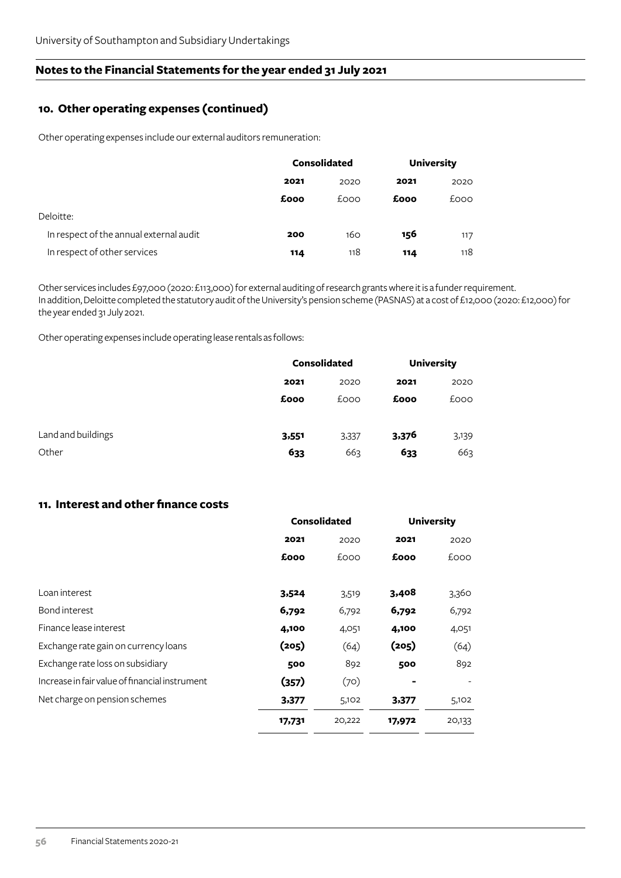## Notes to the Financial Statements for the year ended 31 July 2021

### 10. Other operating expenses (continued)

Other operating expenses include our external auditors remuneration:

| | Consolidated | | University | |
|---|---|---|---|---|
| | **2021** | 2020 | **2021** | 2020 |
| | **£000** | £000 | **£000** | £000 |
| Deloitte: | | | | |
| In respect of the annual external audit | **200** | 160 | **156** | 117 |
| In respect of other services | **114** | 118 | **114** | 118 |

Other services includes £97,000 (2020: £113,000) for external auditing of research grants where it is a funder requirement.
In addition, Deloitte completed the statutory audit of the University's pension scheme (PASNAS) at a cost of £12,000 (2020: £12,000) for the year ended 31 July 2021.

Other operating expenses include operating lease rentals as follows:

| | Consolidated | | University | |
|---|---|---|---|---|
| | **2021** | 2020 | **2021** | 2020 |
| | **£000** | £000 | **£000** | £000 |
| Land and buildings | **3,551** | 3,337 | **3,376** | 3,139 |
| Other | **633** | 663 | **633** | 663 |

### 11. Interest and other finance costs

| | Consolidated | | University | |
|---|---|---|---|---|
| | **2021** | 2020 | **2021** | 2020 |
| | **£000** | £000 | **£000** | £000 |
| Loan interest | **3,524** | 3,519 | **3,408** | 3,360 |
| Bond interest | **6,792** | 6,792 | **6,792** | 6,792 |
| Finance lease interest | **4,100** | 4,051 | **4,100** | 4,051 |
| Exchange rate gain on currency loans | **(205)** | (64) | **(205)** | (64) |
| Exchange rate loss on subsidiary | **500** | 892 | **500** | 892 |
| Increase in fair value of financial instrument | **(357)** | (70) | **-** | - |
| Net charge on pension schemes | **3,377** | 5,102 | **3,377** | 5,102 |
| | **17,731** | 20,222 | **17,972** | 20,133 |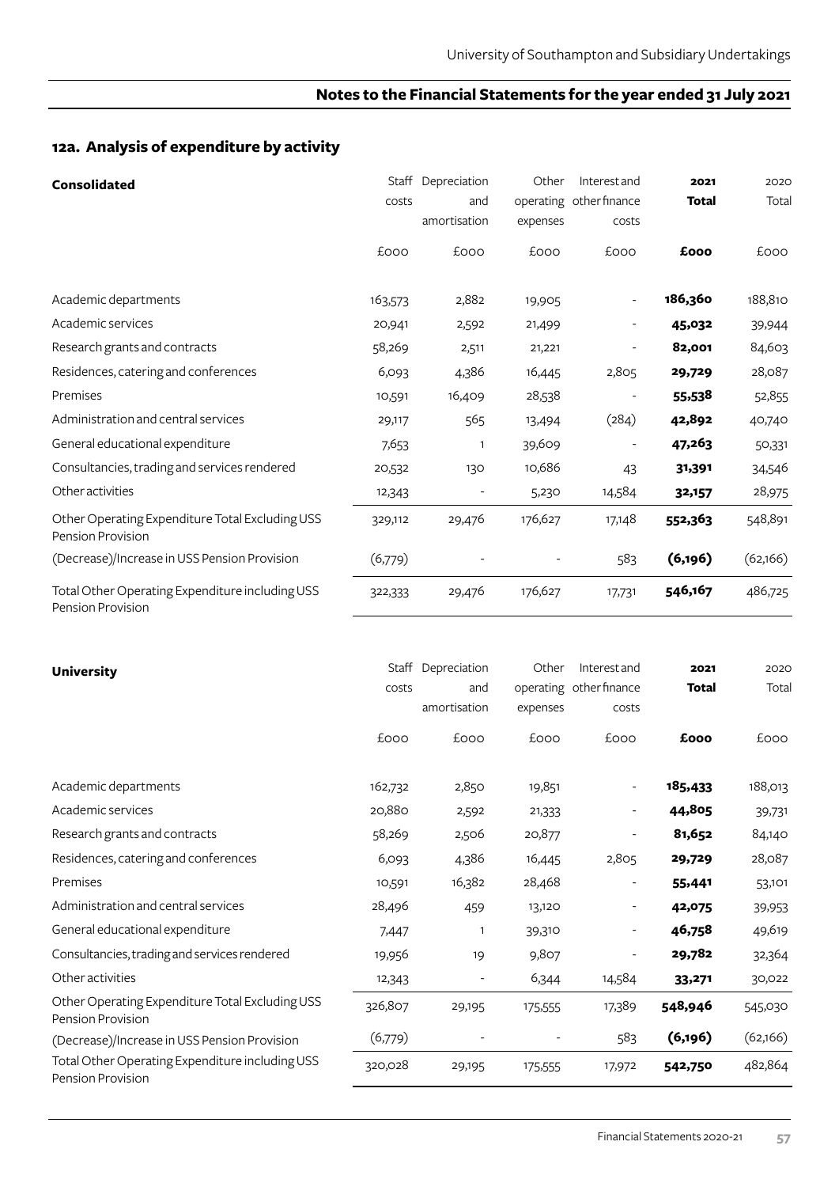## 12a. Analysis of expenditure by activity

| **Consolidated** | Staff costs | Depreciation and amortisation | Other operating expenses | Interest and other finance costs | **2021 Total** | 2020 Total |
|---|---|---|---|---|---|---|
| | £000 | £000 | £000 | £000 | **£000** | £000 |
| Academic departments | 163,573 | 2,882 | 19,905 | - | **186,360** | 188,810 |
| Academic services | 20,941 | 2,592 | 21,499 | - | **45,032** | 39,944 |
| Research grants and contracts | 58,269 | 2,511 | 21,221 | - | **82,001** | 84,603 |
| Residences, catering and conferences | 6,093 | 4,386 | 16,445 | 2,805 | **29,729** | 28,087 |
| Premises | 10,591 | 16,409 | 28,538 | - | **55,538** | 52,855 |
| Administration and central services | 29,117 | 565 | 13,494 | (284) | **42,892** | 40,740 |
| General educational expenditure | 7,653 | 1 | 39,609 | - | **47,263** | 50,331 |
| Consultancies, trading and services rendered | 20,532 | 130 | 10,686 | 43 | **31,391** | 34,546 |
| Other activities | 12,343 | - | 5,230 | 14,584 | **32,157** | 28,975 |
| Other Operating Expenditure Total Excluding USS Pension Provision | 329,112 | 29,476 | 176,627 | 17,148 | **552,363** | 548,891 |
| (Decrease)/Increase in USS Pension Provision | (6,779) | - | - | 583 | **(6,196)** | (62,166) |
| Total Other Operating Expenditure including USS Pension Provision | 322,333 | 29,476 | 176,627 | 17,731 | **546,167** | 486,725 |

| **University** | Staff costs | Depreciation and amortisation | Other operating expenses | Interest and other finance costs | **2021 Total** | 2020 Total |
|---|---|---|---|---|---|---|
| | £000 | £000 | £000 | £000 | **£000** | £000 |
| Academic departments | 162,732 | 2,850 | 19,851 | - | **185,433** | 188,013 |
| Academic services | 20,880 | 2,592 | 21,333 | - | **44,805** | 39,731 |
| Research grants and contracts | 58,269 | 2,506 | 20,877 | - | **81,652** | 84,140 |
| Residences, catering and conferences | 6,093 | 4,386 | 16,445 | 2,805 | **29,729** | 28,087 |
| Premises | 10,591 | 16,382 | 28,468 | - | **55,441** | 53,101 |
| Administration and central services | 28,496 | 459 | 13,120 | - | **42,075** | 39,953 |
| General educational expenditure | 7,447 | 1 | 39,310 | - | **46,758** | 49,619 |
| Consultancies, trading and services rendered | 19,956 | 19 | 9,807 | - | **29,782** | 32,364 |
| Other activities | 12,343 | - | 6,344 | 14,584 | **33,271** | 30,022 |
| Other Operating Expenditure Total Excluding USS Pension Provision | 326,807 | 29,195 | 175,555 | 17,389 | **548,946** | 545,030 |
| (Decrease)/Increase in USS Pension Provision | (6,779) | - | - | 583 | **(6,196)** | (62,166) |
| Total Other Operating Expenditure including USS Pension Provision | 320,028 | 29,195 | 175,555 | 17,972 | **542,750** | 482,864 |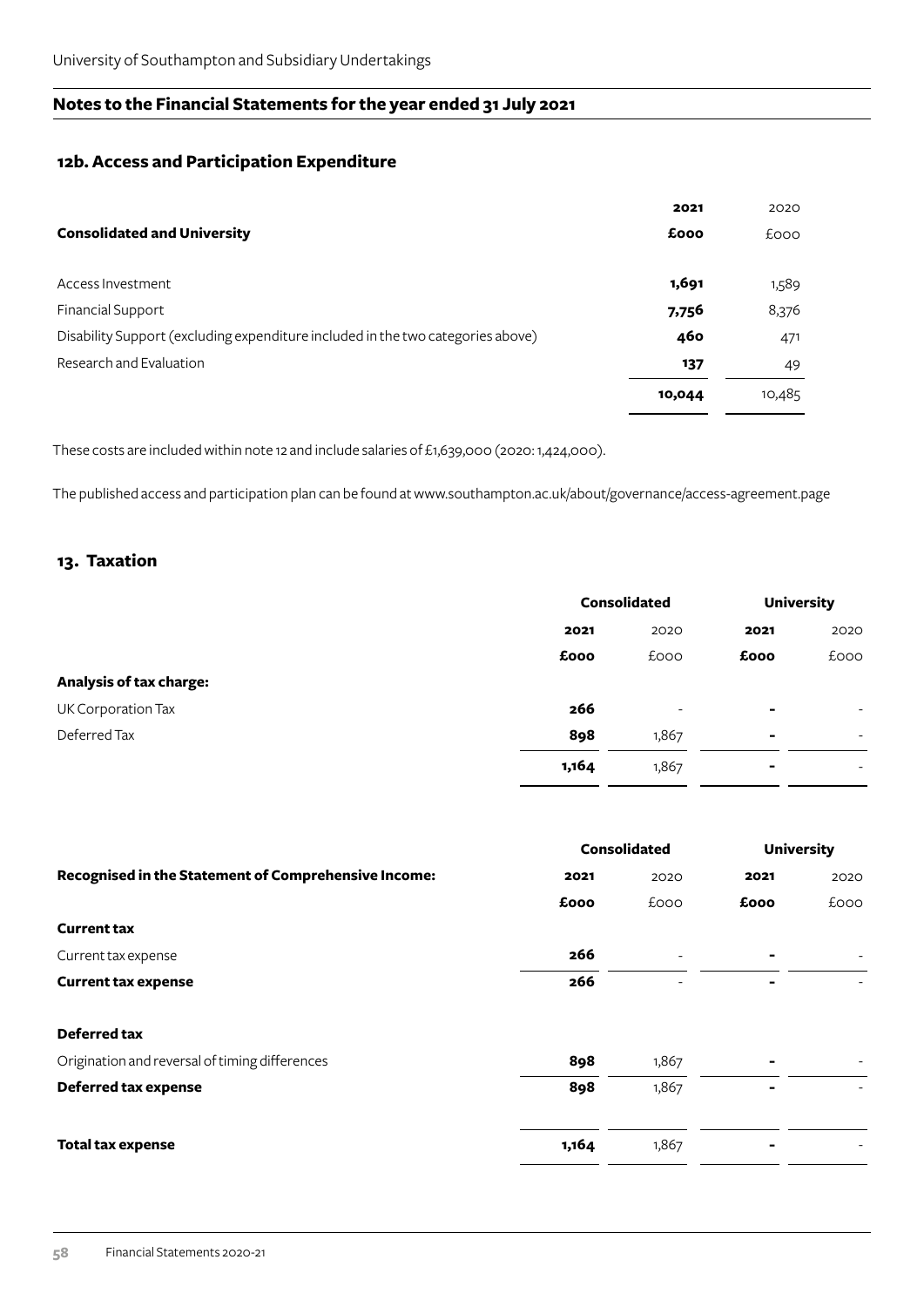## Notes to the Financial Statements for the year ended 31 July 2021

### 12b. Access and Participation Expenditure

| Consolidated and University | 2021 £000 | 2020 £000 |
|---|---|---|
| Access Investment | **1,691** | 1,589 |
| Financial Support | **7,756** | 8,376 |
| Disability Support (excluding expenditure included in the two categories above) | **460** | 471 |
| Research and Evaluation | **137** | 49 |
| | **10,044** | 10,485 |

These costs are included within note 12 and include salaries of £1,639,000 (2020: 1,424,000).

The published access and participation plan can be found at www.southampton.ac.uk/about/governance/access-agreement.page

### 13. Taxation

| | Consolidated | | University | |
|---|---|---|---|---|
| | **2021** | 2020 | **2021** | 2020 |
| | **£000** | £000 | **£000** | £000 |
| **Analysis of tax charge:** | | | | |
| UK Corporation Tax | **266** | - | **-** | - |
| Deferred Tax | **898** | 1,867 | **-** | - |
| | **1,164** | 1,867 | **-** | - |

| | Consolidated | | University | |
|---|---|---|---|---|
| **Recognised in the Statement of Comprehensive Income:** | **2021** | 2020 | **2021** | 2020 |
| | **£000** | £000 | **£000** | £000 |
| **Current tax** | | | | |
| Current tax expense | **266** | - | **-** | - |
| **Current tax expense** | **266** | - | **-** | - |
| **Deferred tax** | | | | |
| Origination and reversal of timing differences | **898** | 1,867 | **-** | - |
| **Deferred tax expense** | **898** | 1,867 | **-** | - |
| **Total tax expense** | **1,164** | 1,867 | **-** | - |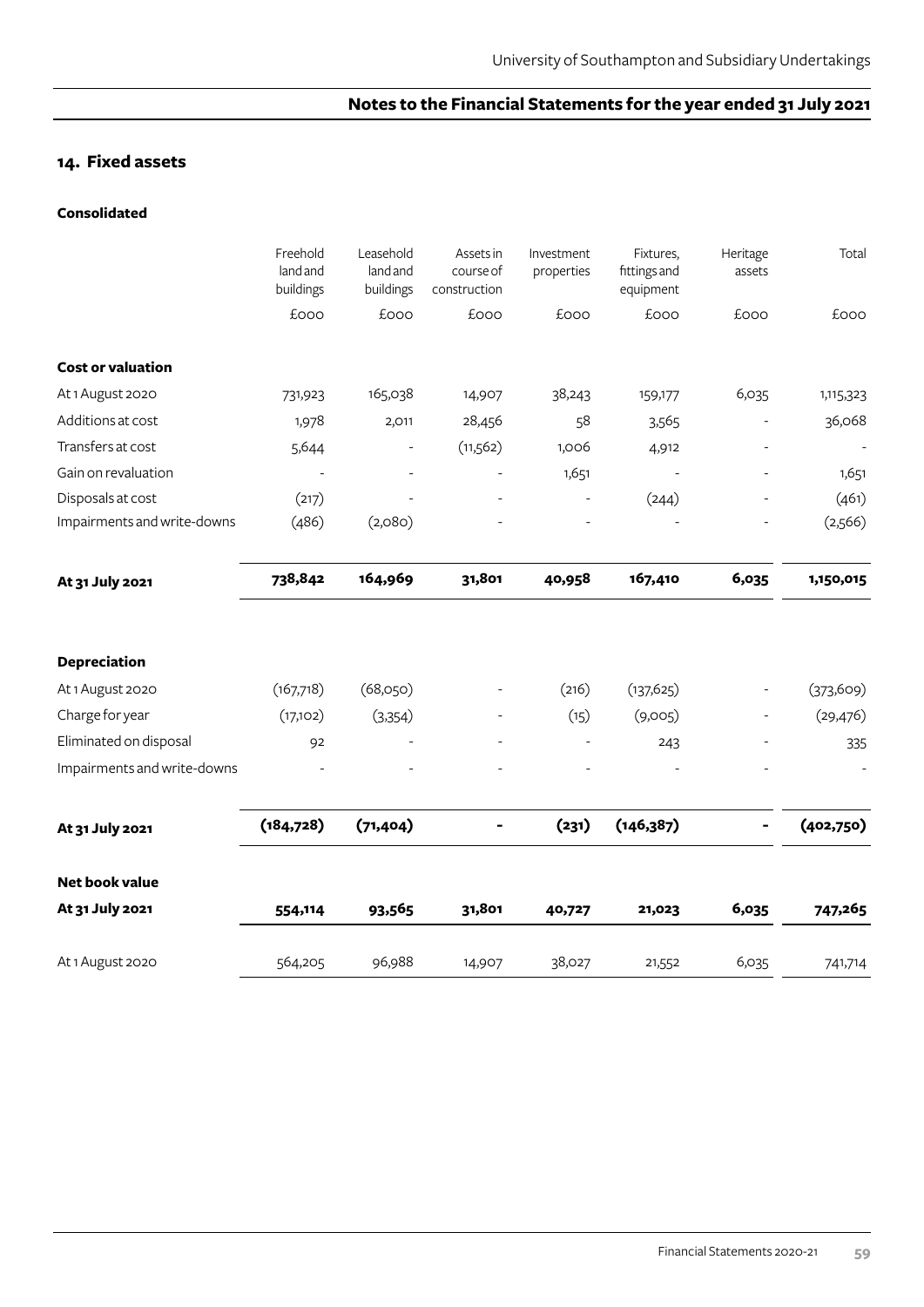## 14. Fixed assets

### Consolidated

| | Freehold land and buildings | Leasehold land and buildings | Assets in course of construction | Investment properties | Fixtures, fittings and equipment | Heritage assets | Total |
|---|---|---|---|---|---|---|---|
| | £000 | £000 | £000 | £000 | £000 | £000 | £000 |
| **Cost or valuation** | | | | | | | |
| At 1 August 2020 | 731,923 | 165,038 | 14,907 | 38,243 | 159,177 | 6,035 | 1,115,323 |
| Additions at cost | 1,978 | 2,011 | 28,456 | 58 | 3,565 | - | 36,068 |
| Transfers at cost | 5,644 | - | (11,562) | 1,006 | 4,912 | - | - |
| Gain on revaluation | - | - | - | 1,651 | - | - | 1,651 |
| Disposals at cost | (217) | - | - | - | (244) | - | (461) |
| Impairments and write-downs | (486) | (2,080) | - | - | - | - | (2,566) |
| **At 31 July 2021** | **738,842** | **164,969** | **31,801** | **40,958** | **167,410** | **6,035** | **1,150,015** |
| **Depreciation** | | | | | | | |
| At 1 August 2020 | (167,718) | (68,050) | - | (216) | (137,625) | - | (373,609) |
| Charge for year | (17,102) | (3,354) | - | (15) | (9,005) | - | (29,476) |
| Eliminated on disposal | 92 | - | - | - | 243 | - | 335 |
| Impairments and write-downs | - | - | - | - | - | - | - |
| **At 31 July 2021** | **(184,728)** | **(71,404)** | **-** | **(231)** | **(146,387)** | **-** | **(402,750)** |
| **Net book value** | | | | | | | |
| **At 31 July 2021** | **554,114** | **93,565** | **31,801** | **40,727** | **21,023** | **6,035** | **747,265** |
| At 1 August 2020 | 564,205 | 96,988 | 14,907 | 38,027 | 21,552 | 6,035 | 741,714 |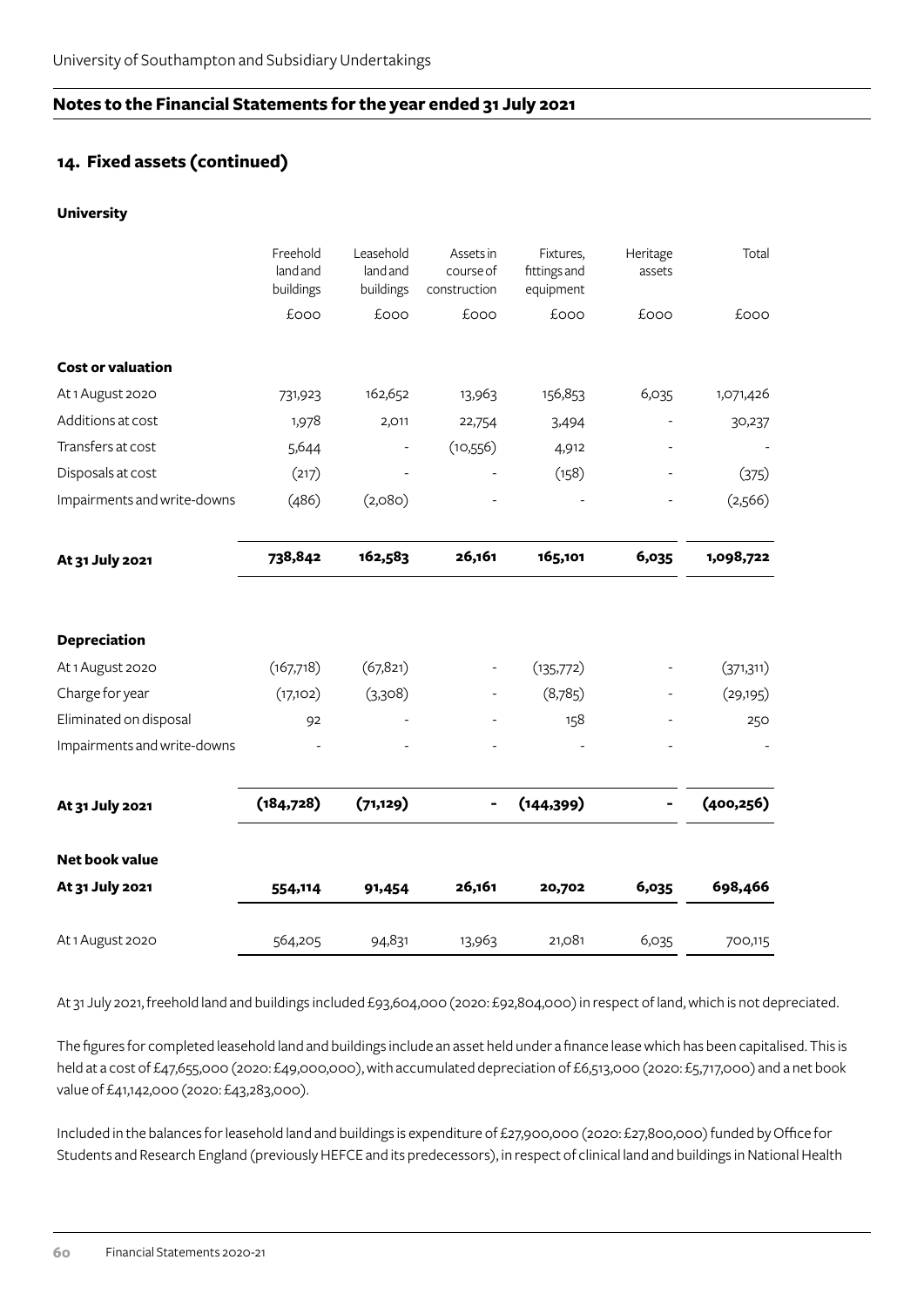## 14. Fixed assets (continued)

### University

| | Freehold land and buildings | Leasehold land and buildings | Assets in course of construction | Fixtures, fittings and equipment | Heritage assets | Total |
|---|---|---|---|---|---|---|
| | £000 | £000 | £000 | £000 | £000 | £000 |
| **Cost or valuation** | | | | | | |
| At 1 August 2020 | 731,923 | 162,652 | 13,963 | 156,853 | 6,035 | 1,071,426 |
| Additions at cost | 1,978 | 2,011 | 22,754 | 3,494 | - | 30,237 |
| Transfers at cost | 5,644 | - | (10,556) | 4,912 | - | - |
| Disposals at cost | (217) | - | - | (158) | - | (375) |
| Impairments and write-downs | (486) | (2,080) | - | - | - | (2,566) |
| **At 31 July 2021** | **738,842** | **162,583** | **26,161** | **165,101** | **6,035** | **1,098,722** |
| **Depreciation** | | | | | | |
| At 1 August 2020 | (167,718) | (67,821) | - | (135,772) | - | (371,311) |
| Charge for year | (17,102) | (3,308) | - | (8,785) | - | (29,195) |
| Eliminated on disposal | 92 | - | - | 158 | - | 250 |
| Impairments and write-downs | - | - | - | - | - | - |
| **At 31 July 2021** | **(184,728)** | **(71,129)** | **-** | **(144,399)** | **-** | **(400,256)** |
| **Net book value** | | | | | | |
| **At 31 July 2021** | **554,114** | **91,454** | **26,161** | **20,702** | **6,035** | **698,466** |
| At 1 August 2020 | 564,205 | 94,831 | 13,963 | 21,081 | 6,035 | 700,115 |

At 31 July 2021, freehold land and buildings included £93,604,000 (2020: £92,804,000) in respect of land, which is not depreciated.

The figures for completed leasehold land and buildings include an asset held under a finance lease which has been capitalised. This is held at a cost of £47,655,000 (2020: £49,000,000), with accumulated depreciation of £6,513,000 (2020: £5,717,000) and a net book value of £41,142,000 (2020: £43,283,000).

Included in the balances for leasehold land and buildings is expenditure of £27,900,000 (2020: £27,800,000) funded by Office for Students and Research England (previously HEFCE and its predecessors), in respect of clinical land and buildings in National Health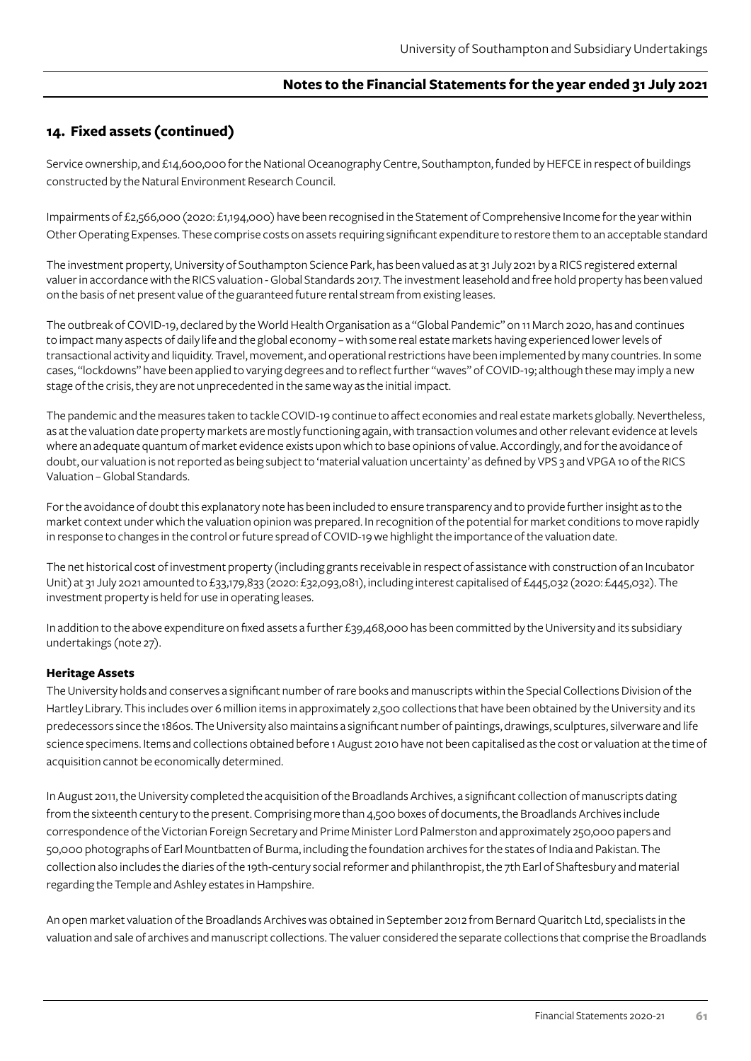## 14. Fixed assets (continued)

Service ownership, and £14,600,000 for the National Oceanography Centre, Southampton, funded by HEFCE in respect of buildings constructed by the Natural Environment Research Council.

Impairments of £2,566,000 (2020: £1,194,000) have been recognised in the Statement of Comprehensive Income for the year within Other Operating Expenses. These comprise costs on assets requiring significant expenditure to restore them to an acceptable standard

The investment property, University of Southampton Science Park, has been valued as at 31 July 2021 by a RICS registered external valuer in accordance with the RICS valuation - Global Standards 2017. The investment leasehold and free hold property has been valued on the basis of net present value of the guaranteed future rental stream from existing leases.

The outbreak of COVID-19, declared by the World Health Organisation as a "Global Pandemic" on 11 March 2020, has and continues to impact many aspects of daily life and the global economy – with some real estate markets having experienced lower levels of transactional activity and liquidity. Travel, movement, and operational restrictions have been implemented by many countries. In some cases, "lockdowns" have been applied to varying degrees and to reflect further "waves" of COVID-19; although these may imply a new stage of the crisis, they are not unprecedented in the same way as the initial impact.

The pandemic and the measures taken to tackle COVID-19 continue to affect economies and real estate markets globally. Nevertheless, as at the valuation date property markets are mostly functioning again, with transaction volumes and other relevant evidence at levels where an adequate quantum of market evidence exists upon which to base opinions of value. Accordingly, and for the avoidance of doubt, our valuation is not reported as being subject to 'material valuation uncertainty' as defined by VPS 3 and VPGA 10 of the RICS Valuation – Global Standards.

For the avoidance of doubt this explanatory note has been included to ensure transparency and to provide further insight as to the market context under which the valuation opinion was prepared. In recognition of the potential for market conditions to move rapidly in response to changes in the control or future spread of COVID-19 we highlight the importance of the valuation date.

The net historical cost of investment property (including grants receivable in respect of assistance with construction of an Incubator Unit) at 31 July 2021 amounted to £33,179,833 (2020: £32,093,081), including interest capitalised of £445,032 (2020: £445,032). The investment property is held for use in operating leases.

In addition to the above expenditure on fixed assets a further £39,468,000 has been committed by the University and its subsidiary undertakings (note 27).

**Heritage Assets**

The University holds and conserves a significant number of rare books and manuscripts within the Special Collections Division of the Hartley Library. This includes over 6 million items in approximately 2,500 collections that have been obtained by the University and its predecessors since the 1860s. The University also maintains a significant number of paintings, drawings, sculptures, silverware and life science specimens. Items and collections obtained before 1 August 2010 have not been capitalised as the cost or valuation at the time of acquisition cannot be economically determined.

In August 2011, the University completed the acquisition of the Broadlands Archives, a significant collection of manuscripts dating from the sixteenth century to the present. Comprising more than 4,500 boxes of documents, the Broadlands Archives include correspondence of the Victorian Foreign Secretary and Prime Minister Lord Palmerston and approximately 250,000 papers and 50,000 photographs of Earl Mountbatten of Burma, including the foundation archives for the states of India and Pakistan. The collection also includes the diaries of the 19th-century social reformer and philanthropist, the 7th Earl of Shaftesbury and material regarding the Temple and Ashley estates in Hampshire.

An open market valuation of the Broadlands Archives was obtained in September 2012 from Bernard Quaritch Ltd, specialists in the valuation and sale of archives and manuscript collections. The valuer considered the separate collections that comprise the Broadlands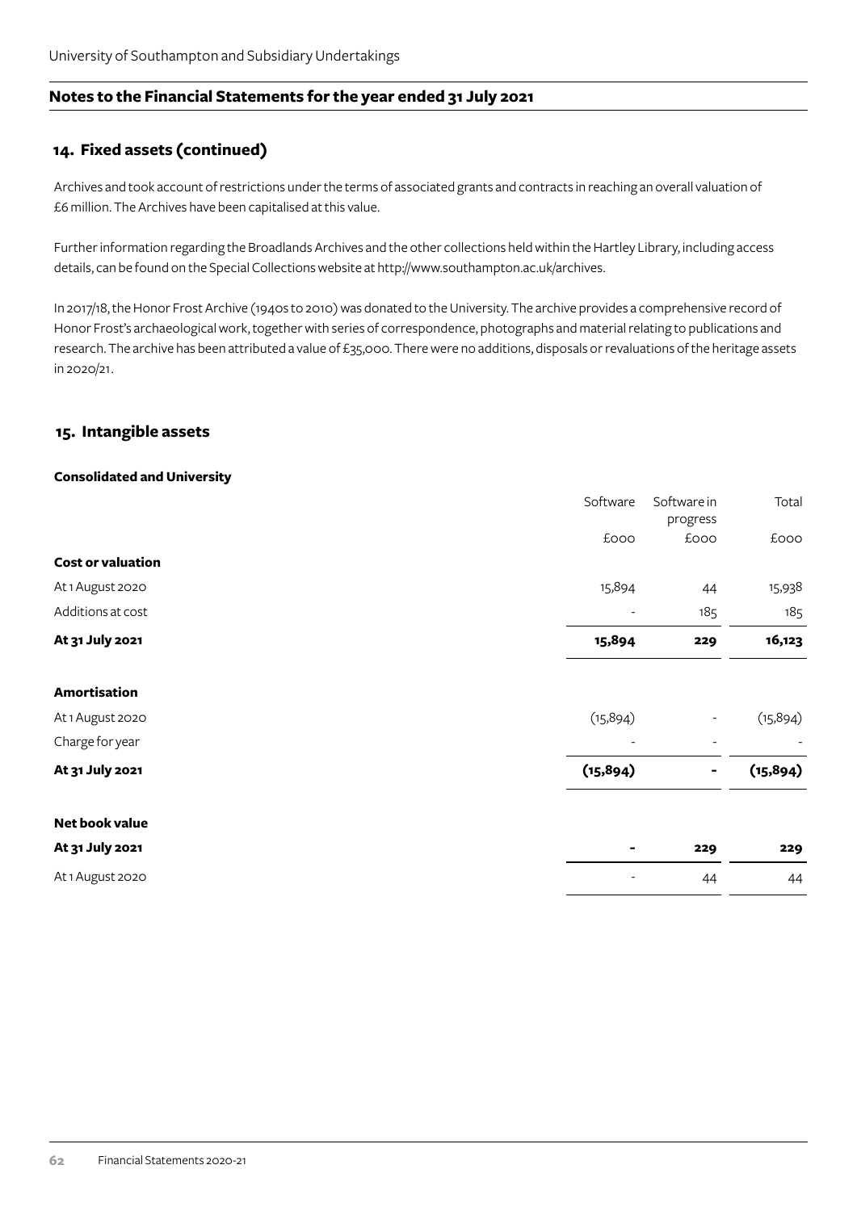## 14. Fixed assets (continued)

Archives and took account of restrictions under the terms of associated grants and contracts in reaching an overall valuation of £6 million. The Archives have been capitalised at this value.

Further information regarding the Broadlands Archives and the other collections held within the Hartley Library, including access details, can be found on the Special Collections website at http://www.southampton.ac.uk/archives.

In 2017/18, the Honor Frost Archive (1940s to 2010) was donated to the University. The archive provides a comprehensive record of Honor Frost's archaeological work, together with series of correspondence, photographs and material relating to publications and research. The archive has been attributed a value of £35,000. There were no additions, disposals or revaluations of the heritage assets in 2020/21.

## 15. Intangible assets

**Consolidated and University**

| | Software | Software in progress | Total |
|---|---|---|---|
| | £000 | £000 | £000 |
| **Cost or valuation** | | | |
| At 1 August 2020 | 15,894 | 44 | 15,938 |
| Additions at cost | - | 185 | 185 |
| **At 31 July 2021** | **15,894** | **229** | **16,123** |
| **Amortisation** | | | |
| At 1 August 2020 | (15,894) | - | (15,894) |
| Charge for year | - | - | - |
| **At 31 July 2021** | **(15,894)** | **-** | **(15,894)** |
| **Net book value** | | | |
| **At 31 July 2021** | **-** | **229** | **229** |
| At 1 August 2020 | - | 44 | 44 |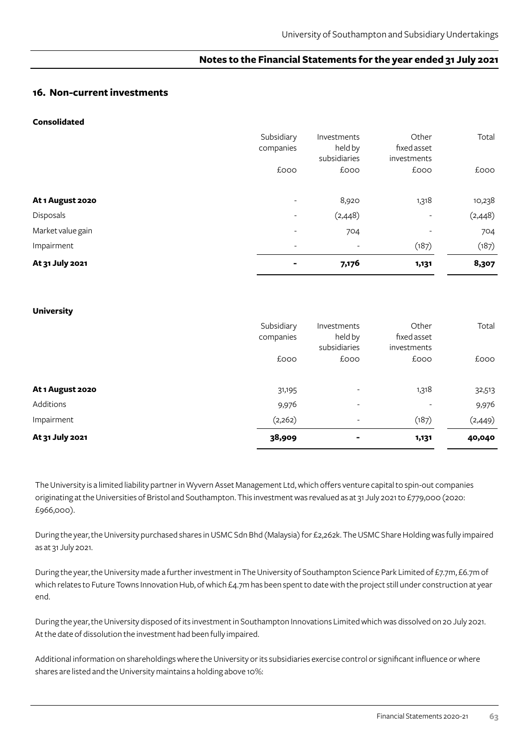## 16. Non-current investments

**Consolidated**

| | Subsidiary companies | Investments held by subsidiaries | Other fixed asset investments | Total |
|---|---|---|---|---|
| | £000 | £000 | £000 | £000 |
| **At 1 August 2020** | - | 8,920 | 1,318 | 10,238 |
| Disposals | - | (2,448) | - | (2,448) |
| Market value gain | - | 704 | - | 704 |
| Impairment | - | - | (187) | (187) |
| **At 31 July 2021** | **-** | **7,176** | **1,131** | **8,307** |

**University**

| | Subsidiary companies | Investments held by subsidiaries | Other fixed asset investments | Total |
|---|---|---|---|---|
| | £000 | £000 | £000 | £000 |
| **At 1 August 2020** | 31,195 | - | 1,318 | 32,513 |
| Additions | 9,976 | - | - | 9,976 |
| Impairment | (2,262) | - | (187) | (2,449) |
| **At 31 July 2021** | **38,909** | **-** | **1,131** | **40,040** |

The University is a limited liability partner in Wyvern Asset Management Ltd, which offers venture capital to spin-out companies originating at the Universities of Bristol and Southampton. This investment was revalued as at 31 July 2021 to £779,000 (2020: £966,000).

During the year, the University purchased shares in USMC Sdn Bhd (Malaysia) for £2,262k. The USMC Share Holding was fully impaired as at 31 July 2021.

During the year, the University made a further investment in The University of Southampton Science Park Limited of £7.7m, £6.7m of which relates to Future Towns Innovation Hub, of which £4.7m has been spent to date with the project still under construction at year end.

During the year, the University disposed of its investment in Southampton Innovations Limited which was dissolved on 20 July 2021. At the date of dissolution the investment had been fully impaired.

Additional information on shareholdings where the University or its subsidiaries exercise control or significant influence or where shares are listed and the University maintains a holding above 10%: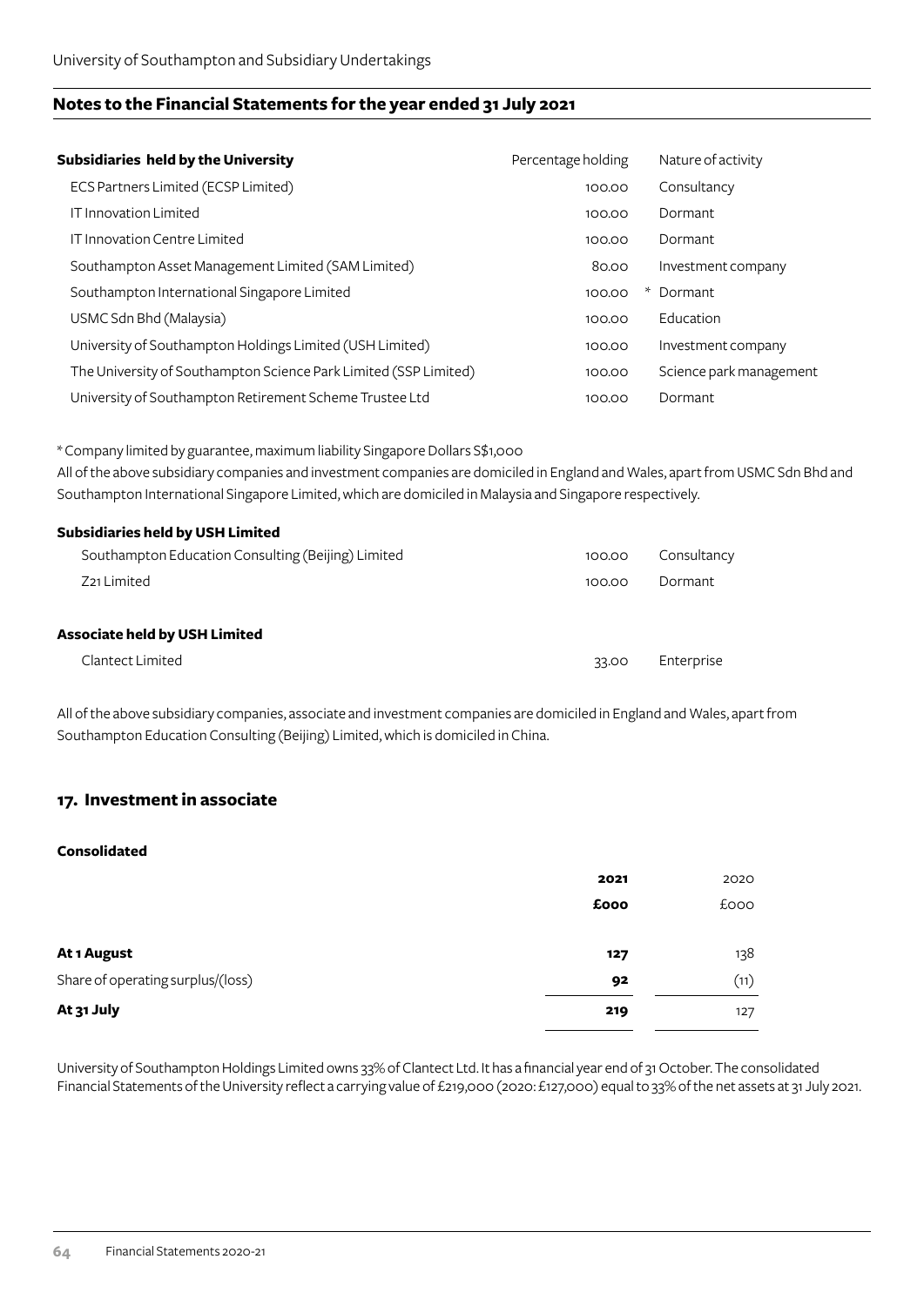## Notes to the Financial Statements for the year ended 31 July 2021

| Subsidiaries held by the University | Percentage holding | | Nature of activity |
|---|---|---|---|
| ECS Partners Limited (ECSP Limited) | 100.00 | | Consultancy |
| IT Innovation Limited | 100.00 | | Dormant |
| IT Innovation Centre Limited | 100.00 | | Dormant |
| Southampton Asset Management Limited (SAM Limited) | 80.00 | | Investment company |
| Southampton International Singapore Limited | 100.00 | * | Dormant |
| USMC Sdn Bhd (Malaysia) | 100.00 | | Education |
| University of Southampton Holdings Limited (USH Limited) | 100.00 | | Investment company |
| The University of Southampton Science Park Limited (SSP Limited) | 100.00 | | Science park management |
| University of Southampton Retirement Scheme Trustee Ltd | 100.00 | | Dormant |

* Company limited by guarantee, maximum liability Singapore Dollars S$1,000

All of the above subsidiary companies and investment companies are domiciled in England and Wales, apart from USMC Sdn Bhd and Southampton International Singapore Limited, which are domiciled in Malaysia and Singapore respectively.

| Subsidiaries held by USH Limited | | |
|---|---|---|
| Southampton Education Consulting (Beijing) Limited | 100.00 | Consultancy |
| Z21 Limited | 100.00 | Dormant |

| Associate held by USH Limited | | |
|---|---|---|
| Clantect Limited | 33.00 | Enterprise |

All of the above subsidiary companies, associate and investment companies are domiciled in England and Wales, apart from Southampton Education Consulting (Beijing) Limited, which is domiciled in China.

## 17. Investment in associate

**Consolidated**

| | **2021** | 2020 |
|---|---|---|
| | **£000** | £000 |
| **At 1 August** | **127** | 138 |
| Share of operating surplus/(loss) | **92** | (11) |
| **At 31 July** | **219** | 127 |

University of Southampton Holdings Limited owns 33% of Clantect Ltd. It has a financial year end of 31 October. The consolidated Financial Statements of the University reflect a carrying value of £219,000 (2020: £127,000) equal to 33% of the net assets at 31 July 2021.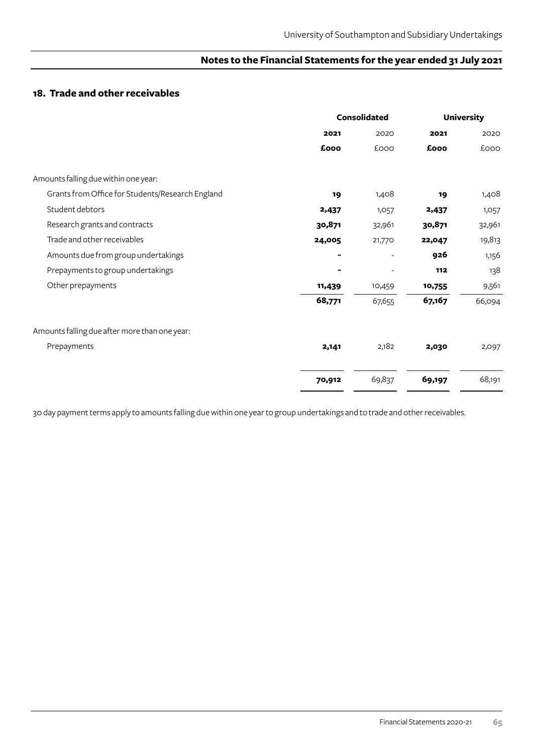## 18. Trade and other receivables

| | Consolidated | | University | |
|---|---|---|---|---|
| | **2021** | 2020 | **2021** | 2020 |
| | **£000** | £000 | **£000** | £000 |
| Amounts falling due within one year: | | | | |
| Grants from Office for Students/Research England | **19** | 1,408 | **19** | 1,408 |
| Student debtors | **2,437** | 1,057 | **2,437** | 1,057 |
| Research grants and contracts | **30,871** | 32,961 | **30,871** | 32,961 |
| Trade and other receivables | **24,005** | 21,770 | **22,047** | 19,813 |
| Amounts due from group undertakings | **-** | - | **926** | 1,156 |
| Prepayments to group undertakings | **-** | - | **112** | 138 |
| Other prepayments | **11,439** | 10,459 | **10,755** | 9,561 |
| | **68,771** | 67,655 | **67,167** | 66,094 |
| Amounts falling due after more than one year: | | | | |
| Prepayments | **2,141** | 2,182 | **2,030** | 2,097 |
| | **70,912** | 69,837 | **69,197** | 68,191 |

30 day payment terms apply to amounts falling due within one year to group undertakings and to trade and other receivables.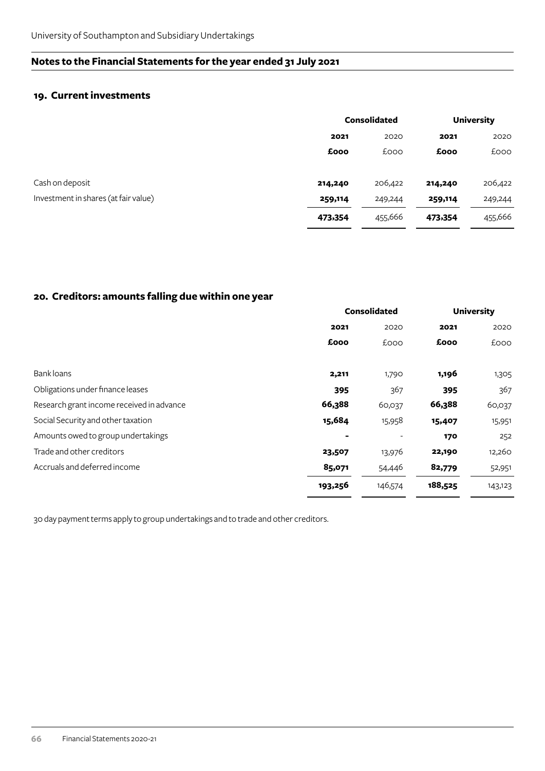## Notes to the Financial Statements for the year ended 31 July 2021

### 19. Current investments

| | Consolidated | | University | |
|---|---|---|---|---|
| | **2021** | 2020 | **2021** | 2020 |
| | **£000** | £000 | **£000** | £000 |
| Cash on deposit | **214,240** | 206,422 | **214,240** | 206,422 |
| Investment in shares (at fair value) | **259,114** | 249,244 | **259,114** | 249,244 |
| | **473,354** | 455,666 | **473,354** | 455,666 |

### 20. Creditors: amounts falling due within one year

| | Consolidated | | University | |
|---|---|---|---|---|
| | **2021** | 2020 | **2021** | 2020 |
| | **£000** | £000 | **£000** | £000 |
| Bank loans | **2,211** | 1,790 | **1,196** | 1,305 |
| Obligations under finance leases | **395** | 367 | **395** | 367 |
| Research grant income received in advance | **66,388** | 60,037 | **66,388** | 60,037 |
| Social Security and other taxation | **15,684** | 15,958 | **15,407** | 15,951 |
| Amounts owed to group undertakings | **-** | - | **170** | 252 |
| Trade and other creditors | **23,507** | 13,976 | **22,190** | 12,260 |
| Accruals and deferred income | **85,071** | 54,446 | **82,779** | 52,951 |
| | **193,256** | 146,574 | **188,525** | 143,123 |

30 day payment terms apply to group undertakings and to trade and other creditors.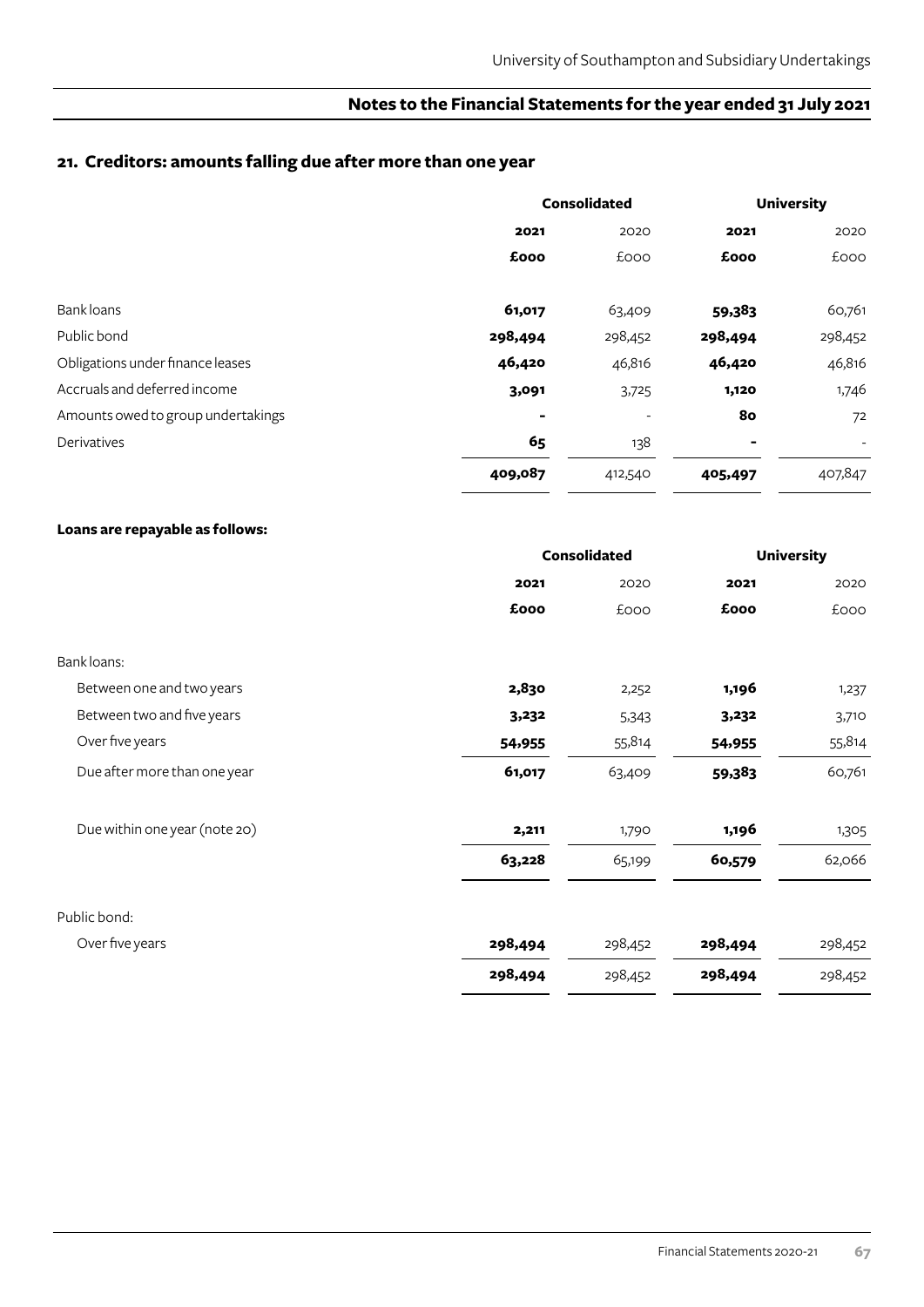## 21. Creditors: amounts falling due after more than one year

| | Consolidated | | University | |
|---|---|---|---|---|
| | **2021** | 2020 | **2021** | 2020 |
| | **£000** | £000 | **£000** | £000 |
| Bank loans | **61,017** | 63,409 | **59,383** | 60,761 |
| Public bond | **298,494** | 298,452 | **298,494** | 298,452 |
| Obligations under finance leases | **46,420** | 46,816 | **46,420** | 46,816 |
| Accruals and deferred income | **3,091** | 3,725 | **1,120** | 1,746 |
| Amounts owed to group undertakings | **-** | - | **80** | 72 |
| Derivatives | **65** | 138 | **-** | - |
| | **409,087** | 412,540 | **405,497** | 407,847 |

**Loans are repayable as follows:**

| | Consolidated | | University | |
|---|---|---|---|---|
| | **2021** | 2020 | **2021** | 2020 |
| | **£000** | £000 | **£000** | £000 |
| Bank loans: | | | | |
| Between one and two years | **2,830** | 2,252 | **1,196** | 1,237 |
| Between two and five years | **3,232** | 5,343 | **3,232** | 3,710 |
| Over five years | **54,955** | 55,814 | **54,955** | 55,814 |
| Due after more than one year | **61,017** | 63,409 | **59,383** | 60,761 |
| Due within one year (note 20) | **2,211** | 1,790 | **1,196** | 1,305 |
| | **63,228** | 65,199 | **60,579** | 62,066 |
| Public bond: | | | | |
| Over five years | **298,494** | 298,452 | **298,494** | 298,452 |
| | **298,494** | 298,452 | **298,494** | 298,452 |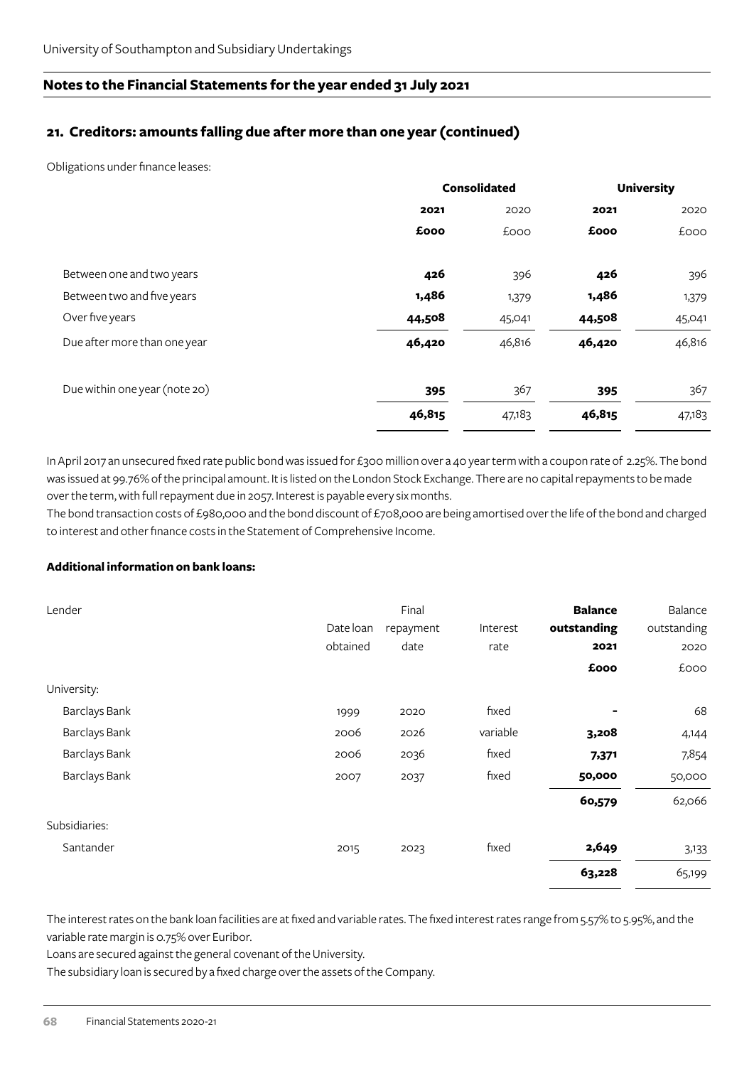## Notes to the Financial Statements for the year ended 31 July 2021

### 21. Creditors: amounts falling due after more than one year (continued)

Obligations under finance leases:

| | Consolidated | | University | |
|---|---|---|---|---|
| | **2021** | 2020 | **2021** | 2020 |
| | **£000** | £000 | **£000** | £000 |
| Between one and two years | **426** | 396 | **426** | 396 |
| Between two and five years | **1,486** | 1,379 | **1,486** | 1,379 |
| Over five years | **44,508** | 45,041 | **44,508** | 45,041 |
| Due after more than one year | **46,420** | 46,816 | **46,420** | 46,816 |
| Due within one year (note 20) | **395** | 367 | **395** | 367 |
| | **46,815** | 47,183 | **46,815** | 47,183 |

In April 2017 an unsecured fixed rate public bond was issued for £300 million over a 40 year term with a coupon rate of 2.25%. The bond was issued at 99.76% of the principal amount. It is listed on the London Stock Exchange. There are no capital repayments to be made over the term, with full repayment due in 2057. Interest is payable every six months.

The bond transaction costs of £980,000 and the bond discount of £708,000 are being amortised over the life of the bond and charged to interest and other finance costs in the Statement of Comprehensive Income.

**Additional information on bank loans:**

| Lender | Date loan obtained | Final repayment date | Interest rate | **Balance outstanding 2021** | Balance outstanding 2020 |
|---|---|---|---|---|---|
| | | | | **£000** | £000 |
| University: | | | | | |
| Barclays Bank | 1999 | 2020 | fixed | **-** | 68 |
| Barclays Bank | 2006 | 2026 | variable | **3,208** | 4,144 |
| Barclays Bank | 2006 | 2036 | fixed | **7,371** | 7,854 |
| Barclays Bank | 2007 | 2037 | fixed | **50,000** | 50,000 |
| | | | | **60,579** | 62,066 |
| Subsidiaries: | | | | | |
| Santander | 2015 | 2023 | fixed | **2,649** | 3,133 |
| | | | | **63,228** | 65,199 |

The interest rates on the bank loan facilities are at fixed and variable rates. The fixed interest rates range from 5.57% to 5.95%, and the variable rate margin is 0.75% over Euribor.

Loans are secured against the general covenant of the University.

The subsidiary loan is secured by a fixed charge over the assets of the Company.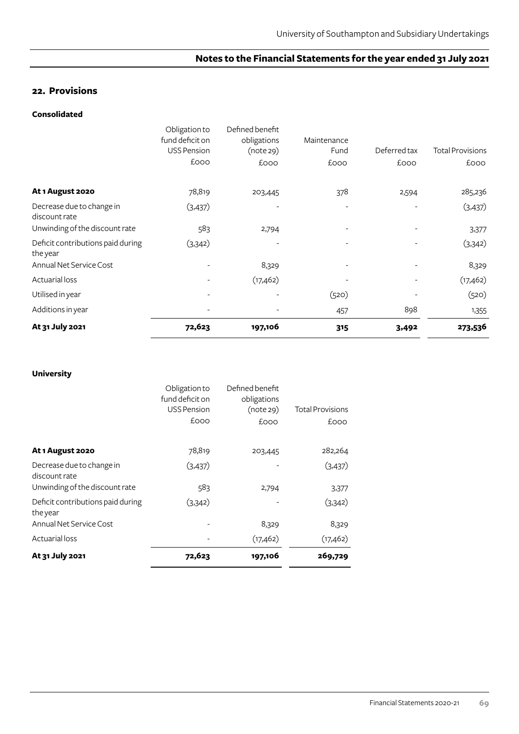## 22. Provisions

**Consolidated**

| | Obligation to fund deficit on USS Pension £000 | Defined benefit obligations (note 29) £000 | Maintenance Fund £000 | Deferred tax £000 | Total Provisions £000 |
|---|---|---|---|---|---|
| **At 1 August 2020** | 78,819 | 203,445 | 378 | 2,594 | 285,236 |
| Decrease due to change in discount rate | (3,437) | - | - | - | (3,437) |
| Unwinding of the discount rate | 583 | 2,794 | - | - | 3,377 |
| Deficit contributions paid during the year | (3,342) | - | - | - | (3,342) |
| Annual Net Service Cost | - | 8,329 | - | - | 8,329 |
| Actuarial loss | - | (17,462) | - | - | (17,462) |
| Utilised in year | - | - | (520) | - | (520) |
| Additions in year | - | - | 457 | 898 | 1,355 |
| **At 31 July 2021** | **72,623** | **197,106** | **315** | **3,492** | **273,536** |

**University**

| | Obligation to fund deficit on USS Pension £000 | Defined benefit obligations (note 29) £000 | Total Provisions £000 |
|---|---|---|---|
| **At 1 August 2020** | 78,819 | 203,445 | 282,264 |
| Decrease due to change in discount rate | (3,437) | - | (3,437) |
| Unwinding of the discount rate | 583 | 2,794 | 3,377 |
| Deficit contributions paid during the year | (3,342) | - | (3,342) |
| Annual Net Service Cost | - | 8,329 | 8,329 |
| Actuarial loss | - | (17,462) | (17,462) |
| **At 31 July 2021** | **72,623** | **197,106** | **269,729** |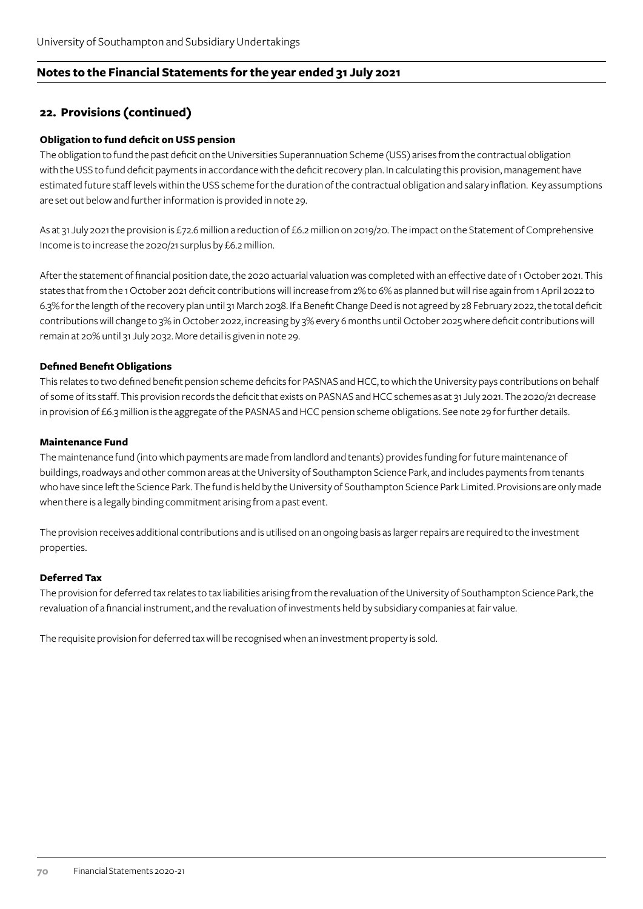## Notes to the Financial Statements for the year ended 31 July 2021

### 22. Provisions (continued)

#### Obligation to fund deficit on USS pension

The obligation to fund the past deficit on the Universities Superannuation Scheme (USS) arises from the contractual obligation with the USS to fund deficit payments in accordance with the deficit recovery plan. In calculating this provision, management have estimated future staff levels within the USS scheme for the duration of the contractual obligation and salary inflation. Key assumptions are set out below and further information is provided in note 29.

As at 31 July 2021 the provision is £72.6 million a reduction of £6.2 million on 2019/20. The impact on the Statement of Comprehensive Income is to increase the 2020/21 surplus by £6.2 million.

After the statement of financial position date, the 2020 actuarial valuation was completed with an effective date of 1 October 2021. This states that from the 1 October 2021 deficit contributions will increase from 2% to 6% as planned but will rise again from 1 April 2022 to 6.3% for the length of the recovery plan until 31 March 2038. If a Benefit Change Deed is not agreed by 28 February 2022, the total deficit contributions will change to 3% in October 2022, increasing by 3% every 6 months until October 2025 where deficit contributions will remain at 20% until 31 July 2032. More detail is given in note 29.

#### Defined Benefit Obligations

This relates to two defined benefit pension scheme deficits for PASNAS and HCC, to which the University pays contributions on behalf of some of its staff. This provision records the deficit that exists on PASNAS and HCC schemes as at 31 July 2021. The 2020/21 decrease in provision of £6.3 million is the aggregate of the PASNAS and HCC pension scheme obligations. See note 29 for further details.

#### Maintenance Fund

The maintenance fund (into which payments are made from landlord and tenants) provides funding for future maintenance of buildings, roadways and other common areas at the University of Southampton Science Park, and includes payments from tenants who have since left the Science Park. The fund is held by the University of Southampton Science Park Limited. Provisions are only made when there is a legally binding commitment arising from a past event.

The provision receives additional contributions and is utilised on an ongoing basis as larger repairs are required to the investment properties.

#### Deferred Tax

The provision for deferred tax relates to tax liabilities arising from the revaluation of the University of Southampton Science Park, the revaluation of a financial instrument, and the revaluation of investments held by subsidiary companies at fair value.

The requisite provision for deferred tax will be recognised when an investment property is sold.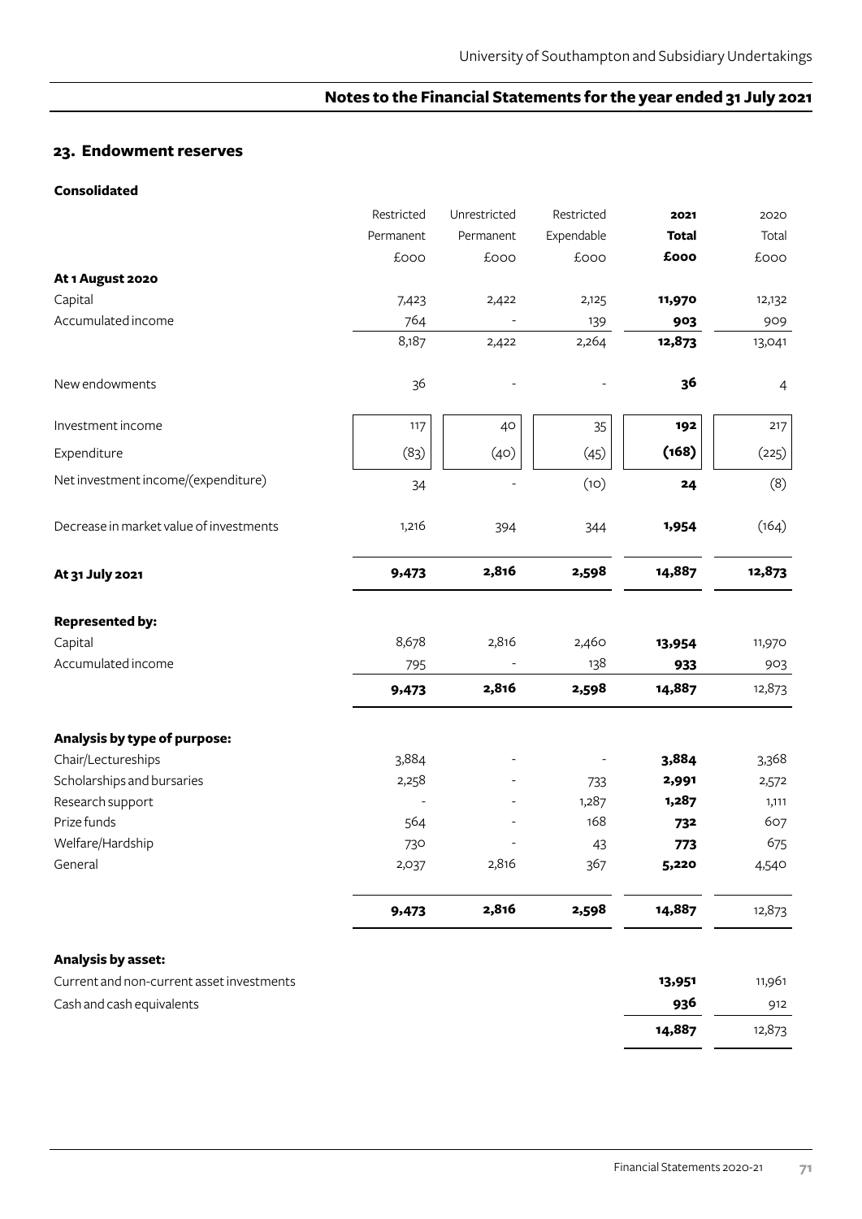## 23. Endowment reserves

**Consolidated**

| | Restricted Permanent £000 | Unrestricted Permanent £000 | Restricted Expendable £000 | **2021 Total £000** | 2020 Total £000 |
|---|---|---|---|---|---|
| **At 1 August 2020** | | | | | |
| Capital | 7,423 | 2,422 | 2,125 | **11,970** | 12,132 |
| Accumulated income | 764 | - | 139 | **903** | 909 |
| | 8,187 | 2,422 | 2,264 | **12,873** | 13,041 |
| New endowments | 36 | - | - | **36** | 4 |
| Investment income | 117 | 40 | 35 | **192** | 217 |
| Expenditure | (83) | (40) | (45) | **(168)** | (225) |
| Net investment income/(expenditure) | 34 | - | (10) | **24** | (8) |
| Decrease in market value of investments | 1,216 | 394 | 344 | **1,954** | (164) |
| **At 31 July 2021** | **9,473** | **2,816** | **2,598** | **14,887** | **12,873** |
| **Represented by:** | | | | | |
| Capital | 8,678 | 2,816 | 2,460 | **13,954** | 11,970 |
| Accumulated income | 795 | - | 138 | **933** | 903 |
| | **9,473** | **2,816** | **2,598** | **14,887** | 12,873 |
| **Analysis by type of purpose:** | | | | | |
| Chair/Lectureships | 3,884 | - | - | **3,884** | 3,368 |
| Scholarships and bursaries | 2,258 | - | 733 | **2,991** | 2,572 |
| Research support | - | - | 1,287 | **1,287** | 1,111 |
| Prize funds | 564 | - | 168 | **732** | 607 |
| Welfare/Hardship | 730 | - | 43 | **773** | 675 |
| General | 2,037 | 2,816 | 367 | **5,220** | 4,540 |
| | **9,473** | **2,816** | **2,598** | **14,887** | 12,873 |
| **Analysis by asset:** | | | | | |
| Current and non-current asset investments | | | | **13,951** | 11,961 |
| Cash and cash equivalents | | | | **936** | 912 |
| | | | | **14,887** | 12,873 |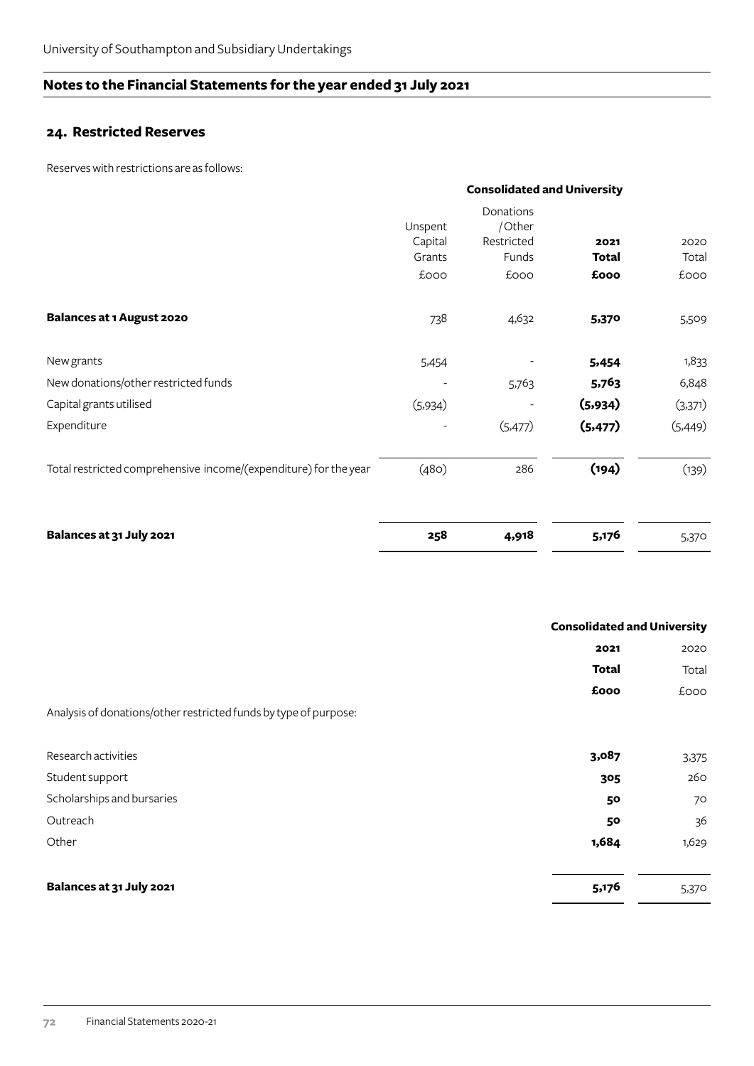## Notes to the Financial Statements for the year ended 31 July 2021

### 24. Restricted Reserves

Reserves with restrictions are as follows:

| | Consolidated and University | | | |
|---|---|---|---|---|
| | Unspent Capital Grants | Donations /Other Restricted Funds | **2021 Total** | 2020 Total |
| | £000 | £000 | **£000** | £000 |
| **Balances at 1 August 2020** | 738 | 4,632 | **5,370** | 5,509 |
| New grants | 5,454 | - | **5,454** | 1,833 |
| New donations/other restricted funds | - | 5,763 | **5,763** | 6,848 |
| Capital grants utilised | (5,934) | - | **(5,934)** | (3,371) |
| Expenditure | - | (5,477) | **(5,477)** | (5,449) |
| Total restricted comprehensive income/(expenditure) for the year | (480) | 286 | **(194)** | (139) |
| **Balances at 31 July 2021** | **258** | **4,918** | **5,176** | 5,370 |

| | Consolidated and University | |
|---|---|---|
| | **2021 Total** | 2020 Total |
| | **£000** | £000 |
| Analysis of donations/other restricted funds by type of purpose: | | |
| Research activities | **3,087** | 3,375 |
| Student support | **305** | 260 |
| Scholarships and bursaries | **50** | 70 |
| Outreach | **50** | 36 |
| Other | **1,684** | 1,629 |
| **Balances at 31 July 2021** | **5,176** | 5,370 |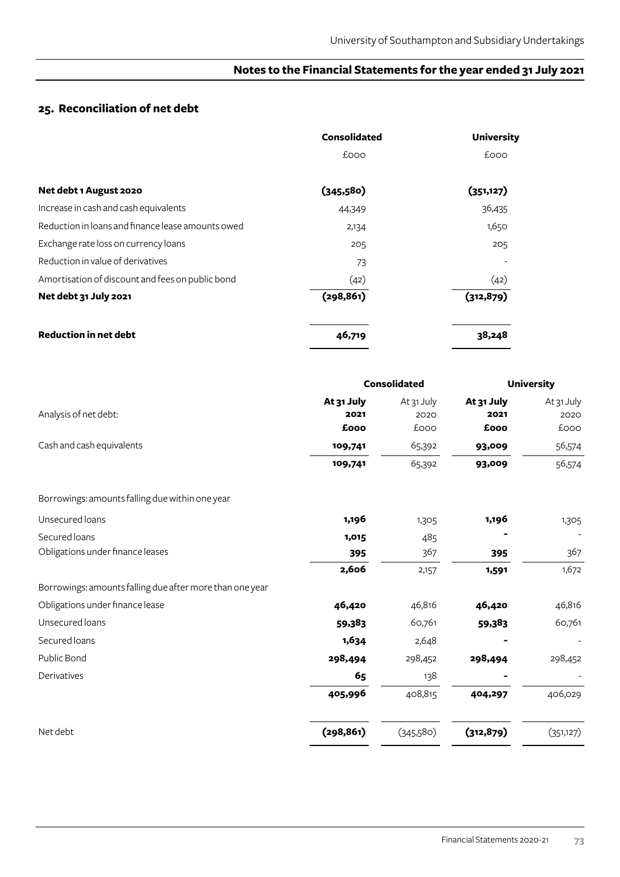## 25. Reconciliation of net debt

| | Consolidated | University |
|---|---|---|
| | £000 | £000 |
| **Net debt 1 August 2020** | **(345,580)** | **(351,127)** |
| Increase in cash and cash equivalents | 44,349 | 36,435 |
| Reduction in loans and finance lease amounts owed | 2,134 | 1,650 |
| Exchange rate loss on currency loans | 205 | 205 |
| Reduction in value of derivatives | 73 | - |
| Amortisation of discount and fees on public bond | (42) | (42) |
| **Net debt 31 July 2021** | **(298,861)** | **(312,879)** |
| **Reduction in net debt** | **46,719** | **38,248** |

| | Consolidated | | University | |
|---|---|---|---|---|
| Analysis of net debt: | **At 31 July 2021 £000** | At 31 July 2020 £000 | **At 31 July 2021 £000** | At 31 July 2020 £000 |
| Cash and cash equivalents | **109,741** | 65,392 | **93,009** | 56,574 |
| | **109,741** | 65,392 | **93,009** | 56,574 |
| Borrowings: amounts falling due within one year | | | | |
| Unsecured loans | **1,196** | 1,305 | **1,196** | 1,305 |
| Secured loans | **1,015** | 485 | **-** | - |
| Obligations under finance leases | **395** | 367 | **395** | 367 |
| | **2,606** | 2,157 | **1,591** | 1,672 |
| Borrowings: amounts falling due after more than one year | | | | |
| Obligations under finance lease | **46,420** | 46,816 | **46,420** | 46,816 |
| Unsecured loans | **59,383** | 60,761 | **59,383** | 60,761 |
| Secured loans | **1,634** | 2,648 | **-** | - |
| Public Bond | **298,494** | 298,452 | **298,494** | 298,452 |
| Derivatives | **65** | 138 | **-** | - |
| | **405,996** | 408,815 | **404,297** | 406,029 |
| Net debt | **(298,861)** | (345,580) | **(312,879)** | (351,127) |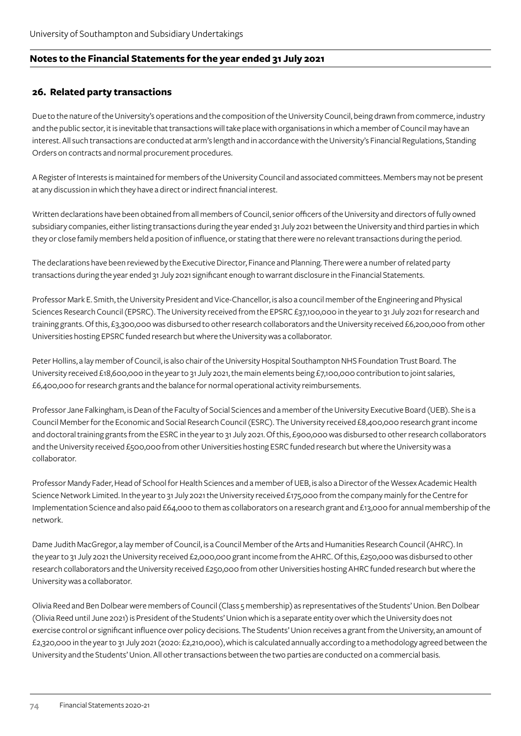## 26. Related party transactions

Due to the nature of the University's operations and the composition of the University Council, being drawn from commerce, industry and the public sector, it is inevitable that transactions will take place with organisations in which a member of Council may have an interest. All such transactions are conducted at arm's length and in accordance with the University's Financial Regulations, Standing Orders on contracts and normal procurement procedures.

A Register of Interests is maintained for members of the University Council and associated committees. Members may not be present at any discussion in which they have a direct or indirect financial interest.

Written declarations have been obtained from all members of Council, senior officers of the University and directors of fully owned subsidiary companies, either listing transactions during the year ended 31 July 2021 between the University and third parties in which they or close family members held a position of influence, or stating that there were no relevant transactions during the period.

The declarations have been reviewed by the Executive Director, Finance and Planning. There were a number of related party transactions during the year ended 31 July 2021 significant enough to warrant disclosure in the Financial Statements.

Professor Mark E. Smith, the University President and Vice-Chancellor, is also a council member of the Engineering and Physical Sciences Research Council (EPSRC). The University received from the EPSRC £37,100,000 in the year to 31 July 2021 for research and training grants. Of this, £3,300,000 was disbursed to other research collaborators and the University received £6,200,000 from other Universities hosting EPSRC funded research but where the University was a collaborator.

Peter Hollins, a lay member of Council, is also chair of the University Hospital Southampton NHS Foundation Trust Board. The University received £18,600,000 in the year to 31 July 2021, the main elements being £7,100,000 contribution to joint salaries, £6,400,000 for research grants and the balance for normal operational activity reimbursements.

Professor Jane Falkingham, is Dean of the Faculty of Social Sciences and a member of the University Executive Board (UEB). She is a Council Member for the Economic and Social Research Council (ESRC). The University received £8,400,000 research grant income and doctoral training grants from the ESRC in the year to 31 July 2021. Of this, £900,000 was disbursed to other research collaborators and the University received £500,000 from other Universities hosting ESRC funded research but where the University was a collaborator.

Professor Mandy Fader, Head of School for Health Sciences and a member of UEB, is also a Director of the Wessex Academic Health Science Network Limited. In the year to 31 July 2021 the University received £175,000 from the company mainly for the Centre for Implementation Science and also paid £64,000 to them as collaborators on a research grant and £13,000 for annual membership of the network.

Dame Judith MacGregor, a lay member of Council, is a Council Member of the Arts and Humanities Research Council (AHRC). In the year to 31 July 2021 the University received £2,000,000 grant income from the AHRC. Of this, £250,000 was disbursed to other research collaborators and the University received £250,000 from other Universities hosting AHRC funded research but where the University was a collaborator.

Olivia Reed and Ben Dolbear were members of Council (Class 5 membership) as representatives of the Students' Union. Ben Dolbear (Olivia Reed until June 2021) is President of the Students' Union which is a separate entity over which the University does not exercise control or significant influence over policy decisions. The Students' Union receives a grant from the University, an amount of £2,320,000 in the year to 31 July 2021 (2020: £2,210,000), which is calculated annually according to a methodology agreed between the University and the Students' Union. All other transactions between the two parties are conducted on a commercial basis.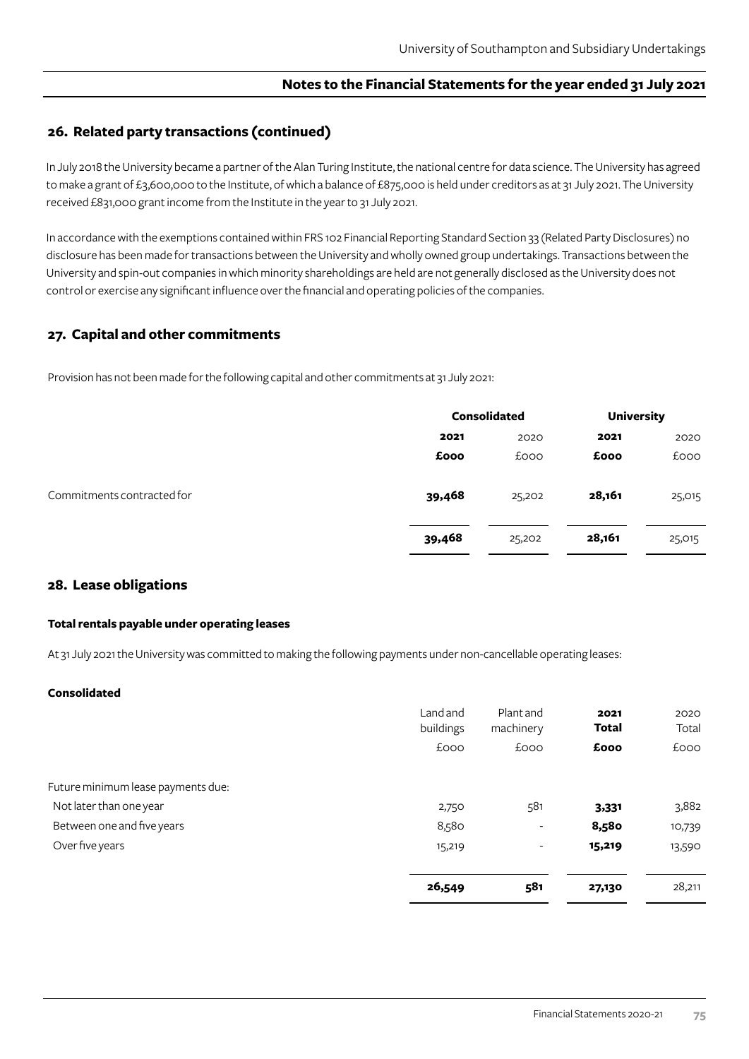## 26. Related party transactions (continued)

In July 2018 the University became a partner of the Alan Turing Institute, the national centre for data science. The University has agreed to make a grant of £3,600,000 to the Institute, of which a balance of £875,000 is held under creditors as at 31 July 2021. The University received £831,000 grant income from the Institute in the year to 31 July 2021.

In accordance with the exemptions contained within FRS 102 Financial Reporting Standard Section 33 (Related Party Disclosures) no disclosure has been made for transactions between the University and wholly owned group undertakings. Transactions between the University and spin-out companies in which minority shareholdings are held are not generally disclosed as the University does not control or exercise any significant influence over the financial and operating policies of the companies.

## 27. Capital and other commitments

Provision has not been made for the following capital and other commitments at 31 July 2021:

| | Consolidated | | University | |
|---|---|---|---|---|
| | **2021** | 2020 | **2021** | 2020 |
| | **£000** | £000 | **£000** | £000 |
| Commitments contracted for | **39,468** | 25,202 | **28,161** | 25,015 |
| | **39,468** | 25,202 | **28,161** | 25,015 |

## 28. Lease obligations

**Total rentals payable under operating leases**

At 31 July 2021 the University was committed to making the following payments under non-cancellable operating leases:

**Consolidated**

| | Land and buildings | Plant and machinery | **2021 Total** | 2020 Total |
|---|---|---|---|---|
| | £000 | £000 | **£000** | £000 |
| Future minimum lease payments due: | | | | |
| Not later than one year | 2,750 | 581 | **3,331** | 3,882 |
| Between one and five years | 8,580 | - | **8,580** | 10,739 |
| Over five years | 15,219 | - | **15,219** | 13,590 |
| | **26,549** | **581** | **27,130** | 28,211 |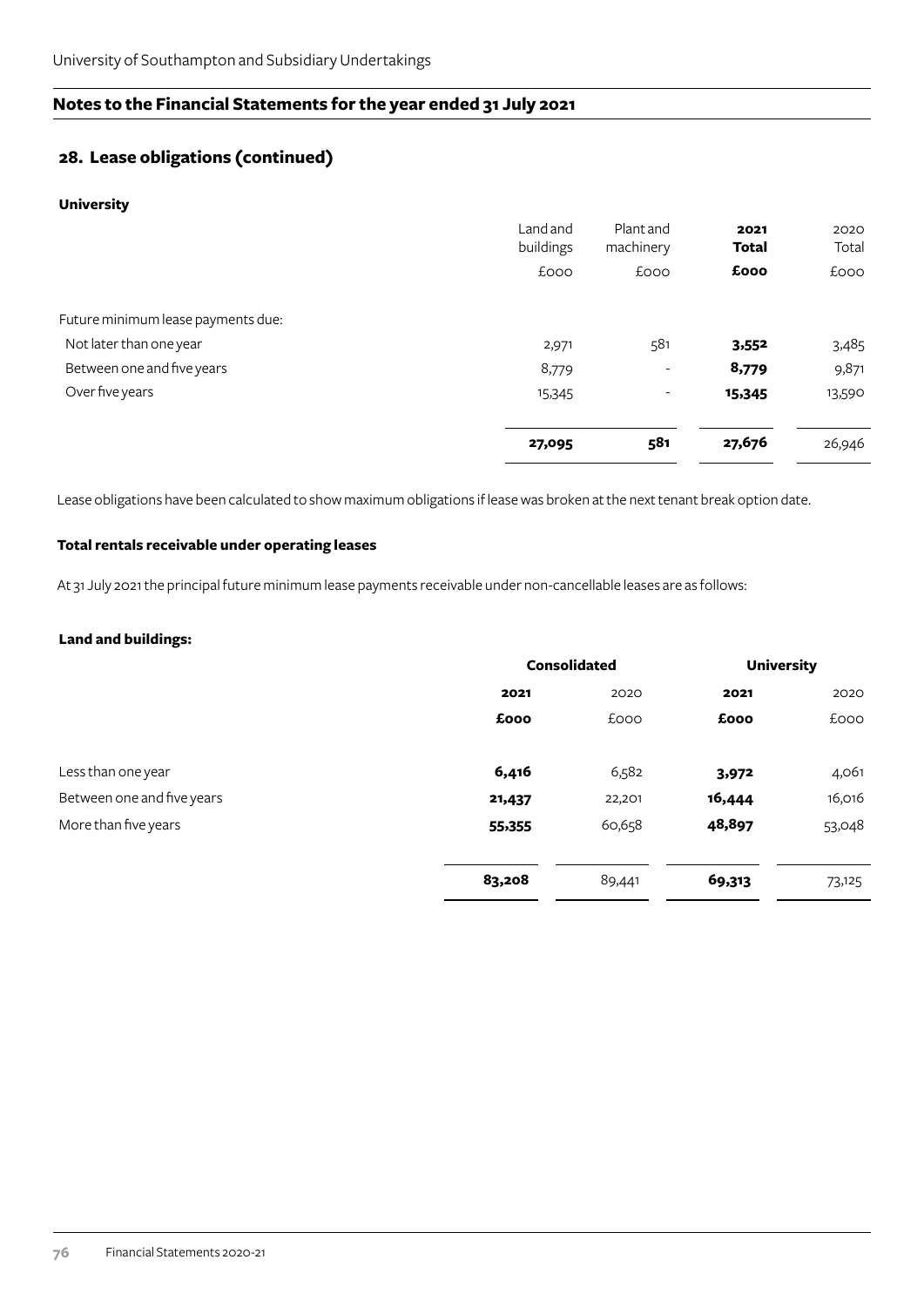## 28. Lease obligations (continued)

**University**

| | Land and buildings | Plant and machinery | **2021 Total** | 2020 Total |
|---|---|---|---|---|
| | £000 | £000 | **£000** | £000 |
| Future minimum lease payments due: | | | | |
| Not later than one year | 2,971 | 581 | **3,552** | 3,485 |
| Between one and five years | 8,779 | - | **8,779** | 9,871 |
| Over five years | 15,345 | - | **15,345** | 13,590 |
| | **27,095** | **581** | **27,676** | 26,946 |

Lease obligations have been calculated to show maximum obligations if lease was broken at the next tenant break option date.

**Total rentals receivable under operating leases**

At 31 July 2021 the principal future minimum lease payments receivable under non-cancellable leases are as follows:

**Land and buildings:**

| | **Consolidated** | | **University** | |
|---|---|---|---|---|
| | **2021** | 2020 | **2021** | 2020 |
| | **£000** | £000 | **£000** | £000 |
| Less than one year | **6,416** | 6,582 | **3,972** | 4,061 |
| Between one and five years | **21,437** | 22,201 | **16,444** | 16,016 |
| More than five years | **55,355** | 60,658 | **48,897** | 53,048 |
| | **83,208** | 89,441 | **69,313** | 73,125 |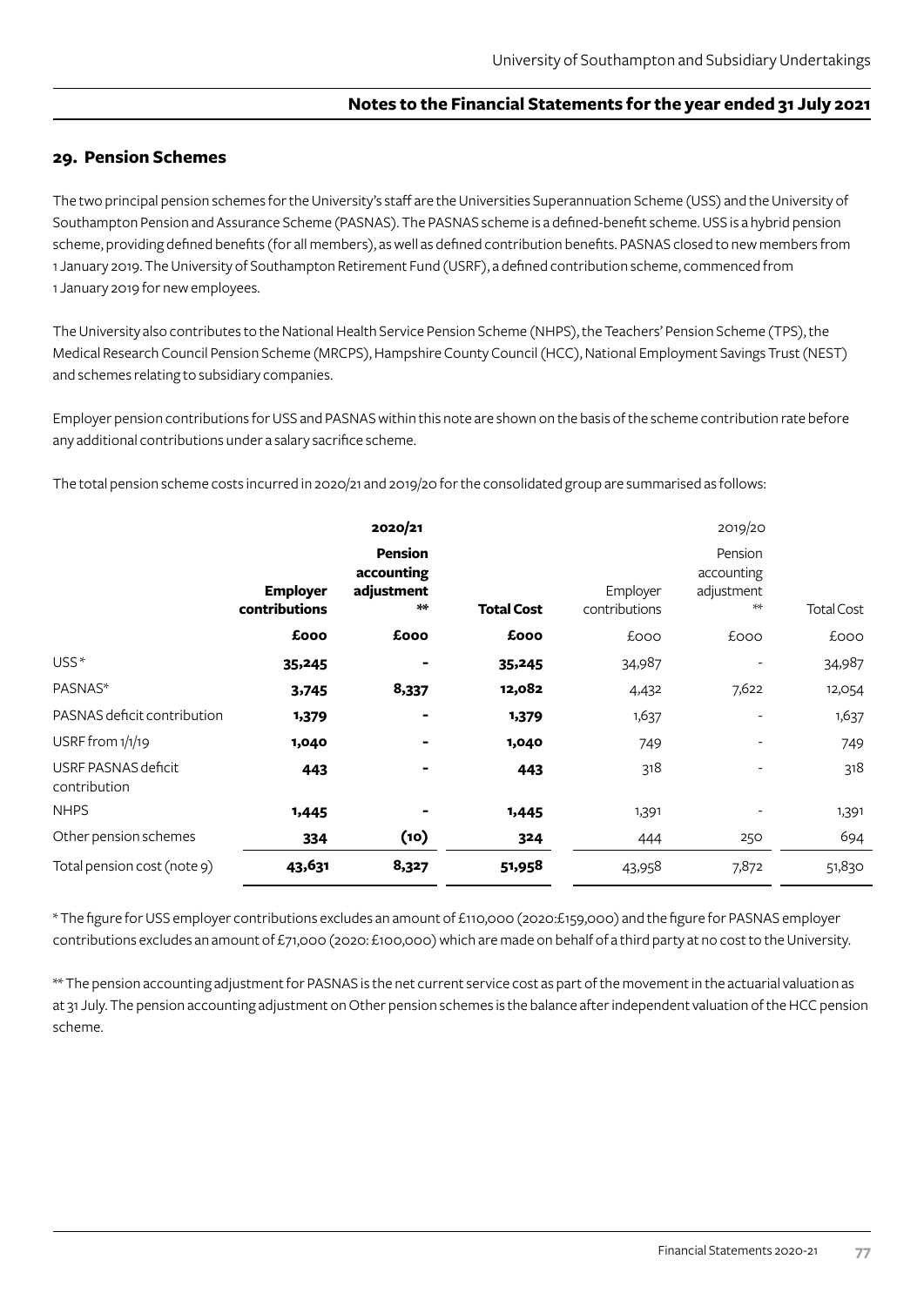## 29. Pension Schemes

The two principal pension schemes for the University's staff are the Universities Superannuation Scheme (USS) and the University of Southampton Pension and Assurance Scheme (PASNAS). The PASNAS scheme is a defined-benefit scheme. USS is a hybrid pension scheme, providing defined benefits (for all members), as well as defined contribution benefits. PASNAS closed to new members from 1 January 2019. The University of Southampton Retirement Fund (USRF), a defined contribution scheme, commenced from 1 January 2019 for new employees.

The University also contributes to the National Health Service Pension Scheme (NHPS), the Teachers' Pension Scheme (TPS), the Medical Research Council Pension Scheme (MRCPS), Hampshire County Council (HCC), National Employment Savings Trust (NEST) and schemes relating to subsidiary companies.

Employer pension contributions for USS and PASNAS within this note are shown on the basis of the scheme contribution rate before any additional contributions under a salary sacrifice scheme.

The total pension scheme costs incurred in 2020/21 and 2019/20 for the consolidated group are summarised as follows:

| | **2020/21** | | | 2019/20 | | |
|---|---|---|---|---|---|---|
| | **Employer contributions** | **Pension accounting adjustment \*\*** | **Total Cost** | Employer contributions | Pension accounting adjustment \*\* | Total Cost |
| | **£000** | **£000** | **£000** | £000 | £000 | £000 |
| USS* | **35,245** | **-** | **35,245** | 34,987 | - | 34,987 |
| PASNAS* | **3,745** | **8,337** | **12,082** | 4,432 | 7,622 | 12,054 |
| PASNAS deficit contribution | **1,379** | **-** | **1,379** | 1,637 | - | 1,637 |
| USRF from 1/1/19 | **1,040** | **-** | **1,040** | 749 | - | 749 |
| USRF PASNAS deficit contribution | **443** | **-** | **443** | 318 | - | 318 |
| NHPS | **1,445** | **-** | **1,445** | 1,391 | - | 1,391 |
| Other pension schemes | **334** | **(10)** | **324** | 444 | 250 | 694 |
| Total pension cost (note 9) | **43,631** | **8,327** | **51,958** | 43,958 | 7,872 | 51,830 |

\* The figure for USS employer contributions excludes an amount of £110,000 (2020:£159,000) and the figure for PASNAS employer contributions excludes an amount of £71,000 (2020: £100,000) which are made on behalf of a third party at no cost to the University.

\*\* The pension accounting adjustment for PASNAS is the net current service cost as part of the movement in the actuarial valuation as at 31 July. The pension accounting adjustment on Other pension schemes is the balance after independent valuation of the HCC pension scheme.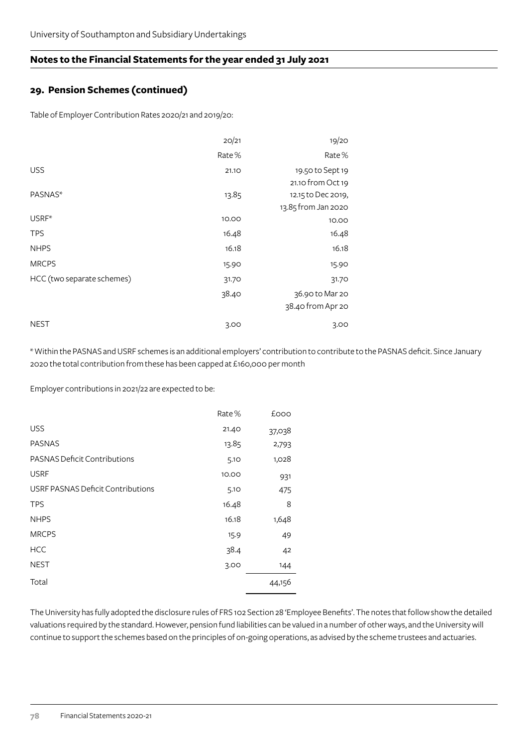## Notes to the Financial Statements for the year ended 31 July 2021

### 29. Pension Schemes (continued)

Table of Employer Contribution Rates 2020/21 and 2019/20:

| | 20/21 | 19/20 |
|---|---|---|
| | Rate % | Rate % |
| USS | 21.10 | 19.50 to Sept 19<br>21.10 from Oct 19 |
| PASNAS* | 13.85 | 12.15 to Dec 2019,<br>13.85 from Jan 2020 |
| USRF* | 10.00 | 10.00 |
| TPS | 16.48 | 16.48 |
| NHPS | 16.18 | 16.18 |
| MRCPS | 15.90 | 15.90 |
| HCC (two separate schemes) | 31.70 | 31.70 |
| | 38.40 | 36.90 to Mar 20<br>38.40 from Apr 20 |
| NEST | 3.00 | 3.00 |

* Within the PASNAS and USRF schemes is an additional employers' contribution to contribute to the PASNAS deficit. Since January 2020 the total contribution from these has been capped at £160,000 per month

Employer contributions in 2021/22 are expected to be:

| | Rate % | £000 |
|---|---|---|
| USS | 21.40 | 37,038 |
| PASNAS | 13.85 | 2,793 |
| PASNAS Deficit Contributions | 5.10 | 1,028 |
| USRF | 10.00 | 931 |
| USRF PASNAS Deficit Contributions | 5.10 | 475 |
| TPS | 16.48 | 8 |
| NHPS | 16.18 | 1,648 |
| MRCPS | 15.9 | 49 |
| HCC | 38.4 | 42 |
| NEST | 3.00 | 144 |
| Total | | 44,156 |

The University has fully adopted the disclosure rules of FRS 102 Section 28 'Employee Benefits'. The notes that follow show the detailed valuations required by the standard. However, pension fund liabilities can be valued in a number of other ways, and the University will continue to support the schemes based on the principles of on-going operations, as advised by the scheme trustees and actuaries.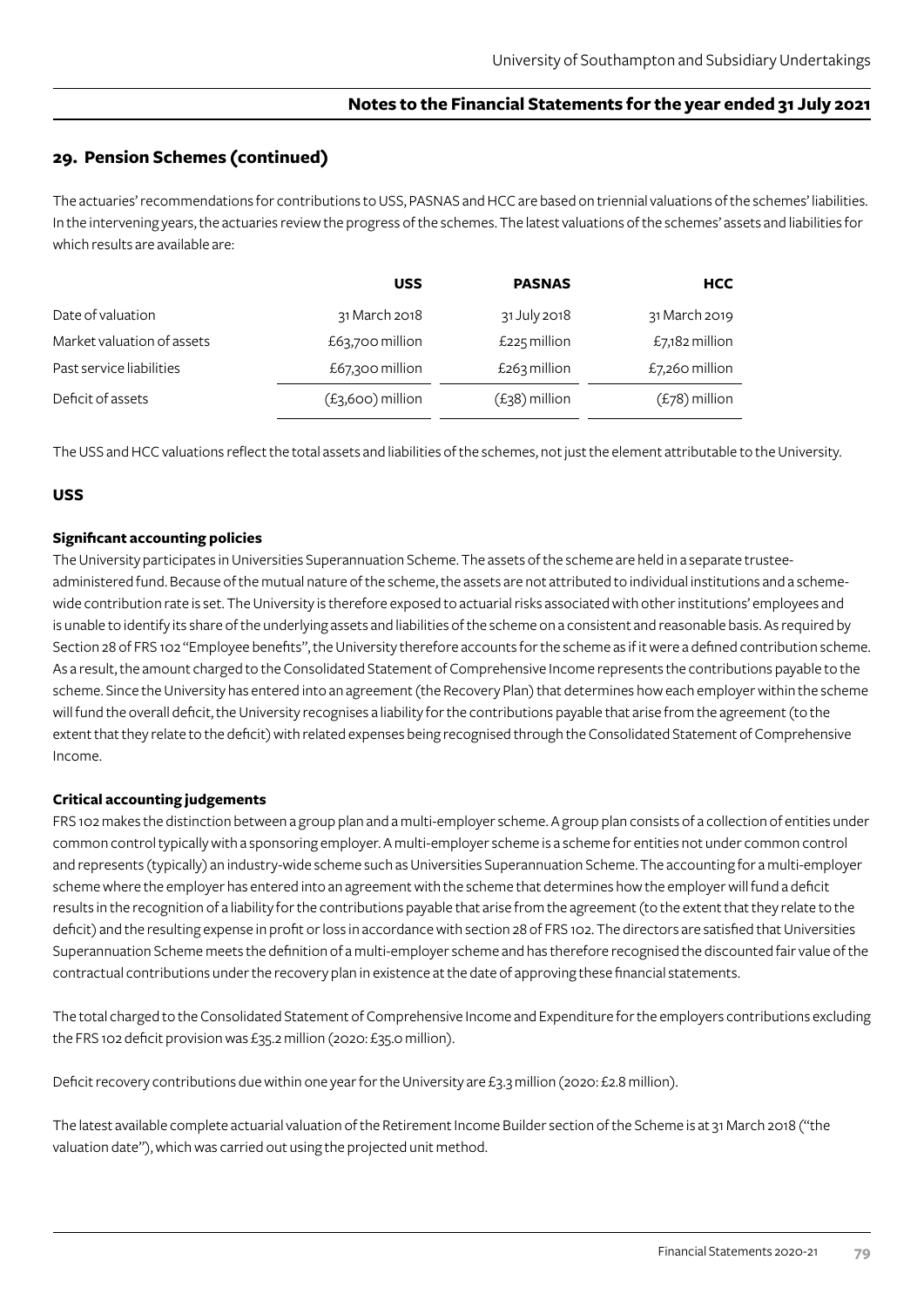## 29. Pension Schemes (continued)

The actuaries' recommendations for contributions to USS, PASNAS and HCC are based on triennial valuations of the schemes' liabilities. In the intervening years, the actuaries review the progress of the schemes. The latest valuations of the schemes' assets and liabilities for which results are available are:

| | USS | PASNAS | HCC |
|---|---|---|---|
| Date of valuation | 31 March 2018 | 31 July 2018 | 31 March 2019 |
| Market valuation of assets | £63,700 million | £225 million | £7,182 million |
| Past service liabilities | £67,300 million | £263 million | £7,260 million |
| Deficit of assets | (£3,600) million | (£38) million | (£78) million |

The USS and HCC valuations reflect the total assets and liabilities of the schemes, not just the element attributable to the University.

### USS

**Significant accounting policies**

The University participates in Universities Superannuation Scheme. The assets of the scheme are held in a separate trustee-administered fund. Because of the mutual nature of the scheme, the assets are not attributed to individual institutions and a scheme-wide contribution rate is set. The University is therefore exposed to actuarial risks associated with other institutions' employees and is unable to identify its share of the underlying assets and liabilities of the scheme on a consistent and reasonable basis. As required by Section 28 of FRS 102 "Employee benefits", the University therefore accounts for the scheme as if it were a defined contribution scheme. As a result, the amount charged to the Consolidated Statement of Comprehensive Income represents the contributions payable to the scheme. Since the University has entered into an agreement (the Recovery Plan) that determines how each employer within the scheme will fund the overall deficit, the University recognises a liability for the contributions payable that arise from the agreement (to the extent that they relate to the deficit) with related expenses being recognised through the Consolidated Statement of Comprehensive Income.

**Critical accounting judgements**

FRS 102 makes the distinction between a group plan and a multi-employer scheme. A group plan consists of a collection of entities under common control typically with a sponsoring employer. A multi-employer scheme is a scheme for entities not under common control and represents (typically) an industry-wide scheme such as Universities Superannuation Scheme. The accounting for a multi-employer scheme where the employer has entered into an agreement with the scheme that determines how the employer will fund a deficit results in the recognition of a liability for the contributions payable that arise from the agreement (to the extent that they relate to the deficit) and the resulting expense in profit or loss in accordance with section 28 of FRS 102. The directors are satisfied that Universities Superannuation Scheme meets the definition of a multi-employer scheme and has therefore recognised the discounted fair value of the contractual contributions under the recovery plan in existence at the date of approving these financial statements.

The total charged to the Consolidated Statement of Comprehensive Income and Expenditure for the employers contributions excluding the FRS 102 deficit provision was £35.2 million (2020: £35.0 million).

Deficit recovery contributions due within one year for the University are £3.3 million (2020: £2.8 million).

The latest available complete actuarial valuation of the Retirement Income Builder section of the Scheme is at 31 March 2018 ("the valuation date"), which was carried out using the projected unit method.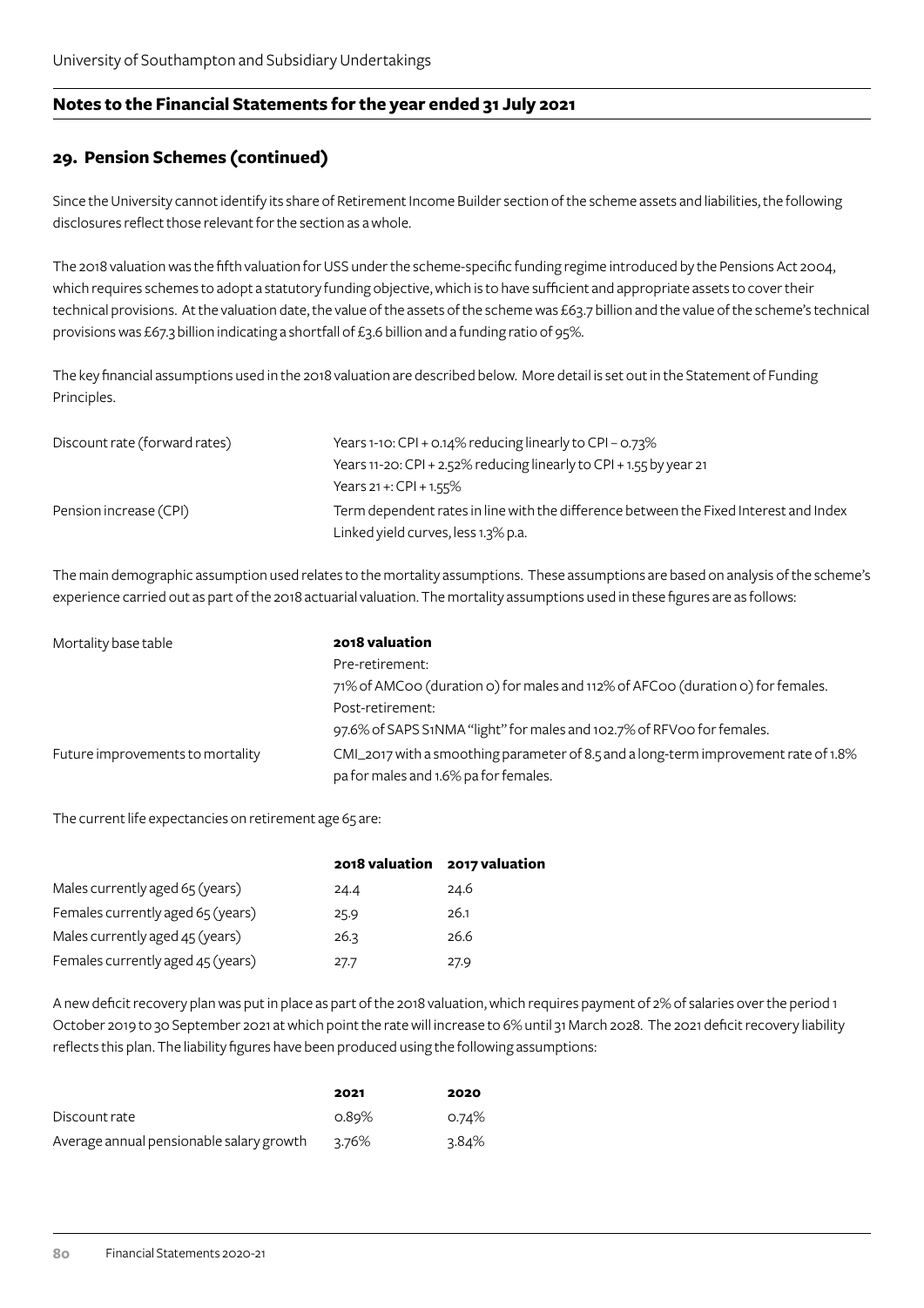## 29. Pension Schemes (continued)

Since the University cannot identify its share of Retirement Income Builder section of the scheme assets and liabilities, the following disclosures reflect those relevant for the section as a whole.

The 2018 valuation was the fifth valuation for USS under the scheme-specific funding regime introduced by the Pensions Act 2004, which requires schemes to adopt a statutory funding objective, which is to have sufficient and appropriate assets to cover their technical provisions. At the valuation date, the value of the assets of the scheme was £63.7 billion and the value of the scheme's technical provisions was £67.3 billion indicating a shortfall of £3.6 billion and a funding ratio of 95%.

The key financial assumptions used in the 2018 valuation are described below. More detail is set out in the Statement of Funding Principles.

| | |
|---|---|
| Discount rate (forward rates) | Years 1-10: CPI + 0.14% reducing linearly to CPI – 0.73%<br>Years 11-20: CPI + 2.52% reducing linearly to CPI + 1.55 by year 21<br>Years 21 +: CPI + 1.55% |
| Pension increase (CPI) | Term dependent rates in line with the difference between the Fixed Interest and Index Linked yield curves, less 1.3% p.a. |

The main demographic assumption used relates to the mortality assumptions. These assumptions are based on analysis of the scheme's experience carried out as part of the 2018 actuarial valuation. The mortality assumptions used in these figures are as follows:

| | **2018 valuation** |
|---|---|
| Mortality base table | Pre-retirement:<br>71% of AMC00 (duration 0) for males and 112% of AFC00 (duration 0) for females.<br>Post-retirement:<br>97.6% of SAPS S1NMA "light" for males and 102.7% of RFV00 for females. |
| Future improvements to mortality | CMI_2017 with a smoothing parameter of 8.5 and a long-term improvement rate of 1.8% pa for males and 1.6% pa for females. |

The current life expectancies on retirement age 65 are:

| | 2018 valuation | 2017 valuation |
|---|---|---|
| Males currently aged 65 (years) | 24.4 | 24.6 |
| Females currently aged 65 (years) | 25.9 | 26.1 |
| Males currently aged 45 (years) | 26.3 | 26.6 |
| Females currently aged 45 (years) | 27.7 | 27.9 |

A new deficit recovery plan was put in place as part of the 2018 valuation, which requires payment of 2% of salaries over the period 1 October 2019 to 30 September 2021 at which point the rate will increase to 6% until 31 March 2028. The 2021 deficit recovery liability reflects this plan. The liability figures have been produced using the following assumptions:

| | 2021 | 2020 |
|---|---|---|
| Discount rate | 0.89% | 0.74% |
| Average annual pensionable salary growth | 3.76% | 3.84% |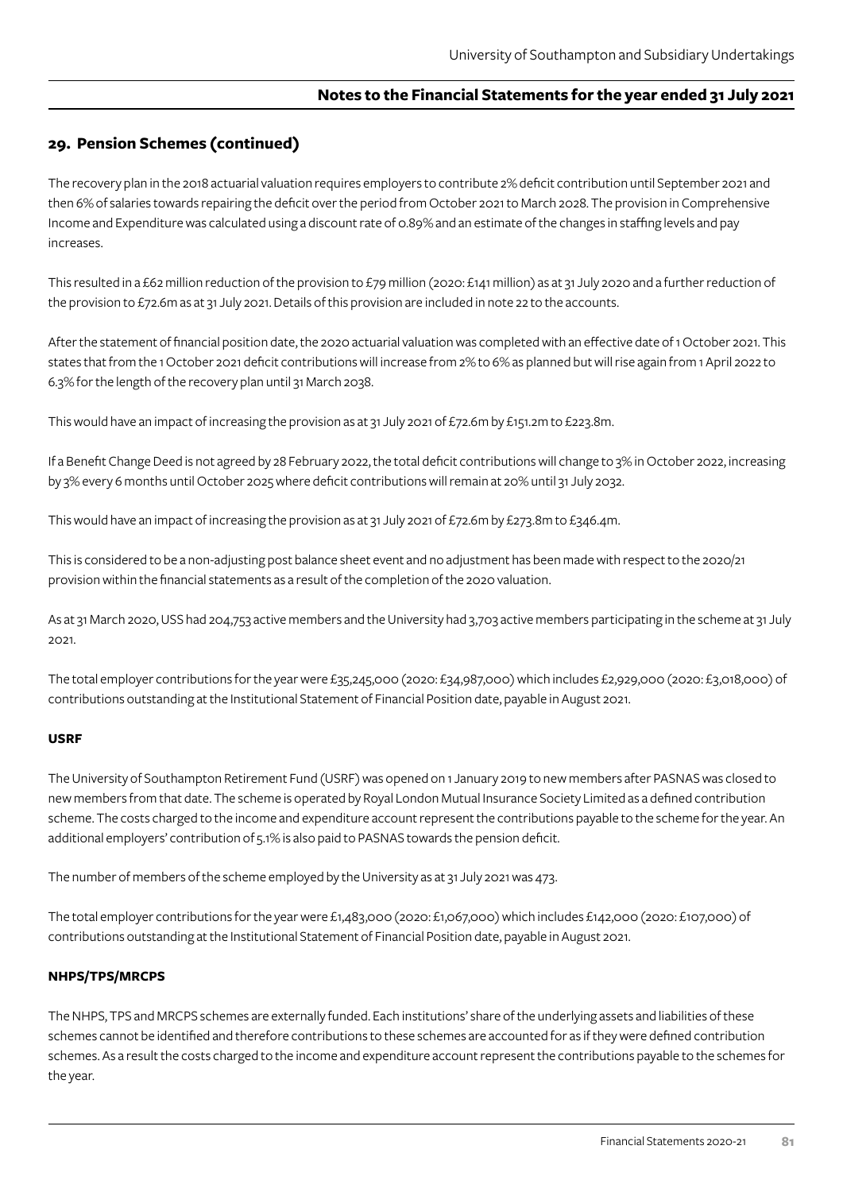## 29. Pension Schemes (continued)

The recovery plan in the 2018 actuarial valuation requires employers to contribute 2% deficit contribution until September 2021 and then 6% of salaries towards repairing the deficit over the period from October 2021 to March 2028. The provision in Comprehensive Income and Expenditure was calculated using a discount rate of 0.89% and an estimate of the changes in staffing levels and pay increases.

This resulted in a £62 million reduction of the provision to £79 million (2020: £141 million) as at 31 July 2020 and a further reduction of the provision to £72.6m as at 31 July 2021. Details of this provision are included in note 22 to the accounts.

After the statement of financial position date, the 2020 actuarial valuation was completed with an effective date of 1 October 2021. This states that from the 1 October 2021 deficit contributions will increase from 2% to 6% as planned but will rise again from 1 April 2022 to 6.3% for the length of the recovery plan until 31 March 2038.

This would have an impact of increasing the provision as at 31 July 2021 of £72.6m by £151.2m to £223.8m.

If a Benefit Change Deed is not agreed by 28 February 2022, the total deficit contributions will change to 3% in October 2022, increasing by 3% every 6 months until October 2025 where deficit contributions will remain at 20% until 31 July 2032.

This would have an impact of increasing the provision as at 31 July 2021 of £72.6m by £273.8m to £346.4m.

This is considered to be a non-adjusting post balance sheet event and no adjustment has been made with respect to the 2020/21 provision within the financial statements as a result of the completion of the 2020 valuation.

As at 31 March 2020, USS had 204,753 active members and the University had 3,703 active members participating in the scheme at 31 July 2021.

The total employer contributions for the year were £35,245,000 (2020: £34,987,000) which includes £2,929,000 (2020: £3,018,000) of contributions outstanding at the Institutional Statement of Financial Position date, payable in August 2021.

**USRF**

The University of Southampton Retirement Fund (USRF) was opened on 1 January 2019 to new members after PASNAS was closed to new members from that date. The scheme is operated by Royal London Mutual Insurance Society Limited as a defined contribution scheme. The costs charged to the income and expenditure account represent the contributions payable to the scheme for the year. An additional employers' contribution of 5.1% is also paid to PASNAS towards the pension deficit.

The number of members of the scheme employed by the University as at 31 July 2021 was 473.

The total employer contributions for the year were £1,483,000 (2020: £1,067,000) which includes £142,000 (2020: £107,000) of contributions outstanding at the Institutional Statement of Financial Position date, payable in August 2021.

**NHPS/TPS/MRCPS**

The NHPS, TPS and MRCPS schemes are externally funded. Each institutions' share of the underlying assets and liabilities of these schemes cannot be identified and therefore contributions to these schemes are accounted for as if they were defined contribution schemes. As a result the costs charged to the income and expenditure account represent the contributions payable to the schemes for the year.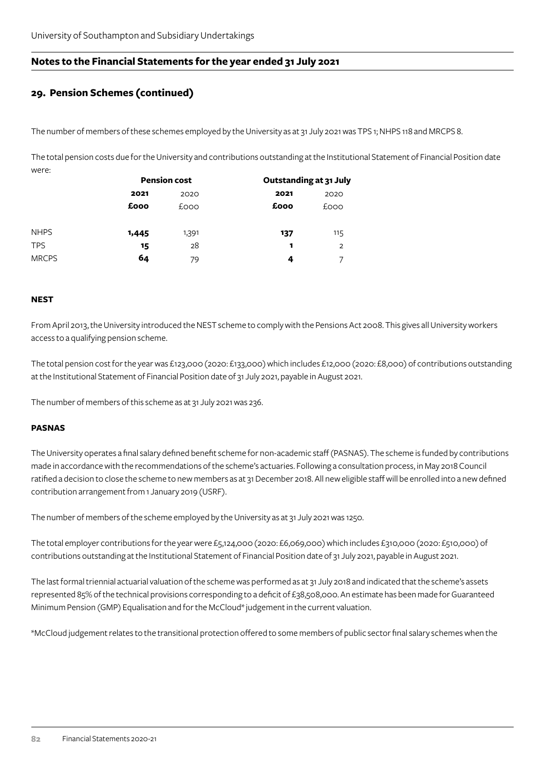## 29. Pension Schemes (continued)

The number of members of these schemes employed by the University as at 31 July 2021 was TPS 1; NHPS 118 and MRCPS 8.

The total pension costs due for the University and contributions outstanding at the Institutional Statement of Financial Position date were:

| | Pension cost | | Outstanding at 31 July | |
|---|---|---|---|---|
| | **2021** | 2020 | **2021** | 2020 |
| | **£000** | £000 | **£000** | £000 |
| NHPS | **1,445** | 1,391 | **137** | 115 |
| TPS | **15** | 28 | **1** | 2 |
| MRCPS | **64** | 79 | **4** | 7 |

**NEST**

From April 2013, the University introduced the NEST scheme to comply with the Pensions Act 2008. This gives all University workers access to a qualifying pension scheme.

The total pension cost for the year was £123,000 (2020: £133,000) which includes £12,000 (2020: £8,000) of contributions outstanding at the Institutional Statement of Financial Position date of 31 July 2021, payable in August 2021.

The number of members of this scheme as at 31 July 2021 was 236.

**PASNAS**

The University operates a final salary defined benefit scheme for non-academic staff (PASNAS). The scheme is funded by contributions made in accordance with the recommendations of the scheme's actuaries. Following a consultation process, in May 2018 Council ratified a decision to close the scheme to new members as at 31 December 2018. All new eligible staff will be enrolled into a new defined contribution arrangement from 1 January 2019 (USRF).

The number of members of the scheme employed by the University as at 31 July 2021 was 1250.

The total employer contributions for the year were £5,124,000 (2020: £6,069,000) which includes £310,000 (2020: £510,000) of contributions outstanding at the Institutional Statement of Financial Position date of 31 July 2021, payable in August 2021.

The last formal triennial actuarial valuation of the scheme was performed as at 31 July 2018 and indicated that the scheme's assets represented 85% of the technical provisions corresponding to a deficit of £38,508,000. An estimate has been made for Guaranteed Minimum Pension (GMP) Equalisation and for the McCloud* judgement in the current valuation.

*McCloud judgement relates to the transitional protection offered to some members of public sector final salary schemes when the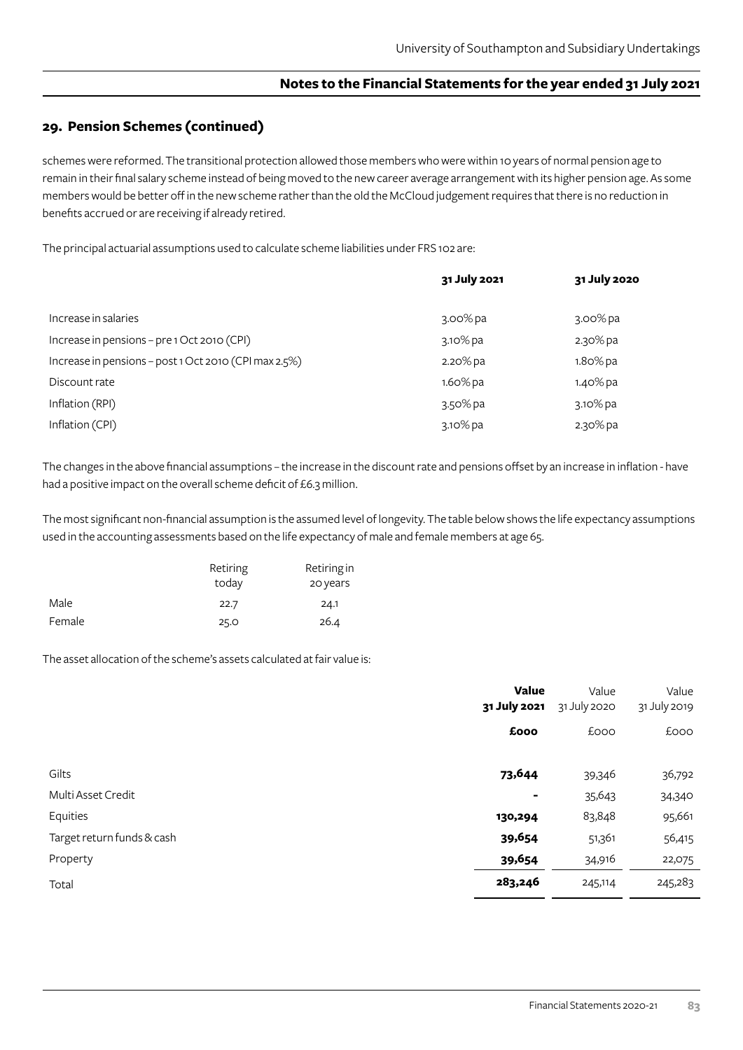## 29. Pension Schemes (continued)

schemes were reformed. The transitional protection allowed those members who were within 10 years of normal pension age to remain in their final salary scheme instead of being moved to the new career average arrangement with its higher pension age. As some members would be better off in the new scheme rather than the old the McCloud judgement requires that there is no reduction in benefits accrued or are receiving if already retired.

The principal actuarial assumptions used to calculate scheme liabilities under FRS 102 are:

| | **31 July 2021** | **31 July 2020** |
|---|---|---|
| Increase in salaries | 3.00% pa | 3.00% pa |
| Increase in pensions – pre 1 Oct 2010 (CPI) | 3.10% pa | 2.30% pa |
| Increase in pensions – post 1 Oct 2010 (CPI max 2.5%) | 2.20% pa | 1.80% pa |
| Discount rate | 1.60% pa | 1.40% pa |
| Inflation (RPI) | 3.50% pa | 3.10% pa |
| Inflation (CPI) | 3.10% pa | 2.30% pa |

The changes in the above financial assumptions – the increase in the discount rate and pensions offset by an increase in inflation - have had a positive impact on the overall scheme deficit of £6.3 million.

The most significant non-financial assumption is the assumed level of longevity. The table below shows the life expectancy assumptions used in the accounting assessments based on the life expectancy of male and female members at age 65.

| | Retiring today | Retiring in 20 years |
|---|---|---|
| Male | 22.7 | 24.1 |
| Female | 25.0 | 26.4 |

The asset allocation of the scheme's assets calculated at fair value is:

| | **Value 31 July 2021** | Value 31 July 2020 | Value 31 July 2019 |
|---|---|---|---|
| | **£000** | £000 | £000 |
| Gilts | **73,644** | 39,346 | 36,792 |
| Multi Asset Credit | **-** | 35,643 | 34,340 |
| Equities | **130,294** | 83,848 | 95,661 |
| Target return funds & cash | **39,654** | 51,361 | 56,415 |
| Property | **39,654** | 34,916 | 22,075 |
| Total | **283,246** | 245,114 | 245,283 |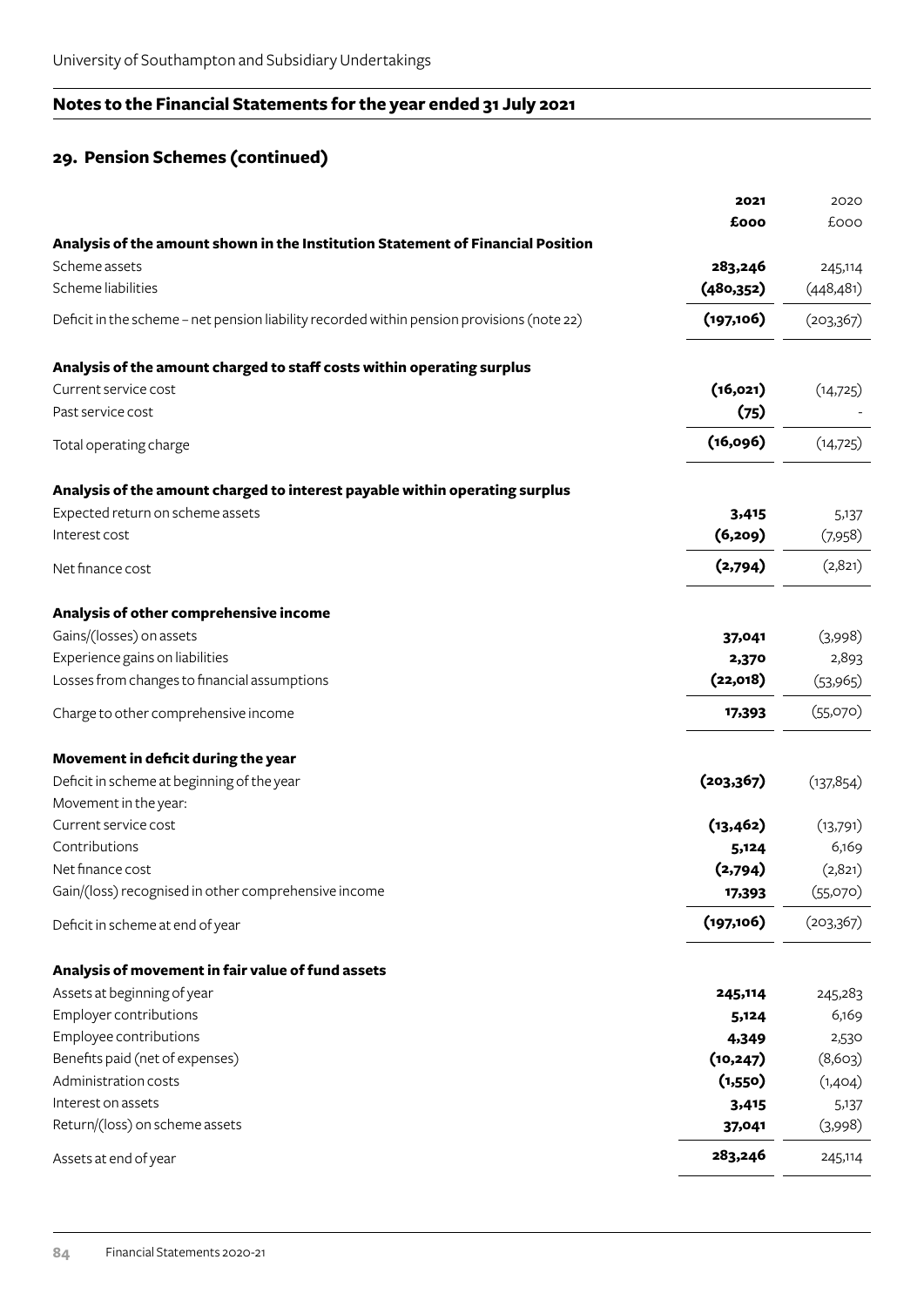## Notes to the Financial Statements for the year ended 31 July 2021

### 29. Pension Schemes (continued)

| | 2021 | 2020 |
|---|---|---|
| | **£000** | £000 |
| **Analysis of the amount shown in the Institution Statement of Financial Position** | | |
| Scheme assets | **283,246** | 245,114 |
| Scheme liabilities | **(480,352)** | (448,481) |
| Deficit in the scheme – net pension liability recorded within pension provisions (note 22) | **(197,106)** | (203,367) |
| **Analysis of the amount charged to staff costs within operating surplus** | | |
| Current service cost | **(16,021)** | (14,725) |
| Past service cost | **(75)** | - |
| Total operating charge | **(16,096)** | (14,725) |
| **Analysis of the amount charged to interest payable within operating surplus** | | |
| Expected return on scheme assets | **3,415** | 5,137 |
| Interest cost | **(6,209)** | (7,958) |
| Net finance cost | **(2,794)** | (2,821) |
| **Analysis of other comprehensive income** | | |
| Gains/(losses) on assets | **37,041** | (3,998) |
| Experience gains on liabilities | **2,370** | 2,893 |
| Losses from changes to financial assumptions | **(22,018)** | (53,965) |
| Charge to other comprehensive income | **17,393** | (55,070) |
| **Movement in deficit during the year** | | |
| Deficit in scheme at beginning of the year | **(203,367)** | (137,854) |
| Movement in the year: | | |
| Current service cost | **(13,462)** | (13,791) |
| Contributions | **5,124** | 6,169 |
| Net finance cost | **(2,794)** | (2,821) |
| Gain/(loss) recognised in other comprehensive income | **17,393** | (55,070) |
| Deficit in scheme at end of year | **(197,106)** | (203,367) |
| **Analysis of movement in fair value of fund assets** | | |
| Assets at beginning of year | **245,114** | 245,283 |
| Employer contributions | **5,124** | 6,169 |
| Employee contributions | **4,349** | 2,530 |
| Benefits paid (net of expenses) | **(10,247)** | (8,603) |
| Administration costs | **(1,550)** | (1,404) |
| Interest on assets | **3,415** | 5,137 |
| Return/(loss) on scheme assets | **37,041** | (3,998) |
| Assets at end of year | **283,246** | 245,114 |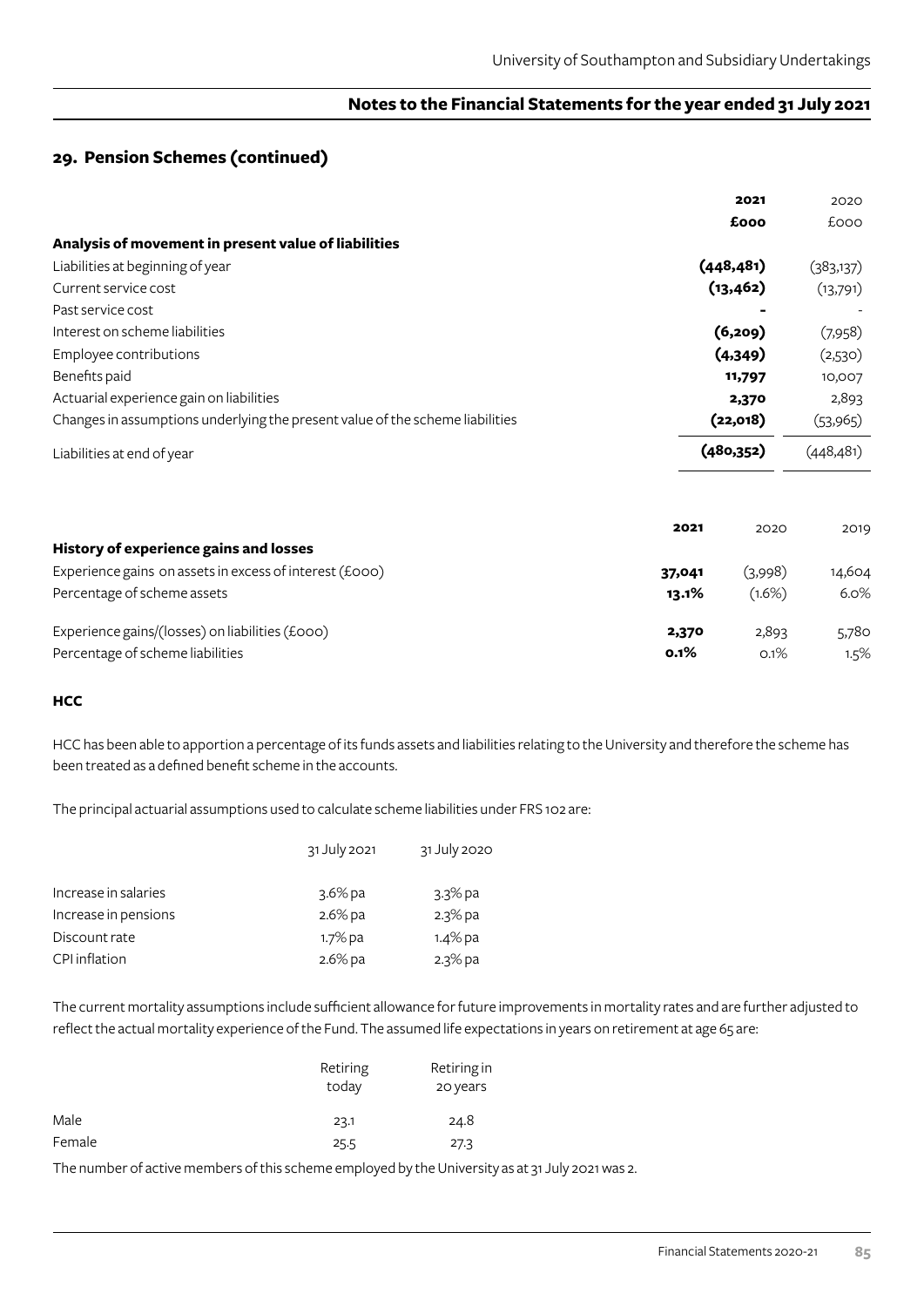## 29. Pension Schemes (continued)

| | 2021 | 2020 |
|---|---|---|
| | **£000** | £000 |
| **Analysis of movement in present value of liabilities** | | |
| Liabilities at beginning of year | **(448,481)** | (383,137) |
| Current service cost | **(13,462)** | (13,791) |
| Past service cost | **-** | - |
| Interest on scheme liabilities | **(6,209)** | (7,958) |
| Employee contributions | **(4,349)** | (2,530) |
| Benefits paid | **11,797** | 10,007 |
| Actuarial experience gain on liabilities | **2,370** | 2,893 |
| Changes in assumptions underlying the present value of the scheme liabilities | **(22,018)** | (53,965) |
| Liabilities at end of year | **(480,352)** | (448,481) |

| | 2021 | 2020 | 2019 |
|---|---|---|---|
| **History of experience gains and losses** | | | |
| Experience gains on assets in excess of interest (£000) | **37,041** | (3,998) | 14,604 |
| Percentage of scheme assets | **13.1%** | (1.6%) | 6.0% |
| Experience gains/(losses) on liabilities (£000) | **2,370** | 2,893 | 5,780 |
| Percentage of scheme liabilities | **0.1%** | 0.1% | 1.5% |

**HCC**

HCC has been able to apportion a percentage of its funds assets and liabilities relating to the University and therefore the scheme has been treated as a defined benefit scheme in the accounts.

The principal actuarial assumptions used to calculate scheme liabilities under FRS 102 are:

| | 31 July 2021 | 31 July 2020 |
|---|---|---|
| Increase in salaries | 3.6% pa | 3.3% pa |
| Increase in pensions | 2.6% pa | 2.3% pa |
| Discount rate | 1.7% pa | 1.4% pa |
| CPI inflation | 2.6% pa | 2.3% pa |

The current mortality assumptions include sufficient allowance for future improvements in mortality rates and are further adjusted to reflect the actual mortality experience of the Fund. The assumed life expectations in years on retirement at age 65 are:

| | Retiring today | Retiring in 20 years |
|---|---|---|
| Male | 23.1 | 24.8 |
| Female | 25.5 | 27.3 |

The number of active members of this scheme employed by the University as at 31 July 2021 was 2.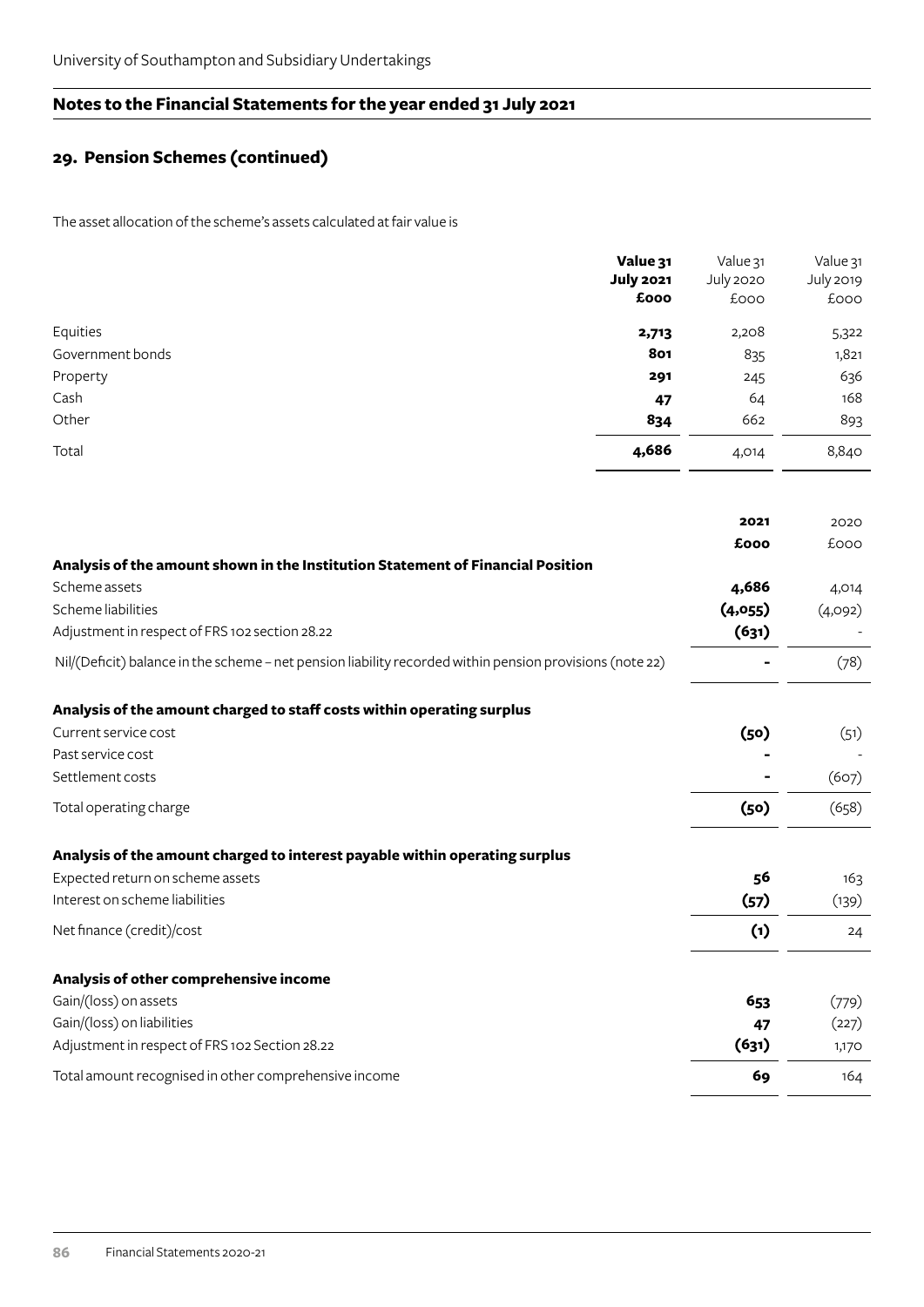## 29. Pension Schemes (continued)

The asset allocation of the scheme's assets calculated at fair value is

| | **Value 31 July 2021 £000** | Value 31 July 2020 £000 | Value 31 July 2019 £000 |
|---|---|---|---|
| Equities | **2,713** | 2,208 | 5,322 |
| Government bonds | **801** | 835 | 1,821 |
| Property | **291** | 245 | 636 |
| Cash | **47** | 64 | 168 |
| Other | **834** | 662 | 893 |
| Total | **4,686** | 4,014 | 8,840 |

| | **2021 £000** | 2020 £000 |
|---|---|---|
| **Analysis of the amount shown in the Institution Statement of Financial Position** | | |
| Scheme assets | **4,686** | 4,014 |
| Scheme liabilities | **(4,055)** | (4,092) |
| Adjustment in respect of FRS 102 section 28.22 | **(631)** | - |
| Nil/(Deficit) balance in the scheme – net pension liability recorded within pension provisions (note 22) | **-** | (78) |
| **Analysis of the amount charged to staff costs within operating surplus** | | |
| Current service cost | **(50)** | (51) |
| Past service cost | **-** | - |
| Settlement costs | **-** | (607) |
| Total operating charge | **(50)** | (658) |
| **Analysis of the amount charged to interest payable within operating surplus** | | |
| Expected return on scheme assets | **56** | 163 |
| Interest on scheme liabilities | **(57)** | (139) |
| Net finance (credit)/cost | **(1)** | 24 |
| **Analysis of other comprehensive income** | | |
| Gain/(loss) on assets | **653** | (779) |
| Gain/(loss) on liabilities | **47** | (227) |
| Adjustment in respect of FRS 102 Section 28.22 | **(631)** | 1,170 |
| Total amount recognised in other comprehensive income | **69** | 164 |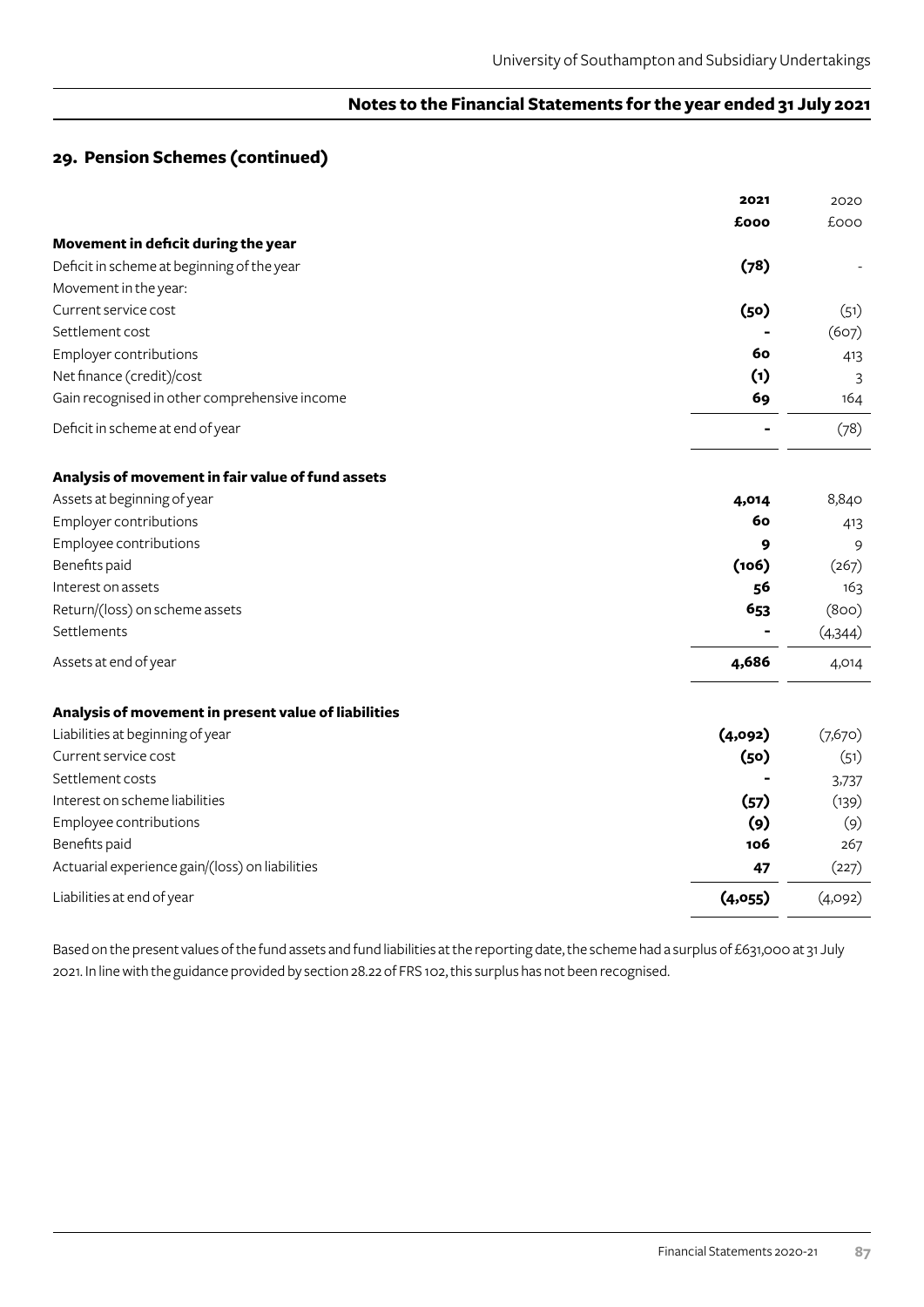## 29. Pension Schemes (continued)

| | 2021 | 2020 |
|---|---|---|
| | £000 | £000 |
| **Movement in deficit during the year** | | |
| Deficit in scheme at beginning of the year | **(78)** | - |
| Movement in the year: | | |
| Current service cost | **(50)** | (51) |
| Settlement cost | **-** | (607) |
| Employer contributions | **60** | 413 |
| Net finance (credit)/cost | **(1)** | 3 |
| Gain recognised in other comprehensive income | **69** | 164 |
| Deficit in scheme at end of year | **-** | (78) |
| **Analysis of movement in fair value of fund assets** | | |
| Assets at beginning of year | **4,014** | 8,840 |
| Employer contributions | **60** | 413 |
| Employee contributions | **9** | 9 |
| Benefits paid | **(106)** | (267) |
| Interest on assets | **56** | 163 |
| Return/(loss) on scheme assets | **653** | (800) |
| Settlements | **-** | (4,344) |
| Assets at end of year | **4,686** | 4,014 |
| **Analysis of movement in present value of liabilities** | | |
| Liabilities at beginning of year | **(4,092)** | (7,670) |
| Current service cost | **(50)** | (51) |
| Settlement costs | **-** | 3,737 |
| Interest on scheme liabilities | **(57)** | (139) |
| Employee contributions | **(9)** | (9) |
| Benefits paid | **106** | 267 |
| Actuarial experience gain/(loss) on liabilities | **47** | (227) |
| Liabilities at end of year | **(4,055)** | (4,092) |

Based on the present values of the fund assets and fund liabilities at the reporting date, the scheme had a surplus of £631,000 at 31 July 2021. In line with the guidance provided by section 28.22 of FRS 102, this surplus has not been recognised.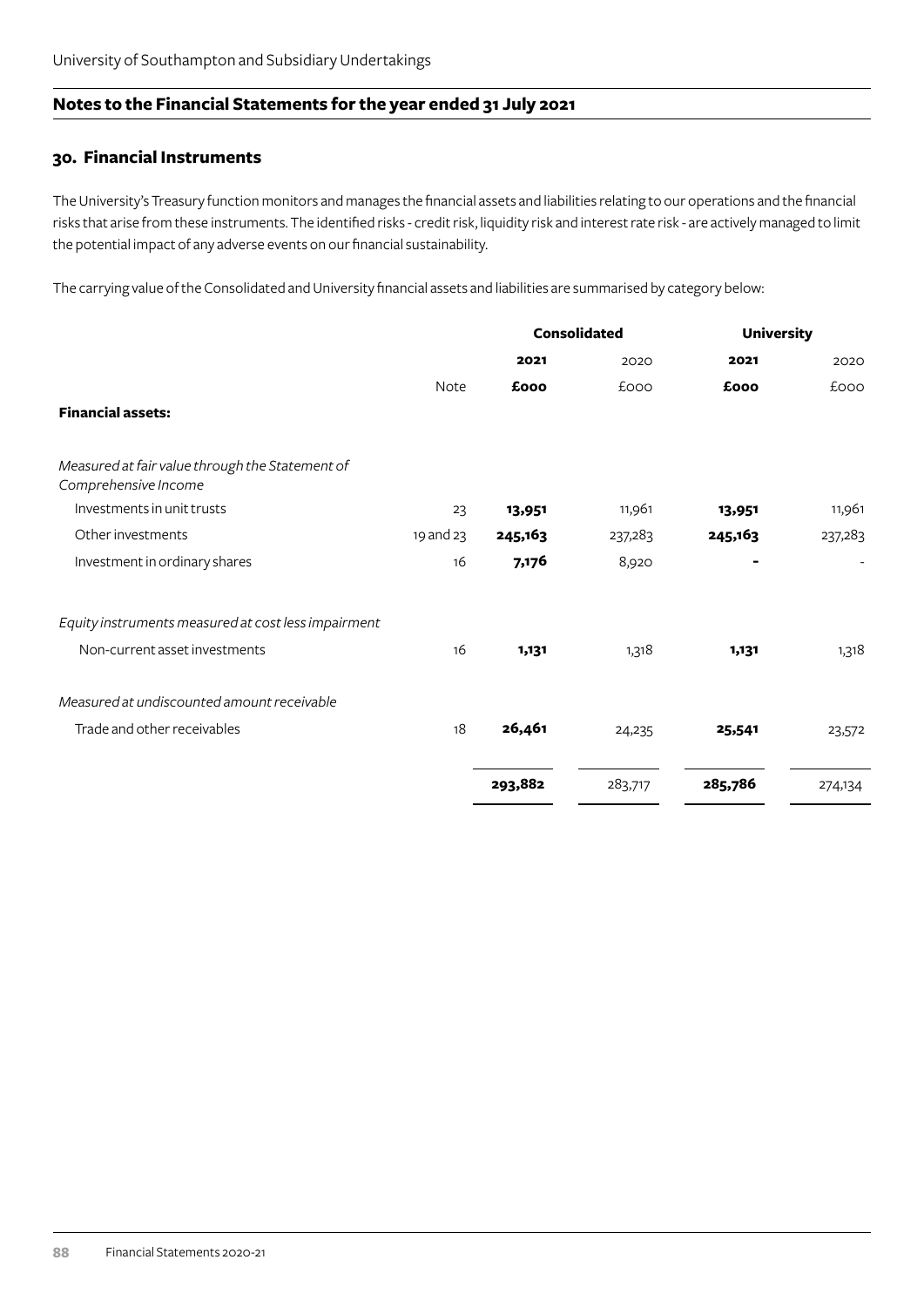## Notes to the Financial Statements for the year ended 31 July 2021

### 30. Financial Instruments

The University's Treasury function monitors and manages the financial assets and liabilities relating to our operations and the financial risks that arise from these instruments. The identified risks - credit risk, liquidity risk and interest rate risk - are actively managed to limit the potential impact of any adverse events on our financial sustainability.

The carrying value of the Consolidated and University financial assets and liabilities are summarised by category below:

| | | Consolidated | | University | |
|---|---|---|---|---|---|
| | | **2021** | 2020 | **2021** | 2020 |
| | Note | **£000** | £000 | **£000** | £000 |
| **Financial assets:** | | | | | |
| *Measured at fair value through the Statement of Comprehensive Income* | | | | | |
| Investments in unit trusts | 23 | **13,951** | 11,961 | **13,951** | 11,961 |
| Other investments | 19 and 23 | **245,163** | 237,283 | **245,163** | 237,283 |
| Investment in ordinary shares | 16 | **7,176** | 8,920 | **-** | - |
| *Equity instruments measured at cost less impairment* | | | | | |
| Non-current asset investments | 16 | **1,131** | 1,318 | **1,131** | 1,318 |
| *Measured at undiscounted amount receivable* | | | | | |
| Trade and other receivables | 18 | **26,461** | 24,235 | **25,541** | 23,572 |
| | | **293,882** | 283,717 | **285,786** | 274,134 |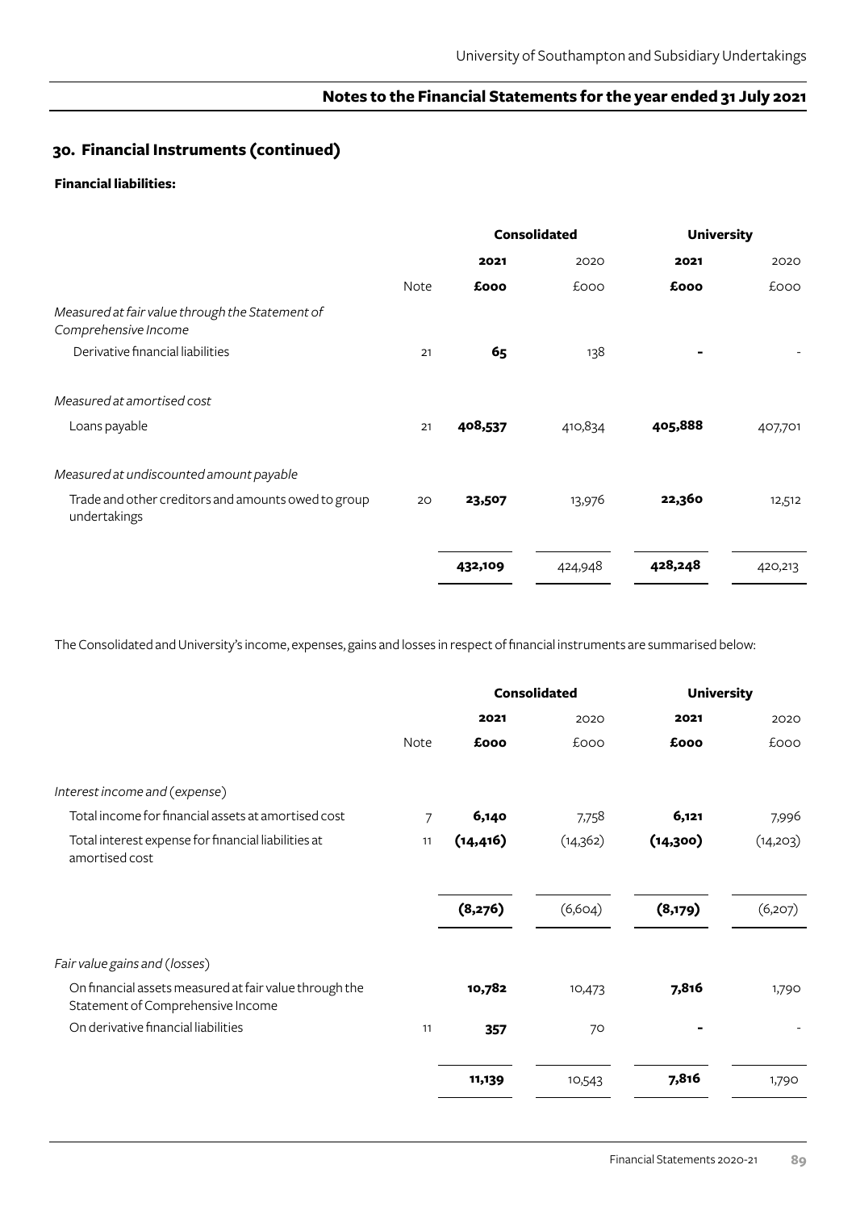## 30. Financial Instruments (continued)

**Financial liabilities:**

| | | Consolidated | | University | |
|---|---|---|---|---|---|
| | | **2021** | 2020 | **2021** | 2020 |
| | Note | **£000** | £000 | **£000** | £000 |
| *Measured at fair value through the Statement of Comprehensive Income* | | | | | |
| Derivative financial liabilities | 21 | **65** | 138 | **-** | - |
| *Measured at amortised cost* | | | | | |
| Loans payable | 21 | **408,537** | 410,834 | **405,888** | 407,701 |
| *Measured at undiscounted amount payable* | | | | | |
| Trade and other creditors and amounts owed to group undertakings | 20 | **23,507** | 13,976 | **22,360** | 12,512 |
| | | **432,109** | 424,948 | **428,248** | 420,213 |

The Consolidated and University's income, expenses, gains and losses in respect of financial instruments are summarised below:

| | | Consolidated | | University | |
|---|---|---|---|---|---|
| | | **2021** | 2020 | **2021** | 2020 |
| | Note | **£000** | £000 | **£000** | £000 |
| *Interest income and (expense)* | | | | | |
| Total income for financial assets at amortised cost | 7 | **6,140** | 7,758 | **6,121** | 7,996 |
| Total interest expense for financial liabilities at amortised cost | 11 | **(14,416)** | (14,362) | **(14,300)** | (14,203) |
| | | **(8,276)** | (6,604) | **(8,179)** | (6,207) |
| *Fair value gains and (losses)* | | | | | |
| On financial assets measured at fair value through the Statement of Comprehensive Income | | **10,782** | 10,473 | **7,816** | 1,790 |
| On derivative financial liabilities | 11 | **357** | 70 | **-** | - |
| | | **11,139** | 10,543 | **7,816** | 1,790 |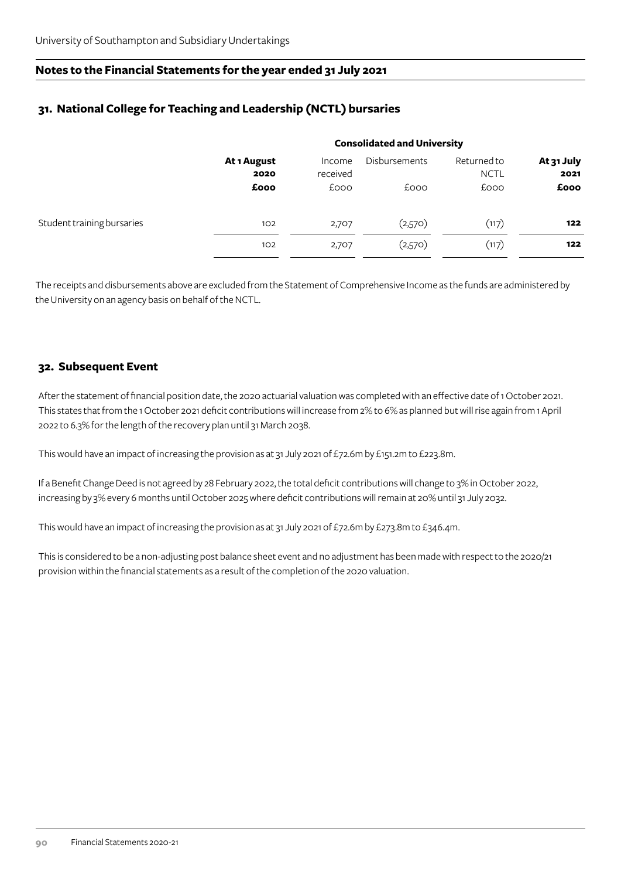## Notes to the Financial Statements for the year ended 31 July 2021

### 31. National College for Teaching and Leadership (NCTL) bursaries

| | Consolidated and University | | | | |
|---|---|---|---|---|---|
| | **At 1 August 2020** | Income received | Disbursements | Returned to NCTL | **At 31 July 2021** |
| | **£000** | £000 | £000 | £000 | **£000** |
| Student training bursaries | 102 | 2,707 | (2,570) | (117) | **122** |
| | 102 | 2,707 | (2,570) | (117) | **122** |

The receipts and disbursements above are excluded from the Statement of Comprehensive Income as the funds are administered by the University on an agency basis on behalf of the NCTL.

### 32. Subsequent Event

After the statement of financial position date, the 2020 actuarial valuation was completed with an effective date of 1 October 2021. This states that from the 1 October 2021 deficit contributions will increase from 2% to 6% as planned but will rise again from 1 April 2022 to 6.3% for the length of the recovery plan until 31 March 2038.

This would have an impact of increasing the provision as at 31 July 2021 of £72.6m by £151.2m to £223.8m.

If a Benefit Change Deed is not agreed by 28 February 2022, the total deficit contributions will change to 3% in October 2022, increasing by 3% every 6 months until October 2025 where deficit contributions will remain at 20% until 31 July 2032.

This would have an impact of increasing the provision as at 31 July 2021 of £72.6m by £273.8m to £346.4m.

This is considered to be a non-adjusting post balance sheet event and no adjustment has been made with respect to the 2020/21 provision within the financial statements as a result of the completion of the 2020 valuation.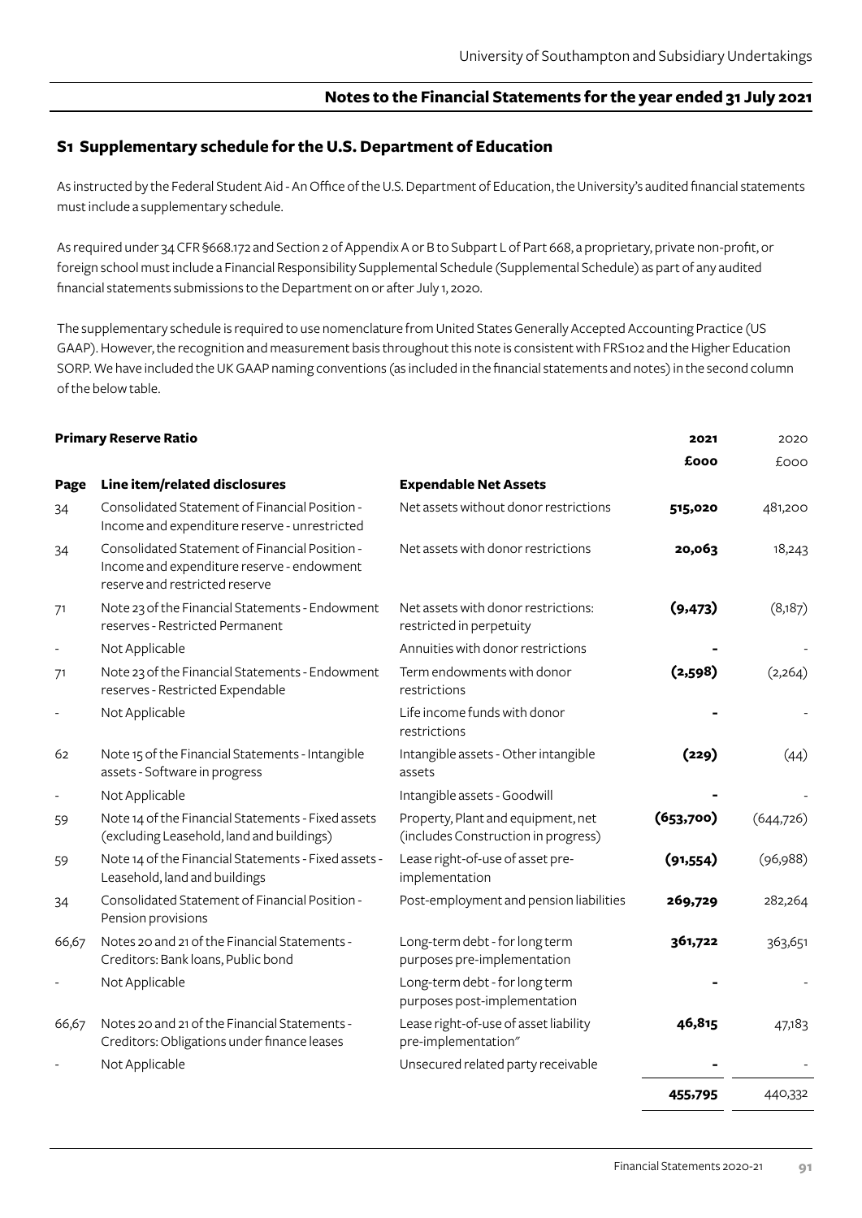## S1 Supplementary schedule for the U.S. Department of Education

As instructed by the Federal Student Aid - An Office of the U.S. Department of Education, the University's audited financial statements must include a supplementary schedule.

As required under 34 CFR §668.172 and Section 2 of Appendix A or B to Subpart L of Part 668, a proprietary, private non-profit, or foreign school must include a Financial Responsibility Supplemental Schedule (Supplemental Schedule) as part of any audited financial statements submissions to the Department on or after July 1, 2020.

The supplementary schedule is required to use nomenclature from United States Generally Accepted Accounting Practice (US GAAP). However, the recognition and measurement basis throughout this note is consistent with FRS102 and the Higher Education SORP. We have included the UK GAAP naming conventions (as included in the financial statements and notes) in the second column of the below table.

| **Primary Reserve Ratio** | | | **2021** | 2020 |
|---|---|---|---|---|
| | | | **£000** | £000 |
| **Page** | **Line item/related disclosures** | **Expendable Net Assets** | | |
| 34 | Consolidated Statement of Financial Position - Income and expenditure reserve - unrestricted | Net assets without donor restrictions | **515,020** | 481,200 |
| 34 | Consolidated Statement of Financial Position - Income and expenditure reserve - endowment reserve and restricted reserve | Net assets with donor restrictions | **20,063** | 18,243 |
| 71 | Note 23 of the Financial Statements - Endowment reserves - Restricted Permanent | Net assets with donor restrictions: restricted in perpetuity | **(9,473)** | (8,187) |
| - | Not Applicable | Annuities with donor restrictions | **-** | - |
| 71 | Note 23 of the Financial Statements - Endowment reserves - Restricted Expendable | Term endowments with donor restrictions | **(2,598)** | (2,264) |
| - | Not Applicable | Life income funds with donor restrictions | **-** | - |
| 62 | Note 15 of the Financial Statements - Intangible assets - Software in progress | Intangible assets - Other intangible assets | **(229)** | (44) |
| - | Not Applicable | Intangible assets - Goodwill | **-** | - |
| 59 | Note 14 of the Financial Statements - Fixed assets (excluding Leasehold, land and buildings) | Property, Plant and equipment, net (includes Construction in progress) | **(653,700)** | (644,726) |
| 59 | Note 14 of the Financial Statements - Fixed assets - Leasehold, land and buildings | Lease right-of-use of asset pre-implementation | **(91,554)** | (96,988) |
| 34 | Consolidated Statement of Financial Position - Pension provisions | Post-employment and pension liabilities | **269,729** | 282,264 |
| 66,67 | Notes 20 and 21 of the Financial Statements - Creditors: Bank loans, Public bond | Long-term debt - for long term purposes pre-implementation | **361,722** | 363,651 |
| - | Not Applicable | Long-term debt - for long term purposes post-implementation | **-** | - |
| 66,67 | Notes 20 and 21 of the Financial Statements - Creditors: Obligations under finance leases | Lease right-of-use of asset liability pre-implementation" | **46,815** | 47,183 |
| - | Not Applicable | Unsecured related party receivable | **-** | - |
| | | | **455,795** | 440,332 |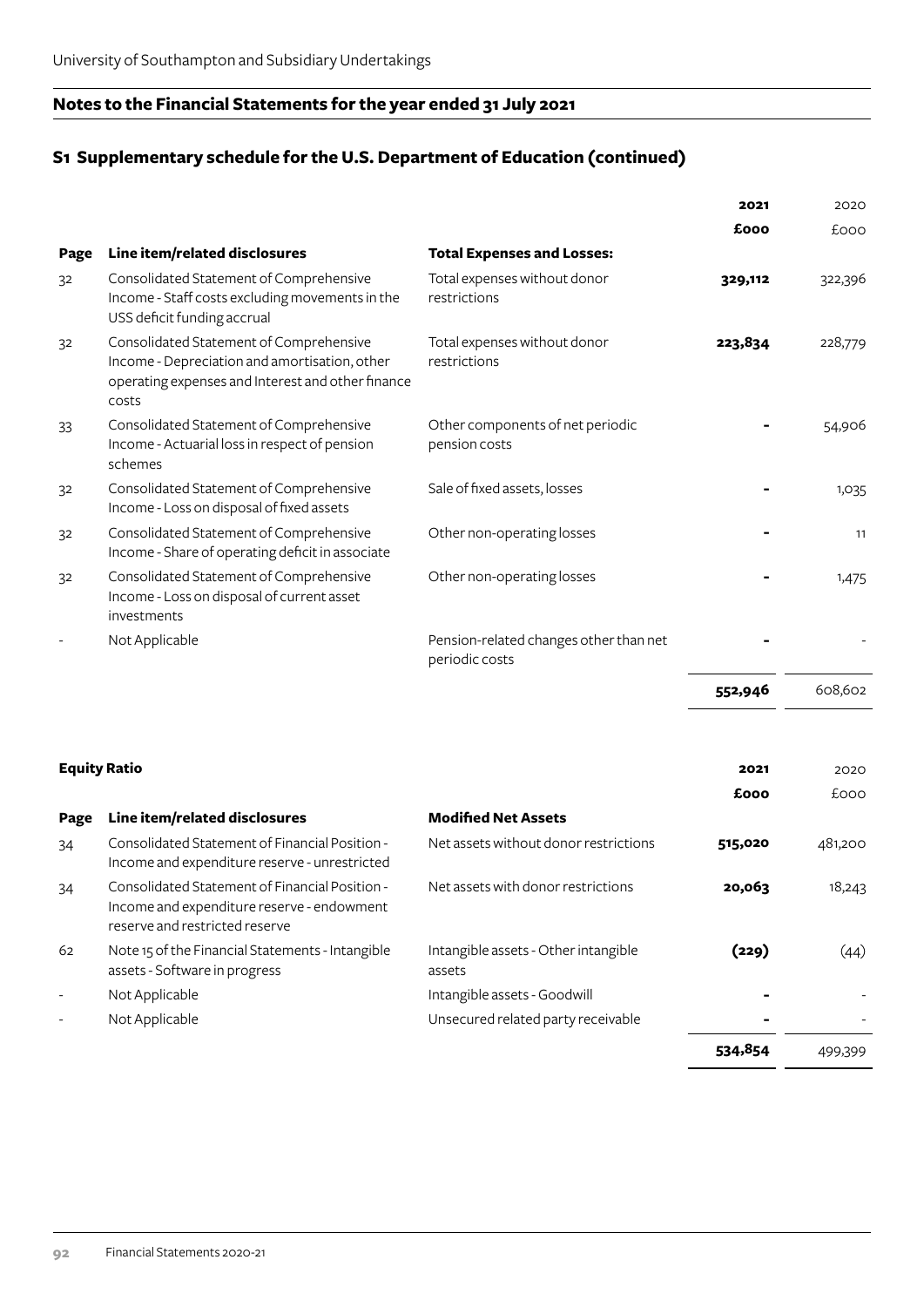## Notes to the Financial Statements for the year ended 31 July 2021

### S1 Supplementary schedule for the U.S. Department of Education (continued)

| Page | Line item/related disclosures | Total Expenses and Losses: | 2021 £000 | 2020 £000 |
|---|---|---|---|---|
| 32 | Consolidated Statement of Comprehensive Income - Staff costs excluding movements in the USS deficit funding accrual | Total expenses without donor restrictions | **329,112** | 322,396 |
| 32 | Consolidated Statement of Comprehensive Income - Depreciation and amortisation, other operating expenses and Interest and other finance costs | Total expenses without donor restrictions | **223,834** | 228,779 |
| 33 | Consolidated Statement of Comprehensive Income - Actuarial loss in respect of pension schemes | Other components of net periodic pension costs | **-** | 54,906 |
| 32 | Consolidated Statement of Comprehensive Income - Loss on disposal of fixed assets | Sale of fixed assets, losses | **-** | 1,035 |
| 32 | Consolidated Statement of Comprehensive Income - Share of operating deficit in associate | Other non-operating losses | **-** | 11 |
| 32 | Consolidated Statement of Comprehensive Income - Loss on disposal of current asset investments | Other non-operating losses | **-** | 1,475 |
| - | Not Applicable | Pension-related changes other than net periodic costs | **-** | - |
| | | | **552,946** | 608,602 |

**Equity Ratio**

| Page | Line item/related disclosures | Modified Net Assets | 2021 £000 | 2020 £000 |
|---|---|---|---|---|
| 34 | Consolidated Statement of Financial Position - Income and expenditure reserve - unrestricted | Net assets without donor restrictions | **515,020** | 481,200 |
| 34 | Consolidated Statement of Financial Position - Income and expenditure reserve - endowment reserve and restricted reserve | Net assets with donor restrictions | **20,063** | 18,243 |
| 62 | Note 15 of the Financial Statements - Intangible assets - Software in progress | Intangible assets - Other intangible assets | **(229)** | (44) |
| - | Not Applicable | Intangible assets - Goodwill | **-** | - |
| - | Not Applicable | Unsecured related party receivable | **-** | - |
| | | | **534,854** | 499,399 |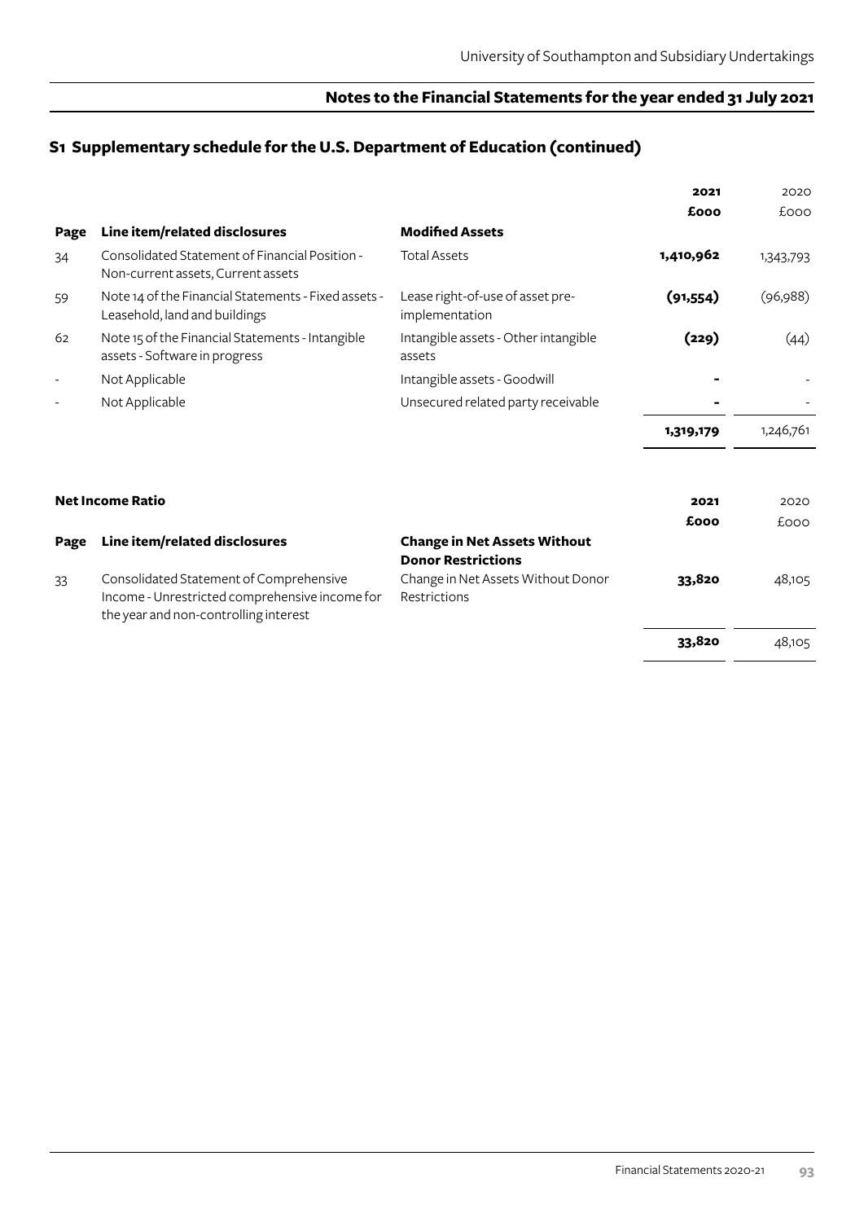## S1 Supplementary schedule for the U.S. Department of Education (continued)

| Page | Line item/related disclosures | Modified Assets | 2021 £000 | 2020 £000 |
|---|---|---|---|---|
| 34 | Consolidated Statement of Financial Position - Non-current assets, Current assets | Total Assets | **1,410,962** | 1,343,793 |
| 59 | Note 14 of the Financial Statements - Fixed assets - Leasehold, land and buildings | Lease right-of-use of asset pre-implementation | **(91,554)** | (96,988) |
| 62 | Note 15 of the Financial Statements - Intangible assets - Software in progress | Intangible assets - Other intangible assets | **(229)** | (44) |
| - | Not Applicable | Intangible assets - Goodwill | **-** | - |
| - | Not Applicable | Unsecured related party receivable | **-** | - |
| | | | **1,319,179** | 1,246,761 |

**Net Income Ratio**

| Page | Line item/related disclosures | Change in Net Assets Without Donor Restrictions | 2021 £000 | 2020 £000 |
|---|---|---|---|---|
| 33 | Consolidated Statement of Comprehensive Income - Unrestricted comprehensive income for the year and non-controlling interest | Change in Net Assets Without Donor Restrictions | **33,820** | 48,105 |
| | | | **33,820** | 48,105 |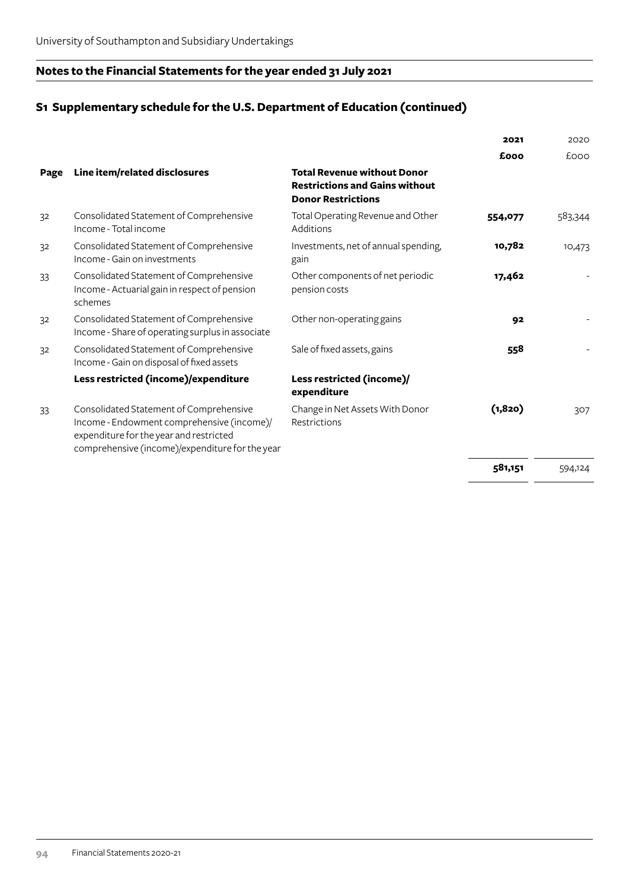## Notes to the Financial Statements for the year ended 31 July 2021

### S1 Supplementary schedule for the U.S. Department of Education (continued)

| Page | Line item/related disclosures | Total Revenue without Donor Restrictions and Gains without Donor Restrictions | 2021 £000 | 2020 £000 |
|---|---|---|---|---|
| 32 | Consolidated Statement of Comprehensive Income - Total income | Total Operating Revenue and Other Additions | **554,077** | 583,344 |
| 32 | Consolidated Statement of Comprehensive Income - Gain on investments | Investments, net of annual spending, gain | **10,782** | 10,473 |
| 33 | Consolidated Statement of Comprehensive Income - Actuarial gain in respect of pension schemes | Other components of net periodic pension costs | **17,462** | - |
| 32 | Consolidated Statement of Comprehensive Income - Share of operating surplus in associate | Other non-operating gains | **92** | - |
| 32 | Consolidated Statement of Comprehensive Income - Gain on disposal of fixed assets | Sale of fixed assets, gains | **558** | - |
| | **Less restricted (income)/expenditure** | **Less restricted (income)/ expenditure** | | |
| 33 | Consolidated Statement of Comprehensive Income - Endowment comprehensive (income)/ expenditure for the year and restricted comprehensive (income)/expenditure for the year | Change in Net Assets With Donor Restrictions | **(1,820)** | 307 |
| | | | **581,151** | 594,124 |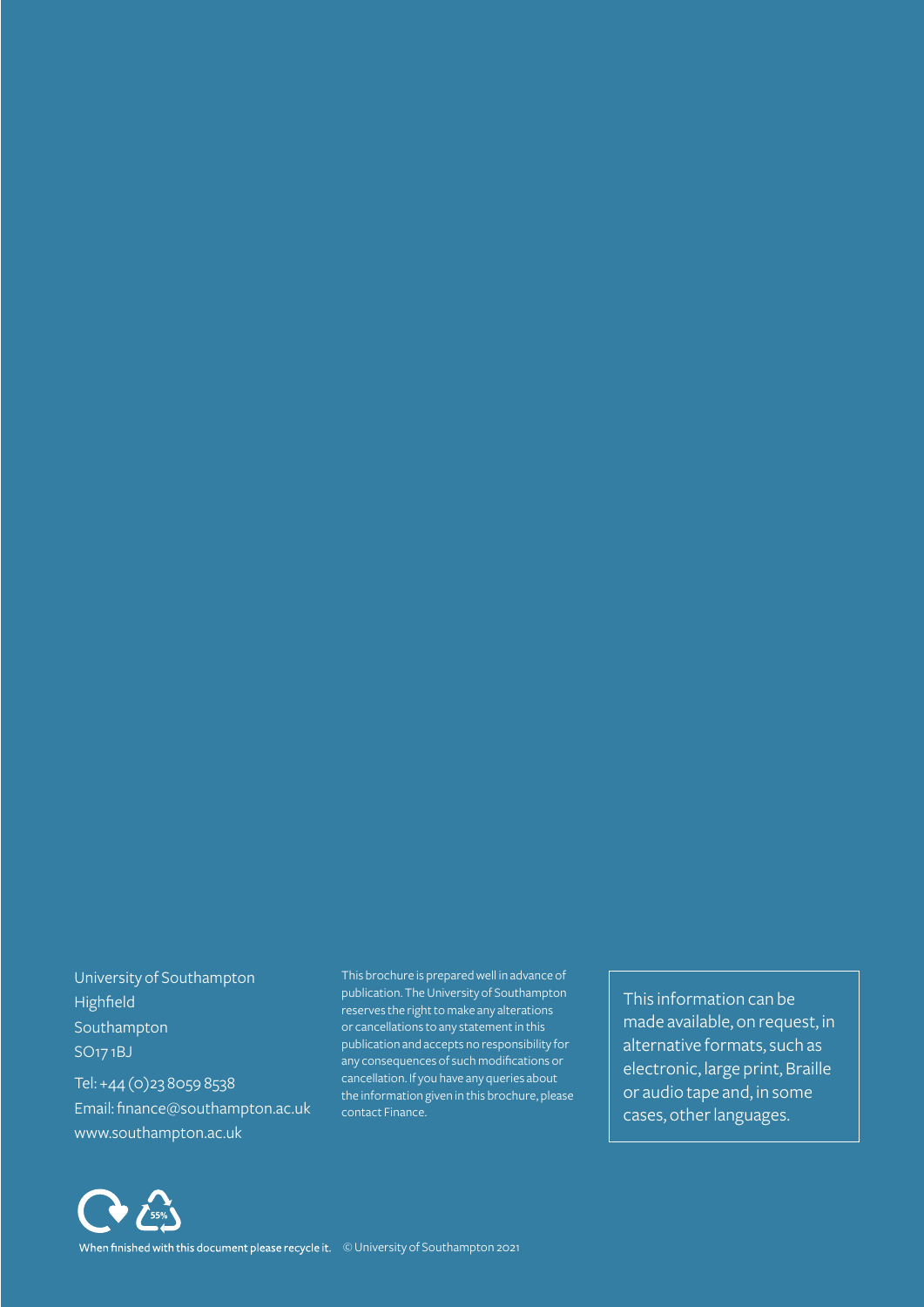University of Southampton
Highfield
Southampton
SO17 1BJ

Tel: +44 (0)23 8059 8538
Email: finance@southampton.ac.uk
www.southampton.ac.uk

This brochure is prepared well in advance of publication. The University of Southampton reserves the right to make any alterations or cancellations to any statement in this publication and accepts no responsibility for any consequences of such modifications or cancellation. If you have any queries about the information given in this brochure, please contact Finance.

This information can be made available, on request, in alternative formats, such as electronic, large print, Braille or audio tape and, in some cases, other languages.

When finished with this document please recycle it. © University of Southampton 2021